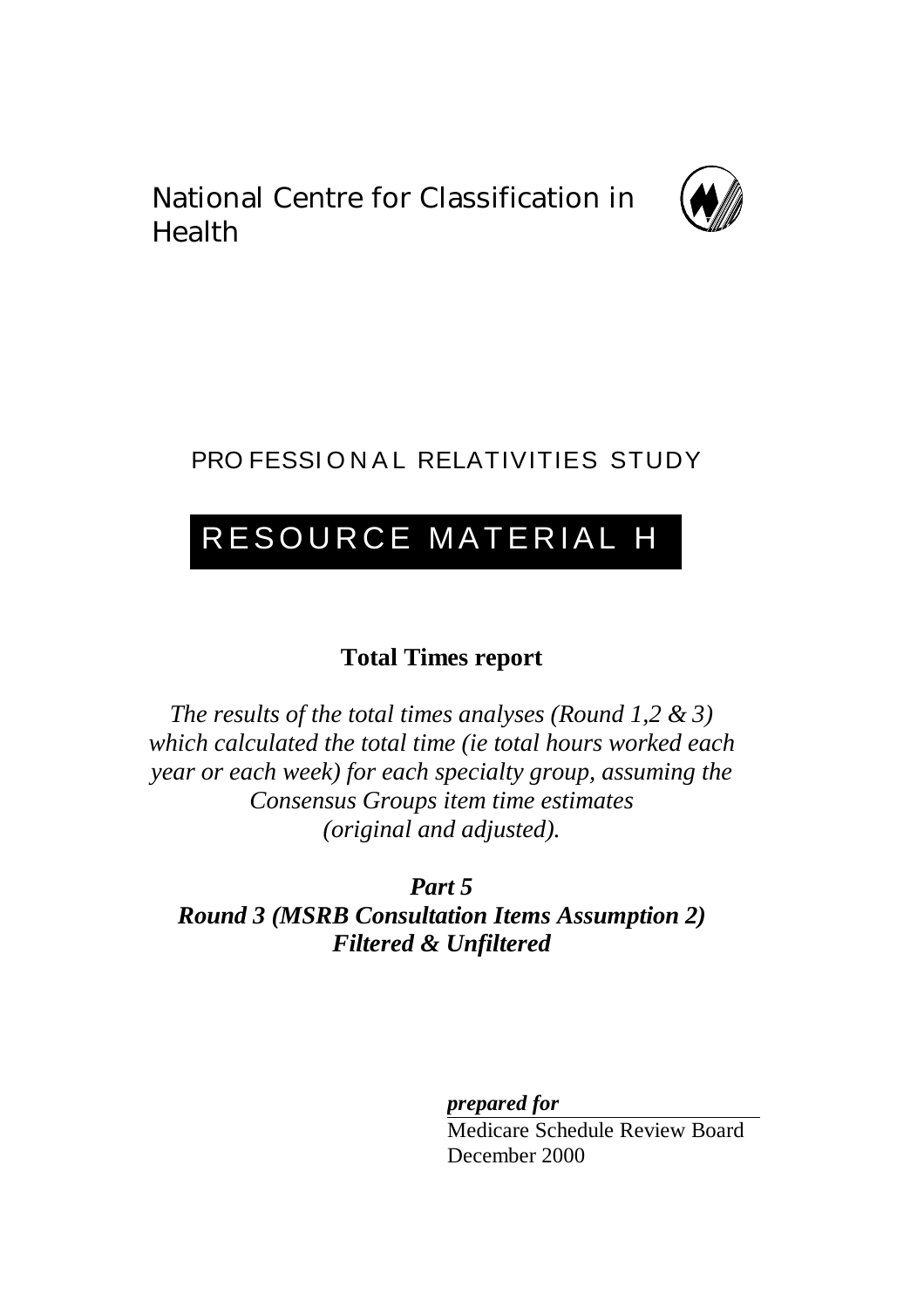National Centre for Classification in Health

PROFESSIONAL RELATIVITIES STUDY

# RESOURCE MATERIAL H

**Total Times report**

*The results of the total times analyses (Round 1,2 & 3) which calculated the total time (ie total hours worked each year or each week) for each specialty group, assuming the Consensus Groups item time estimates (original and adjusted).*

***Part 5***
***Round 3 (MSRB Consultation Items Assumption 2)***
***Filtered & Unfiltered***

***prepared for***
Medicare Schedule Review Board
December 2000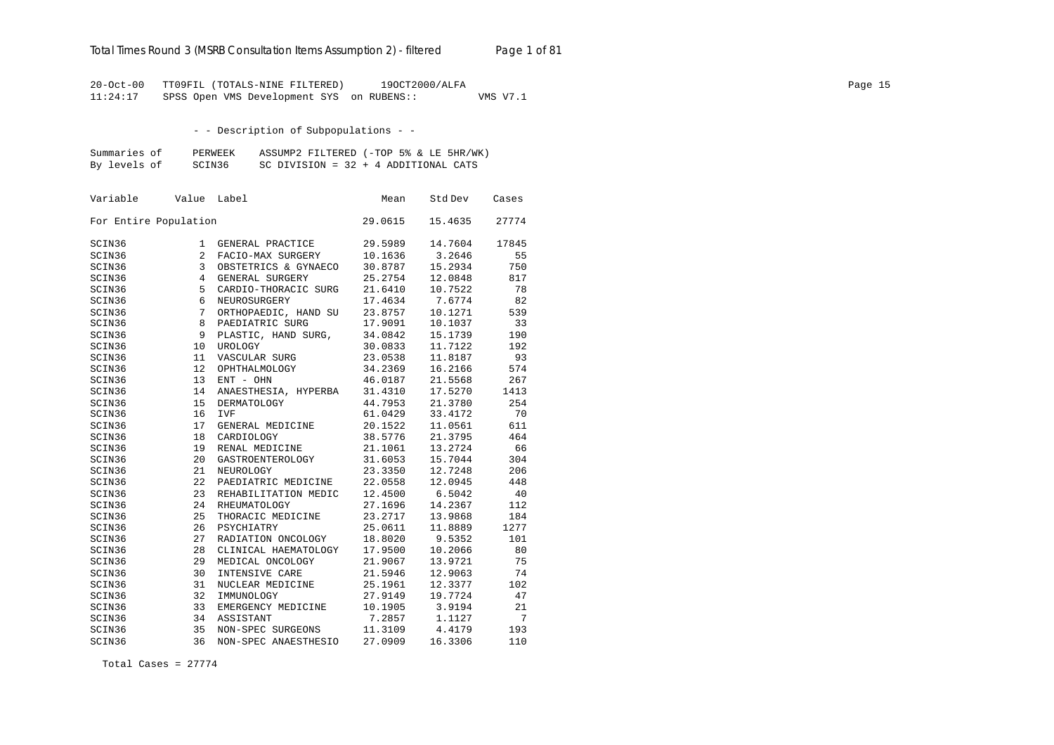20-Oct-00 TT09FIL (TOTALS-NINE FILTERED) 19OCT2000/ALFA
11:24:17 SPSS Open VMS Development SYS on RUBENS:: VMS V7.1

- - Description of Subpopulations - -

Summaries of PERWEEK ASSUMP2 FILTERED (-TOP 5% & LE 5HR/WK)
By levels of SCIN36 SC DIVISION = 32 + 4 ADDITIONAL CATS

| Variable | Value | Label | Mean | Std Dev | Cases |
|---|---|---|---|---|---|
| For Entire Population | | | 29.0615 | 15.4635 | 27774 |
| SCIN36 | 1 | GENERAL PRACTICE | 29.5989 | 14.7604 | 17845 |
| SCIN36 | 2 | FACIO-MAX SURGERY | 10.1636 | 3.2646 | 55 |
| SCIN36 | 3 | OBSTETRICS & GYNAECO | 30.8787 | 15.2934 | 750 |
| SCIN36 | 4 | GENERAL SURGERY | 25.2754 | 12.0848 | 817 |
| SCIN36 | 5 | CARDIO-THORACIC SURG | 21.6410 | 10.7522 | 78 |
| SCIN36 | 6 | NEUROSURGERY | 17.4634 | 7.6774 | 82 |
| SCIN36 | 7 | ORTHOPAEDIC, HAND SU | 23.8757 | 10.1271 | 539 |
| SCIN36 | 8 | PAEDIATRIC SURG | 17.9091 | 10.1037 | 33 |
| SCIN36 | 9 | PLASTIC, HAND SURG, | 34.0842 | 15.1739 | 190 |
| SCIN36 | 10 | UROLOGY | 30.0833 | 11.7122 | 192 |
| SCIN36 | 11 | VASCULAR SURG | 23.0538 | 11.8187 | 93 |
| SCIN36 | 12 | OPHTHALMOLOGY | 34.2369 | 16.2166 | 574 |
| SCIN36 | 13 | ENT - OHN | 46.0187 | 21.5568 | 267 |
| SCIN36 | 14 | ANAESTHESIA, HYPERBA | 31.4310 | 17.5270 | 1413 |
| SCIN36 | 15 | DERMATOLOGY | 44.7953 | 21.3780 | 254 |
| SCIN36 | 16 | IVF | 61.0429 | 33.4172 | 70 |
| SCIN36 | 17 | GENERAL MEDICINE | 20.1522 | 11.0561 | 611 |
| SCIN36 | 18 | CARDIOLOGY | 38.5776 | 21.3795 | 464 |
| SCIN36 | 19 | RENAL MEDICINE | 21.1061 | 13.2724 | 66 |
| SCIN36 | 20 | GASTROENTEROLOGY | 31.6053 | 15.7044 | 304 |
| SCIN36 | 21 | NEUROLOGY | 23.3350 | 12.7248 | 206 |
| SCIN36 | 22 | PAEDIATRIC MEDICINE | 22.0558 | 12.0945 | 448 |
| SCIN36 | 23 | REHABILITATION MEDIC | 12.4500 | 6.5042 | 40 |
| SCIN36 | 24 | RHEUMATOLOGY | 27.1696 | 14.2367 | 112 |
| SCIN36 | 25 | THORACIC MEDICINE | 23.2717 | 13.9868 | 184 |
| SCIN36 | 26 | PSYCHIATRY | 25.0611 | 11.8889 | 1277 |
| SCIN36 | 27 | RADIATION ONCOLOGY | 18.8020 | 9.5352 | 101 |
| SCIN36 | 28 | CLINICAL HAEMATOLOGY | 17.9500 | 10.2066 | 80 |
| SCIN36 | 29 | MEDICAL ONCOLOGY | 21.9067 | 13.9721 | 75 |
| SCIN36 | 30 | INTENSIVE CARE | 21.5946 | 12.9063 | 74 |
| SCIN36 | 31 | NUCLEAR MEDICINE | 25.1961 | 12.3377 | 102 |
| SCIN36 | 32 | IMMUNOLOGY | 27.9149 | 19.7724 | 47 |
| SCIN36 | 33 | EMERGENCY MEDICINE | 10.1905 | 3.9194 | 21 |
| SCIN36 | 34 | ASSISTANT | 7.2857 | 1.1127 | 7 |
| SCIN36 | 35 | NON-SPEC SURGEONS | 11.3109 | 4.4179 | 193 |
| SCIN36 | 36 | NON-SPEC ANAESTHESIO | 27.0909 | 16.3306 | 110 |

Total Cases = 27774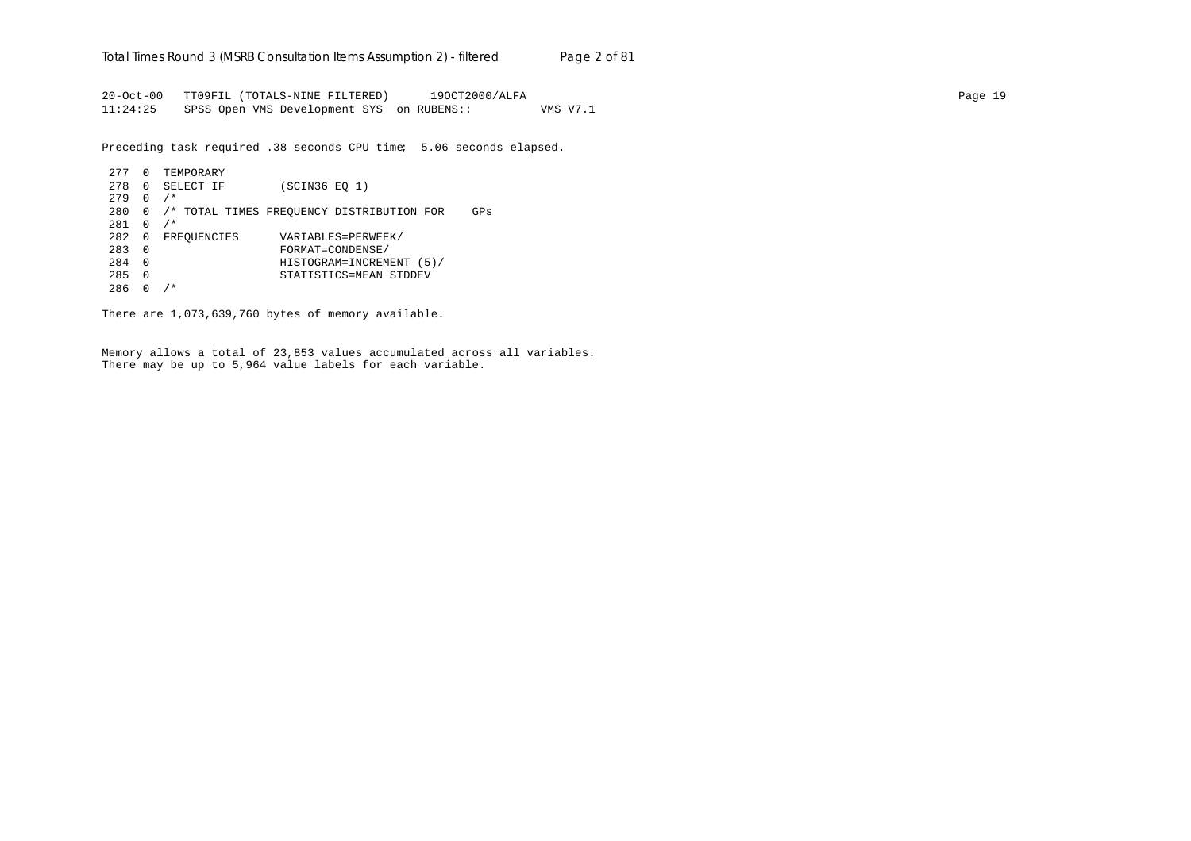```
20-Oct-00   TT09FIL (TOTALS-NINE FILTERED)      19OCT2000/ALFA                                                                Page 19
11:24:25    SPSS Open VMS Development SYS  on RUBENS::          VMS V7.1

Preceding task required .38 seconds CPU time;  5.06 seconds elapsed.

 277  0  TEMPORARY
 278  0  SELECT IF        (SCIN36 EQ 1)
 279  0  /*
 280  0  /* TOTAL TIMES FREQUENCY DISTRIBUTION FOR    GPs
 281  0  /*
 282  0  FREQUENCIES      VARIABLES=PERWEEK/
 283  0                   FORMAT=CONDENSE/
 284  0                   HISTOGRAM=INCREMENT (5)/
 285  0                   STATISTICS=MEAN STDDEV
 286  0  /*

There are 1,073,639,760 bytes of memory available.


Memory allows a total of 23,853 values accumulated across all variables.
There may be up to 5,964 value labels for each variable.
```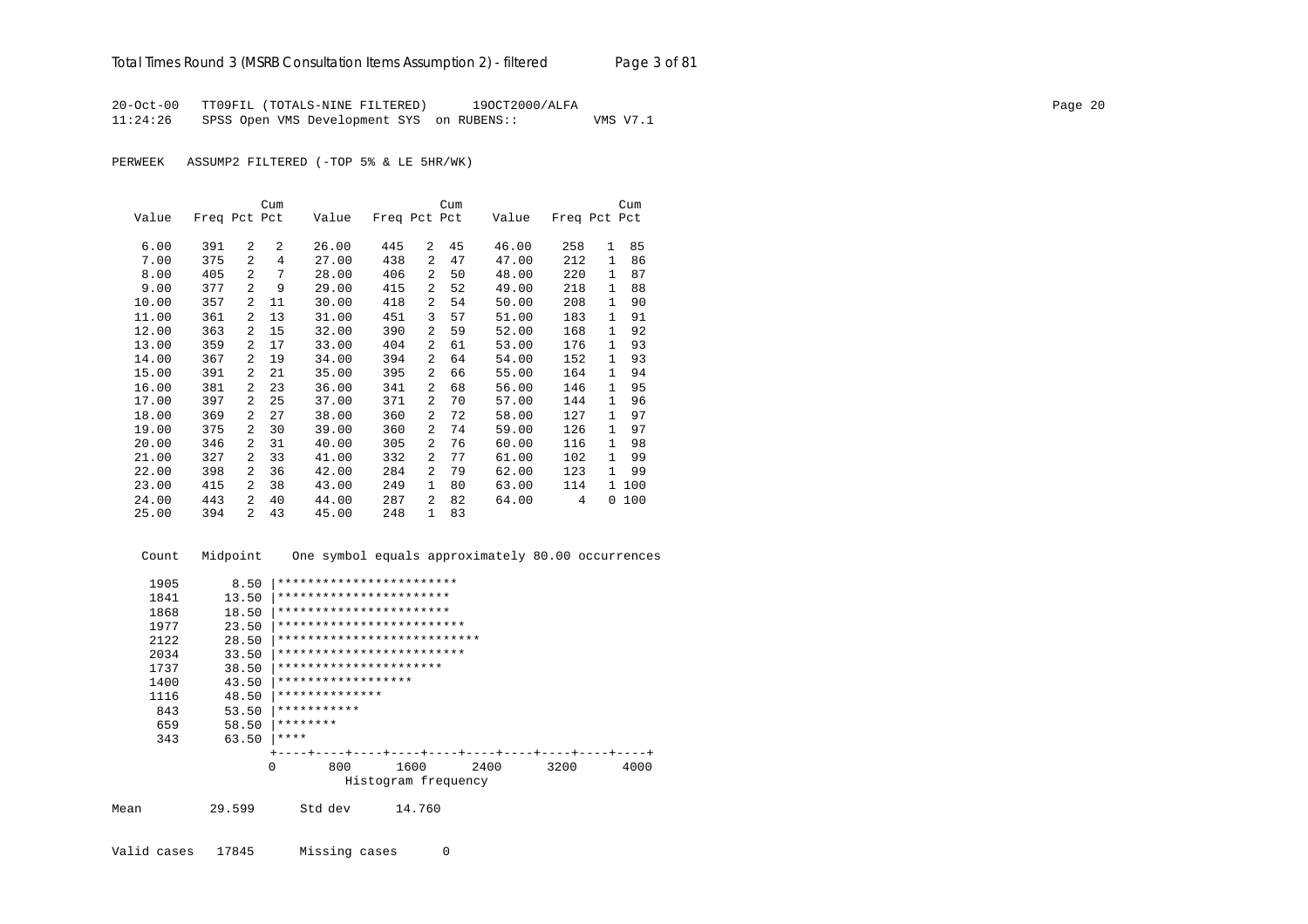20-Oct-00 TT09FIL (TOTALS-NINE FILTERED) 19OCT2000/ALFA
11:24:26 SPSS Open VMS Development SYS on RUBENS:: VMS V7.1

PERWEEK ASSUMP2 FILTERED (-TOP 5% & LE 5HR/WK)

| Value | Freq | Pct | Cum Pct | Value | Freq | Pct | Cum Pct | Value | Freq | Pct | Cum Pct |
|---|---|---|---|---|---|---|---|---|---|---|---|
| 6.00 | 391 | 2 | 2 | 26.00 | 445 | 2 | 45 | 46.00 | 258 | 1 | 85 |
| 7.00 | 375 | 2 | 4 | 27.00 | 438 | 2 | 47 | 47.00 | 212 | 1 | 86 |
| 8.00 | 405 | 2 | 7 | 28.00 | 406 | 2 | 50 | 48.00 | 220 | 1 | 87 |
| 9.00 | 377 | 2 | 9 | 29.00 | 415 | 2 | 52 | 49.00 | 218 | 1 | 88 |
| 10.00 | 357 | 2 | 11 | 30.00 | 418 | 2 | 54 | 50.00 | 208 | 1 | 90 |
| 11.00 | 361 | 2 | 13 | 31.00 | 451 | 3 | 57 | 51.00 | 183 | 1 | 91 |
| 12.00 | 363 | 2 | 15 | 32.00 | 390 | 2 | 59 | 52.00 | 168 | 1 | 92 |
| 13.00 | 359 | 2 | 17 | 33.00 | 404 | 2 | 61 | 53.00 | 176 | 1 | 93 |
| 14.00 | 367 | 2 | 19 | 34.00 | 394 | 2 | 64 | 54.00 | 152 | 1 | 93 |
| 15.00 | 391 | 2 | 21 | 35.00 | 395 | 2 | 66 | 55.00 | 164 | 1 | 94 |
| 16.00 | 381 | 2 | 23 | 36.00 | 341 | 2 | 68 | 56.00 | 146 | 1 | 95 |
| 17.00 | 397 | 2 | 25 | 37.00 | 371 | 2 | 70 | 57.00 | 144 | 1 | 96 |
| 18.00 | 369 | 2 | 27 | 38.00 | 360 | 2 | 72 | 58.00 | 127 | 1 | 97 |
| 19.00 | 375 | 2 | 30 | 39.00 | 360 | 2 | 74 | 59.00 | 126 | 1 | 97 |
| 20.00 | 346 | 2 | 31 | 40.00 | 305 | 2 | 76 | 60.00 | 116 | 1 | 98 |
| 21.00 | 327 | 2 | 33 | 41.00 | 332 | 2 | 77 | 61.00 | 102 | 1 | 99 |
| 22.00 | 398 | 2 | 36 | 42.00 | 284 | 2 | 79 | 62.00 | 123 | 1 | 99 |
| 23.00 | 415 | 2 | 38 | 43.00 | 249 | 1 | 80 | 63.00 | 114 | 1 | 100 |
| 24.00 | 443 | 2 | 40 | 44.00 | 287 | 2 | 82 | 64.00 | 4 | 0 | 100 |
| 25.00 | 394 | 2 | 43 | 45.00 | 248 | 1 | 83 | | | | |

```
  Count   Midpoint    One symbol equals approximately 80.00 occurrences

   1905       8.50 |************************
   1841      13.50 |***********************
   1868      18.50 |***********************
   1977      23.50 |*************************
   2122      28.50 |***************************
   2034      33.50 |*************************
   1737      38.50 |**********************
   1400      43.50 |******************
   1116      48.50 |**************
    843      53.50 |***********
    659      58.50 |********
    343      63.50 |****
                   +----+----+----+----+----+----+----+----+----+----+
                   0        800      1600      2400      3200      4000
                              Histogram frequency
```

Mean 29.599 Std dev 14.760

Valid cases 17845 Missing cases 0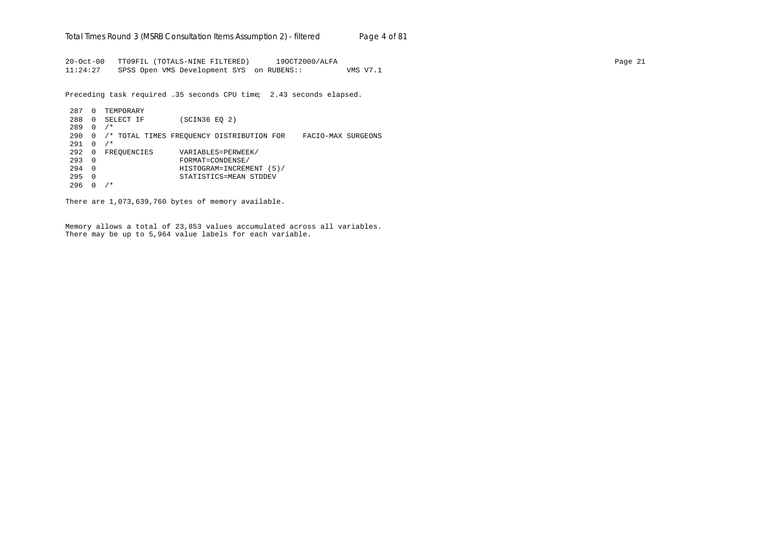```
20-Oct-00   TT09FIL (TOTALS-NINE FILTERED)      19OCT2000/ALFA                                                                                    Page 21
11:24:27    SPSS Open VMS Development SYS  on RUBENS::          VMS V7.1

Preceding task required .35 seconds CPU time;  2.43 seconds elapsed.

 287  0  TEMPORARY
 288  0  SELECT IF        (SCIN36 EQ 2)
 289  0  /*
 290  0  /* TOTAL TIMES FREQUENCY DISTRIBUTION FOR    FACIO-MAX SURGEONS
 291  0  /*
 292  0  FREQUENCIES      VARIABLES=PERWEEK/
 293  0                   FORMAT=CONDENSE/
 294  0                   HISTOGRAM=INCREMENT (5)/
 295  0                   STATISTICS=MEAN STDDEV
 296  0  /*

There are 1,073,639,760 bytes of memory available.


Memory allows a total of 23,853 values accumulated across all variables.
There may be up to 5,964 value labels for each variable.
```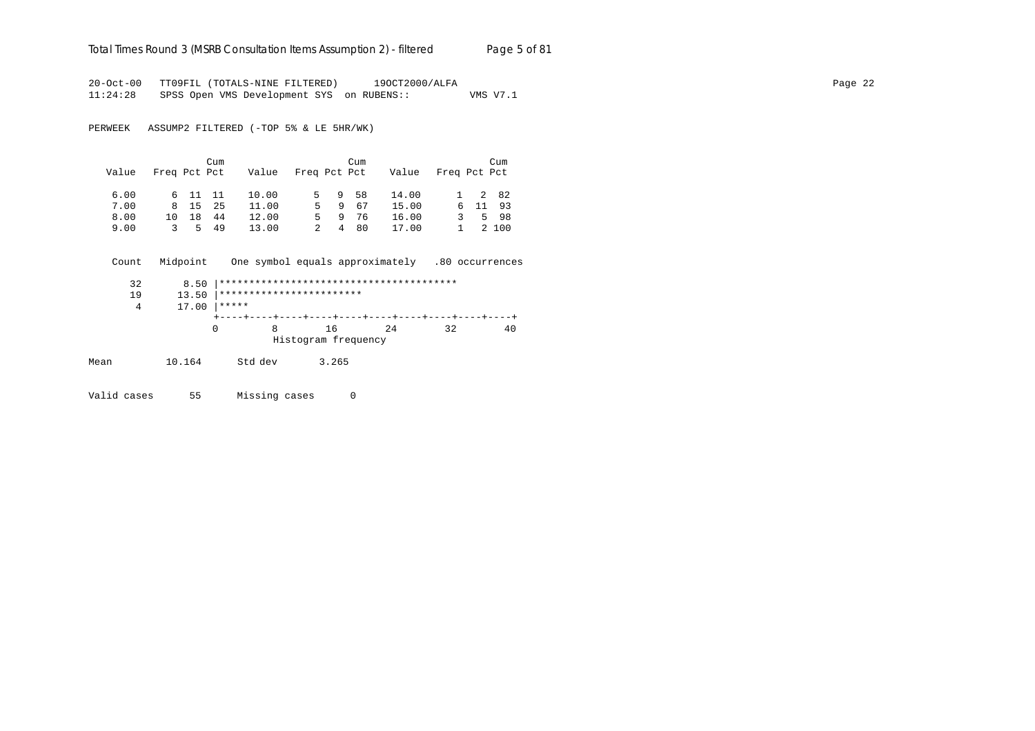```
20-Oct-00   TT09FIL (TOTALS-NINE FILTERED)      19OCT2000/ALFA
11:24:28    SPSS Open VMS Development SYS  on RUBENS::          VMS V7.1

PERWEEK   ASSUMP2 FILTERED (-TOP 5% & LE 5HR/WK)


                    Cum                         Cum                         Cum
   Value   Freq Pct Pct     Value   Freq Pct Pct     Value   Freq Pct Pct

    6.00      6  11  11     10.00      5   9  58     14.00      1   2  82
    7.00      8  15  25     11.00      5   9  67     15.00      6  11  93
    8.00     10  18  44     12.00      5   9  76     16.00      3   5  98
    9.00      3   5  49     13.00      2   4  80     17.00      1   2 100


   Count   Midpoint    One symbol equals approximately   .80 occurrences

      32       8.50 |****************************************
      19      13.50 |************************
       4      17.00 |*****
                    +----+----+----+----+----+----+----+----+----+----+
                    0         8        16        24        32        40
                              Histogram frequency

Mean         10.164      Std dev       3.265


Valid cases      55      Missing cases      0
```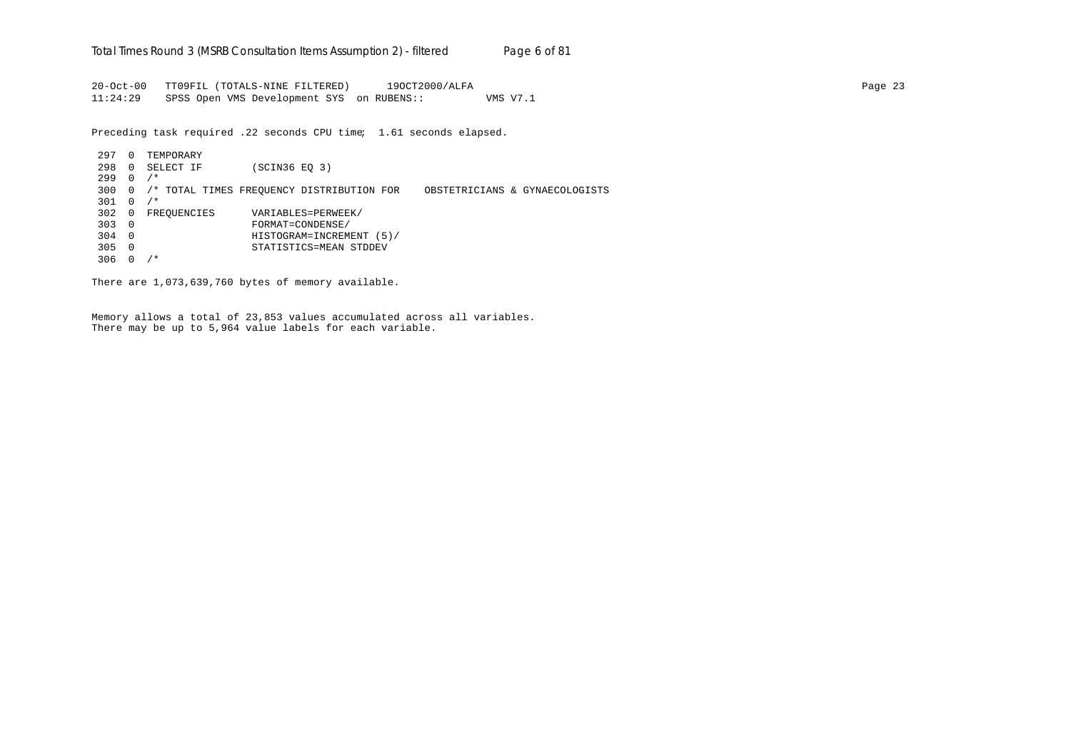```
20-Oct-00   TT09FIL (TOTALS-NINE FILTERED)      19OCT2000/ALFA                                                                        Page 23
11:24:29    SPSS Open VMS Development SYS  on RUBENS::          VMS V7.1

Preceding task required .22 seconds CPU time;  1.61 seconds elapsed.

 297  0  TEMPORARY
 298  0  SELECT IF        (SCIN36 EQ 3)
 299  0  /*
 300  0  /* TOTAL TIMES FREQUENCY DISTRIBUTION FOR    OBSTETRICIANS & GYNAECOLOGISTS
 301  0  /*
 302  0  FREQUENCIES      VARIABLES=PERWEEK/
 303  0                   FORMAT=CONDENSE/
 304  0                   HISTOGRAM=INCREMENT (5)/
 305  0                   STATISTICS=MEAN STDDEV
 306  0  /*

There are 1,073,639,760 bytes of memory available.


Memory allows a total of 23,853 values accumulated across all variables.
There may be up to 5,964 value labels for each variable.
```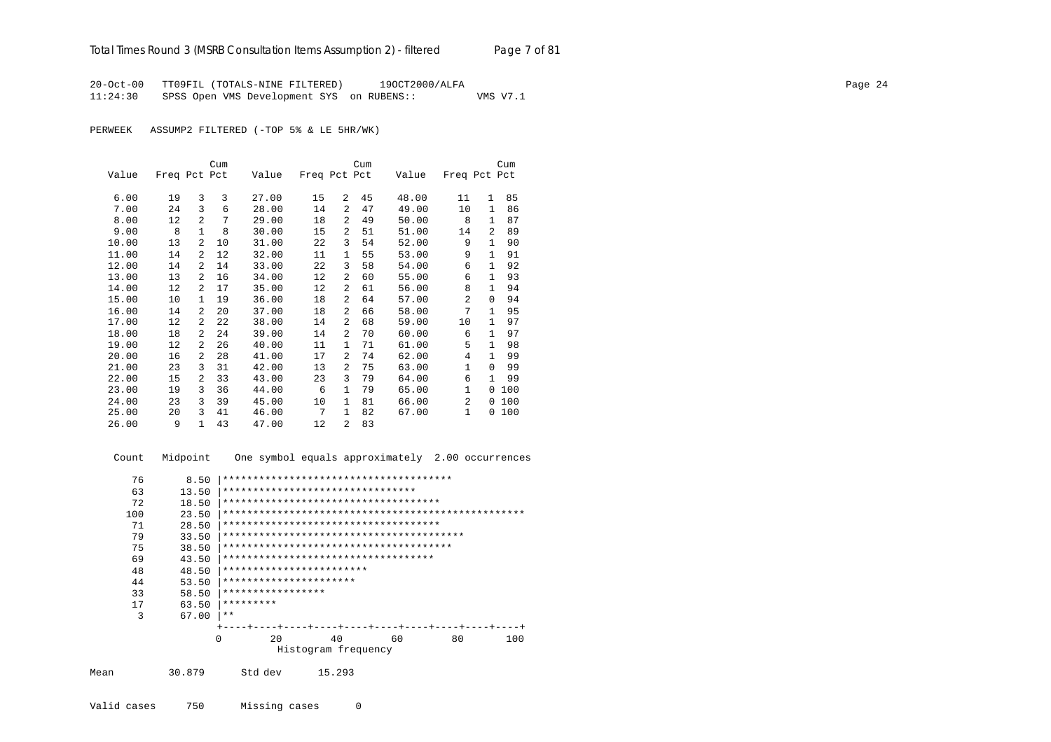20-Oct-00 TT09FIL (TOTALS-NINE FILTERED) 19OCT2000/ALFA
11:24:30 SPSS Open VMS Development SYS on RUBENS:: VMS V7.1

PERWEEK ASSUMP2 FILTERED (-TOP 5% & LE 5HR/WK)

| Value | Freq | Pct | Cum Pct | Value | Freq | Pct | Cum Pct | Value | Freq | Pct | Cum Pct |
|---|---|---|---|---|---|---|---|---|---|---|---|
| 6.00 | 19 | 3 | 3 | 27.00 | 15 | 2 | 45 | 48.00 | 11 | 1 | 85 |
| 7.00 | 24 | 3 | 6 | 28.00 | 14 | 2 | 47 | 49.00 | 10 | 1 | 86 |
| 8.00 | 12 | 2 | 7 | 29.00 | 18 | 2 | 49 | 50.00 | 8 | 1 | 87 |
| 9.00 | 8 | 1 | 8 | 30.00 | 15 | 2 | 51 | 51.00 | 14 | 2 | 89 |
| 10.00 | 13 | 2 | 10 | 31.00 | 22 | 3 | 54 | 52.00 | 9 | 1 | 90 |
| 11.00 | 14 | 2 | 12 | 32.00 | 11 | 1 | 55 | 53.00 | 9 | 1 | 91 |
| 12.00 | 14 | 2 | 14 | 33.00 | 22 | 3 | 58 | 54.00 | 6 | 1 | 92 |
| 13.00 | 13 | 2 | 16 | 34.00 | 12 | 2 | 60 | 55.00 | 6 | 1 | 93 |
| 14.00 | 12 | 2 | 17 | 35.00 | 12 | 2 | 61 | 56.00 | 8 | 1 | 94 |
| 15.00 | 10 | 1 | 19 | 36.00 | 18 | 2 | 64 | 57.00 | 2 | 0 | 94 |
| 16.00 | 14 | 2 | 20 | 37.00 | 18 | 2 | 66 | 58.00 | 7 | 1 | 95 |
| 17.00 | 12 | 2 | 22 | 38.00 | 14 | 2 | 68 | 59.00 | 10 | 1 | 97 |
| 18.00 | 18 | 2 | 24 | 39.00 | 14 | 2 | 70 | 60.00 | 6 | 1 | 97 |
| 19.00 | 12 | 2 | 26 | 40.00 | 11 | 1 | 71 | 61.00 | 5 | 1 | 98 |
| 20.00 | 16 | 2 | 28 | 41.00 | 17 | 2 | 74 | 62.00 | 4 | 1 | 99 |
| 21.00 | 23 | 3 | 31 | 42.00 | 13 | 2 | 75 | 63.00 | 1 | 0 | 99 |
| 22.00 | 15 | 2 | 33 | 43.00 | 23 | 3 | 79 | 64.00 | 6 | 1 | 99 |
| 23.00 | 19 | 3 | 36 | 44.00 | 6 | 1 | 79 | 65.00 | 1 | 0 | 100 |
| 24.00 | 23 | 3 | 39 | 45.00 | 10 | 1 | 81 | 66.00 | 2 | 0 | 100 |
| 25.00 | 20 | 3 | 41 | 46.00 | 7 | 1 | 82 | 67.00 | 1 | 0 | 100 |
| 26.00 | 9 | 1 | 43 | 47.00 | 12 | 2 | 83 | | | | |

```
 Count   Midpoint    One symbol equals approximately  2.00 occurrences

    76       8.50 |**************************************
    63      13.50 |********************************
    72      18.50 |************************************
   100      23.50 |**************************************************
    71      28.50 |************************************
    79      33.50 |****************************************
    75      38.50 |**************************************
    69      43.50 |***********************************
    48      48.50 |************************
    44      53.50 |**********************
    33      58.50 |*****************
    17      63.50 |*********
     3      67.00 |**
                  +----+----+----+----+----+----+----+----+----+----+
                  0        20        40        60        80       100
                             Histogram frequency

Mean          30.879      Std dev      15.293

Valid cases      750      Missing cases       0
```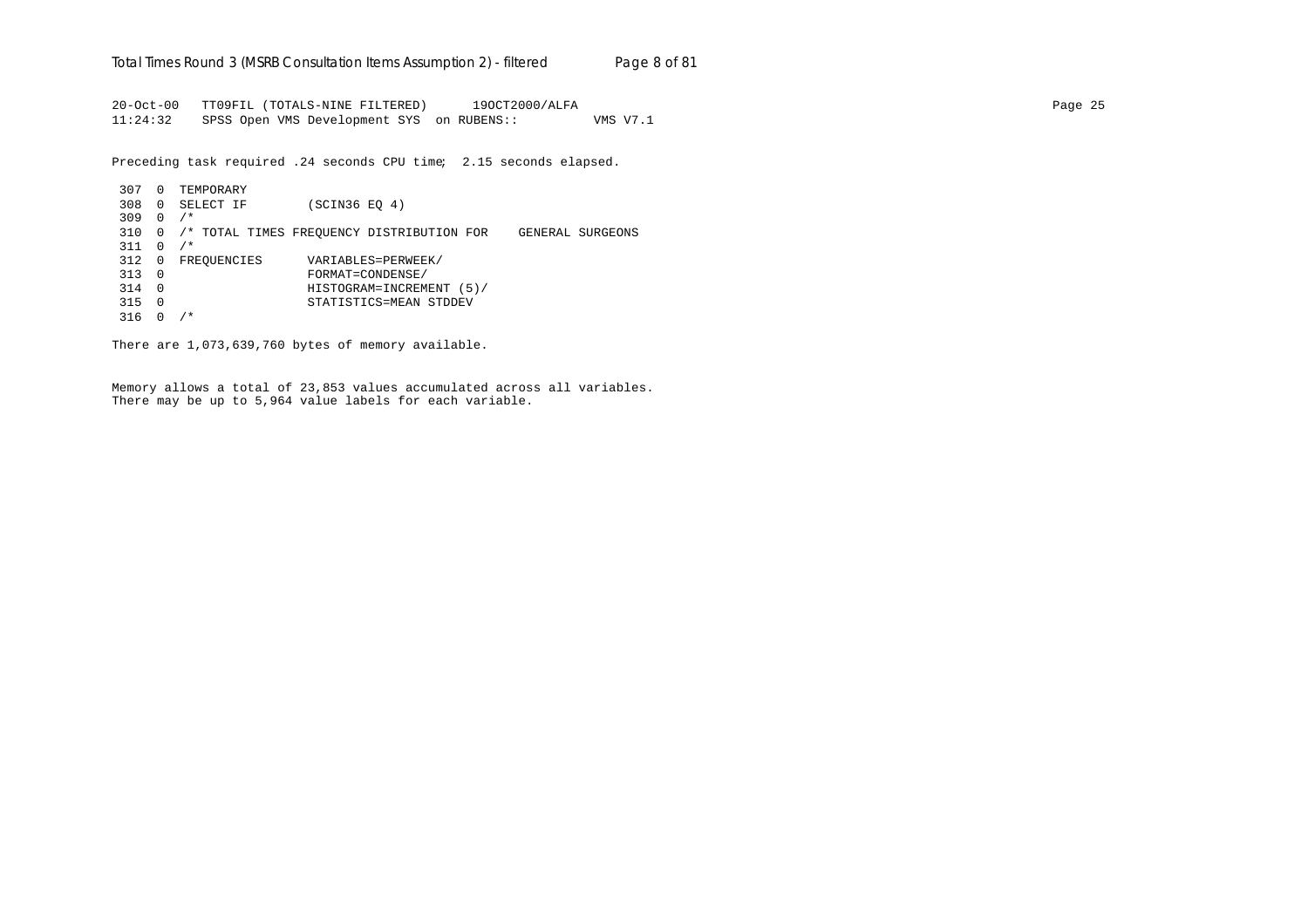```
20-Oct-00   TT09FIL (TOTALS-NINE FILTERED)      19OCT2000/ALFA
11:24:32    SPSS Open VMS Development SYS  on RUBENS::          VMS V7.1

Preceding task required .24 seconds CPU time;  2.15 seconds elapsed.

 307  0  TEMPORARY
 308  0  SELECT IF        (SCIN36 EQ 4)
 309  0  /*
 310  0  /* TOTAL TIMES FREQUENCY DISTRIBUTION FOR    GENERAL SURGEONS
 311  0  /*
 312  0  FREQUENCIES      VARIABLES=PERWEEK/
 313  0                   FORMAT=CONDENSE/
 314  0                   HISTOGRAM=INCREMENT (5)/
 315  0                   STATISTICS=MEAN STDDEV
 316  0  /*

There are 1,073,639,760 bytes of memory available.


Memory allows a total of 23,853 values accumulated across all variables.
There may be up to 5,964 value labels for each variable.
```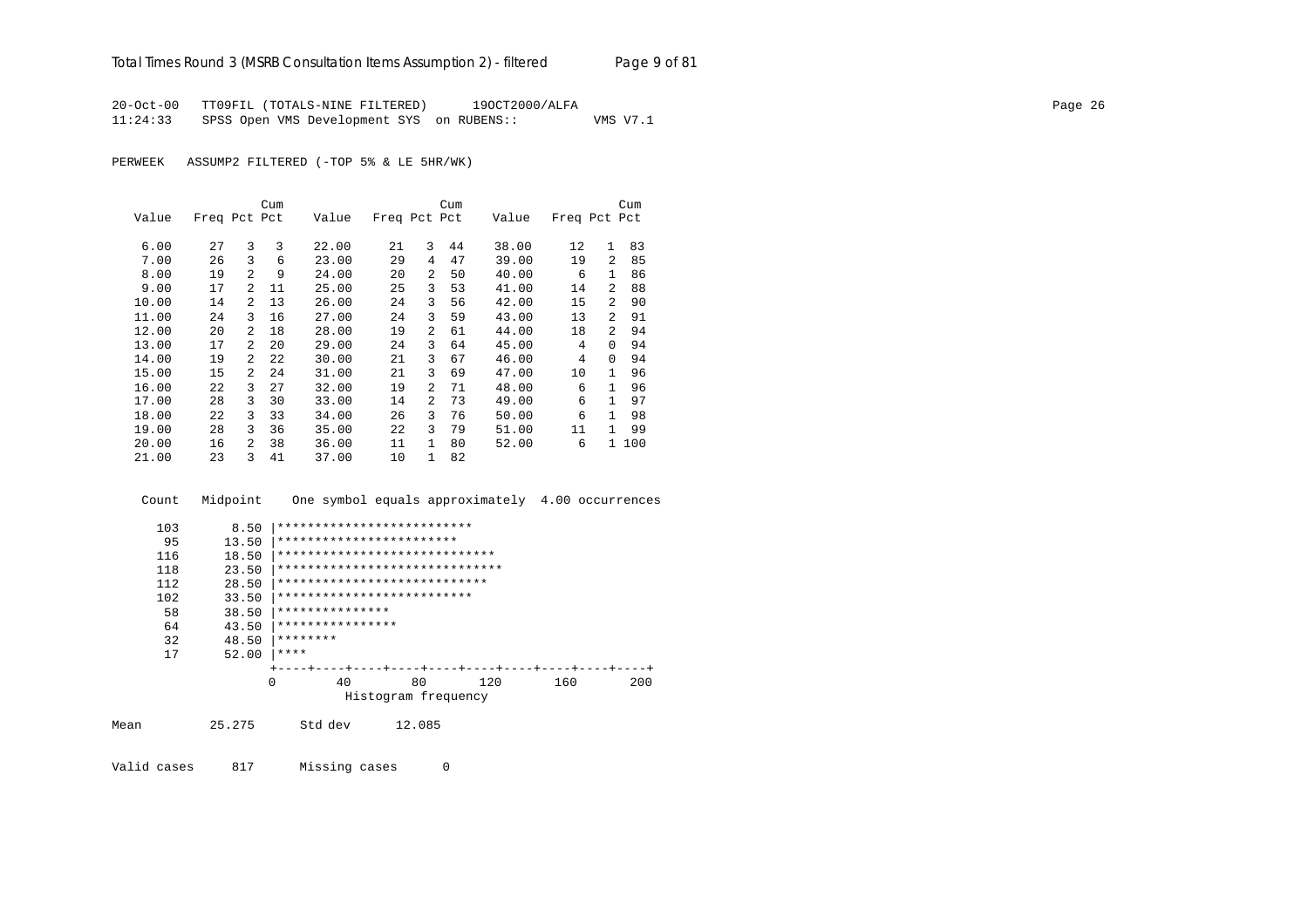```
20-Oct-00   TT09FIL (TOTALS-NINE FILTERED)      19OCT2000/ALFA
11:24:33    SPSS Open VMS Development SYS  on RUBENS::          VMS V7.1
```

PERWEEK   ASSUMP2 FILTERED (-TOP 5% & LE 5HR/WK)

| Value | Freq | Pct | Cum Pct | Value | Freq | Pct | Cum Pct | Value | Freq | Pct | Cum Pct |
|---|---|---|---|---|---|---|---|---|---|---|---|
| 6.00 | 27 | 3 | 3 | 22.00 | 21 | 3 | 44 | 38.00 | 12 | 1 | 83 |
| 7.00 | 26 | 3 | 6 | 23.00 | 29 | 4 | 47 | 39.00 | 19 | 2 | 85 |
| 8.00 | 19 | 2 | 9 | 24.00 | 20 | 2 | 50 | 40.00 | 6 | 1 | 86 |
| 9.00 | 17 | 2 | 11 | 25.00 | 25 | 3 | 53 | 41.00 | 14 | 2 | 88 |
| 10.00 | 14 | 2 | 13 | 26.00 | 24 | 3 | 56 | 42.00 | 15 | 2 | 90 |
| 11.00 | 24 | 3 | 16 | 27.00 | 24 | 3 | 59 | 43.00 | 13 | 2 | 91 |
| 12.00 | 20 | 2 | 18 | 28.00 | 19 | 2 | 61 | 44.00 | 18 | 2 | 94 |
| 13.00 | 17 | 2 | 20 | 29.00 | 24 | 3 | 64 | 45.00 | 4 | 0 | 94 |
| 14.00 | 19 | 2 | 22 | 30.00 | 21 | 3 | 67 | 46.00 | 4 | 0 | 94 |
| 15.00 | 15 | 2 | 24 | 31.00 | 21 | 3 | 69 | 47.00 | 10 | 1 | 96 |
| 16.00 | 22 | 3 | 27 | 32.00 | 19 | 2 | 71 | 48.00 | 6 | 1 | 96 |
| 17.00 | 28 | 3 | 30 | 33.00 | 14 | 2 | 73 | 49.00 | 6 | 1 | 97 |
| 18.00 | 22 | 3 | 33 | 34.00 | 26 | 3 | 76 | 50.00 | 6 | 1 | 98 |
| 19.00 | 28 | 3 | 36 | 35.00 | 22 | 3 | 79 | 51.00 | 11 | 1 | 99 |
| 20.00 | 16 | 2 | 38 | 36.00 | 11 | 1 | 80 | 52.00 | 6 | 1 | 100 |
| 21.00 | 23 | 3 | 41 | 37.00 | 10 | 1 | 82 | | | | |

```
  Count   Midpoint    One symbol equals approximately  4.00 occurrences

    103       8.50 |**************************
     95      13.50 |************************
    116      18.50 |*****************************
    118      23.50 |******************************
    112      28.50 |****************************
    102      33.50 |**************************
     58      38.50 |***************
     64      43.50 |****************
     32      48.50 |********
     17      52.00 |****
                   +----+----+----+----+----+----+----+----+----+----+
                   0        40        80       120       160       200
                              Histogram frequency

Mean         25.275      Std dev      12.085

Valid cases     817      Missing cases      0
```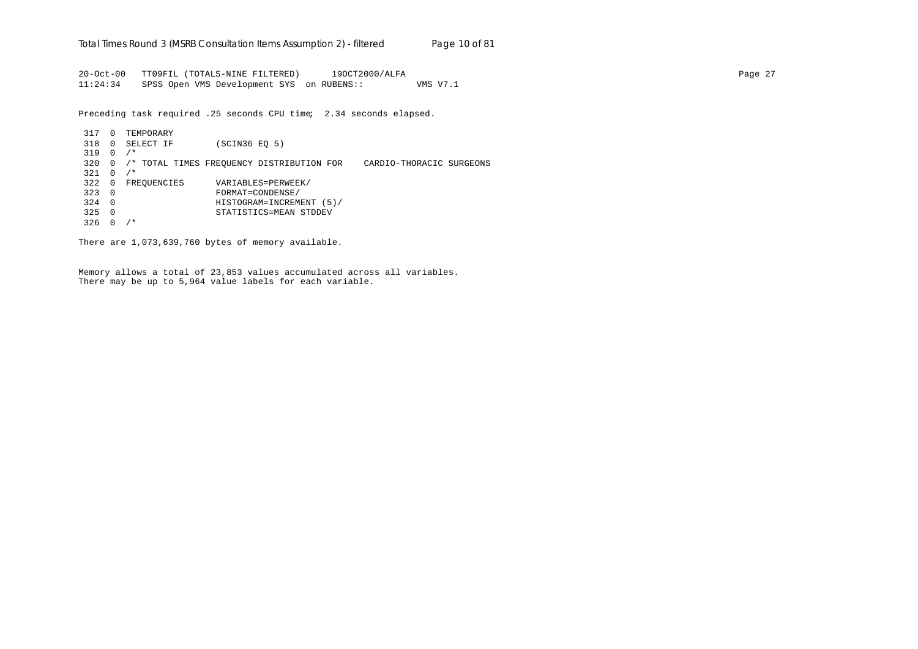```
20-Oct-00   TT09FIL (TOTALS-NINE FILTERED)      19OCT2000/ALFA
11:24:34    SPSS Open VMS Development SYS  on RUBENS::          VMS V7.1
```

Preceding task required .25 seconds CPU time;  2.34 seconds elapsed.

```
 317  0  TEMPORARY
 318  0  SELECT IF        (SCIN36 EQ 5)
 319  0  /*
 320  0  /* TOTAL TIMES FREQUENCY DISTRIBUTION FOR    CARDIO-THORACIC SURGEONS
 321  0  /*
 322  0  FREQUENCIES      VARIABLES=PERWEEK/
 323  0                   FORMAT=CONDENSE/
 324  0                   HISTOGRAM=INCREMENT (5)/
 325  0                   STATISTICS=MEAN STDDEV
 326  0  /*
```

There are 1,073,639,760 bytes of memory available.

Memory allows a total of 23,853 values accumulated across all variables.
There may be up to 5,964 value labels for each variable.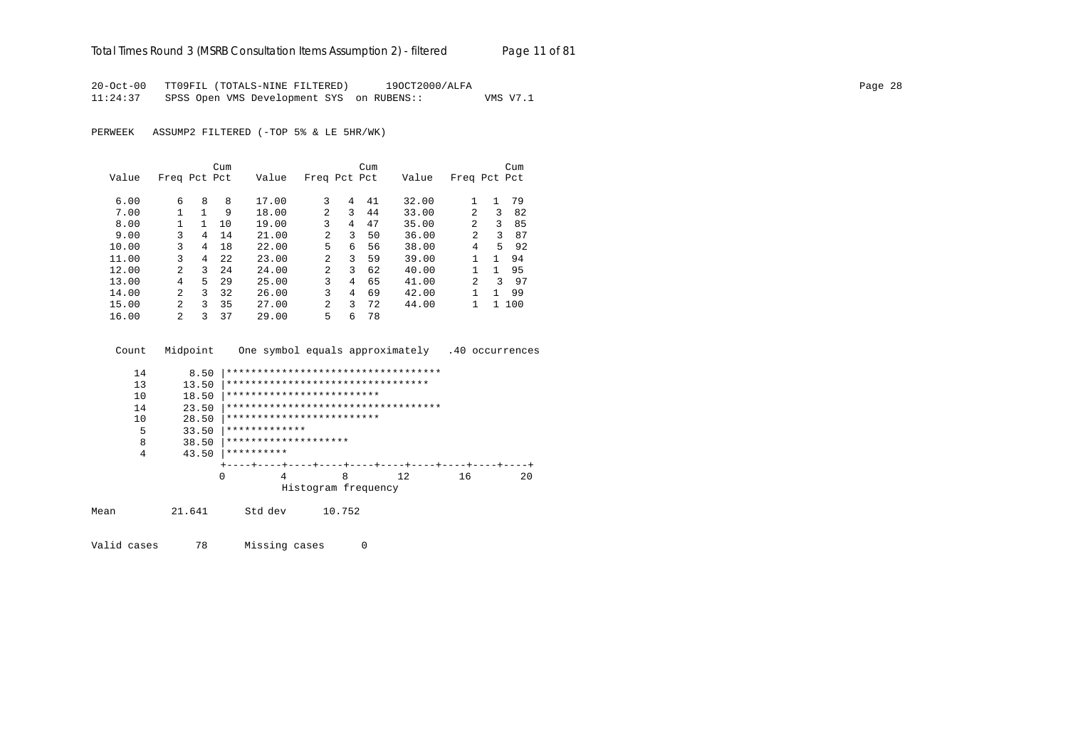20-Oct-00 TT09FIL (TOTALS-NINE FILTERED) 19OCT2000/ALFA
11:24:37 SPSS Open VMS Development SYS on RUBENS:: VMS V7.1

PERWEEK ASSUMP2 FILTERED (-TOP 5% & LE 5HR/WK)

| Value | Freq | Pct | Cum Pct | Value | Freq | Pct | Cum Pct | Value | Freq | Pct | Cum Pct |
|---|---|---|---|---|---|---|---|---|---|---|---|
| 6.00 | 6 | 8 | 8 | 17.00 | 3 | 4 | 41 | 32.00 | 1 | 1 | 79 |
| 7.00 | 1 | 1 | 9 | 18.00 | 2 | 3 | 44 | 33.00 | 2 | 3 | 82 |
| 8.00 | 1 | 1 | 10 | 19.00 | 3 | 4 | 47 | 35.00 | 2 | 3 | 85 |
| 9.00 | 3 | 4 | 14 | 21.00 | 2 | 3 | 50 | 36.00 | 2 | 3 | 87 |
| 10.00 | 3 | 4 | 18 | 22.00 | 5 | 6 | 56 | 38.00 | 4 | 5 | 92 |
| 11.00 | 3 | 4 | 22 | 23.00 | 2 | 3 | 59 | 39.00 | 1 | 1 | 94 |
| 12.00 | 2 | 3 | 24 | 24.00 | 2 | 3 | 62 | 40.00 | 1 | 1 | 95 |
| 13.00 | 4 | 5 | 29 | 25.00 | 3 | 4 | 65 | 41.00 | 2 | 3 | 97 |
| 14.00 | 2 | 3 | 32 | 26.00 | 3 | 4 | 69 | 42.00 | 1 | 1 | 99 |
| 15.00 | 2 | 3 | 35 | 27.00 | 2 | 3 | 72 | 44.00 | 1 | 1 | 100 |
| 16.00 | 2 | 3 | 37 | 29.00 | 5 | 6 | 78 | | | | |

```
 Count   Midpoint    One symbol equals approximately   .40 occurrences

    14       8.50 |***********************************
    13      13.50 |*********************************
    10      18.50 |*************************
    14      23.50 |***********************************
    10      28.50 |*************************
     5      33.50 |*************
     8      38.50 |********************
     4      43.50 |**********
                  +----+----+----+----+----+----+----+----+----+----+
                  0         4         8        12        16        20
                            Histogram frequency
```

Mean 21.641 Std dev 10.752

Valid cases 78 Missing cases 0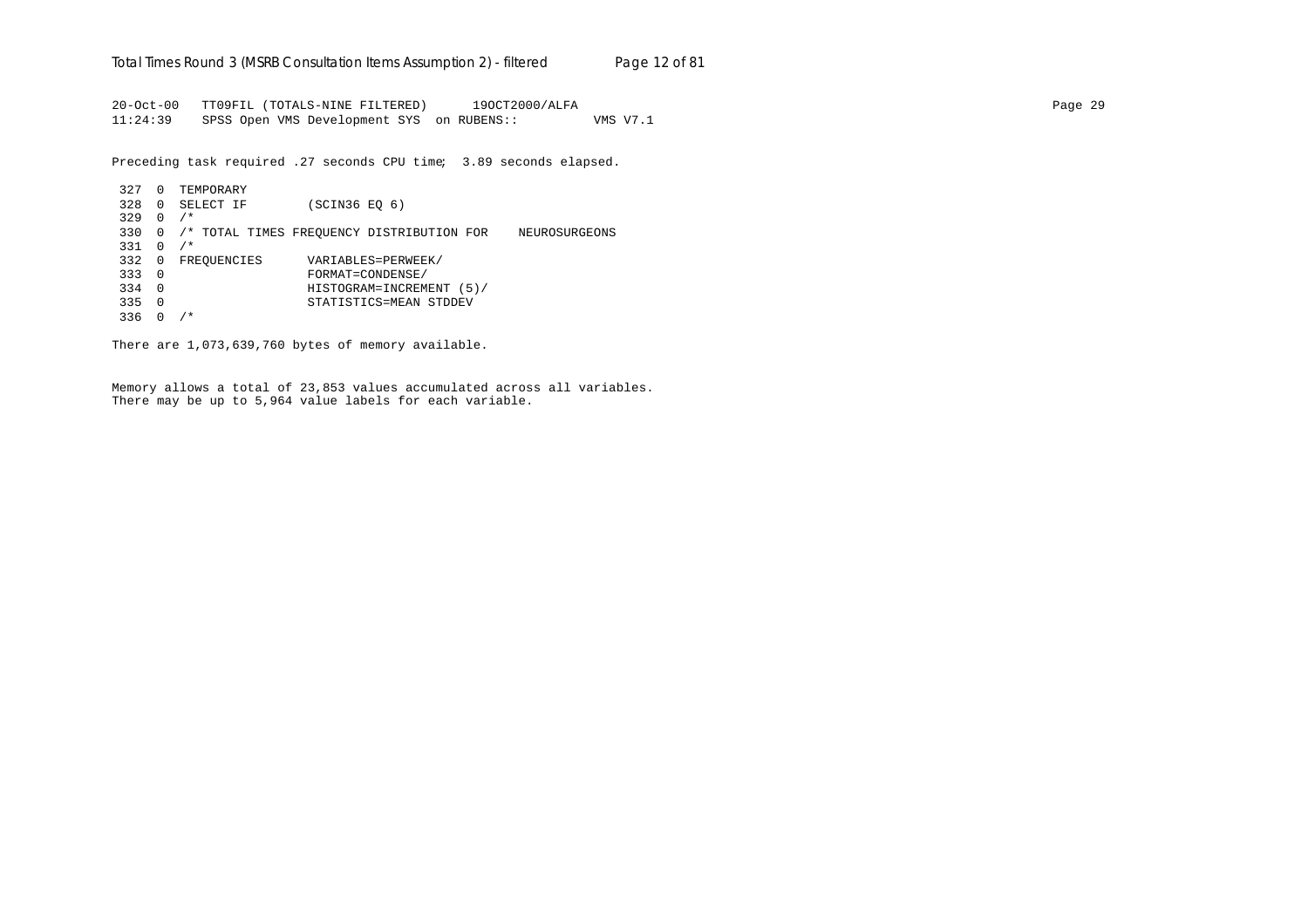```
20-Oct-00   TT09FIL (TOTALS-NINE FILTERED)      19OCT2000/ALFA
11:24:39    SPSS Open VMS Development SYS  on RUBENS::          VMS V7.1
```

Preceding task required .27 seconds CPU time;  3.89 seconds elapsed.

```
 327  0  TEMPORARY
 328  0  SELECT IF        (SCIN36 EQ 6)
 329  0  /*
 330  0  /* TOTAL TIMES FREQUENCY DISTRIBUTION FOR    NEUROSURGEONS
 331  0  /*
 332  0  FREQUENCIES      VARIABLES=PERWEEK/
 333  0                   FORMAT=CONDENSE/
 334  0                   HISTOGRAM=INCREMENT (5)/
 335  0                   STATISTICS=MEAN STDDEV
 336  0  /*
```

There are 1,073,639,760 bytes of memory available.

Memory allows a total of 23,853 values accumulated across all variables.
There may be up to 5,964 value labels for each variable.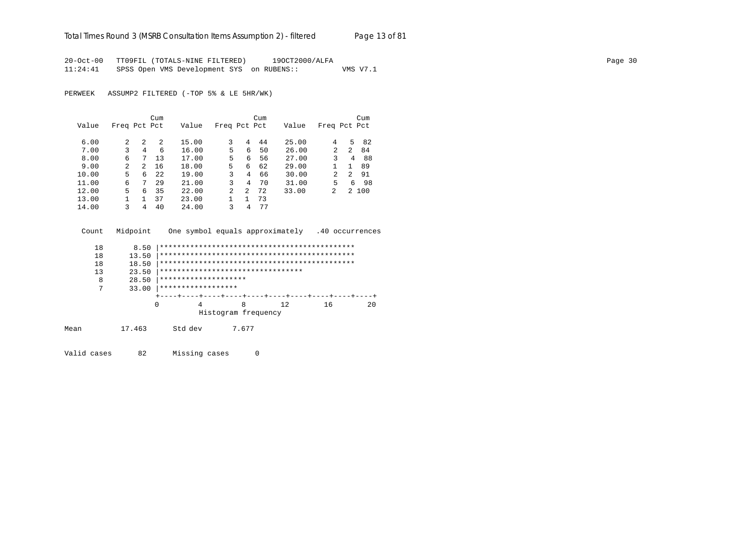20-Oct-00 TT09FIL (TOTALS-NINE FILTERED) 19OCT2000/ALFA

11:24:41 SPSS Open VMS Development SYS on RUBENS:: VMS V7.1

PERWEEK ASSUMP2 FILTERED (-TOP 5% & LE 5HR/WK)

| Value | Freq | Pct | Cum Pct | Value | Freq | Pct | Cum Pct | Value | Freq | Pct | Cum Pct |
|---|---|---|---|---|---|---|---|---|---|---|---|
| 6.00 | 2 | 2 | 2 | 15.00 | 3 | 4 | 44 | 25.00 | 4 | 5 | 82 |
| 7.00 | 3 | 4 | 6 | 16.00 | 5 | 6 | 50 | 26.00 | 2 | 2 | 84 |
| 8.00 | 6 | 7 | 13 | 17.00 | 5 | 6 | 56 | 27.00 | 3 | 4 | 88 |
| 9.00 | 2 | 2 | 16 | 18.00 | 5 | 6 | 62 | 29.00 | 1 | 1 | 89 |
| 10.00 | 5 | 6 | 22 | 19.00 | 3 | 4 | 66 | 30.00 | 2 | 2 | 91 |
| 11.00 | 6 | 7 | 29 | 21.00 | 3 | 4 | 70 | 31.00 | 5 | 6 | 98 |
| 12.00 | 5 | 6 | 35 | 22.00 | 2 | 2 | 72 | 33.00 | 2 | 2 | 100 |
| 13.00 | 1 | 1 | 37 | 23.00 | 1 | 1 | 73 | | | | |
| 14.00 | 3 | 4 | 40 | 24.00 | 3 | 4 | 77 | | | | |

```
 Count   Midpoint    One symbol equals approximately   .40 occurrences

    18       8.50 |*********************************************
    18      13.50 |*********************************************
    18      18.50 |*********************************************
    13      23.50 |*********************************
     8      28.50 |********************
     7      33.00 |******************
                  +----+----+----+----+----+----+----+----+----+----+
                  0         4         8        12        16        20
                              Histogram frequency
```

Mean 17.463 Std dev 7.677

Valid cases 82 Missing cases 0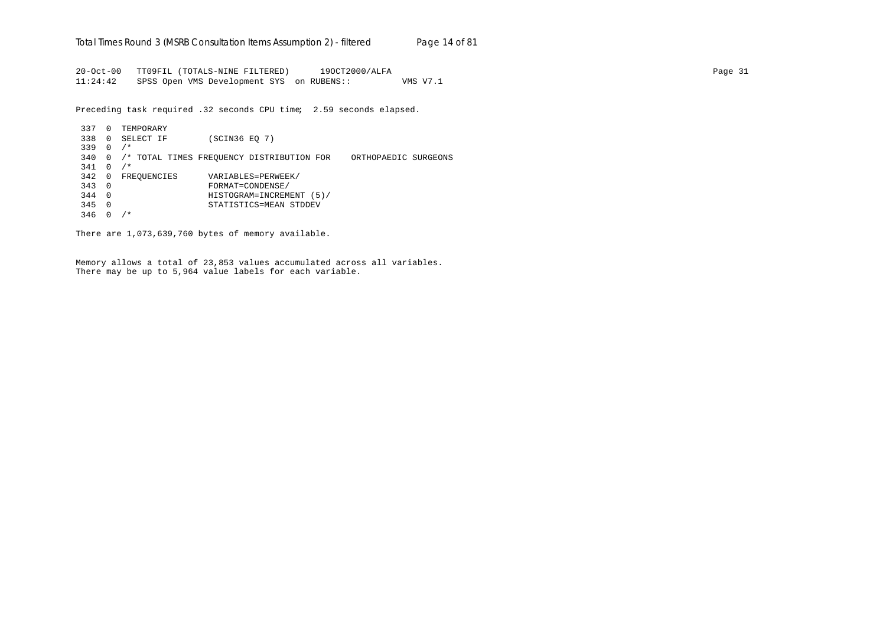```
20-Oct-00   TT09FIL (TOTALS-NINE FILTERED)      19OCT2000/ALFA
11:24:42    SPSS Open VMS Development SYS  on RUBENS::          VMS V7.1
```

Preceding task required .32 seconds CPU time;  2.59 seconds elapsed.

```
 337  0  TEMPORARY
 338  0  SELECT IF        (SCIN36 EQ 7)
 339  0  /*
 340  0  /* TOTAL TIMES FREQUENCY DISTRIBUTION FOR    ORTHOPAEDIC SURGEONS
 341  0  /*
 342  0  FREQUENCIES      VARIABLES=PERWEEK/
 343  0                   FORMAT=CONDENSE/
 344  0                   HISTOGRAM=INCREMENT (5)/
 345  0                   STATISTICS=MEAN STDDEV
 346  0  /*
```

There are 1,073,639,760 bytes of memory available.

Memory allows a total of 23,853 values accumulated across all variables.
There may be up to 5,964 value labels for each variable.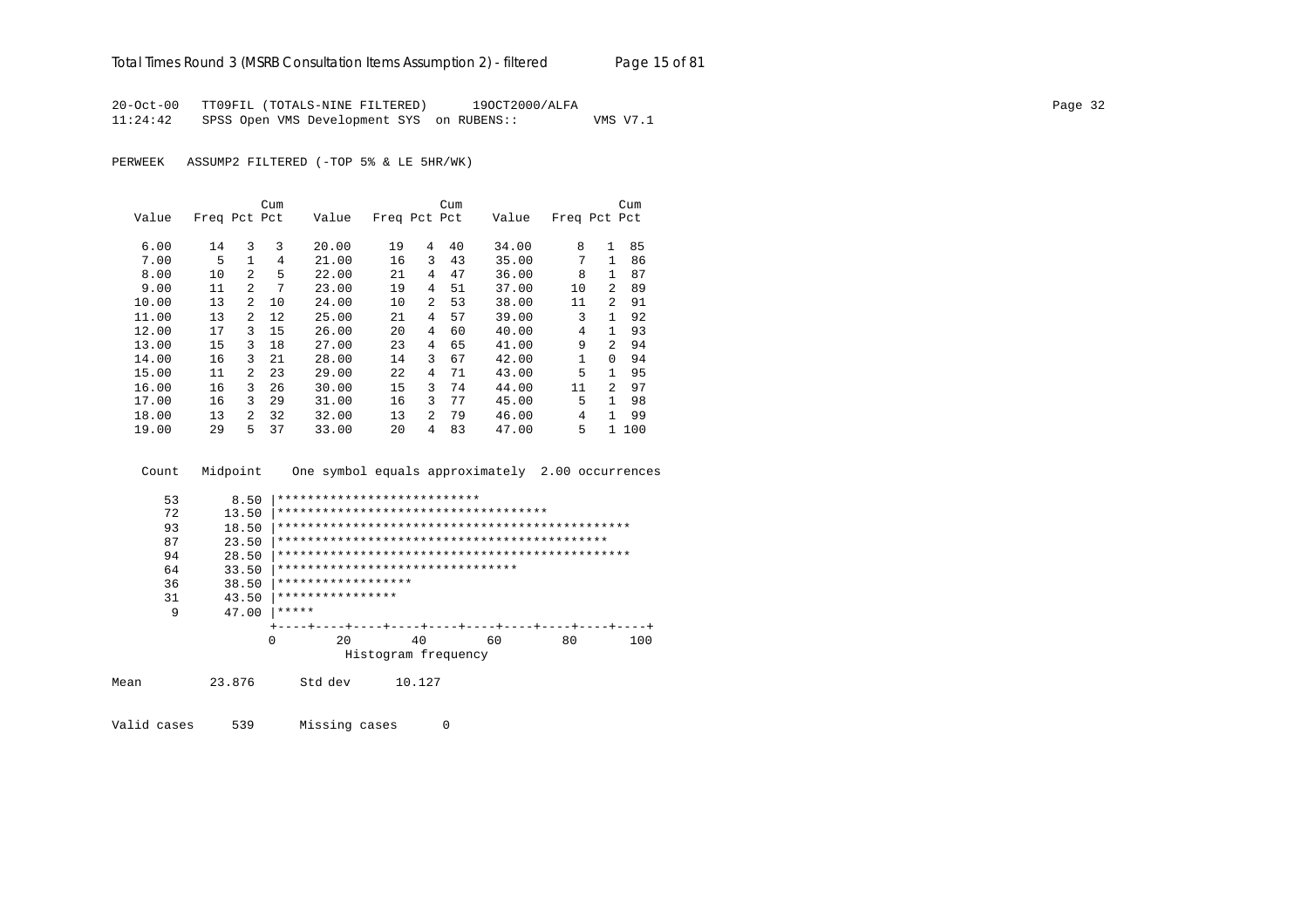```
20-Oct-00   TT09FIL (TOTALS-NINE FILTERED)      19OCT2000/ALFA
11:24:42    SPSS Open VMS Development SYS  on RUBENS::          VMS V7.1
```

PERWEEK   ASSUMP2 FILTERED (-TOP 5% & LE 5HR/WK)

| Value | Freq | Pct | Cum Pct | Value | Freq | Pct | Cum Pct | Value | Freq | Pct | Cum Pct |
|---|---|---|---|---|---|---|---|---|---|---|---|
| 6.00 | 14 | 3 | 3 | 20.00 | 19 | 4 | 40 | 34.00 | 8 | 1 | 85 |
| 7.00 | 5 | 1 | 4 | 21.00 | 16 | 3 | 43 | 35.00 | 7 | 1 | 86 |
| 8.00 | 10 | 2 | 5 | 22.00 | 21 | 4 | 47 | 36.00 | 8 | 1 | 87 |
| 9.00 | 11 | 2 | 7 | 23.00 | 19 | 4 | 51 | 37.00 | 10 | 2 | 89 |
| 10.00 | 13 | 2 | 10 | 24.00 | 10 | 2 | 53 | 38.00 | 11 | 2 | 91 |
| 11.00 | 13 | 2 | 12 | 25.00 | 21 | 4 | 57 | 39.00 | 3 | 1 | 92 |
| 12.00 | 17 | 3 | 15 | 26.00 | 20 | 4 | 60 | 40.00 | 4 | 1 | 93 |
| 13.00 | 15 | 3 | 18 | 27.00 | 23 | 4 | 65 | 41.00 | 9 | 2 | 94 |
| 14.00 | 16 | 3 | 21 | 28.00 | 14 | 3 | 67 | 42.00 | 1 | 0 | 94 |
| 15.00 | 11 | 2 | 23 | 29.00 | 22 | 4 | 71 | 43.00 | 5 | 1 | 95 |
| 16.00 | 16 | 3 | 26 | 30.00 | 15 | 3 | 74 | 44.00 | 11 | 2 | 97 |
| 17.00 | 16 | 3 | 29 | 31.00 | 16 | 3 | 77 | 45.00 | 5 | 1 | 98 |
| 18.00 | 13 | 2 | 32 | 32.00 | 13 | 2 | 79 | 46.00 | 4 | 1 | 99 |
| 19.00 | 29 | 5 | 37 | 33.00 | 20 | 4 | 83 | 47.00 | 5 | 1 | 100 |

```
 Count   Midpoint    One symbol equals approximately  2.00 occurrences

    53       8.50 |***************************
    72      13.50 |************************************
    93      18.50 |***********************************************
    87      23.50 |********************************************
    94      28.50 |***********************************************
    64      33.50 |********************************
    36      38.50 |******************
    31      43.50 |****************
     9      47.00 |*****
                  +----+----+----+----+----+----+----+----+----+----+
                  0        20        40        60        80       100
                            Histogram frequency

Mean         23.876      Std dev      10.127

Valid cases     539      Missing cases      0
```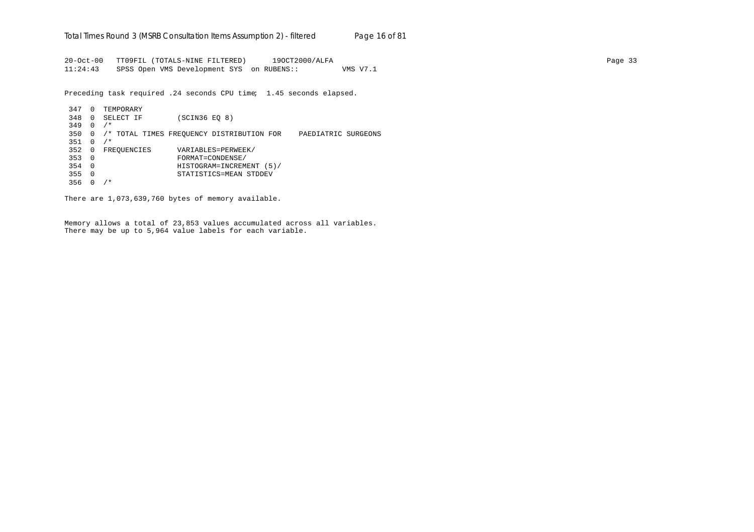```
20-Oct-00   TT09FIL (TOTALS-NINE FILTERED)      19OCT2000/ALFA
11:24:43    SPSS Open VMS Development SYS  on RUBENS::          VMS V7.1
```

Preceding task required .24 seconds CPU time;  1.45 seconds elapsed.

```
 347  0  TEMPORARY
 348  0  SELECT IF        (SCIN36 EQ 8)
 349  0  /*
 350  0  /* TOTAL TIMES FREQUENCY DISTRIBUTION FOR    PAEDIATRIC SURGEONS
 351  0  /*
 352  0  FREQUENCIES      VARIABLES=PERWEEK/
 353  0                   FORMAT=CONDENSE/
 354  0                   HISTOGRAM=INCREMENT (5)/
 355  0                   STATISTICS=MEAN STDDEV
 356  0  /*
```

There are 1,073,639,760 bytes of memory available.

Memory allows a total of 23,853 values accumulated across all variables.
There may be up to 5,964 value labels for each variable.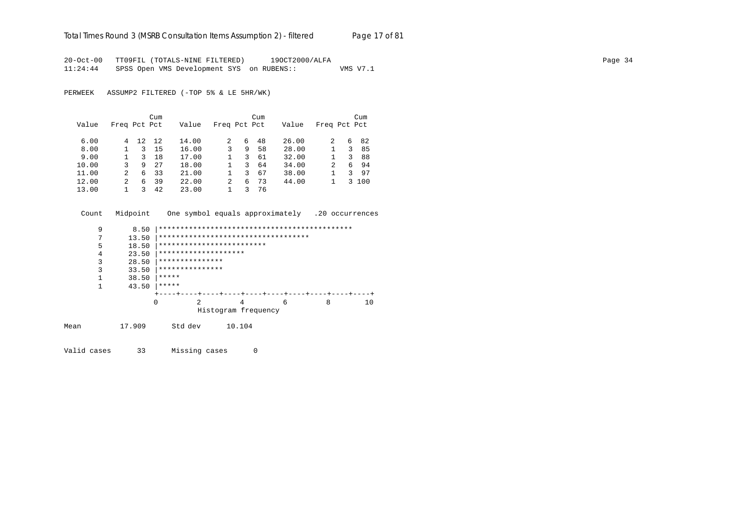```
20-Oct-00   TT09FIL (TOTALS-NINE FILTERED)      19OCT2000/ALFA
11:24:44    SPSS Open VMS Development SYS  on RUBENS::         VMS V7.1

PERWEEK   ASSUMP2 FILTERED (-TOP 5% & LE 5HR/WK)

                       Cum                      Cum                      Cum
  Value   Freq Pct Pct    Value   Freq Pct Pct    Value   Freq Pct Pct

   6.00      4  12  12    14.00      2   6  48    26.00      2   6  82
   8.00      1   3  15    16.00      3   9  58    28.00      1   3  85
   9.00      1   3  18    17.00      1   3  61    32.00      1   3  88
  10.00      3   9  27    18.00      1   3  64    34.00      2   6  94
  11.00      2   6  33    21.00      1   3  67    38.00      1   3  97
  12.00      2   6  39    22.00      2   6  73    44.00      1   3 100
  13.00      1   3  42    23.00      1   3  76

   Count   Midpoint    One symbol equals approximately   .20 occurrences

       9       8.50 |*********************************************
       7      13.50 |***********************************
       5      18.50 |*************************
       4      23.50 |********************
       3      28.50 |***************
       3      33.50 |***************
       1      38.50 |*****
       1      43.50 |*****
                    +----+----+----+----+----+----+----+----+----+----+
                    0         2         4         6         8        10
                              Histogram frequency

Mean         17.909      Std dev      10.104

Valid cases      33      Missing cases      0
```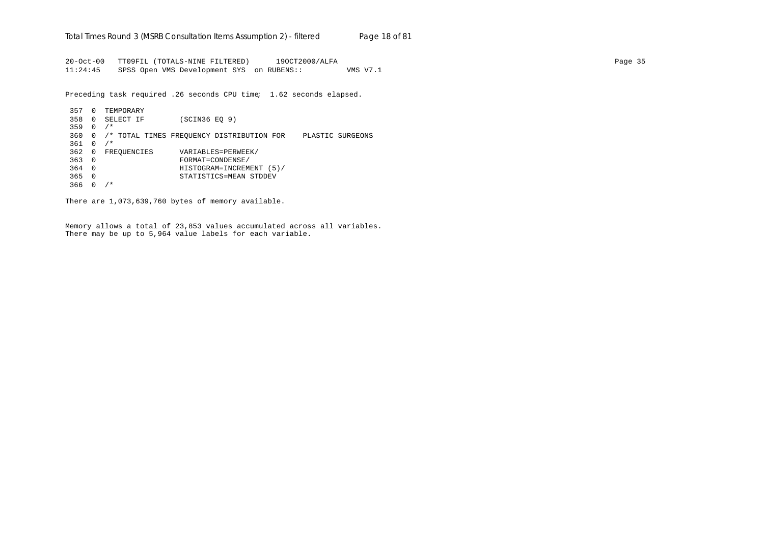```
20-Oct-00   TT09FIL (TOTALS-NINE FILTERED)      19OCT2000/ALFA
11:24:45    SPSS Open VMS Development SYS  on RUBENS::          VMS V7.1
```

Preceding task required .26 seconds CPU time;  1.62 seconds elapsed.

```
 357  0  TEMPORARY
 358  0  SELECT IF        (SCIN36 EQ 9)
 359  0  /*
 360  0  /* TOTAL TIMES FREQUENCY DISTRIBUTION FOR    PLASTIC SURGEONS
 361  0  /*
 362  0  FREQUENCIES      VARIABLES=PERWEEK/
 363  0                   FORMAT=CONDENSE/
 364  0                   HISTOGRAM=INCREMENT (5)/
 365  0                   STATISTICS=MEAN STDDEV
 366  0  /*
```

There are 1,073,639,760 bytes of memory available.

Memory allows a total of 23,853 values accumulated across all variables.
There may be up to 5,964 value labels for each variable.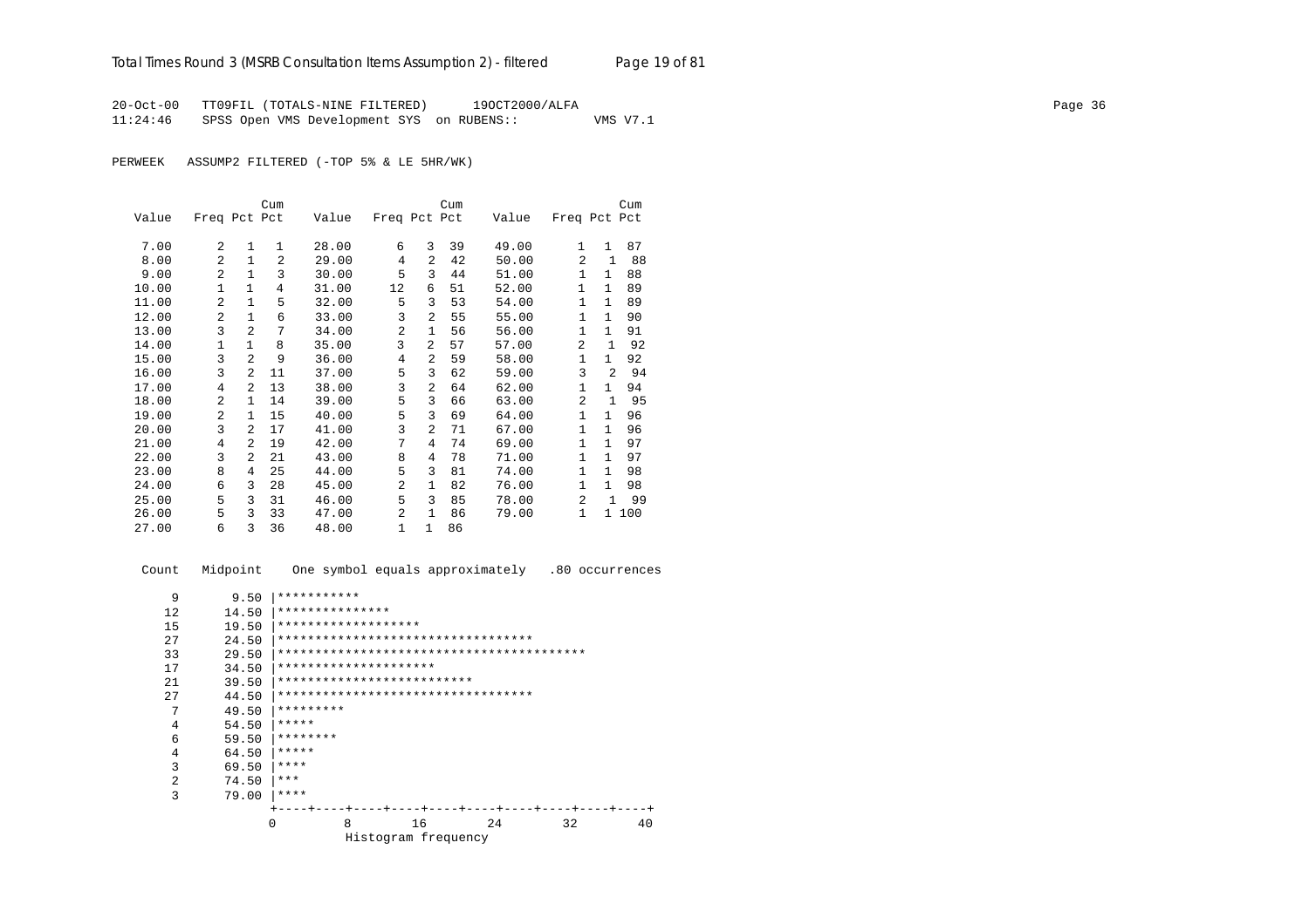20-Oct-00 TT09FIL (TOTALS-NINE FILTERED) 19OCT2000/ALFA

11:24:46 SPSS Open VMS Development SYS on RUBENS:: VMS V7.1

PERWEEK ASSUMP2 FILTERED (-TOP 5% & LE 5HR/WK)

| Value | Freq | Pct | Cum Pct | Value | Freq | Pct | Cum Pct | Value | Freq | Pct | Cum Pct |
|---|---|---|---|---|---|---|---|---|---|---|---|
| 7.00 | 2 | 1 | 1 | 28.00 | 6 | 3 | 39 | 49.00 | 1 | 1 | 87 |
| 8.00 | 2 | 1 | 2 | 29.00 | 4 | 2 | 42 | 50.00 | 2 | 1 | 88 |
| 9.00 | 2 | 1 | 3 | 30.00 | 5 | 3 | 44 | 51.00 | 1 | 1 | 88 |
| 10.00 | 1 | 1 | 4 | 31.00 | 12 | 6 | 51 | 52.00 | 1 | 1 | 89 |
| 11.00 | 2 | 1 | 5 | 32.00 | 5 | 3 | 53 | 54.00 | 1 | 1 | 89 |
| 12.00 | 2 | 1 | 6 | 33.00 | 3 | 2 | 55 | 55.00 | 1 | 1 | 90 |
| 13.00 | 3 | 2 | 7 | 34.00 | 2 | 1 | 56 | 56.00 | 1 | 1 | 91 |
| 14.00 | 1 | 1 | 8 | 35.00 | 3 | 2 | 57 | 57.00 | 2 | 1 | 92 |
| 15.00 | 3 | 2 | 9 | 36.00 | 4 | 2 | 59 | 58.00 | 1 | 1 | 92 |
| 16.00 | 3 | 2 | 11 | 37.00 | 5 | 3 | 62 | 59.00 | 3 | 2 | 94 |
| 17.00 | 4 | 2 | 13 | 38.00 | 3 | 2 | 64 | 62.00 | 1 | 1 | 94 |
| 18.00 | 2 | 1 | 14 | 39.00 | 5 | 3 | 66 | 63.00 | 2 | 1 | 95 |
| 19.00 | 2 | 1 | 15 | 40.00 | 5 | 3 | 69 | 64.00 | 1 | 1 | 96 |
| 20.00 | 3 | 2 | 17 | 41.00 | 3 | 2 | 71 | 67.00 | 1 | 1 | 96 |
| 21.00 | 4 | 2 | 19 | 42.00 | 7 | 4 | 74 | 69.00 | 1 | 1 | 97 |
| 22.00 | 3 | 2 | 21 | 43.00 | 8 | 4 | 78 | 71.00 | 1 | 1 | 97 |
| 23.00 | 8 | 4 | 25 | 44.00 | 5 | 3 | 81 | 74.00 | 1 | 1 | 98 |
| 24.00 | 6 | 3 | 28 | 45.00 | 2 | 1 | 82 | 76.00 | 1 | 1 | 98 |
| 25.00 | 5 | 3 | 31 | 46.00 | 5 | 3 | 85 | 78.00 | 2 | 1 | 99 |
| 26.00 | 5 | 3 | 33 | 47.00 | 2 | 1 | 86 | 79.00 | 1 | 1 | 100 |
| 27.00 | 6 | 3 | 36 | 48.00 | 1 | 1 | 86 | | | | |

```
 Count   Midpoint    One symbol equals approximately   .80 occurrences

     9       9.50 |***********
    12      14.50 |***************
    15      19.50 |*******************
    27      24.50 |**********************************
    33      29.50 |*****************************************
    17      34.50 |*********************
    21      39.50 |**************************
    27      44.50 |**********************************
     7      49.50 |*********
     4      54.50 |*****
     6      59.50 |********
     4      64.50 |*****
     3      69.50 |****
     2      74.50 |***
     3      79.00 |****
                  +----+----+----+----+----+----+----+----+----+----+
                  0         8        16        24        32        40
                             Histogram frequency
```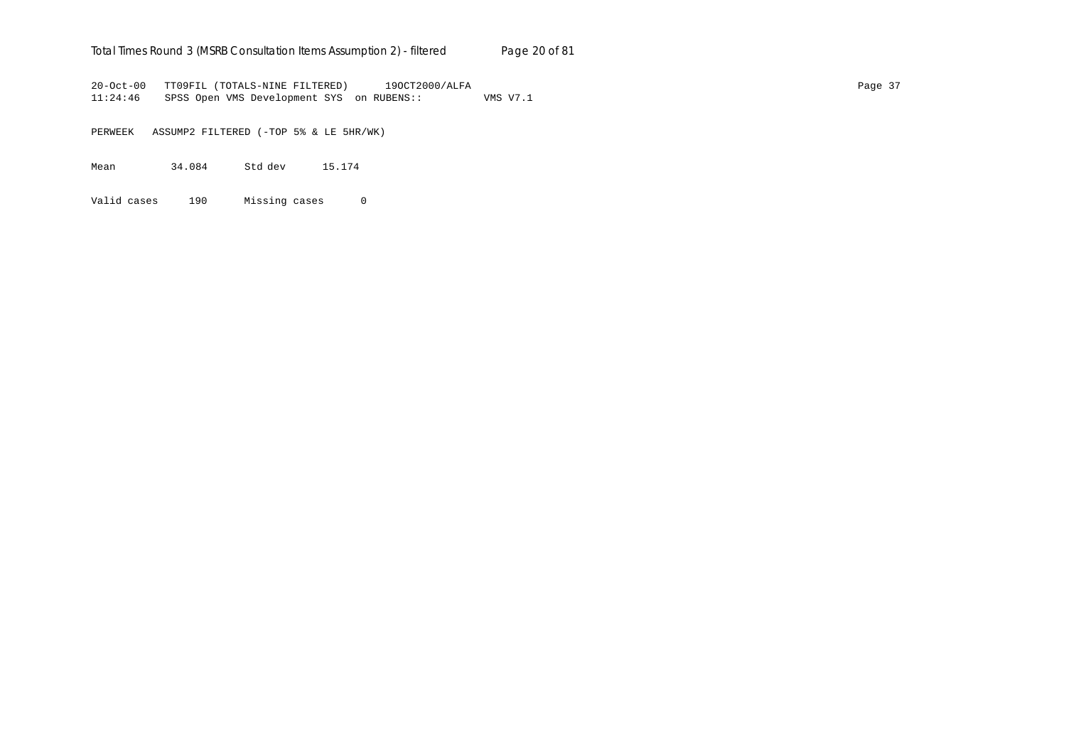```
20-Oct-00   TT09FIL (TOTALS-NINE FILTERED)      19OCT2000/ALFA
11:24:46    SPSS Open VMS Development SYS  on RUBENS::          VMS V7.1

PERWEEK   ASSUMP2 FILTERED (-TOP 5% & LE 5HR/WK)

Mean         34.084      Std dev      15.174

Valid cases     190      Missing cases      0
```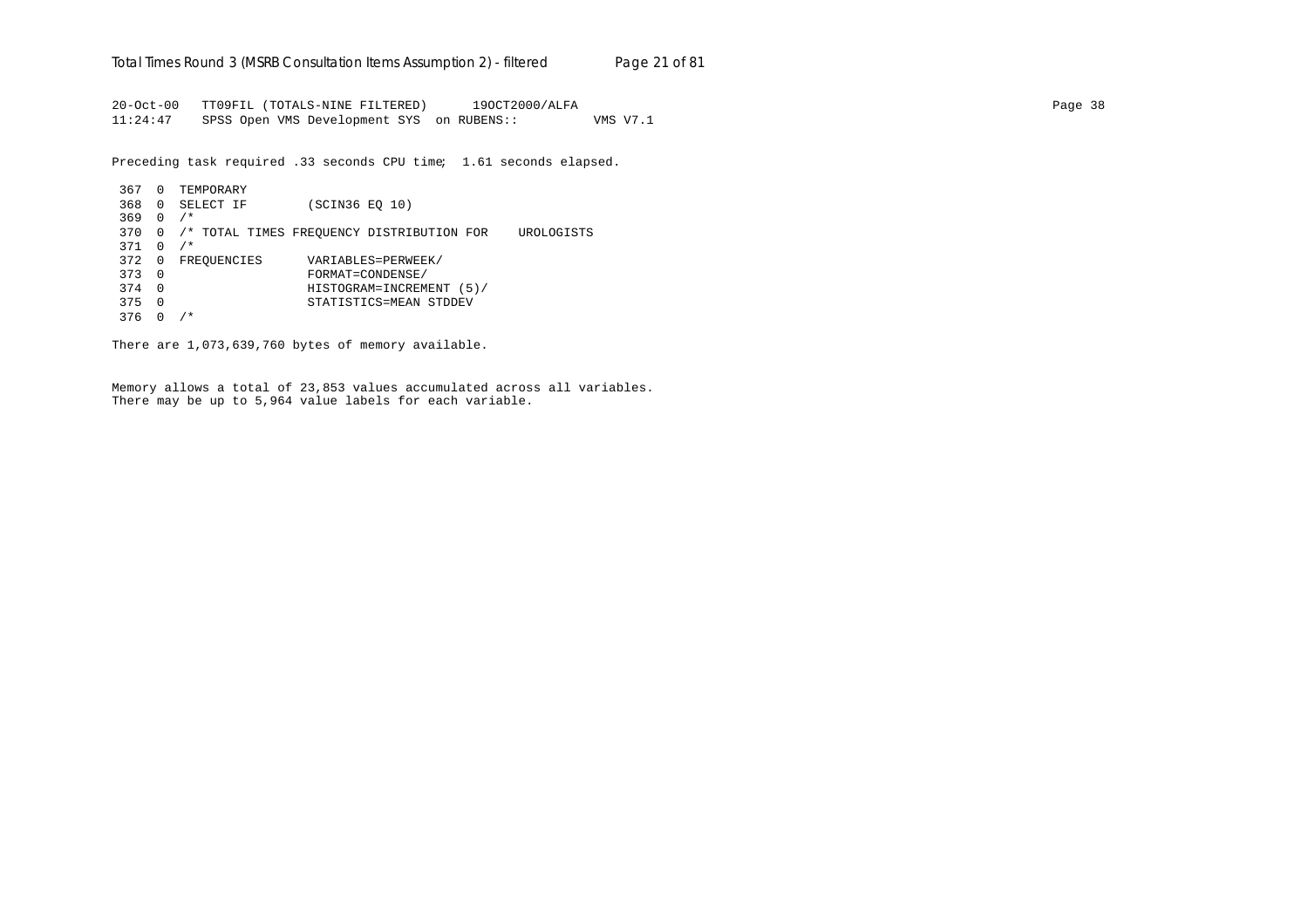```
20-Oct-00   TT09FIL (TOTALS-NINE FILTERED)      19OCT2000/ALFA                                                                    Page 38
11:24:47    SPSS Open VMS Development SYS  on RUBENS::          VMS V7.1

Preceding task required .33 seconds CPU time;  1.61 seconds elapsed.

 367  0  TEMPORARY
 368  0  SELECT IF        (SCIN36 EQ 10)
 369  0  /*
 370  0  /* TOTAL TIMES FREQUENCY DISTRIBUTION FOR    UROLOGISTS
 371  0  /*
 372  0  FREQUENCIES      VARIABLES=PERWEEK/
 373  0                   FORMAT=CONDENSE/
 374  0                   HISTOGRAM=INCREMENT (5)/
 375  0                   STATISTICS=MEAN STDDEV
 376  0  /*

There are 1,073,639,760 bytes of memory available.


Memory allows a total of 23,853 values accumulated across all variables.
There may be up to 5,964 value labels for each variable.
```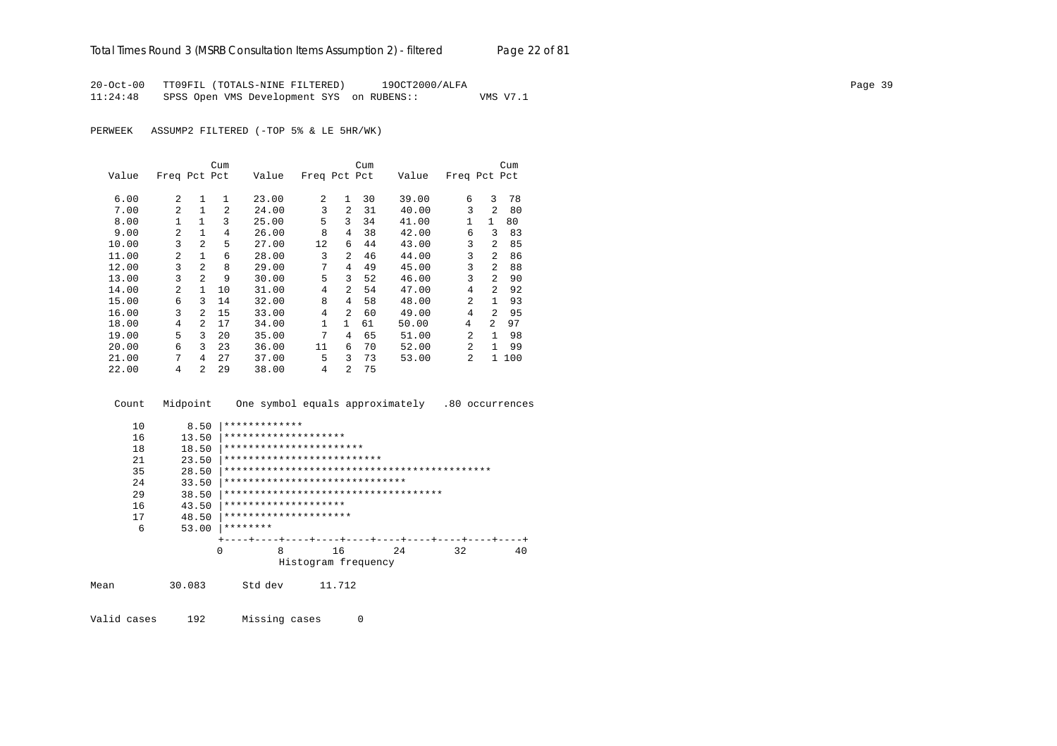20-Oct-00   TT09FIL (TOTALS-NINE FILTERED)   19OCT2000/ALFA
11:24:48   SPSS Open VMS Development SYS on RUBENS::   VMS V7.1

PERWEEK   ASSUMP2 FILTERED (-TOP 5% & LE 5HR/WK)

| Value | Freq | Pct | Cum Pct | Value | Freq | Pct | Cum Pct | Value | Freq | Pct | Cum Pct |
|---|---|---|---|---|---|---|---|---|---|---|---|
| 6.00 | 2 | 1 | 1 | 23.00 | 2 | 1 | 30 | 39.00 | 6 | 3 | 78 |
| 7.00 | 2 | 1 | 2 | 24.00 | 3 | 2 | 31 | 40.00 | 3 | 2 | 80 |
| 8.00 | 1 | 1 | 3 | 25.00 | 5 | 3 | 34 | 41.00 | 1 | 1 | 80 |
| 9.00 | 2 | 1 | 4 | 26.00 | 8 | 4 | 38 | 42.00 | 6 | 3 | 83 |
| 10.00 | 3 | 2 | 5 | 27.00 | 12 | 6 | 44 | 43.00 | 3 | 2 | 85 |
| 11.00 | 2 | 1 | 6 | 28.00 | 3 | 2 | 46 | 44.00 | 3 | 2 | 86 |
| 12.00 | 3 | 2 | 8 | 29.00 | 7 | 4 | 49 | 45.00 | 3 | 2 | 88 |
| 13.00 | 3 | 2 | 9 | 30.00 | 5 | 3 | 52 | 46.00 | 3 | 2 | 90 |
| 14.00 | 2 | 1 | 10 | 31.00 | 4 | 2 | 54 | 47.00 | 4 | 2 | 92 |
| 15.00 | 6 | 3 | 14 | 32.00 | 8 | 4 | 58 | 48.00 | 2 | 1 | 93 |
| 16.00 | 3 | 2 | 15 | 33.00 | 4 | 2 | 60 | 49.00 | 4 | 2 | 95 |
| 18.00 | 4 | 2 | 17 | 34.00 | 1 | 1 | 61 | 50.00 | 4 | 2 | 97 |
| 19.00 | 5 | 3 | 20 | 35.00 | 7 | 4 | 65 | 51.00 | 2 | 1 | 98 |
| 20.00 | 6 | 3 | 23 | 36.00 | 11 | 6 | 70 | 52.00 | 2 | 1 | 99 |
| 21.00 | 7 | 4 | 27 | 37.00 | 5 | 3 | 73 | 53.00 | 2 | 1 | 100 |
| 22.00 | 4 | 2 | 29 | 38.00 | 4 | 2 | 75 | | | | |

```
 Count   Midpoint    One symbol equals approximately   .80 occurrences

    10       8.50 |*************
    16      13.50 |********************
    18      18.50 |***********************
    21      23.50 |**************************
    35      28.50 |********************************************
    24      33.50 |******************************
    29      38.50 |************************************
    16      43.50 |********************
    17      48.50 |*********************
     6      53.00 |********
                  +----+----+----+----+----+----+----+----+----+----+
                  0         8        16        24        32        40
                              Histogram frequency
```

Mean   30.083   Std dev   11.712

Valid cases   192   Missing cases   0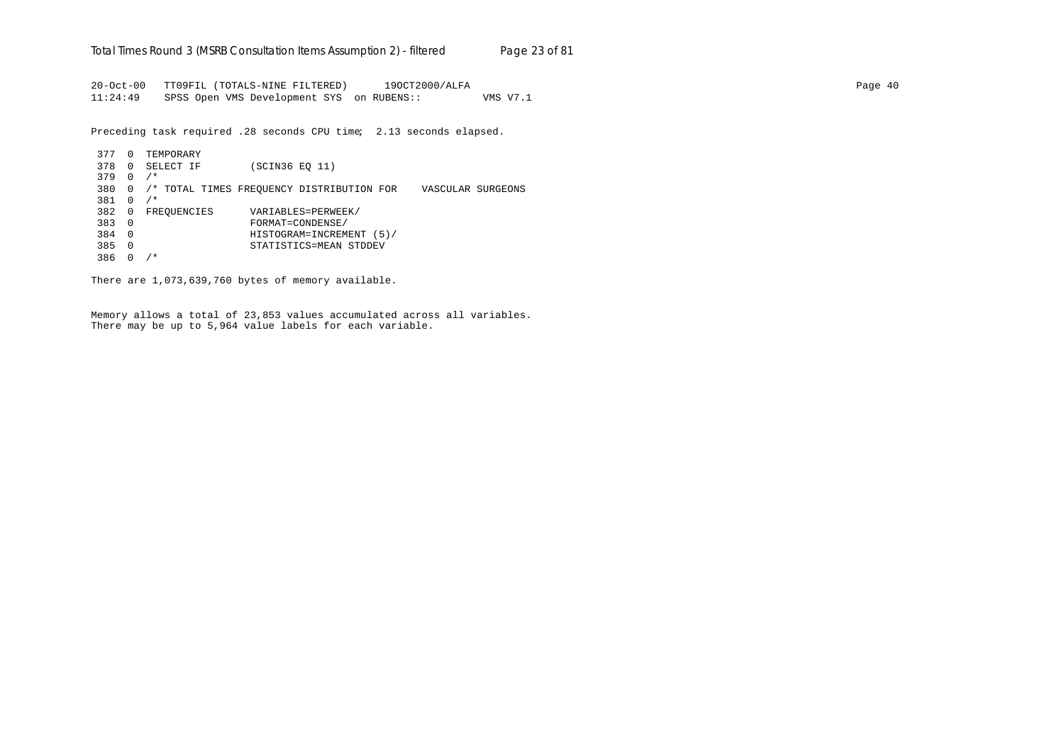```
20-Oct-00   TT09FIL (TOTALS-NINE FILTERED)      19OCT2000/ALFA
11:24:49    SPSS Open VMS Development SYS  on RUBENS::          VMS V7.1

Preceding task required .28 seconds CPU time;  2.13 seconds elapsed.

 377  0  TEMPORARY
 378  0  SELECT IF        (SCIN36 EQ 11)
 379  0  /*
 380  0  /* TOTAL TIMES FREQUENCY DISTRIBUTION FOR    VASCULAR SURGEONS
 381  0  /*
 382  0  FREQUENCIES      VARIABLES=PERWEEK/
 383  0                   FORMAT=CONDENSE/
 384  0                   HISTOGRAM=INCREMENT (5)/
 385  0                   STATISTICS=MEAN STDDEV
 386  0  /*

There are 1,073,639,760 bytes of memory available.


Memory allows a total of 23,853 values accumulated across all variables.
There may be up to 5,964 value labels for each variable.
```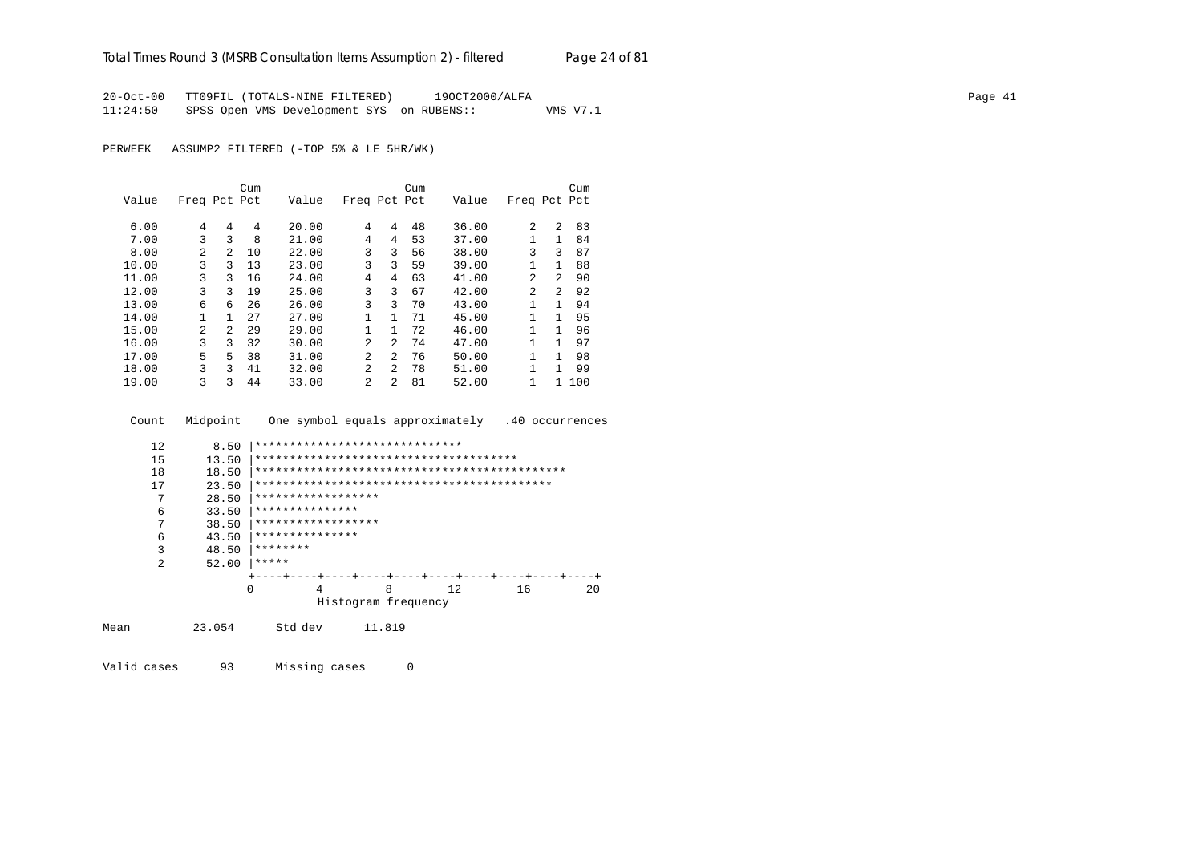```
20-Oct-00   TT09FIL (TOTALS-NINE FILTERED)      19OCT2000/ALFA
11:24:50    SPSS Open VMS Development SYS  on RUBENS::          VMS V7.1
```

PERWEEK   ASSUMP2 FILTERED (-TOP 5% & LE 5HR/WK)

| Value | Freq | Pct | Cum Pct | Value | Freq | Pct | Cum Pct | Value | Freq | Pct | Cum Pct |
|---|---|---|---|---|---|---|---|---|---|---|---|
| 6.00 | 4 | 4 | 4 | 20.00 | 4 | 4 | 48 | 36.00 | 2 | 2 | 83 |
| 7.00 | 3 | 3 | 8 | 21.00 | 4 | 4 | 53 | 37.00 | 1 | 1 | 84 |
| 8.00 | 2 | 2 | 10 | 22.00 | 3 | 3 | 56 | 38.00 | 3 | 3 | 87 |
| 10.00 | 3 | 3 | 13 | 23.00 | 3 | 3 | 59 | 39.00 | 1 | 1 | 88 |
| 11.00 | 3 | 3 | 16 | 24.00 | 4 | 4 | 63 | 41.00 | 2 | 2 | 90 |
| 12.00 | 3 | 3 | 19 | 25.00 | 3 | 3 | 67 | 42.00 | 2 | 2 | 92 |
| 13.00 | 6 | 6 | 26 | 26.00 | 3 | 3 | 70 | 43.00 | 1 | 1 | 94 |
| 14.00 | 1 | 1 | 27 | 27.00 | 1 | 1 | 71 | 45.00 | 1 | 1 | 95 |
| 15.00 | 2 | 2 | 29 | 29.00 | 1 | 1 | 72 | 46.00 | 1 | 1 | 96 |
| 16.00 | 3 | 3 | 32 | 30.00 | 2 | 2 | 74 | 47.00 | 1 | 1 | 97 |
| 17.00 | 5 | 5 | 38 | 31.00 | 2 | 2 | 76 | 50.00 | 1 | 1 | 98 |
| 18.00 | 3 | 3 | 41 | 32.00 | 2 | 2 | 78 | 51.00 | 1 | 1 | 99 |
| 19.00 | 3 | 3 | 44 | 33.00 | 2 | 2 | 81 | 52.00 | 1 | 1 | 100 |

```
  Count   Midpoint    One symbol equals approximately   .40 occurrences

     12       8.50 |******************************
     15      13.50 |**************************************
     18      18.50 |*********************************************
     17      23.50 |*******************************************
      7      28.50 |******************
      6      33.50 |***************
      7      38.50 |******************
      6      43.50 |***************
      3      48.50 |********
      2      52.00 |*****
                   +----+----+----+----+----+----+----+----+----+----+
                   0         4         8        12        16        20
                             Histogram frequency
```

Mean 23.054 &nbsp;&nbsp;&nbsp; Std dev 11.819

Valid cases 93 &nbsp;&nbsp;&nbsp; Missing cases 0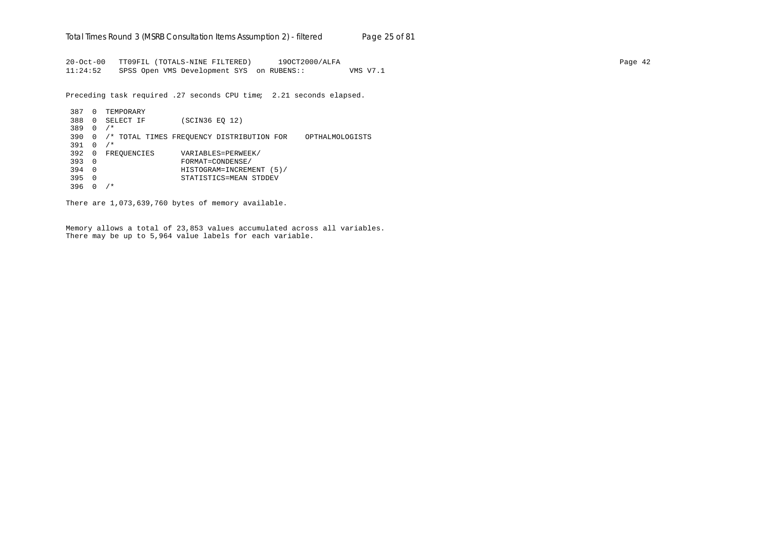```
20-Oct-00   TT09FIL (TOTALS-NINE FILTERED)      19OCT2000/ALFA                                                                    Page 42
11:24:52    SPSS Open VMS Development SYS  on RUBENS::          VMS V7.1

Preceding task required .27 seconds CPU time;  2.21 seconds elapsed.

 387  0  TEMPORARY
 388  0  SELECT IF        (SCIN36 EQ 12)
 389  0  /*
 390  0  /* TOTAL TIMES FREQUENCY DISTRIBUTION FOR    OPTHALMOLOGISTS
 391  0  /*
 392  0  FREQUENCIES      VARIABLES=PERWEEK/
 393  0                   FORMAT=CONDENSE/
 394  0                   HISTOGRAM=INCREMENT (5)/
 395  0                   STATISTICS=MEAN STDDEV
 396  0  /*

There are 1,073,639,760 bytes of memory available.


Memory allows a total of 23,853 values accumulated across all variables.
There may be up to 5,964 value labels for each variable.
```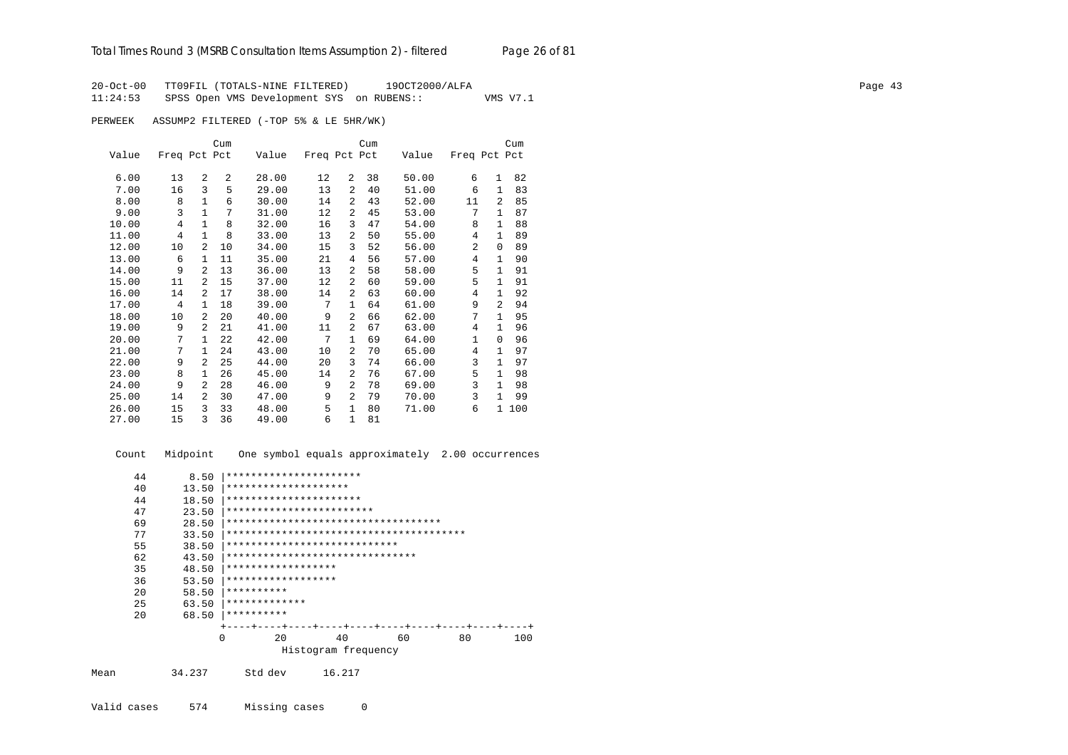20-Oct-00 TT09FIL (TOTALS-NINE FILTERED) 19OCT2000/ALFA
11:24:53 SPSS Open VMS Development SYS on RUBENS:: VMS V7.1

PERWEEK ASSUMP2 FILTERED (-TOP 5% & LE 5HR/WK)

| Value | Freq | Pct | Cum Pct | Value | Freq | Pct | Cum Pct | Value | Freq | Pct | Cum Pct |
|---|---|---|---|---|---|---|---|---|---|---|---|
| 6.00 | 13 | 2 | 2 | 28.00 | 12 | 2 | 38 | 50.00 | 6 | 1 | 82 |
| 7.00 | 16 | 3 | 5 | 29.00 | 13 | 2 | 40 | 51.00 | 6 | 1 | 83 |
| 8.00 | 8 | 1 | 6 | 30.00 | 14 | 2 | 43 | 52.00 | 11 | 2 | 85 |
| 9.00 | 3 | 1 | 7 | 31.00 | 12 | 2 | 45 | 53.00 | 7 | 1 | 87 |
| 10.00 | 4 | 1 | 8 | 32.00 | 16 | 3 | 47 | 54.00 | 8 | 1 | 88 |
| 11.00 | 4 | 1 | 8 | 33.00 | 13 | 2 | 50 | 55.00 | 4 | 1 | 89 |
| 12.00 | 10 | 2 | 10 | 34.00 | 15 | 3 | 52 | 56.00 | 2 | 0 | 89 |
| 13.00 | 6 | 1 | 11 | 35.00 | 21 | 4 | 56 | 57.00 | 4 | 1 | 90 |
| 14.00 | 9 | 2 | 13 | 36.00 | 13 | 2 | 58 | 58.00 | 5 | 1 | 91 |
| 15.00 | 11 | 2 | 15 | 37.00 | 12 | 2 | 60 | 59.00 | 5 | 1 | 91 |
| 16.00 | 14 | 2 | 17 | 38.00 | 14 | 2 | 63 | 60.00 | 4 | 1 | 92 |
| 17.00 | 4 | 1 | 18 | 39.00 | 7 | 1 | 64 | 61.00 | 9 | 2 | 94 |
| 18.00 | 10 | 2 | 20 | 40.00 | 9 | 2 | 66 | 62.00 | 7 | 1 | 95 |
| 19.00 | 9 | 2 | 21 | 41.00 | 11 | 2 | 67 | 63.00 | 4 | 1 | 96 |
| 20.00 | 7 | 1 | 22 | 42.00 | 7 | 1 | 69 | 64.00 | 1 | 0 | 96 |
| 21.00 | 7 | 1 | 24 | 43.00 | 10 | 2 | 70 | 65.00 | 4 | 1 | 97 |
| 22.00 | 9 | 2 | 25 | 44.00 | 20 | 3 | 74 | 66.00 | 3 | 1 | 97 |
| 23.00 | 8 | 1 | 26 | 45.00 | 14 | 2 | 76 | 67.00 | 5 | 1 | 98 |
| 24.00 | 9 | 2 | 28 | 46.00 | 9 | 2 | 78 | 69.00 | 3 | 1 | 98 |
| 25.00 | 14 | 2 | 30 | 47.00 | 9 | 2 | 79 | 70.00 | 3 | 1 | 99 |
| 26.00 | 15 | 3 | 33 | 48.00 | 5 | 1 | 80 | 71.00 | 6 | 1 | 100 |
| 27.00 | 15 | 3 | 36 | 49.00 | 6 | 1 | 81 | | | | |

```
 Count   Midpoint    One symbol equals approximately  2.00 occurrences

    44       8.50 |**********************
    40      13.50 |********************
    44      18.50 |**********************
    47      23.50 |************************
    69      28.50 |***********************************
    77      33.50 |***************************************
    55      38.50 |****************************
    62      43.50 |*******************************
    35      48.50 |******************
    36      53.50 |******************
    20      58.50 |**********
    25      63.50 |*************
    20      68.50 |**********
                  +----+----+----+----+----+----+----+----+----+----+
                  0        20        40        60        80       100
                             Histogram frequency
```

Mean 34.237 Std dev 16.217

Valid cases 574 Missing cases 0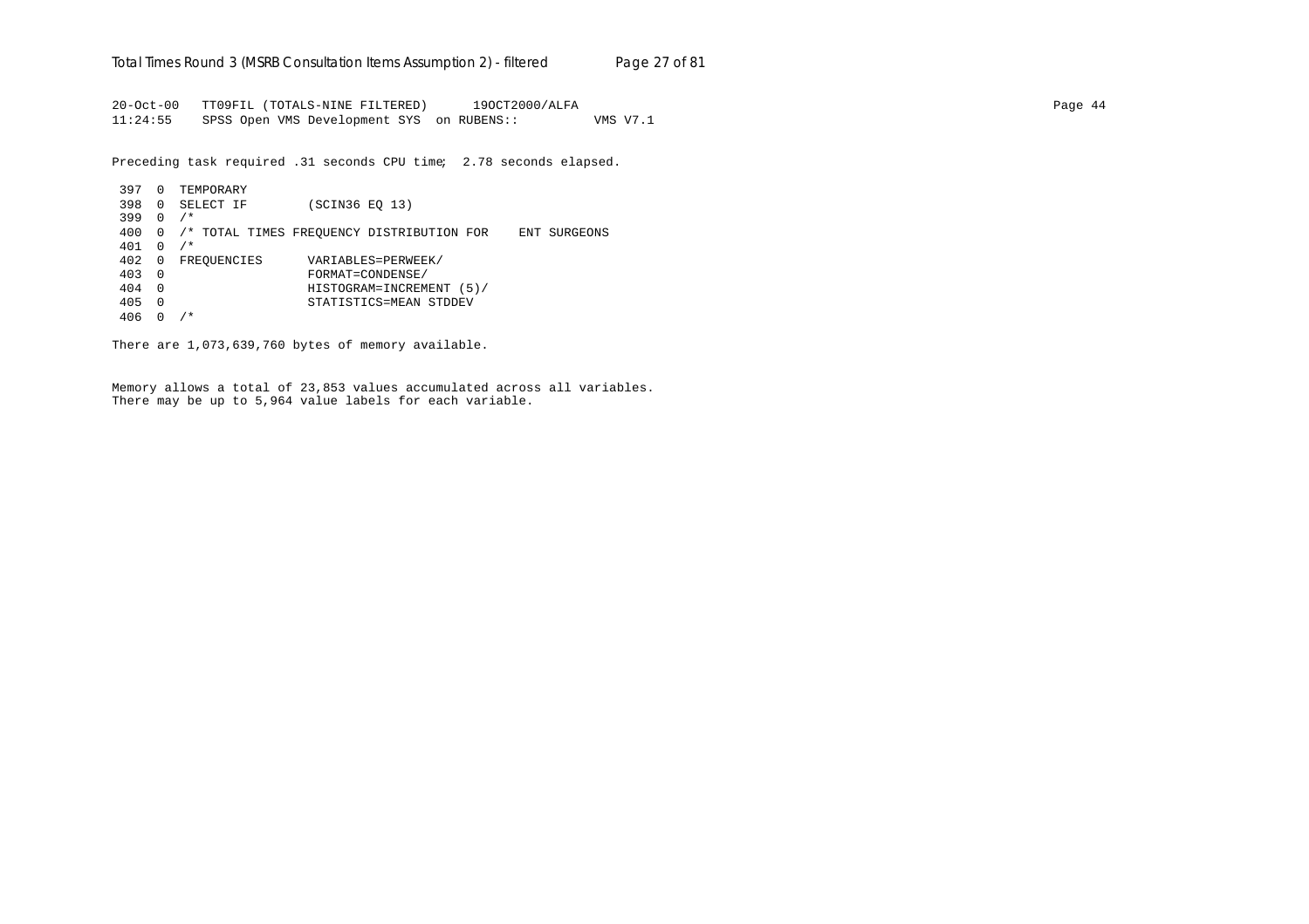```
20-Oct-00   TT09FIL (TOTALS-NINE FILTERED)      19OCT2000/ALFA
11:24:55    SPSS Open VMS Development SYS  on RUBENS::          VMS V7.1
```

Preceding task required .31 seconds CPU time;  2.78 seconds elapsed.

```
 397  0  TEMPORARY
 398  0  SELECT IF        (SCIN36 EQ 13)
 399  0  /*
 400  0  /* TOTAL TIMES FREQUENCY DISTRIBUTION FOR    ENT SURGEONS
 401  0  /*
 402  0  FREQUENCIES      VARIABLES=PERWEEK/
 403  0                   FORMAT=CONDENSE/
 404  0                   HISTOGRAM=INCREMENT (5)/
 405  0                   STATISTICS=MEAN STDDEV
 406  0  /*
```

There are 1,073,639,760 bytes of memory available.

Memory allows a total of 23,853 values accumulated across all variables.
There may be up to 5,964 value labels for each variable.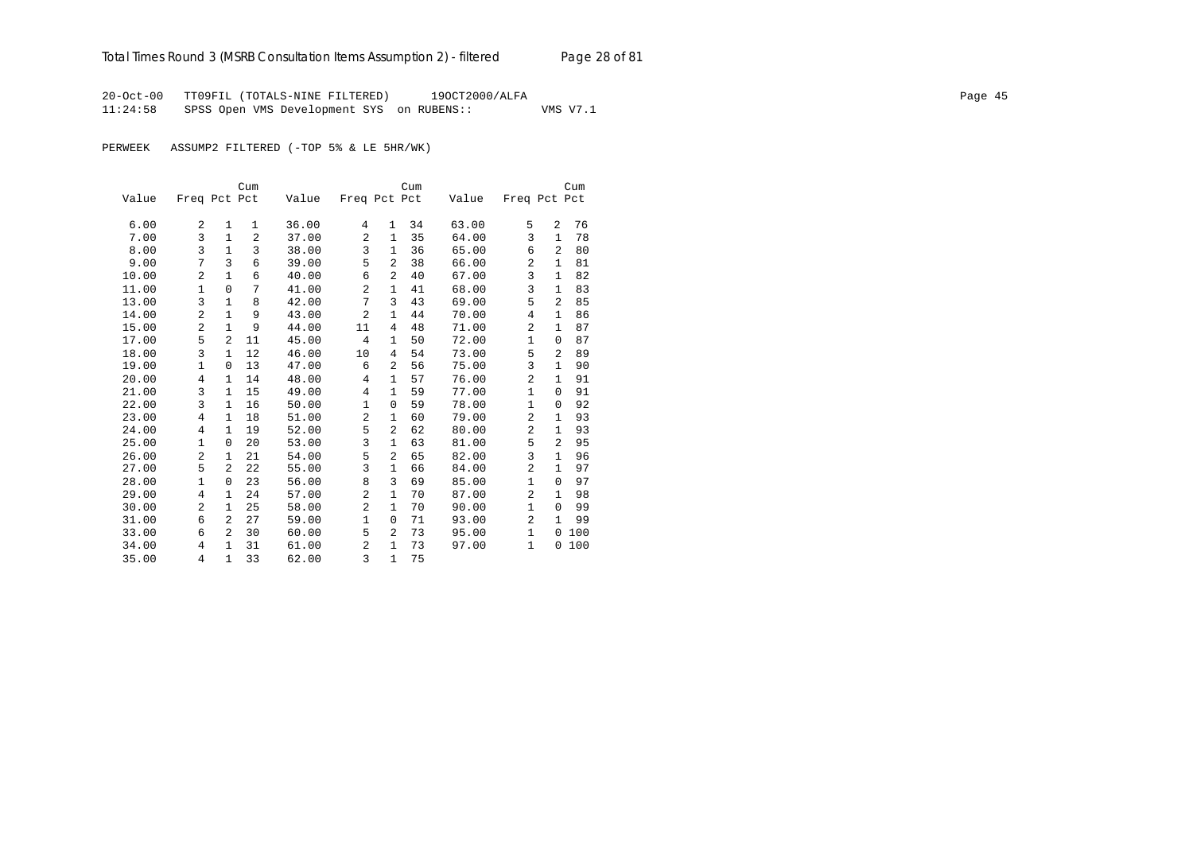20-Oct-00 TT09FIL (TOTALS-NINE FILTERED) 19OCT2000/ALFA
11:24:58 SPSS Open VMS Development SYS on RUBENS:: VMS V7.1

PERWEEK ASSUMP2 FILTERED (-TOP 5% & LE 5HR/WK)

| Value | Freq | Pct | Cum Pct | Value | Freq | Pct | Cum Pct | Value | Freq | Pct | Cum Pct |
|---|---|---|---|---|---|---|---|---|---|---|---|
| 6.00 | 2 | 1 | 1 | 36.00 | 4 | 1 | 34 | 63.00 | 5 | 2 | 76 |
| 7.00 | 3 | 1 | 2 | 37.00 | 2 | 1 | 35 | 64.00 | 3 | 1 | 78 |
| 8.00 | 3 | 1 | 3 | 38.00 | 3 | 1 | 36 | 65.00 | 6 | 2 | 80 |
| 9.00 | 7 | 3 | 6 | 39.00 | 5 | 2 | 38 | 66.00 | 2 | 1 | 81 |
| 10.00 | 2 | 1 | 6 | 40.00 | 6 | 2 | 40 | 67.00 | 3 | 1 | 82 |
| 11.00 | 1 | 0 | 7 | 41.00 | 2 | 1 | 41 | 68.00 | 3 | 1 | 83 |
| 13.00 | 3 | 1 | 8 | 42.00 | 7 | 3 | 43 | 69.00 | 5 | 2 | 85 |
| 14.00 | 2 | 1 | 9 | 43.00 | 2 | 1 | 44 | 70.00 | 4 | 1 | 86 |
| 15.00 | 2 | 1 | 9 | 44.00 | 11 | 4 | 48 | 71.00 | 2 | 1 | 87 |
| 17.00 | 5 | 2 | 11 | 45.00 | 4 | 1 | 50 | 72.00 | 1 | 0 | 87 |
| 18.00 | 3 | 1 | 12 | 46.00 | 10 | 4 | 54 | 73.00 | 5 | 2 | 89 |
| 19.00 | 1 | 0 | 13 | 47.00 | 6 | 2 | 56 | 75.00 | 3 | 1 | 90 |
| 20.00 | 4 | 1 | 14 | 48.00 | 4 | 1 | 57 | 76.00 | 2 | 1 | 91 |
| 21.00 | 3 | 1 | 15 | 49.00 | 4 | 1 | 59 | 77.00 | 1 | 0 | 91 |
| 22.00 | 3 | 1 | 16 | 50.00 | 1 | 0 | 59 | 78.00 | 1 | 0 | 92 |
| 23.00 | 4 | 1 | 18 | 51.00 | 2 | 1 | 60 | 79.00 | 2 | 1 | 93 |
| 24.00 | 4 | 1 | 19 | 52.00 | 5 | 2 | 62 | 80.00 | 2 | 1 | 93 |
| 25.00 | 1 | 0 | 20 | 53.00 | 3 | 1 | 63 | 81.00 | 5 | 2 | 95 |
| 26.00 | 2 | 1 | 21 | 54.00 | 5 | 2 | 65 | 82.00 | 3 | 1 | 96 |
| 27.00 | 5 | 2 | 22 | 55.00 | 3 | 1 | 66 | 84.00 | 2 | 1 | 97 |
| 28.00 | 1 | 0 | 23 | 56.00 | 8 | 3 | 69 | 85.00 | 1 | 0 | 97 |
| 29.00 | 4 | 1 | 24 | 57.00 | 2 | 1 | 70 | 87.00 | 2 | 1 | 98 |
| 30.00 | 2 | 1 | 25 | 58.00 | 2 | 1 | 70 | 90.00 | 1 | 0 | 99 |
| 31.00 | 6 | 2 | 27 | 59.00 | 1 | 0 | 71 | 93.00 | 2 | 1 | 99 |
| 33.00 | 6 | 2 | 30 | 60.00 | 5 | 2 | 73 | 95.00 | 1 | 0 | 100 |
| 34.00 | 4 | 1 | 31 | 61.00 | 2 | 1 | 73 | 97.00 | 1 | 0 | 100 |
| 35.00 | 4 | 1 | 33 | 62.00 | 3 | 1 | 75 | | | | |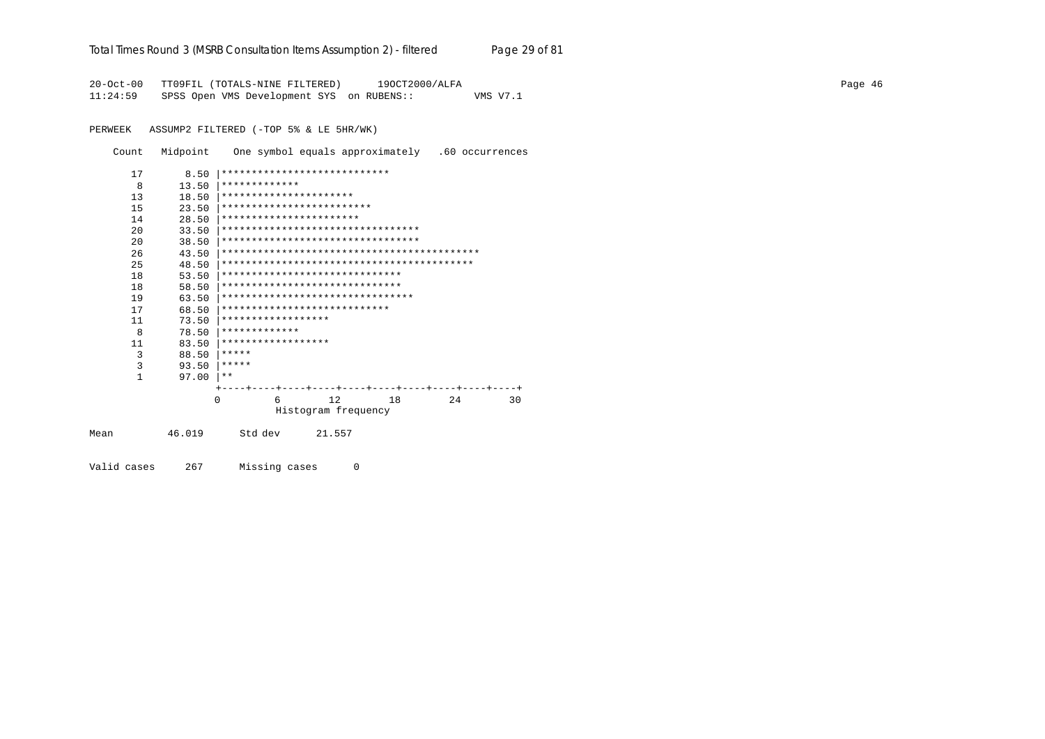```
20-Oct-00   TT09FIL (TOTALS-NINE FILTERED)      19OCT2000/ALFA
11:24:59    SPSS Open VMS Development SYS  on RUBENS::          VMS V7.1

PERWEEK   ASSUMP2 FILTERED (-TOP 5% & LE 5HR/WK)

    Count   Midpoint    One symbol equals approximately   .60 occurrences

      17       8.50 |****************************
       8      13.50 |*************
      13      18.50 |**********************
      15      23.50 |*************************
      14      28.50 |***********************
      20      33.50 |*********************************
      20      38.50 |*********************************
      26      43.50 |*******************************************
      25      48.50 |******************************************
      18      53.50 |******************************
      18      58.50 |******************************
      19      63.50 |********************************
      17      68.50 |****************************
      11      73.50 |******************
       8      78.50 |*************
      11      83.50 |******************
       3      88.50 |*****
       3      93.50 |*****
       1      97.00 |**
                    +----+----+----+----+----+----+----+----+----+----+
                    0         6        12        18        24        30
                              Histogram frequency

Mean         46.019      Std dev      21.557

Valid cases     267      Missing cases      0
```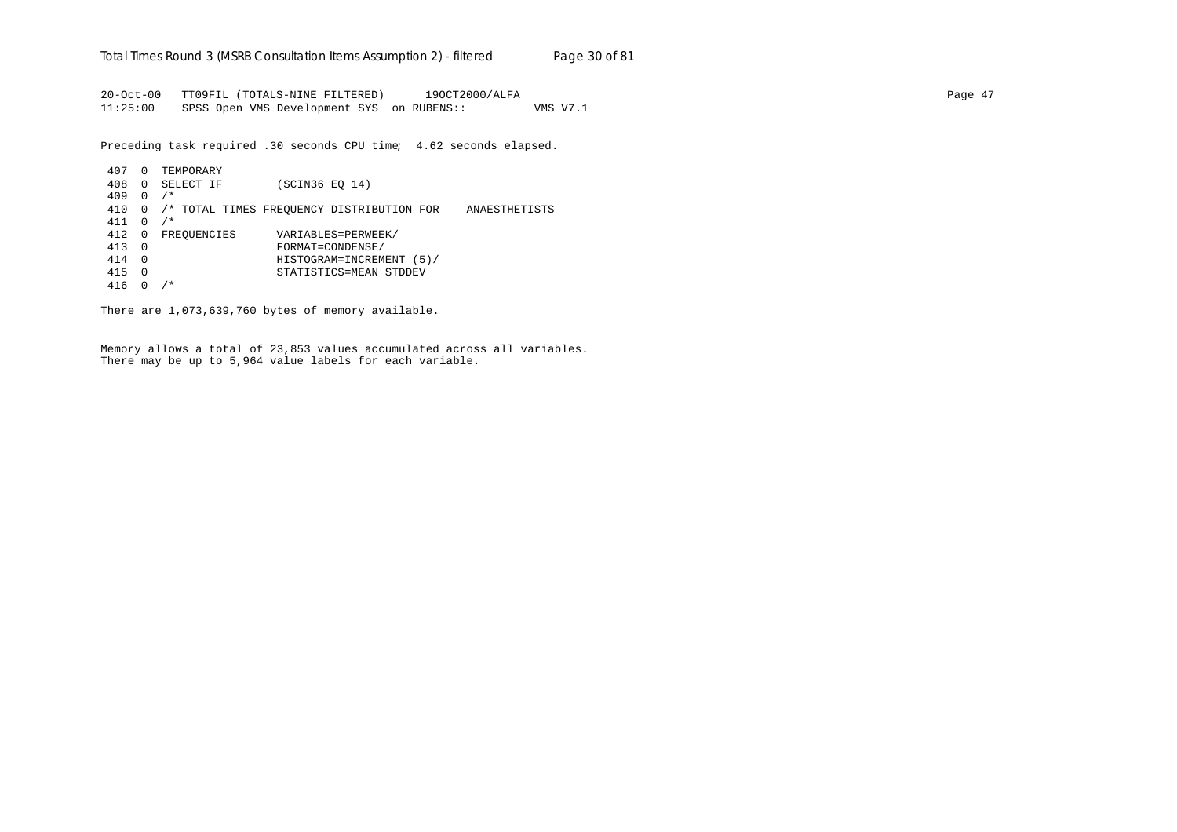```
20-Oct-00   TT09FIL (TOTALS-NINE FILTERED)      19OCT2000/ALFA
11:25:00    SPSS Open VMS Development SYS  on RUBENS::          VMS V7.1
```

Preceding task required .30 seconds CPU time;  4.62 seconds elapsed.

```
 407  0  TEMPORARY
 408  0  SELECT IF        (SCIN36 EQ 14)
 409  0  /*
 410  0  /* TOTAL TIMES FREQUENCY DISTRIBUTION FOR    ANAESTHETISTS
 411  0  /*
 412  0  FREQUENCIES      VARIABLES=PERWEEK/
 413  0                   FORMAT=CONDENSE/
 414  0                   HISTOGRAM=INCREMENT (5)/
 415  0                   STATISTICS=MEAN STDDEV
 416  0  /*
```

There are 1,073,639,760 bytes of memory available.

Memory allows a total of 23,853 values accumulated across all variables.
There may be up to 5,964 value labels for each variable.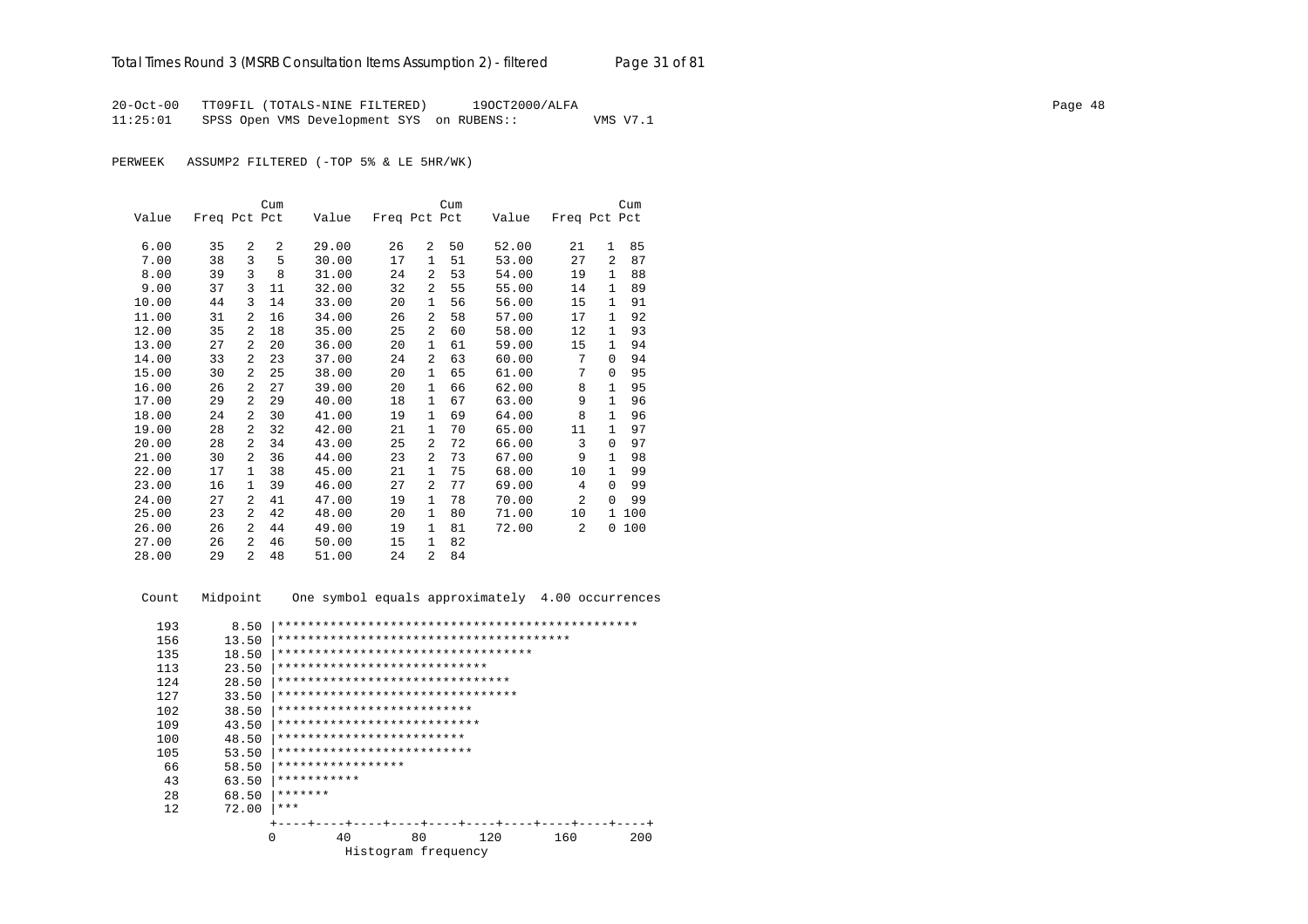20-Oct-00 TT09FIL (TOTALS-NINE FILTERED) 19OCT2000/ALFA
11:25:01 SPSS Open VMS Development SYS on RUBENS:: VMS V7.1

PERWEEK ASSUMP2 FILTERED (-TOP 5% & LE 5HR/WK)

| Value | Freq | Pct | Cum Pct | Value | Freq | Pct | Cum Pct | Value | Freq | Pct | Cum Pct |
|---|---|---|---|---|---|---|---|---|---|---|---|
| 6.00 | 35 | 2 | 2 | 29.00 | 26 | 2 | 50 | 52.00 | 21 | 1 | 85 |
| 7.00 | 38 | 3 | 5 | 30.00 | 17 | 1 | 51 | 53.00 | 27 | 2 | 87 |
| 8.00 | 39 | 3 | 8 | 31.00 | 24 | 2 | 53 | 54.00 | 19 | 1 | 88 |
| 9.00 | 37 | 3 | 11 | 32.00 | 32 | 2 | 55 | 55.00 | 14 | 1 | 89 |
| 10.00 | 44 | 3 | 14 | 33.00 | 20 | 1 | 56 | 56.00 | 15 | 1 | 91 |
| 11.00 | 31 | 2 | 16 | 34.00 | 26 | 2 | 58 | 57.00 | 17 | 1 | 92 |
| 12.00 | 35 | 2 | 18 | 35.00 | 25 | 2 | 60 | 58.00 | 12 | 1 | 93 |
| 13.00 | 27 | 2 | 20 | 36.00 | 20 | 1 | 61 | 59.00 | 15 | 1 | 94 |
| 14.00 | 33 | 2 | 23 | 37.00 | 24 | 2 | 63 | 60.00 | 7 | 0 | 94 |
| 15.00 | 30 | 2 | 25 | 38.00 | 20 | 1 | 65 | 61.00 | 7 | 0 | 95 |
| 16.00 | 26 | 2 | 27 | 39.00 | 20 | 1 | 66 | 62.00 | 8 | 1 | 95 |
| 17.00 | 29 | 2 | 29 | 40.00 | 18 | 1 | 67 | 63.00 | 9 | 1 | 96 |
| 18.00 | 24 | 2 | 30 | 41.00 | 19 | 1 | 69 | 64.00 | 8 | 1 | 96 |
| 19.00 | 28 | 2 | 32 | 42.00 | 21 | 1 | 70 | 65.00 | 11 | 1 | 97 |
| 20.00 | 28 | 2 | 34 | 43.00 | 25 | 2 | 72 | 66.00 | 3 | 0 | 97 |
| 21.00 | 30 | 2 | 36 | 44.00 | 23 | 2 | 73 | 67.00 | 9 | 1 | 98 |
| 22.00 | 17 | 1 | 38 | 45.00 | 21 | 1 | 75 | 68.00 | 10 | 1 | 99 |
| 23.00 | 16 | 1 | 39 | 46.00 | 27 | 2 | 77 | 69.00 | 4 | 0 | 99 |
| 24.00 | 27 | 2 | 41 | 47.00 | 19 | 1 | 78 | 70.00 | 2 | 0 | 99 |
| 25.00 | 23 | 2 | 42 | 48.00 | 20 | 1 | 80 | 71.00 | 10 | 1 | 100 |
| 26.00 | 26 | 2 | 44 | 49.00 | 19 | 1 | 81 | 72.00 | 2 | 0 | 100 |
| 27.00 | 26 | 2 | 46 | 50.00 | 15 | 1 | 82 | | | | |
| 28.00 | 29 | 2 | 48 | 51.00 | 24 | 2 | 84 | | | | |

```
 Count   Midpoint    One symbol equals approximately  4.00 occurrences

   193       8.50 |************************************************
   156      13.50 |***************************************
   135      18.50 |**********************************
   113      23.50 |****************************
   124      28.50 |*******************************
   127      33.50 |********************************
   102      38.50 |**************************
   109      43.50 |***************************
   100      48.50 |*************************
   105      53.50 |**************************
    66      58.50 |*****************
    43      63.50 |***********
    28      68.50 |*******
    12      72.00 |***
                  +----+----+----+----+----+----+----+----+----+----+
                  0        40        80       120       160       200
                            Histogram frequency
```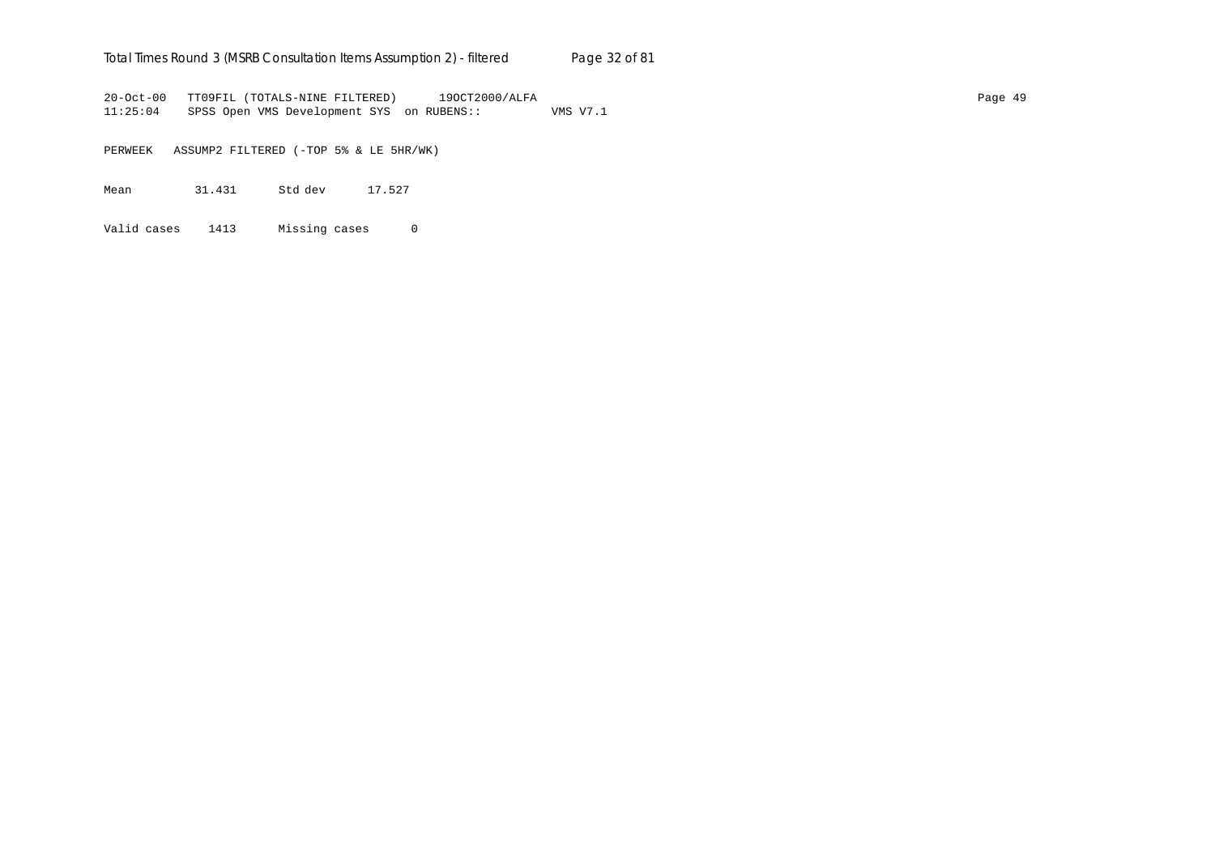```
20-Oct-00   TT09FIL (TOTALS-NINE FILTERED)      19OCT2000/ALFA
11:25:04    SPSS Open VMS Development SYS  on RUBENS::          VMS V7.1

PERWEEK   ASSUMP2 FILTERED (-TOP 5% & LE 5HR/WK)

Mean         31.431      Std dev      17.527

Valid cases    1413      Missing cases      0
```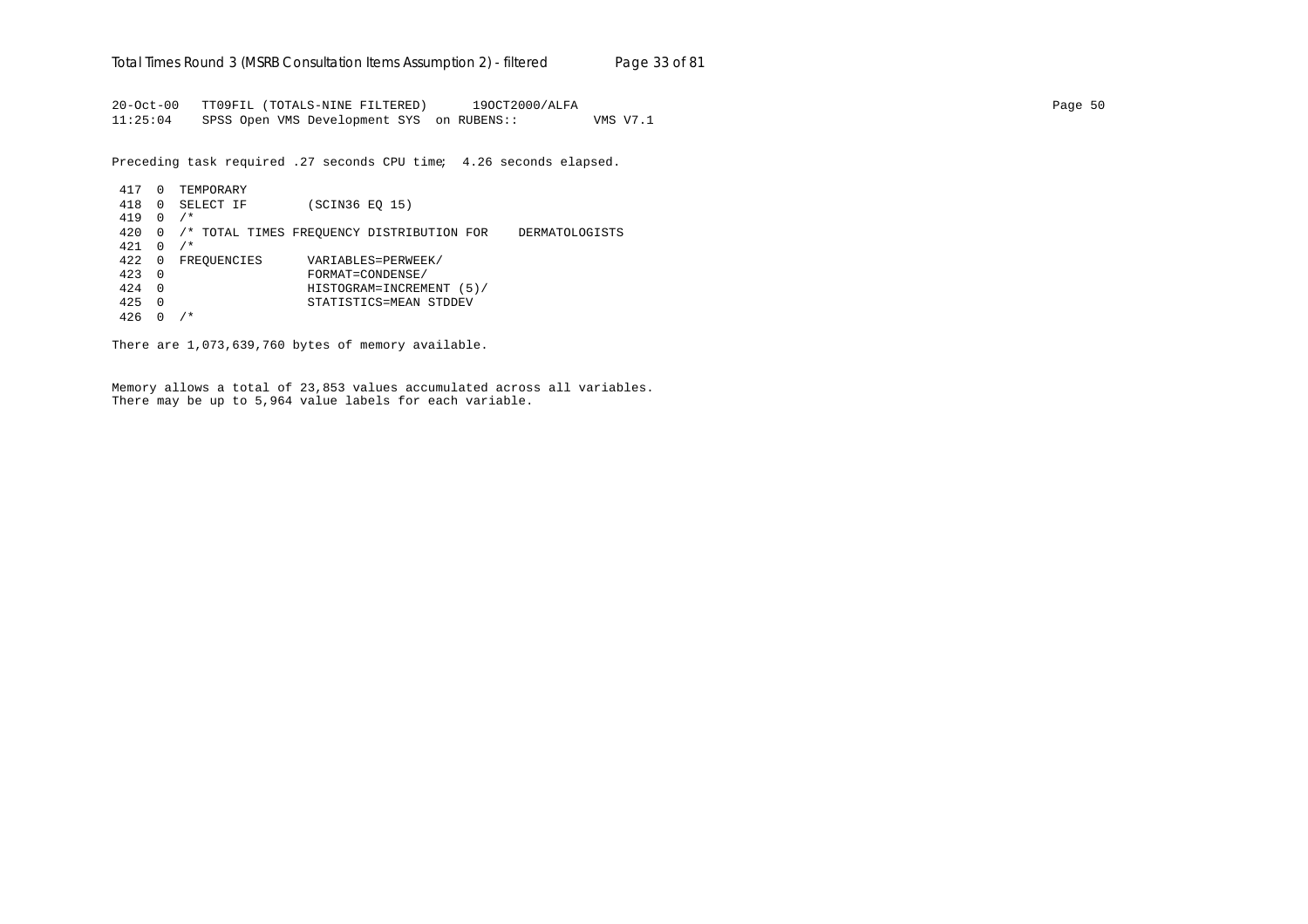```
20-Oct-00   TT09FIL (TOTALS-NINE FILTERED)      19OCT2000/ALFA
11:25:04    SPSS Open VMS Development SYS  on RUBENS::          VMS V7.1

Preceding task required .27 seconds CPU time;  4.26 seconds elapsed.

 417  0  TEMPORARY
 418  0  SELECT IF        (SCIN36 EQ 15)
 419  0  /*
 420  0  /* TOTAL TIMES FREQUENCY DISTRIBUTION FOR    DERMATOLOGISTS
 421  0  /*
 422  0  FREQUENCIES      VARIABLES=PERWEEK/
 423  0                   FORMAT=CONDENSE/
 424  0                   HISTOGRAM=INCREMENT (5)/
 425  0                   STATISTICS=MEAN STDDEV
 426  0  /*

There are 1,073,639,760 bytes of memory available.


Memory allows a total of 23,853 values accumulated across all variables.
There may be up to 5,964 value labels for each variable.
```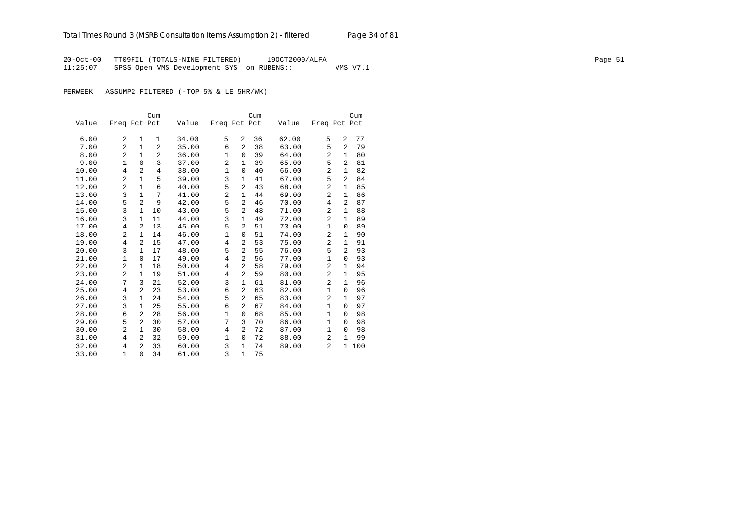20-Oct-00 TT09FIL (TOTALS-NINE FILTERED) 19OCT2000/ALFA
11:25:07 SPSS Open VMS Development SYS on RUBENS:: VMS V7.1

PERWEEK ASSUMP2 FILTERED (-TOP 5% & LE 5HR/WK)

| Value | Freq | Pct | Cum Pct | Value | Freq | Pct | Cum Pct | Value | Freq | Pct | Cum Pct |
|---|---|---|---|---|---|---|---|---|---|---|---|
| 6.00 | 2 | 1 | 1 | 34.00 | 5 | 2 | 36 | 62.00 | 5 | 2 | 77 |
| 7.00 | 2 | 1 | 2 | 35.00 | 6 | 2 | 38 | 63.00 | 5 | 2 | 79 |
| 8.00 | 2 | 1 | 2 | 36.00 | 1 | 0 | 39 | 64.00 | 2 | 1 | 80 |
| 9.00 | 1 | 0 | 3 | 37.00 | 2 | 1 | 39 | 65.00 | 5 | 2 | 81 |
| 10.00 | 4 | 2 | 4 | 38.00 | 1 | 0 | 40 | 66.00 | 2 | 1 | 82 |
| 11.00 | 2 | 1 | 5 | 39.00 | 3 | 1 | 41 | 67.00 | 5 | 2 | 84 |
| 12.00 | 2 | 1 | 6 | 40.00 | 5 | 2 | 43 | 68.00 | 2 | 1 | 85 |
| 13.00 | 3 | 1 | 7 | 41.00 | 2 | 1 | 44 | 69.00 | 2 | 1 | 86 |
| 14.00 | 5 | 2 | 9 | 42.00 | 5 | 2 | 46 | 70.00 | 4 | 2 | 87 |
| 15.00 | 3 | 1 | 10 | 43.00 | 5 | 2 | 48 | 71.00 | 2 | 1 | 88 |
| 16.00 | 3 | 1 | 11 | 44.00 | 3 | 1 | 49 | 72.00 | 2 | 1 | 89 |
| 17.00 | 4 | 2 | 13 | 45.00 | 5 | 2 | 51 | 73.00 | 1 | 0 | 89 |
| 18.00 | 2 | 1 | 14 | 46.00 | 1 | 0 | 51 | 74.00 | 2 | 1 | 90 |
| 19.00 | 4 | 2 | 15 | 47.00 | 4 | 2 | 53 | 75.00 | 2 | 1 | 91 |
| 20.00 | 3 | 1 | 17 | 48.00 | 5 | 2 | 55 | 76.00 | 5 | 2 | 93 |
| 21.00 | 1 | 0 | 17 | 49.00 | 4 | 2 | 56 | 77.00 | 1 | 0 | 93 |
| 22.00 | 2 | 1 | 18 | 50.00 | 4 | 2 | 58 | 79.00 | 2 | 1 | 94 |
| 23.00 | 2 | 1 | 19 | 51.00 | 4 | 2 | 59 | 80.00 | 2 | 1 | 95 |
| 24.00 | 7 | 3 | 21 | 52.00 | 3 | 1 | 61 | 81.00 | 2 | 1 | 96 |
| 25.00 | 4 | 2 | 23 | 53.00 | 6 | 2 | 63 | 82.00 | 1 | 0 | 96 |
| 26.00 | 3 | 1 | 24 | 54.00 | 5 | 2 | 65 | 83.00 | 2 | 1 | 97 |
| 27.00 | 3 | 1 | 25 | 55.00 | 6 | 2 | 67 | 84.00 | 1 | 0 | 97 |
| 28.00 | 6 | 2 | 28 | 56.00 | 1 | 0 | 68 | 85.00 | 1 | 0 | 98 |
| 29.00 | 5 | 2 | 30 | 57.00 | 7 | 3 | 70 | 86.00 | 1 | 0 | 98 |
| 30.00 | 2 | 1 | 30 | 58.00 | 4 | 2 | 72 | 87.00 | 1 | 0 | 98 |
| 31.00 | 4 | 2 | 32 | 59.00 | 1 | 0 | 72 | 88.00 | 2 | 1 | 99 |
| 32.00 | 4 | 2 | 33 | 60.00 | 3 | 1 | 74 | 89.00 | 2 | 1 | 100 |
| 33.00 | 1 | 0 | 34 | 61.00 | 3 | 1 | 75 | | | | |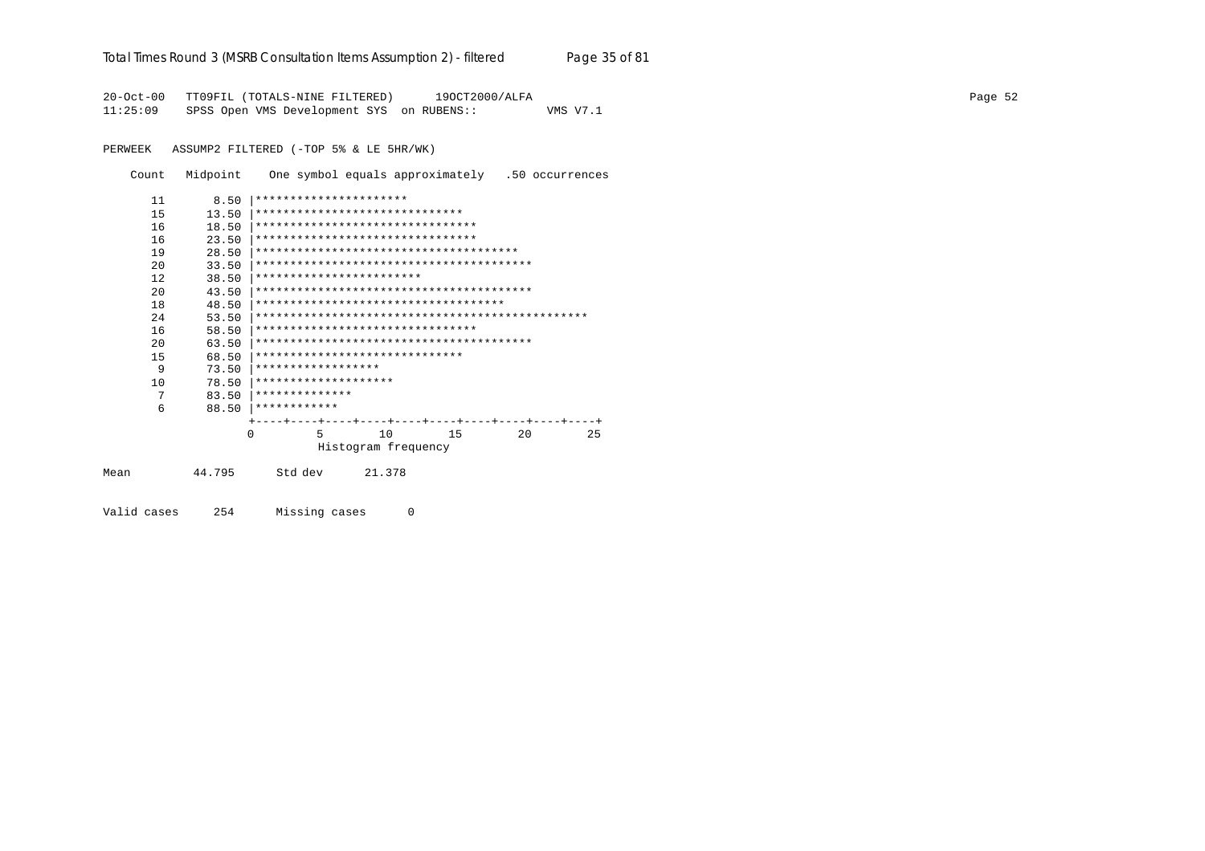```
20-Oct-00   TT09FIL (TOTALS-NINE FILTERED)      19OCT2000/ALFA
11:25:09    SPSS Open VMS Development SYS  on RUBENS::          VMS V7.1

PERWEEK   ASSUMP2 FILTERED (-TOP 5% & LE 5HR/WK)

    Count   Midpoint    One symbol equals approximately   .50 occurrences

       11       8.50 |**********************
       15      13.50 |******************************
       16      18.50 |********************************
       16      23.50 |********************************
       19      28.50 |**************************************
       20      33.50 |****************************************
       12      38.50 |************************
       20      43.50 |****************************************
       18      48.50 |************************************
       24      53.50 |************************************************
       16      58.50 |********************************
       20      63.50 |****************************************
       15      68.50 |******************************
        9      73.50 |******************
       10      78.50 |********************
        7      83.50 |**************
        6      88.50 |************
                     +----+----+----+----+----+----+----+----+----+----+
                     0         5        10        15        20        25
                               Histogram frequency

Mean         44.795      Std dev      21.378


Valid cases     254      Missing cases      0
```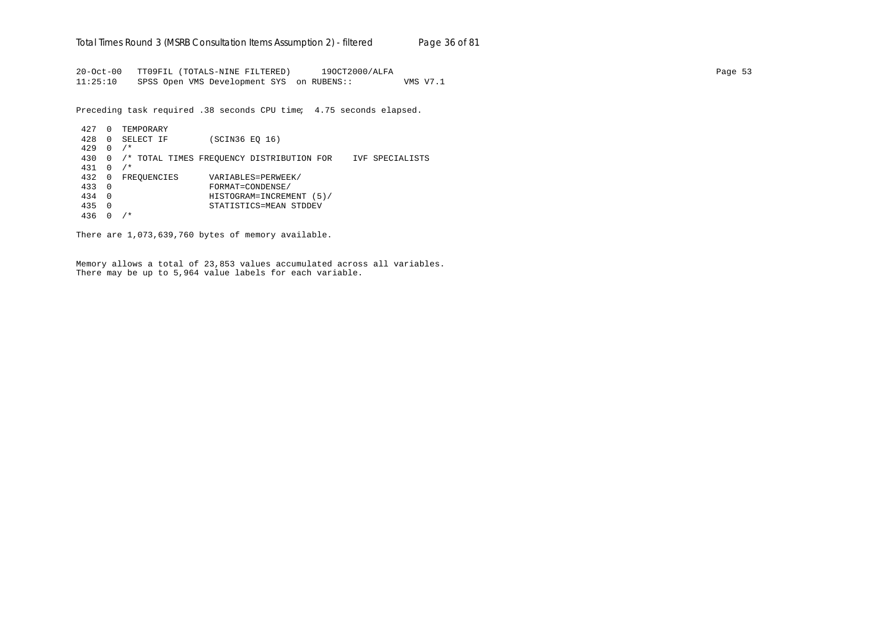```
20-Oct-00   TT09FIL (TOTALS-NINE FILTERED)      19OCT2000/ALFA
11:25:10    SPSS Open VMS Development SYS  on RUBENS::          VMS V7.1

Preceding task required .38 seconds CPU time;  4.75 seconds elapsed.

 427  0  TEMPORARY
 428  0  SELECT IF        (SCIN36 EQ 16)
 429  0  /*
 430  0  /* TOTAL TIMES FREQUENCY DISTRIBUTION FOR    IVF SPECIALISTS
 431  0  /*
 432  0  FREQUENCIES      VARIABLES=PERWEEK/
 433  0                   FORMAT=CONDENSE/
 434  0                   HISTOGRAM=INCREMENT (5)/
 435  0                   STATISTICS=MEAN STDDEV
 436  0  /*

There are 1,073,639,760 bytes of memory available.


Memory allows a total of 23,853 values accumulated across all variables.
There may be up to 5,964 value labels for each variable.
```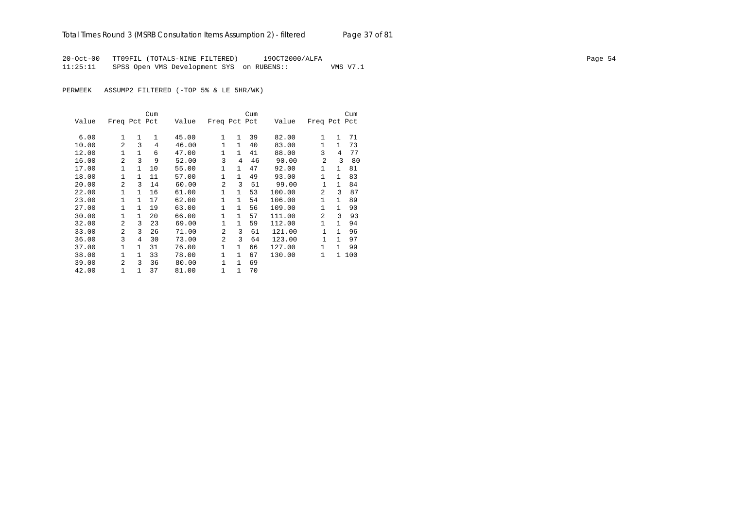20-Oct-00 TT09FIL (TOTALS-NINE FILTERED) 19OCT2000/ALFA
11:25:11 SPSS Open VMS Development SYS on RUBENS:: VMS V7.1

PERWEEK ASSUMP2 FILTERED (-TOP 5% & LE 5HR/WK)

| Value | Freq | Pct | Cum Pct | Value | Freq | Pct | Cum Pct | Value | Freq | Pct | Cum Pct |
|---|---|---|---|---|---|---|---|---|---|---|---|
| 6.00 | 1 | 1 | 1 | 45.00 | 1 | 1 | 39 | 82.00 | 1 | 1 | 71 |
| 10.00 | 2 | 3 | 4 | 46.00 | 1 | 1 | 40 | 83.00 | 1 | 1 | 73 |
| 12.00 | 1 | 1 | 6 | 47.00 | 1 | 1 | 41 | 88.00 | 3 | 4 | 77 |
| 16.00 | 2 | 3 | 9 | 52.00 | 3 | 4 | 46 | 90.00 | 2 | 3 | 80 |
| 17.00 | 1 | 1 | 10 | 55.00 | 1 | 1 | 47 | 92.00 | 1 | 1 | 81 |
| 18.00 | 1 | 1 | 11 | 57.00 | 1 | 1 | 49 | 93.00 | 1 | 1 | 83 |
| 20.00 | 2 | 3 | 14 | 60.00 | 2 | 3 | 51 | 99.00 | 1 | 1 | 84 |
| 22.00 | 1 | 1 | 16 | 61.00 | 1 | 1 | 53 | 100.00 | 2 | 3 | 87 |
| 23.00 | 1 | 1 | 17 | 62.00 | 1 | 1 | 54 | 106.00 | 1 | 1 | 89 |
| 27.00 | 1 | 1 | 19 | 63.00 | 1 | 1 | 56 | 109.00 | 1 | 1 | 90 |
| 30.00 | 1 | 1 | 20 | 66.00 | 1 | 1 | 57 | 111.00 | 2 | 3 | 93 |
| 32.00 | 2 | 3 | 23 | 69.00 | 1 | 1 | 59 | 112.00 | 1 | 1 | 94 |
| 33.00 | 2 | 3 | 26 | 71.00 | 2 | 3 | 61 | 121.00 | 1 | 1 | 96 |
| 36.00 | 3 | 4 | 30 | 73.00 | 2 | 3 | 64 | 123.00 | 1 | 1 | 97 |
| 37.00 | 1 | 1 | 31 | 76.00 | 1 | 1 | 66 | 127.00 | 1 | 1 | 99 |
| 38.00 | 1 | 1 | 33 | 78.00 | 1 | 1 | 67 | 130.00 | 1 | 1 | 100 |
| 39.00 | 2 | 3 | 36 | 80.00 | 1 | 1 | 69 | | | | |
| 42.00 | 1 | 1 | 37 | 81.00 | 1 | 1 | 70 | | | | |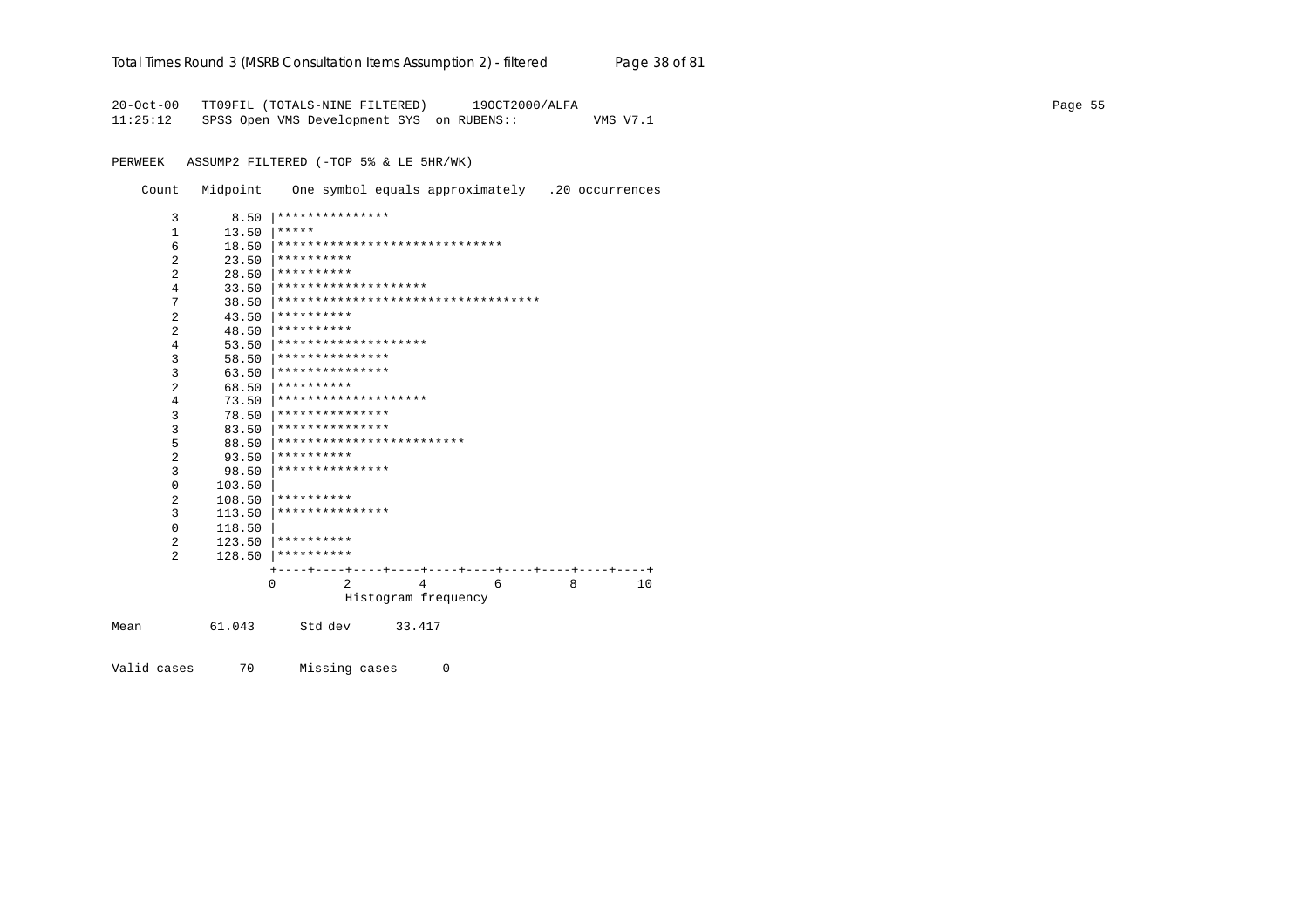```
20-Oct-00   TT09FIL (TOTALS-NINE FILTERED)      19OCT2000/ALFA
11:25:12    SPSS Open VMS Development SYS  on RUBENS::          VMS V7.1


PERWEEK   ASSUMP2 FILTERED (-TOP 5% & LE 5HR/WK)

    Count   Midpoint    One symbol equals approximately   .20 occurrences

        3       8.50 |***************
        1      13.50 |*****
        6      18.50 |******************************
        2      23.50 |**********
        2      28.50 |**********
        4      33.50 |********************
        7      38.50 |***********************************
        2      43.50 |**********
        2      48.50 |**********
        4      53.50 |********************
        3      58.50 |***************
        3      63.50 |***************
        2      68.50 |**********
        4      73.50 |********************
        3      78.50 |***************
        3      83.50 |***************
        5      88.50 |*************************
        2      93.50 |**********
        3      98.50 |***************
        0     103.50 |
        2     108.50 |**********
        3     113.50 |***************
        0     118.50 |
        2     123.50 |**********
        2     128.50 |**********
                     +----+----+----+----+----+----+----+----+----+----+
                     0         2         4         6         8        10
                               Histogram frequency

Mean         61.043      Std dev      33.417


Valid cases      70      Missing cases      0
```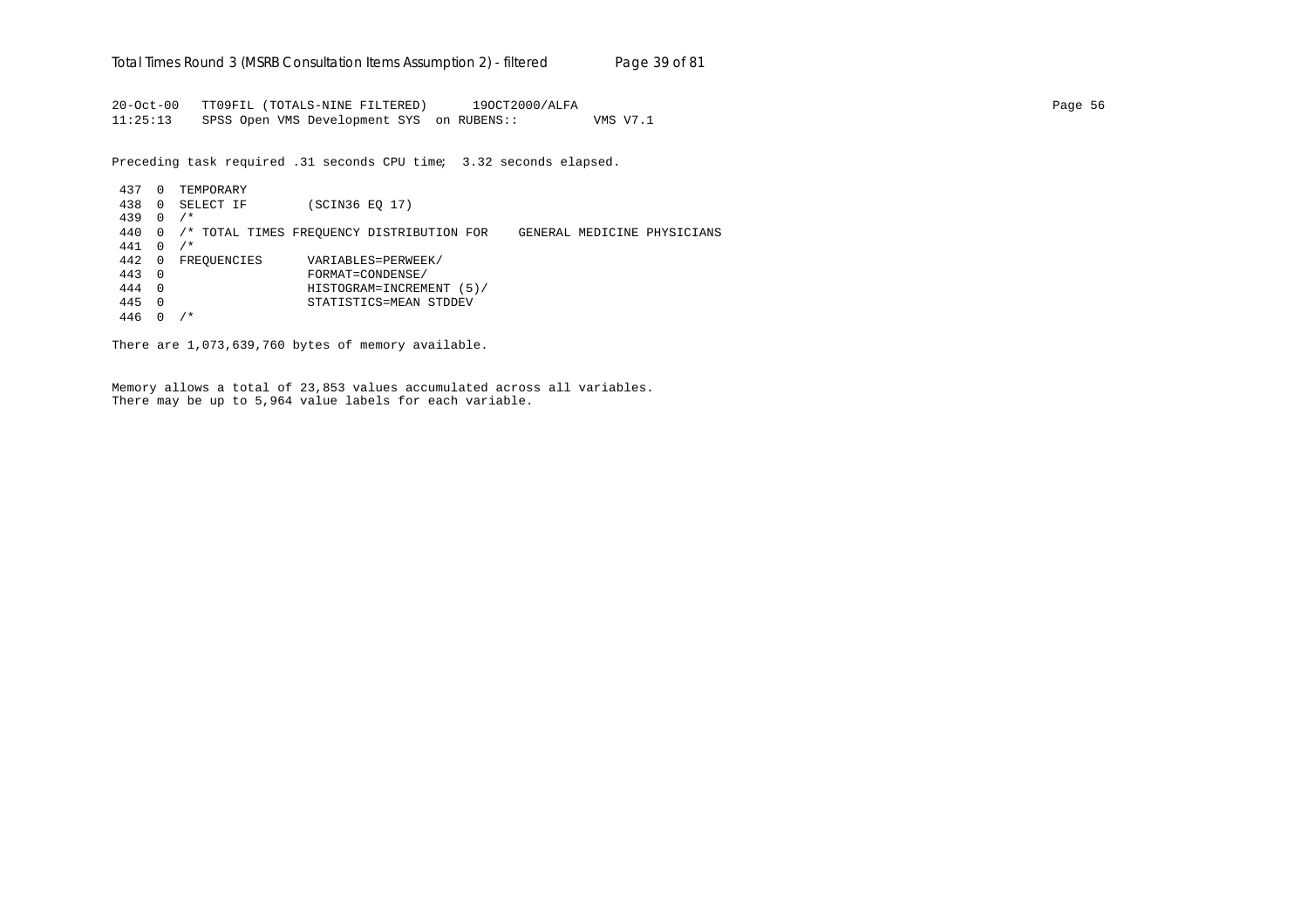```
20-Oct-00   TT09FIL (TOTALS-NINE FILTERED)      19OCT2000/ALFA
11:25:13    SPSS Open VMS Development SYS  on RUBENS::          VMS V7.1

Preceding task required .31 seconds CPU time;  3.32 seconds elapsed.

 437  0  TEMPORARY
 438  0  SELECT IF        (SCIN36 EQ 17)
 439  0  /*
 440  0  /* TOTAL TIMES FREQUENCY DISTRIBUTION FOR    GENERAL MEDICINE PHYSICIANS
 441  0  /*
 442  0  FREQUENCIES      VARIABLES=PERWEEK/
 443  0                   FORMAT=CONDENSE/
 444  0                   HISTOGRAM=INCREMENT (5)/
 445  0                   STATISTICS=MEAN STDDEV
 446  0  /*

There are 1,073,639,760 bytes of memory available.


Memory allows a total of 23,853 values accumulated across all variables.
There may be up to 5,964 value labels for each variable.
```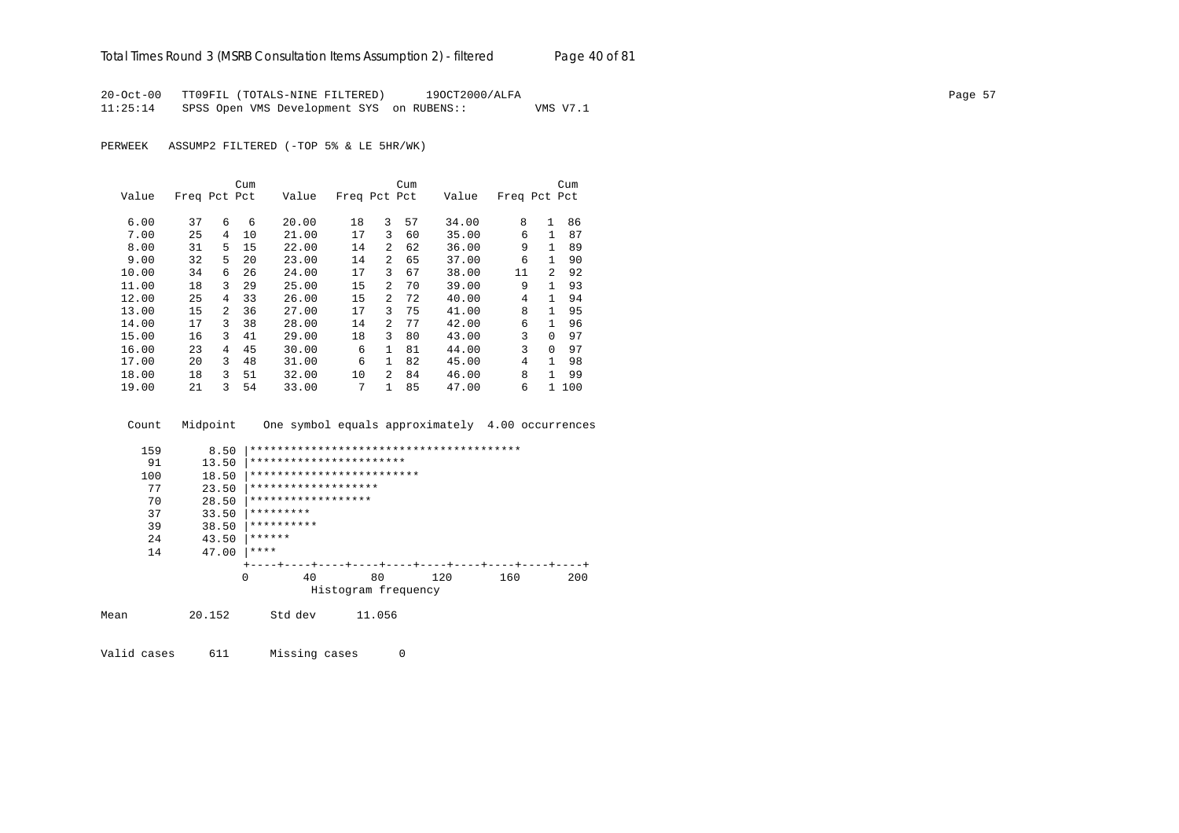```
20-Oct-00   TT09FIL (TOTALS-NINE FILTERED)      19OCT2000/ALFA
11:25:14    SPSS Open VMS Development SYS  on RUBENS::          VMS V7.1
```

PERWEEK   ASSUMP2 FILTERED (-TOP 5% & LE 5HR/WK)

| Value | Freq | Pct | Cum Pct | Value | Freq | Pct | Cum Pct | Value | Freq | Pct | Cum Pct |
|---|---|---|---|---|---|---|---|---|---|---|---|
| 6.00 | 37 | 6 | 6 | 20.00 | 18 | 3 | 57 | 34.00 | 8 | 1 | 86 |
| 7.00 | 25 | 4 | 10 | 21.00 | 17 | 3 | 60 | 35.00 | 6 | 1 | 87 |
| 8.00 | 31 | 5 | 15 | 22.00 | 14 | 2 | 62 | 36.00 | 9 | 1 | 89 |
| 9.00 | 32 | 5 | 20 | 23.00 | 14 | 2 | 65 | 37.00 | 6 | 1 | 90 |
| 10.00 | 34 | 6 | 26 | 24.00 | 17 | 3 | 67 | 38.00 | 11 | 2 | 92 |
| 11.00 | 18 | 3 | 29 | 25.00 | 15 | 2 | 70 | 39.00 | 9 | 1 | 93 |
| 12.00 | 25 | 4 | 33 | 26.00 | 15 | 2 | 72 | 40.00 | 4 | 1 | 94 |
| 13.00 | 15 | 2 | 36 | 27.00 | 17 | 3 | 75 | 41.00 | 8 | 1 | 95 |
| 14.00 | 17 | 3 | 38 | 28.00 | 14 | 2 | 77 | 42.00 | 6 | 1 | 96 |
| 15.00 | 16 | 3 | 41 | 29.00 | 18 | 3 | 80 | 43.00 | 3 | 0 | 97 |
| 16.00 | 23 | 4 | 45 | 30.00 | 6 | 1 | 81 | 44.00 | 3 | 0 | 97 |
| 17.00 | 20 | 3 | 48 | 31.00 | 6 | 1 | 82 | 45.00 | 4 | 1 | 98 |
| 18.00 | 18 | 3 | 51 | 32.00 | 10 | 2 | 84 | 46.00 | 8 | 1 | 99 |
| 19.00 | 21 | 3 | 54 | 33.00 | 7 | 1 | 85 | 47.00 | 6 | 1 | 100 |

```
 Count   Midpoint    One symbol equals approximately  4.00 occurrences

   159       8.50 |****************************************
    91      13.50 |***********************
   100      18.50 |*************************
    77      23.50 |*******************
    70      28.50 |******************
    37      33.50 |*********
    39      38.50 |**********
    24      43.50 |******
    14      47.00 |****
                  +----+----+----+----+----+----+----+----+----+----+
                  0        40        80       120       160       200
                            Histogram frequency
```

Mean         20.152      Std dev      11.056

Valid cases     611      Missing cases      0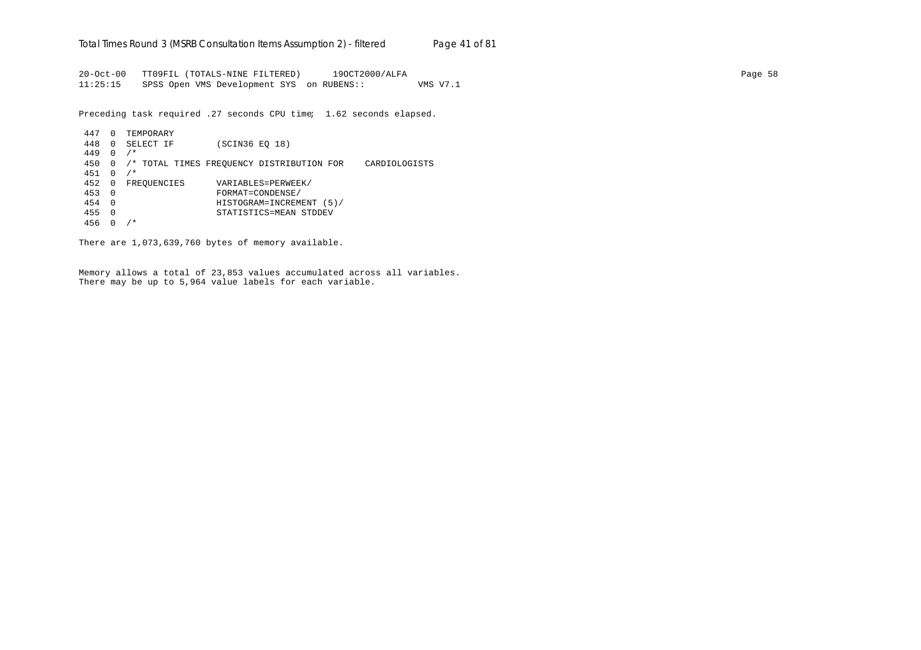```
20-Oct-00   TT09FIL (TOTALS-NINE FILTERED)      19OCT2000/ALFA
11:25:15    SPSS Open VMS Development SYS  on RUBENS::          VMS V7.1

Preceding task required .27 seconds CPU time;  1.62 seconds elapsed.

 447  0  TEMPORARY
 448  0  SELECT IF        (SCIN36 EQ 18)
 449  0  /*
 450  0  /* TOTAL TIMES FREQUENCY DISTRIBUTION FOR    CARDIOLOGISTS
 451  0  /*
 452  0  FREQUENCIES      VARIABLES=PERWEEK/
 453  0                   FORMAT=CONDENSE/
 454  0                   HISTOGRAM=INCREMENT (5)/
 455  0                   STATISTICS=MEAN STDDEV
 456  0  /*

There are 1,073,639,760 bytes of memory available.


Memory allows a total of 23,853 values accumulated across all variables.
There may be up to 5,964 value labels for each variable.
```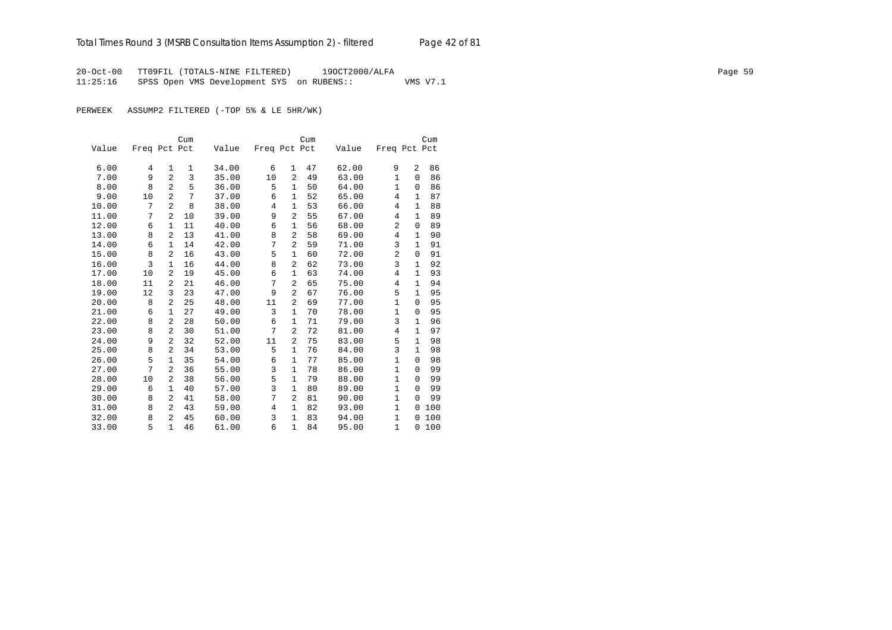20-Oct-00 TT09FIL (TOTALS-NINE FILTERED) 19OCT2000/ALFA
11:25:16 SPSS Open VMS Development SYS on RUBENS:: VMS V7.1

PERWEEK ASSUMP2 FILTERED (-TOP 5% & LE 5HR/WK)

| Value | Freq | Pct | Cum Pct | Value | Freq | Pct | Cum Pct | Value | Freq | Pct | Cum Pct |
|---|---|---|---|---|---|---|---|---|---|---|---|
| 6.00 | 4 | 1 | 1 | 34.00 | 6 | 1 | 47 | 62.00 | 9 | 2 | 86 |
| 7.00 | 9 | 2 | 3 | 35.00 | 10 | 2 | 49 | 63.00 | 1 | 0 | 86 |
| 8.00 | 8 | 2 | 5 | 36.00 | 5 | 1 | 50 | 64.00 | 1 | 0 | 86 |
| 9.00 | 10 | 2 | 7 | 37.00 | 6 | 1 | 52 | 65.00 | 4 | 1 | 87 |
| 10.00 | 7 | 2 | 8 | 38.00 | 4 | 1 | 53 | 66.00 | 4 | 1 | 88 |
| 11.00 | 7 | 2 | 10 | 39.00 | 9 | 2 | 55 | 67.00 | 4 | 1 | 89 |
| 12.00 | 6 | 1 | 11 | 40.00 | 6 | 1 | 56 | 68.00 | 2 | 0 | 89 |
| 13.00 | 8 | 2 | 13 | 41.00 | 8 | 2 | 58 | 69.00 | 4 | 1 | 90 |
| 14.00 | 6 | 1 | 14 | 42.00 | 7 | 2 | 59 | 71.00 | 3 | 1 | 91 |
| 15.00 | 8 | 2 | 16 | 43.00 | 5 | 1 | 60 | 72.00 | 2 | 0 | 91 |
| 16.00 | 3 | 1 | 16 | 44.00 | 8 | 2 | 62 | 73.00 | 3 | 1 | 92 |
| 17.00 | 10 | 2 | 19 | 45.00 | 6 | 1 | 63 | 74.00 | 4 | 1 | 93 |
| 18.00 | 11 | 2 | 21 | 46.00 | 7 | 2 | 65 | 75.00 | 4 | 1 | 94 |
| 19.00 | 12 | 3 | 23 | 47.00 | 9 | 2 | 67 | 76.00 | 5 | 1 | 95 |
| 20.00 | 8 | 2 | 25 | 48.00 | 11 | 2 | 69 | 77.00 | 1 | 0 | 95 |
| 21.00 | 6 | 1 | 27 | 49.00 | 3 | 1 | 70 | 78.00 | 1 | 0 | 95 |
| 22.00 | 8 | 2 | 28 | 50.00 | 6 | 1 | 71 | 79.00 | 3 | 1 | 96 |
| 23.00 | 8 | 2 | 30 | 51.00 | 7 | 2 | 72 | 81.00 | 4 | 1 | 97 |
| 24.00 | 9 | 2 | 32 | 52.00 | 11 | 2 | 75 | 83.00 | 5 | 1 | 98 |
| 25.00 | 8 | 2 | 34 | 53.00 | 5 | 1 | 76 | 84.00 | 3 | 1 | 98 |
| 26.00 | 5 | 1 | 35 | 54.00 | 6 | 1 | 77 | 85.00 | 1 | 0 | 98 |
| 27.00 | 7 | 2 | 36 | 55.00 | 3 | 1 | 78 | 86.00 | 1 | 0 | 99 |
| 28.00 | 10 | 2 | 38 | 56.00 | 5 | 1 | 79 | 88.00 | 1 | 0 | 99 |
| 29.00 | 6 | 1 | 40 | 57.00 | 3 | 1 | 80 | 89.00 | 1 | 0 | 99 |
| 30.00 | 8 | 2 | 41 | 58.00 | 7 | 2 | 81 | 90.00 | 1 | 0 | 99 |
| 31.00 | 8 | 2 | 43 | 59.00 | 4 | 1 | 82 | 93.00 | 1 | 0 | 100 |
| 32.00 | 8 | 2 | 45 | 60.00 | 3 | 1 | 83 | 94.00 | 1 | 0 | 100 |
| 33.00 | 5 | 1 | 46 | 61.00 | 6 | 1 | 84 | 95.00 | 1 | 0 | 100 |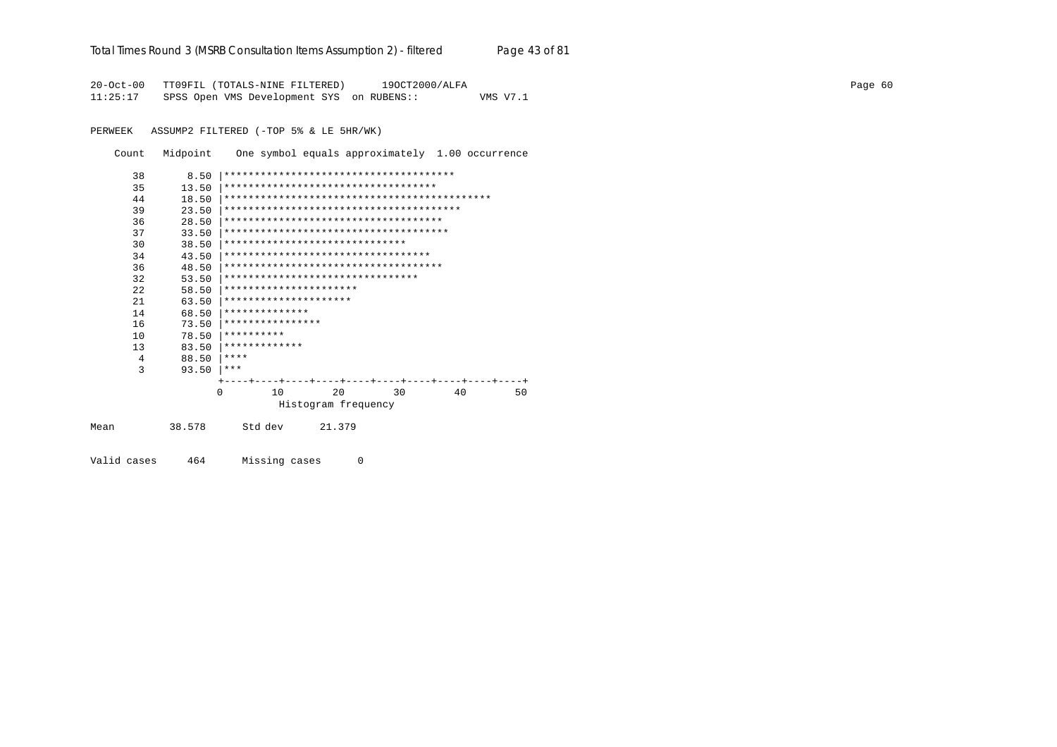```
20-Oct-00   TT09FIL (TOTALS-NINE FILTERED)      19OCT2000/ALFA
11:25:17    SPSS Open VMS Development SYS  on RUBENS::          VMS V7.1

PERWEEK   ASSUMP2 FILTERED (-TOP 5% & LE 5HR/WK)

    Count   Midpoint    One symbol equals approximately  1.00 occurrence

       38       8.50 |**************************************
       35      13.50 |***********************************
       44      18.50 |********************************************
       39      23.50 |***************************************
       36      28.50 |************************************
       37      33.50 |*************************************
       30      38.50 |******************************
       34      43.50 |**********************************
       36      48.50 |************************************
       32      53.50 |********************************
       22      58.50 |**********************
       21      63.50 |*********************
       14      68.50 |**************
       16      73.50 |****************
       10      78.50 |**********
       13      83.50 |*************
        4      88.50 |****
        3      93.50 |***
                     +----+----+----+----+----+----+----+----+----+----+
                     0        10        20        30        40        50
                                 Histogram frequency

Mean         38.578      Std dev      21.379

Valid cases     464      Missing cases      0
```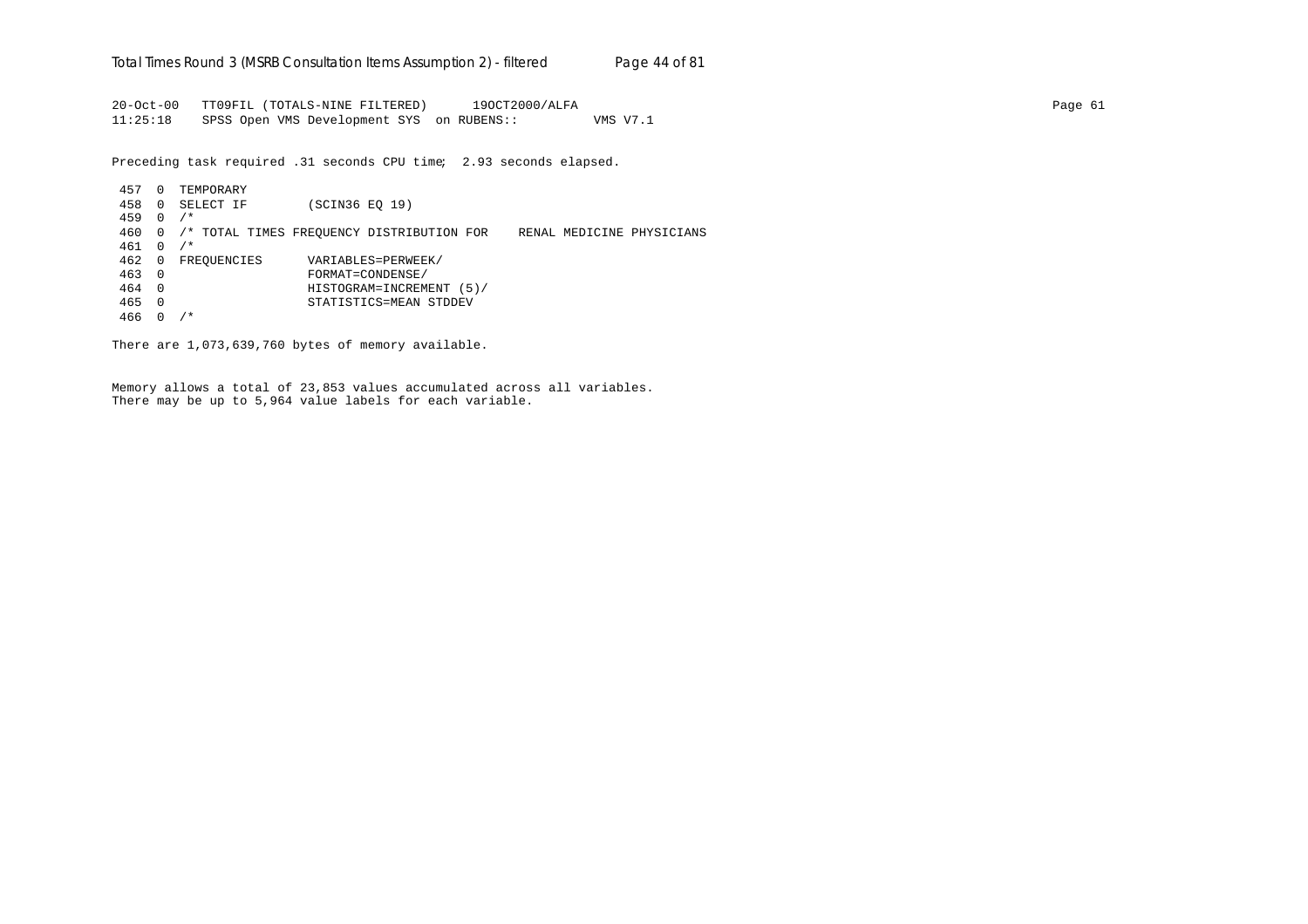```
20-Oct-00   TT09FIL (TOTALS-NINE FILTERED)      19OCT2000/ALFA
11:25:18    SPSS Open VMS Development SYS  on RUBENS::          VMS V7.1
```

Preceding task required .31 seconds CPU time; 2.93 seconds elapsed.

```
 457  0  TEMPORARY
 458  0  SELECT IF        (SCIN36 EQ 19)
 459  0  /*
 460  0  /* TOTAL TIMES FREQUENCY DISTRIBUTION FOR    RENAL MEDICINE PHYSICIANS
 461  0  /*
 462  0  FREQUENCIES      VARIABLES=PERWEEK/
 463  0                   FORMAT=CONDENSE/
 464  0                   HISTOGRAM=INCREMENT (5)/
 465  0                   STATISTICS=MEAN STDDEV
 466  0  /*
```

There are 1,073,639,760 bytes of memory available.

Memory allows a total of 23,853 values accumulated across all variables.
There may be up to 5,964 value labels for each variable.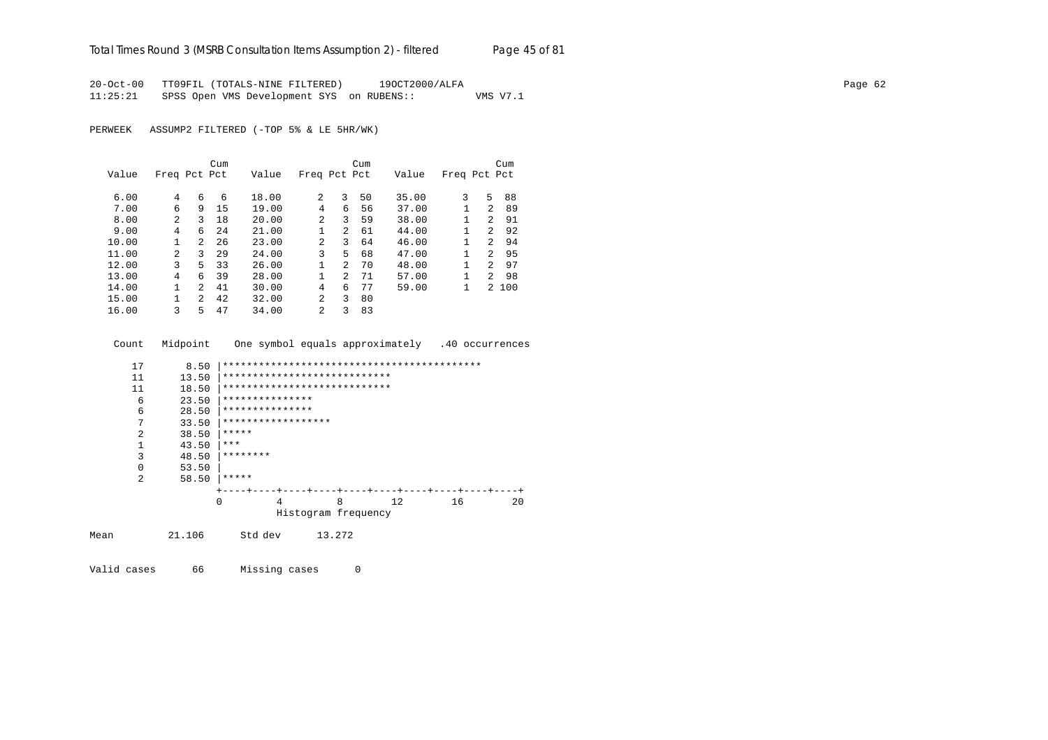20-Oct-00 TT09FIL (TOTALS-NINE FILTERED) 19OCT2000/ALFA
11:25:21 SPSS Open VMS Development SYS on RUBENS:: VMS V7.1

PERWEEK ASSUMP2 FILTERED (-TOP 5% & LE 5HR/WK)

| Value | Freq | Pct | Cum Pct | Value | Freq | Pct | Cum Pct | Value | Freq | Pct | Cum Pct |
|---|---|---|---|---|---|---|---|---|---|---|---|
| 6.00 | 4 | 6 | 6 | 18.00 | 2 | 3 | 50 | 35.00 | 3 | 5 | 88 |
| 7.00 | 6 | 9 | 15 | 19.00 | 4 | 6 | 56 | 37.00 | 1 | 2 | 89 |
| 8.00 | 2 | 3 | 18 | 20.00 | 2 | 3 | 59 | 38.00 | 1 | 2 | 91 |
| 9.00 | 4 | 6 | 24 | 21.00 | 1 | 2 | 61 | 44.00 | 1 | 2 | 92 |
| 10.00 | 1 | 2 | 26 | 23.00 | 2 | 3 | 64 | 46.00 | 1 | 2 | 94 |
| 11.00 | 2 | 3 | 29 | 24.00 | 3 | 5 | 68 | 47.00 | 1 | 2 | 95 |
| 12.00 | 3 | 5 | 33 | 26.00 | 1 | 2 | 70 | 48.00 | 1 | 2 | 97 |
| 13.00 | 4 | 6 | 39 | 28.00 | 1 | 2 | 71 | 57.00 | 1 | 2 | 98 |
| 14.00 | 1 | 2 | 41 | 30.00 | 4 | 6 | 77 | 59.00 | 1 | 2 | 100 |
| 15.00 | 1 | 2 | 42 | 32.00 | 2 | 3 | 80 | | | | |
| 16.00 | 3 | 5 | 47 | 34.00 | 2 | 3 | 83 | | | | |

```
  Count   Midpoint    One symbol equals approximately   .40 occurrences

     17       8.50 |*******************************************
     11      13.50 |****************************
     11      18.50 |****************************
      6      23.50 |***************
      6      28.50 |***************
      7      33.50 |******************
      2      38.50 |*****
      1      43.50 |***
      3      48.50 |********
      0      53.50 |
      2      58.50 |*****
                   +----+----+----+----+----+----+----+----+----+----+
                   0         4         8        12        16        20
                             Histogram frequency
```

Mean 21.106 Std dev 13.272

Valid cases 66 Missing cases 0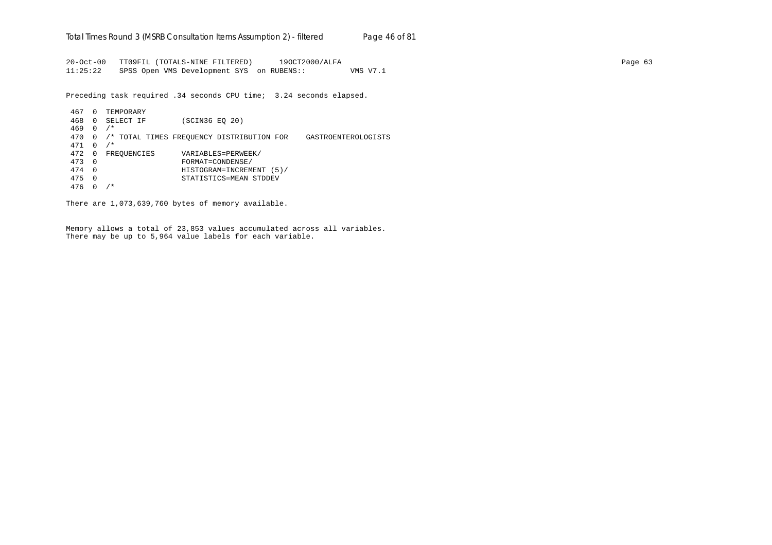```
20-Oct-00   TT09FIL (TOTALS-NINE FILTERED)      19OCT2000/ALFA
11:25:22    SPSS Open VMS Development SYS  on RUBENS::          VMS V7.1

Preceding task required .34 seconds CPU time;  3.24 seconds elapsed.

 467  0  TEMPORARY
 468  0  SELECT IF        (SCIN36 EQ 20)
 469  0  /*
 470  0  /* TOTAL TIMES FREQUENCY DISTRIBUTION FOR    GASTROENTEROLOGISTS
 471  0  /*
 472  0  FREQUENCIES      VARIABLES=PERWEEK/
 473  0                   FORMAT=CONDENSE/
 474  0                   HISTOGRAM=INCREMENT (5)/
 475  0                   STATISTICS=MEAN STDDEV
 476  0  /*

There are 1,073,639,760 bytes of memory available.


Memory allows a total of 23,853 values accumulated across all variables.
There may be up to 5,964 value labels for each variable.
```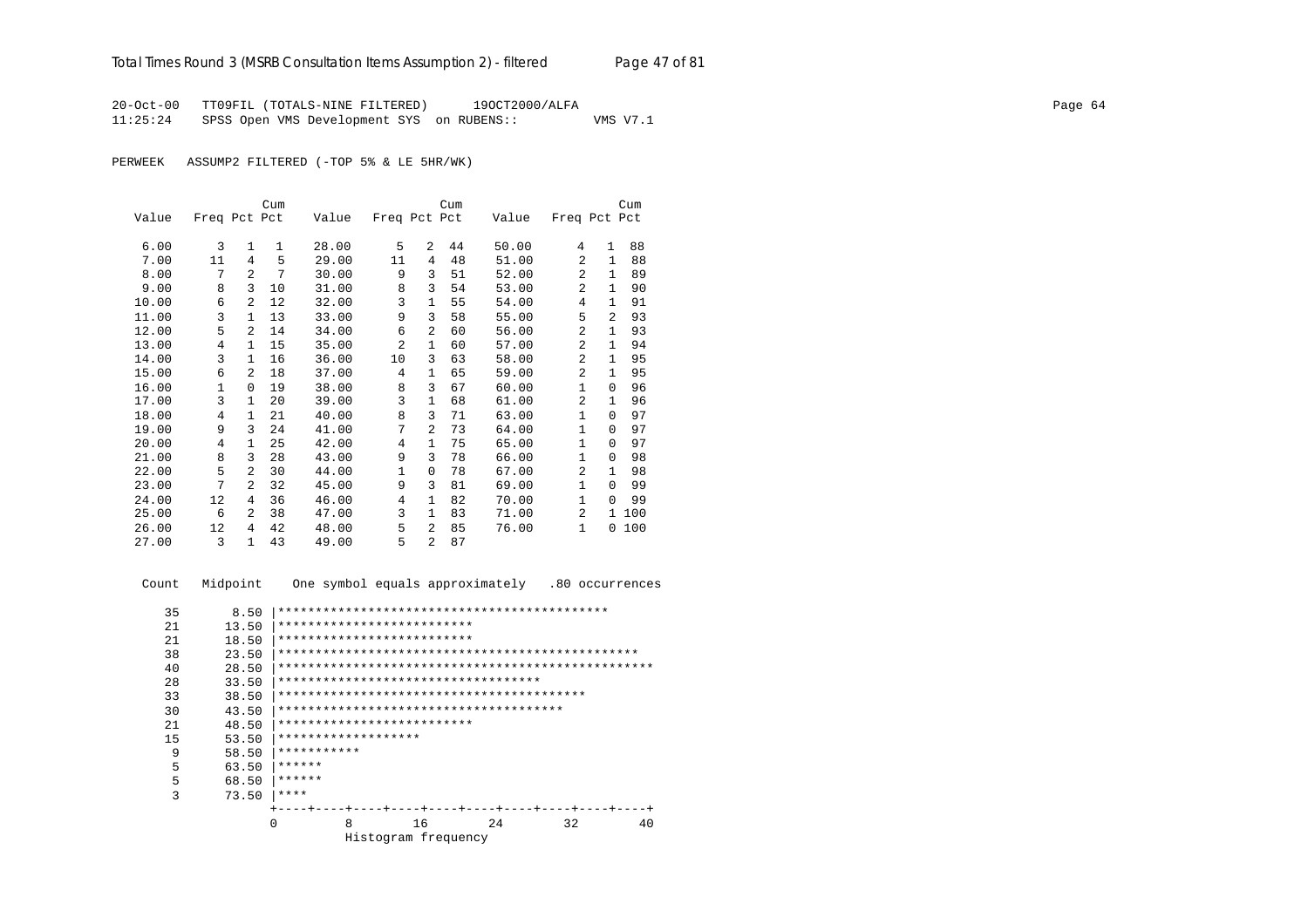20-Oct-00 TT09FIL (TOTALS-NINE FILTERED) 19OCT2000/ALFA
11:25:24 SPSS Open VMS Development SYS on RUBENS:: VMS V7.1

PERWEEK ASSUMP2 FILTERED (-TOP 5% & LE 5HR/WK)

| Value | Freq | Pct | Cum Pct | Value | Freq | Pct | Cum Pct | Value | Freq | Pct | Cum Pct |
|---|---|---|---|---|---|---|---|---|---|---|---|
| 6.00 | 3 | 1 | 1 | 28.00 | 5 | 2 | 44 | 50.00 | 4 | 1 | 88 |
| 7.00 | 11 | 4 | 5 | 29.00 | 11 | 4 | 48 | 51.00 | 2 | 1 | 88 |
| 8.00 | 7 | 2 | 7 | 30.00 | 9 | 3 | 51 | 52.00 | 2 | 1 | 89 |
| 9.00 | 8 | 3 | 10 | 31.00 | 8 | 3 | 54 | 53.00 | 2 | 1 | 90 |
| 10.00 | 6 | 2 | 12 | 32.00 | 3 | 1 | 55 | 54.00 | 4 | 1 | 91 |
| 11.00 | 3 | 1 | 13 | 33.00 | 9 | 3 | 58 | 55.00 | 5 | 2 | 93 |
| 12.00 | 5 | 2 | 14 | 34.00 | 6 | 2 | 60 | 56.00 | 2 | 1 | 93 |
| 13.00 | 4 | 1 | 15 | 35.00 | 2 | 1 | 60 | 57.00 | 2 | 1 | 94 |
| 14.00 | 3 | 1 | 16 | 36.00 | 10 | 3 | 63 | 58.00 | 2 | 1 | 95 |
| 15.00 | 6 | 2 | 18 | 37.00 | 4 | 1 | 65 | 59.00 | 2 | 1 | 95 |
| 16.00 | 1 | 0 | 19 | 38.00 | 8 | 3 | 67 | 60.00 | 1 | 0 | 96 |
| 17.00 | 3 | 1 | 20 | 39.00 | 3 | 1 | 68 | 61.00 | 2 | 1 | 96 |
| 18.00 | 4 | 1 | 21 | 40.00 | 8 | 3 | 71 | 63.00 | 1 | 0 | 97 |
| 19.00 | 9 | 3 | 24 | 41.00 | 7 | 2 | 73 | 64.00 | 1 | 0 | 97 |
| 20.00 | 4 | 1 | 25 | 42.00 | 4 | 1 | 75 | 65.00 | 1 | 0 | 97 |
| 21.00 | 8 | 3 | 28 | 43.00 | 9 | 3 | 78 | 66.00 | 1 | 0 | 98 |
| 22.00 | 5 | 2 | 30 | 44.00 | 1 | 0 | 78 | 67.00 | 2 | 1 | 98 |
| 23.00 | 7 | 2 | 32 | 45.00 | 9 | 3 | 81 | 69.00 | 1 | 0 | 99 |
| 24.00 | 12 | 4 | 36 | 46.00 | 4 | 1 | 82 | 70.00 | 1 | 0 | 99 |
| 25.00 | 6 | 2 | 38 | 47.00 | 3 | 1 | 83 | 71.00 | 2 | 1 | 100 |
| 26.00 | 12 | 4 | 42 | 48.00 | 5 | 2 | 85 | 76.00 | 1 | 0 | 100 |
| 27.00 | 3 | 1 | 43 | 49.00 | 5 | 2 | 87 | | | | |

```
 Count   Midpoint    One symbol equals approximately   .80 occurrences

    35       8.50 |********************************************
    21      13.50 |**************************
    21      18.50 |**************************
    38      23.50 |************************************************
    40      28.50 |**************************************************
    28      33.50 |***********************************
    33      38.50 |*****************************************
    30      43.50 |**************************************
    21      48.50 |**************************
    15      53.50 |*******************
     9      58.50 |***********
     5      63.50 |******
     5      68.50 |******
     3      73.50 |****
                  +----+----+----+----+----+----+----+----+----+----+
                  0         8        16        24        32        40
                            Histogram frequency
```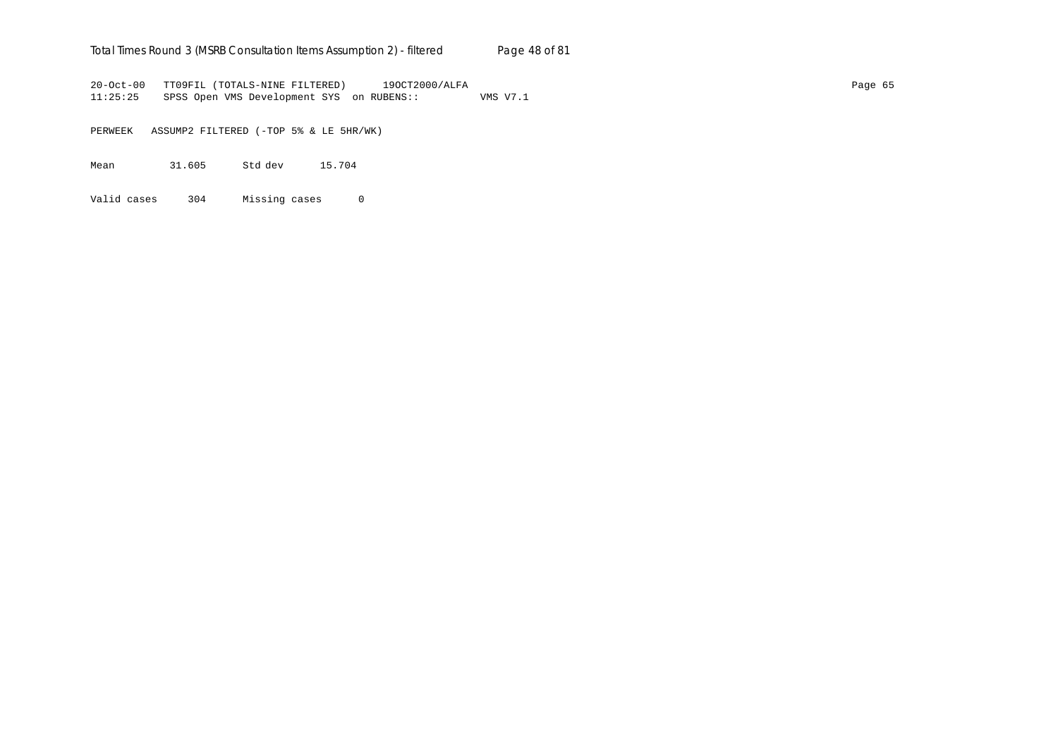```
20-Oct-00   TT09FIL (TOTALS-NINE FILTERED)      19OCT2000/ALFA
11:25:25    SPSS Open VMS Development SYS  on RUBENS::          VMS V7.1

PERWEEK   ASSUMP2 FILTERED (-TOP 5% & LE 5HR/WK)

Mean         31.605      Std dev      15.704

Valid cases     304      Missing cases      0
```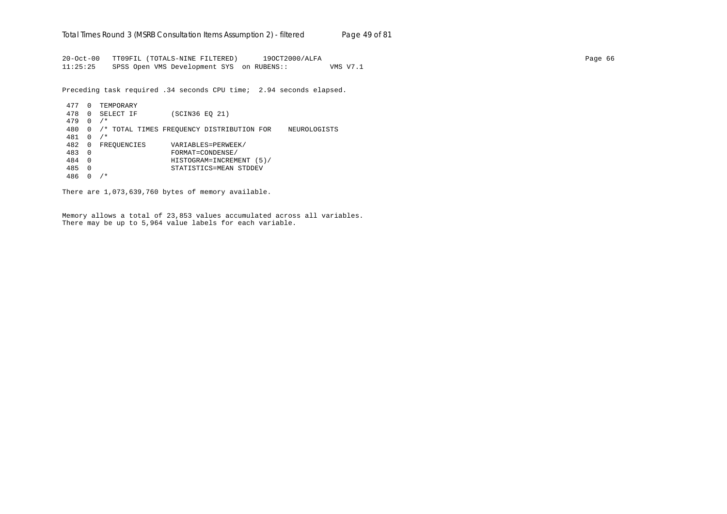```
20-Oct-00   TT09FIL (TOTALS-NINE FILTERED)      19OCT2000/ALFA
11:25:25    SPSS Open VMS Development SYS  on RUBENS::          VMS V7.1

Preceding task required .34 seconds CPU time;  2.94 seconds elapsed.

 477  0  TEMPORARY
 478  0  SELECT IF        (SCIN36 EQ 21)
 479  0  /*
 480  0  /* TOTAL TIMES FREQUENCY DISTRIBUTION FOR    NEUROLOGISTS
 481  0  /*
 482  0  FREQUENCIES      VARIABLES=PERWEEK/
 483  0                   FORMAT=CONDENSE/
 484  0                   HISTOGRAM=INCREMENT (5)/
 485  0                   STATISTICS=MEAN STDDEV
 486  0  /*

There are 1,073,639,760 bytes of memory available.


Memory allows a total of 23,853 values accumulated across all variables.
There may be up to 5,964 value labels for each variable.
```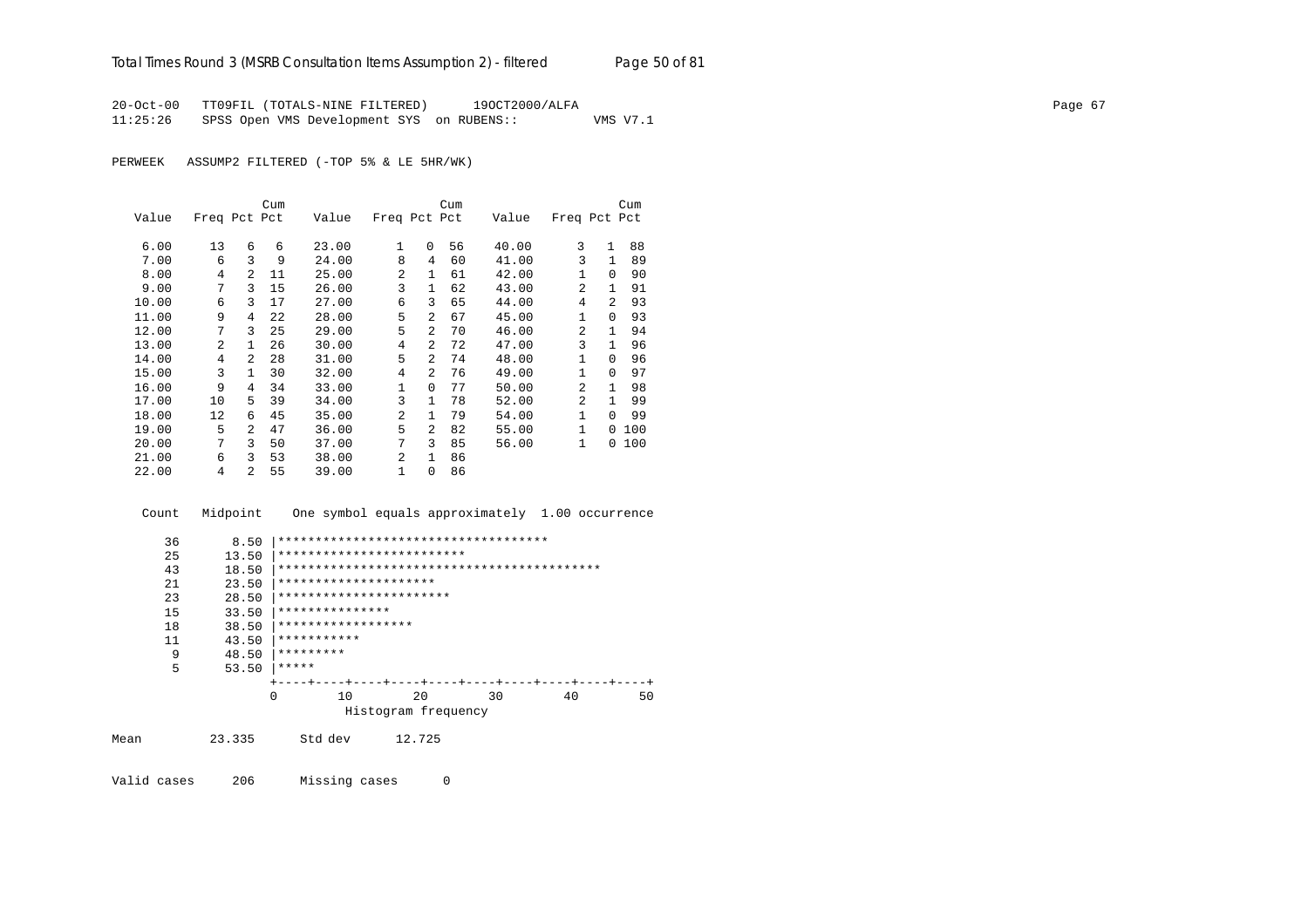20-Oct-00 TT09FIL (TOTALS-NINE FILTERED) 19OCT2000/ALFA
11:25:26 SPSS Open VMS Development SYS on RUBENS:: VMS V7.1

PERWEEK ASSUMP2 FILTERED (-TOP 5% & LE 5HR/WK)

| Value | Freq | Pct | Cum Pct | Value | Freq | Pct | Cum Pct | Value | Freq | Pct | Cum Pct |
|---|---|---|---|---|---|---|---|---|---|---|---|
| 6.00 | 13 | 6 | 6 | 23.00 | 1 | 0 | 56 | 40.00 | 3 | 1 | 88 |
| 7.00 | 6 | 3 | 9 | 24.00 | 8 | 4 | 60 | 41.00 | 3 | 1 | 89 |
| 8.00 | 4 | 2 | 11 | 25.00 | 2 | 1 | 61 | 42.00 | 1 | 0 | 90 |
| 9.00 | 7 | 3 | 15 | 26.00 | 3 | 1 | 62 | 43.00 | 2 | 1 | 91 |
| 10.00 | 6 | 3 | 17 | 27.00 | 6 | 3 | 65 | 44.00 | 4 | 2 | 93 |
| 11.00 | 9 | 4 | 22 | 28.00 | 5 | 2 | 67 | 45.00 | 1 | 0 | 93 |
| 12.00 | 7 | 3 | 25 | 29.00 | 5 | 2 | 70 | 46.00 | 2 | 1 | 94 |
| 13.00 | 2 | 1 | 26 | 30.00 | 4 | 2 | 72 | 47.00 | 3 | 1 | 96 |
| 14.00 | 4 | 2 | 28 | 31.00 | 5 | 2 | 74 | 48.00 | 1 | 0 | 96 |
| 15.00 | 3 | 1 | 30 | 32.00 | 4 | 2 | 76 | 49.00 | 1 | 0 | 97 |
| 16.00 | 9 | 4 | 34 | 33.00 | 1 | 0 | 77 | 50.00 | 2 | 1 | 98 |
| 17.00 | 10 | 5 | 39 | 34.00 | 3 | 1 | 78 | 52.00 | 2 | 1 | 99 |
| 18.00 | 12 | 6 | 45 | 35.00 | 2 | 1 | 79 | 54.00 | 1 | 0 | 99 |
| 19.00 | 5 | 2 | 47 | 36.00 | 5 | 2 | 82 | 55.00 | 1 | 0 | 100 |
| 20.00 | 7 | 3 | 50 | 37.00 | 7 | 3 | 85 | 56.00 | 1 | 0 | 100 |
| 21.00 | 6 | 3 | 53 | 38.00 | 2 | 1 | 86 | | | | |
| 22.00 | 4 | 2 | 55 | 39.00 | 1 | 0 | 86 | | | | |

```
 Count   Midpoint    One symbol equals approximately  1.00 occurrence

   36       8.50  |************************************
   25      13.50  |*************************
   43      18.50  |*******************************************
   21      23.50  |*********************
   23      28.50  |***********************
   15      33.50  |***************
   18      38.50  |******************
   11      43.50  |***********
    9      48.50  |*********
    5      53.50  |*****
                  +----+----+----+----+----+----+----+----+----+----+
                  0        10        20        30        40        50
                            Histogram frequency
```

Mean 23.335 Std dev 12.725

Valid cases 206 Missing cases 0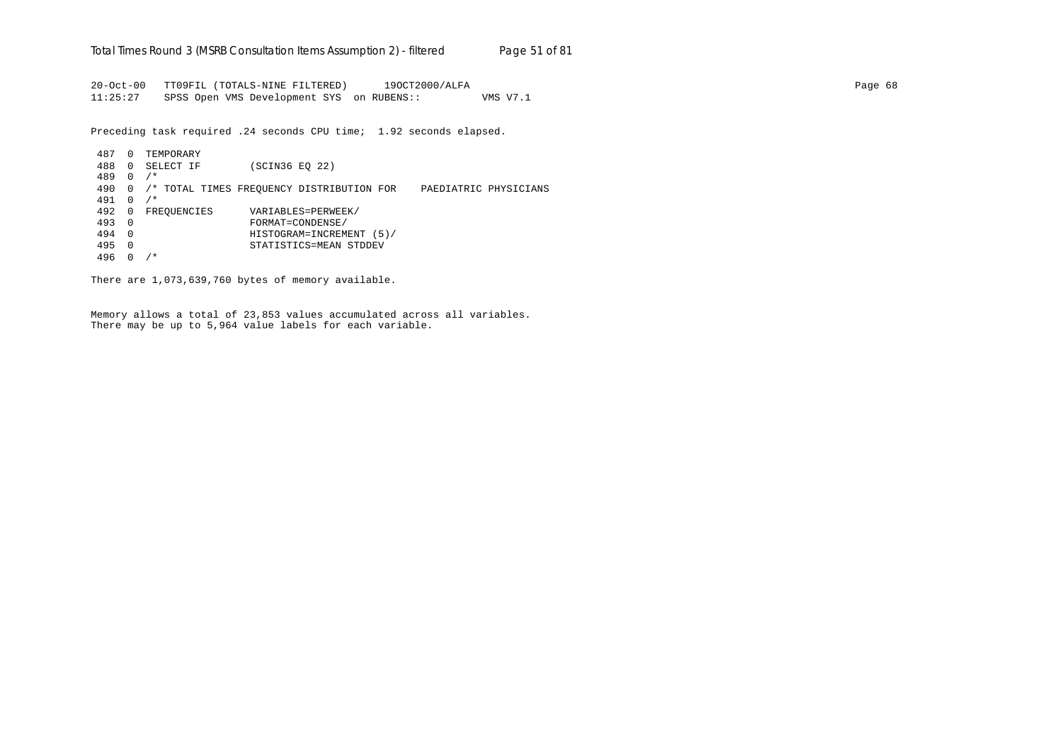```
20-Oct-00   TT09FIL (TOTALS-NINE FILTERED)      19OCT2000/ALFA
11:25:27    SPSS Open VMS Development SYS  on RUBENS::          VMS V7.1
```

Preceding task required .24 seconds CPU time;  1.92 seconds elapsed.

```
 487  0  TEMPORARY
 488  0  SELECT IF        (SCIN36 EQ 22)
 489  0  /*
 490  0  /* TOTAL TIMES FREQUENCY DISTRIBUTION FOR    PAEDIATRIC PHYSICIANS
 491  0  /*
 492  0  FREQUENCIES      VARIABLES=PERWEEK/
 493  0                   FORMAT=CONDENSE/
 494  0                   HISTOGRAM=INCREMENT (5)/
 495  0                   STATISTICS=MEAN STDDEV
 496  0  /*
```

There are 1,073,639,760 bytes of memory available.

Memory allows a total of 23,853 values accumulated across all variables.
There may be up to 5,964 value labels for each variable.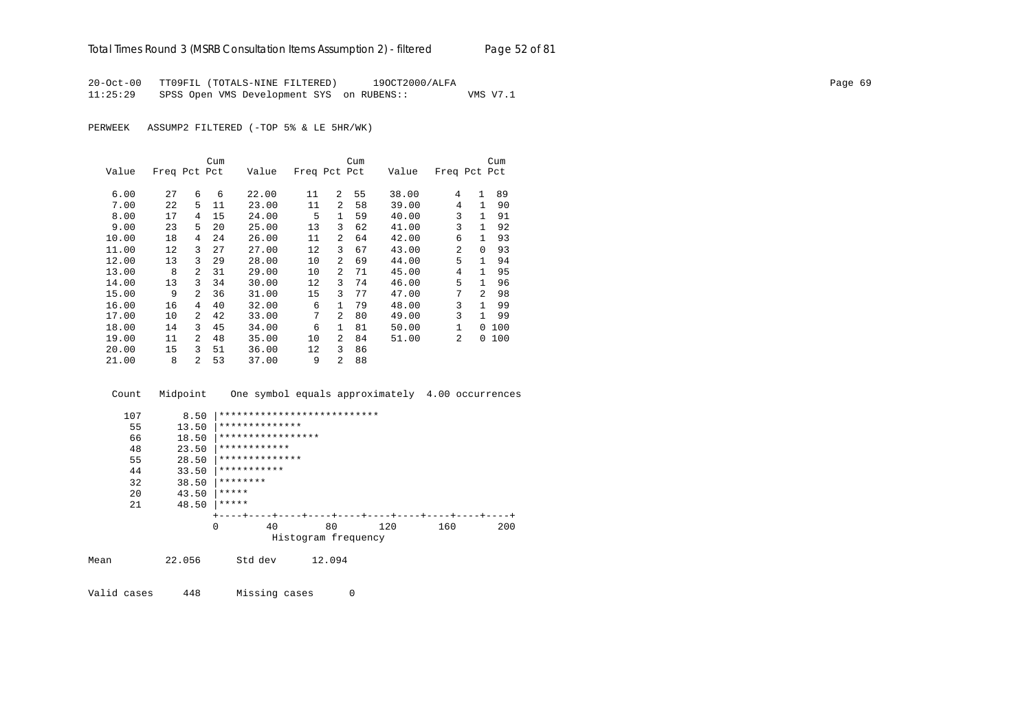20-Oct-00 TT09FIL (TOTALS-NINE FILTERED) 19OCT2000/ALFA
11:25:29 SPSS Open VMS Development SYS on RUBENS:: VMS V7.1

PERWEEK ASSUMP2 FILTERED (-TOP 5% & LE 5HR/WK)

| Value | Freq | Pct | Cum Pct | Value | Freq | Pct | Cum Pct | Value | Freq | Pct | Cum Pct |
|---|---|---|---|---|---|---|---|---|---|---|---|
| 6.00 | 27 | 6 | 6 | 22.00 | 11 | 2 | 55 | 38.00 | 4 | 1 | 89 |
| 7.00 | 22 | 5 | 11 | 23.00 | 11 | 2 | 58 | 39.00 | 4 | 1 | 90 |
| 8.00 | 17 | 4 | 15 | 24.00 | 5 | 1 | 59 | 40.00 | 3 | 1 | 91 |
| 9.00 | 23 | 5 | 20 | 25.00 | 13 | 3 | 62 | 41.00 | 3 | 1 | 92 |
| 10.00 | 18 | 4 | 24 | 26.00 | 11 | 2 | 64 | 42.00 | 6 | 1 | 93 |
| 11.00 | 12 | 3 | 27 | 27.00 | 12 | 3 | 67 | 43.00 | 2 | 0 | 93 |
| 12.00 | 13 | 3 | 29 | 28.00 | 10 | 2 | 69 | 44.00 | 5 | 1 | 94 |
| 13.00 | 8 | 2 | 31 | 29.00 | 10 | 2 | 71 | 45.00 | 4 | 1 | 95 |
| 14.00 | 13 | 3 | 34 | 30.00 | 12 | 3 | 74 | 46.00 | 5 | 1 | 96 |
| 15.00 | 9 | 2 | 36 | 31.00 | 15 | 3 | 77 | 47.00 | 7 | 2 | 98 |
| 16.00 | 16 | 4 | 40 | 32.00 | 6 | 1 | 79 | 48.00 | 3 | 1 | 99 |
| 17.00 | 10 | 2 | 42 | 33.00 | 7 | 2 | 80 | 49.00 | 3 | 1 | 99 |
| 18.00 | 14 | 3 | 45 | 34.00 | 6 | 1 | 81 | 50.00 | 1 | 0 | 100 |
| 19.00 | 11 | 2 | 48 | 35.00 | 10 | 2 | 84 | 51.00 | 2 | 0 | 100 |
| 20.00 | 15 | 3 | 51 | 36.00 | 12 | 3 | 86 | | | | |
| 21.00 | 8 | 2 | 53 | 37.00 | 9 | 2 | 88 | | | | |

```
 Count   Midpoint    One symbol equals approximately  4.00 occurrences

   107       8.50 |***************************
    55      13.50 |**************
    66      18.50 |*****************
    48      23.50 |************
    55      28.50 |**************
    44      33.50 |***********
    32      38.50 |********
    20      43.50 |*****
    21      48.50 |*****
                  +----+----+----+----+----+----+----+----+----+----+
                  0        40        80       120       160       200
                            Histogram frequency
```

Mean 22.056 Std dev 12.094

Valid cases 448 Missing cases 0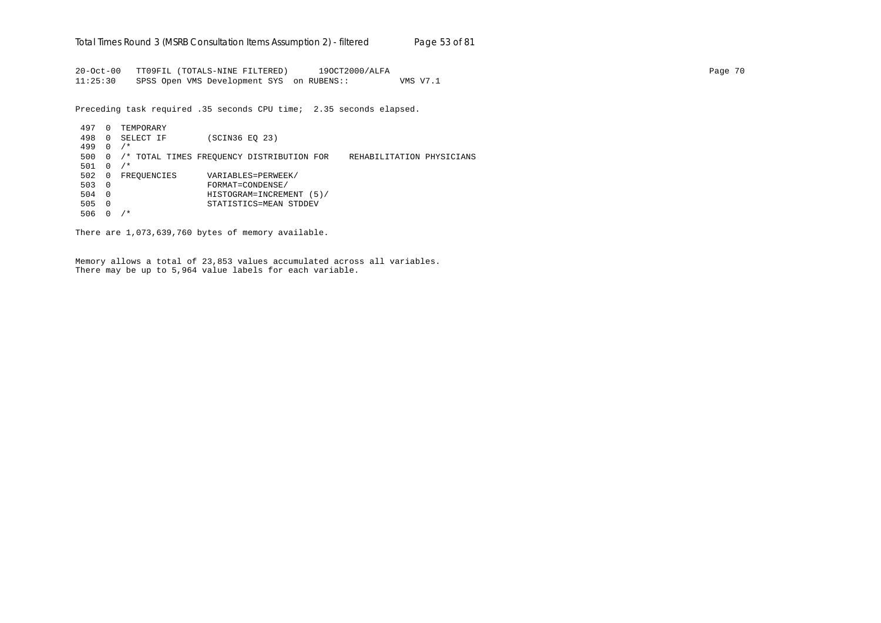```
20-Oct-00   TT09FIL (TOTALS-NINE FILTERED)      19OCT2000/ALFA
11:25:30    SPSS Open VMS Development SYS  on RUBENS::          VMS V7.1
```

Preceding task required .35 seconds CPU time;  2.35 seconds elapsed.

```
 497  0  TEMPORARY
 498  0  SELECT IF        (SCIN36 EQ 23)
 499  0  /*
 500  0  /* TOTAL TIMES FREQUENCY DISTRIBUTION FOR    REHABILITATION PHYSICIANS
 501  0  /*
 502  0  FREQUENCIES      VARIABLES=PERWEEK/
 503  0                   FORMAT=CONDENSE/
 504  0                   HISTOGRAM=INCREMENT (5)/
 505  0                   STATISTICS=MEAN STDDEV
 506  0  /*
```

There are 1,073,639,760 bytes of memory available.

Memory allows a total of 23,853 values accumulated across all variables.
There may be up to 5,964 value labels for each variable.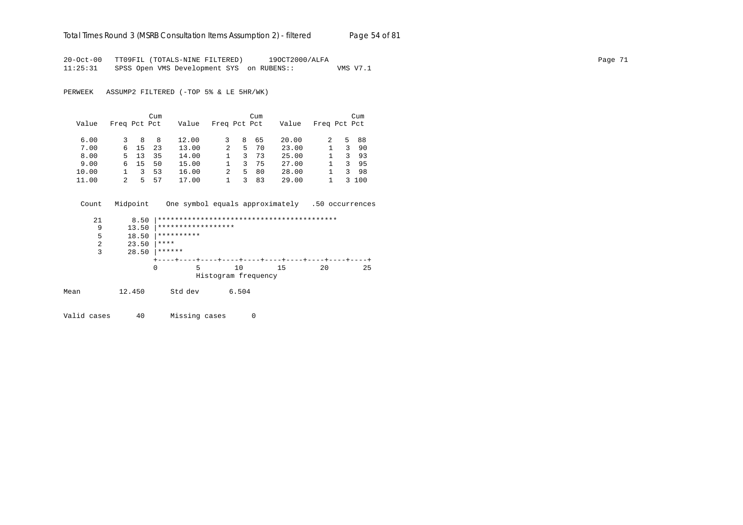20-Oct-00 TT09FIL (TOTALS-NINE FILTERED) 19OCT2000/ALFA
11:25:31 SPSS Open VMS Development SYS on RUBENS:: VMS V7.1

PERWEEK ASSUMP2 FILTERED (-TOP 5% & LE 5HR/WK)

| Value | Freq | Pct | Cum Pct | Value | Freq | Pct | Cum Pct | Value | Freq | Pct | Cum Pct |
|---|---|---|---|---|---|---|---|---|---|---|---|
| 6.00 | 3 | 8 | 8 | 12.00 | 3 | 8 | 65 | 20.00 | 2 | 5 | 88 |
| 7.00 | 6 | 15 | 23 | 13.00 | 2 | 5 | 70 | 23.00 | 1 | 3 | 90 |
| 8.00 | 5 | 13 | 35 | 14.00 | 1 | 3 | 73 | 25.00 | 1 | 3 | 93 |
| 9.00 | 6 | 15 | 50 | 15.00 | 1 | 3 | 75 | 27.00 | 1 | 3 | 95 |
| 10.00 | 1 | 3 | 53 | 16.00 | 2 | 5 | 80 | 28.00 | 1 | 3 | 98 |
| 11.00 | 2 | 5 | 57 | 17.00 | 1 | 3 | 83 | 29.00 | 1 | 3 | 100 |

```
 Count   Midpoint    One symbol equals approximately   .50 occurrences

    21       8.50 |******************************************
     9      13.50 |******************
     5      18.50 |**********
     2      23.50 |****
     3      28.50 |******
                  +----+----+----+----+----+----+----+----+----+----+
                  0         5        10        15        20        25
                            Histogram frequency
```

Mean 12.450 Std dev 6.504

Valid cases 40 Missing cases 0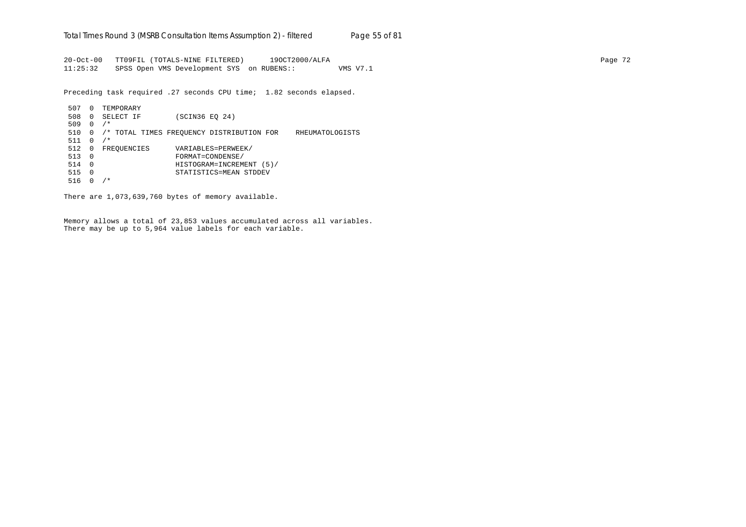```
20-Oct-00   TT09FIL (TOTALS-NINE FILTERED)      19OCT2000/ALFA
11:25:32    SPSS Open VMS Development SYS  on RUBENS::          VMS V7.1

Preceding task required .27 seconds CPU time;  1.82 seconds elapsed.

 507  0  TEMPORARY
 508  0  SELECT IF        (SCIN36 EQ 24)
 509  0  /*
 510  0  /* TOTAL TIMES FREQUENCY DISTRIBUTION FOR    RHEUMATOLOGISTS
 511  0  /*
 512  0  FREQUENCIES      VARIABLES=PERWEEK/
 513  0                   FORMAT=CONDENSE/
 514  0                   HISTOGRAM=INCREMENT (5)/
 515  0                   STATISTICS=MEAN STDDEV
 516  0  /*

There are 1,073,639,760 bytes of memory available.


Memory allows a total of 23,853 values accumulated across all variables.
There may be up to 5,964 value labels for each variable.
```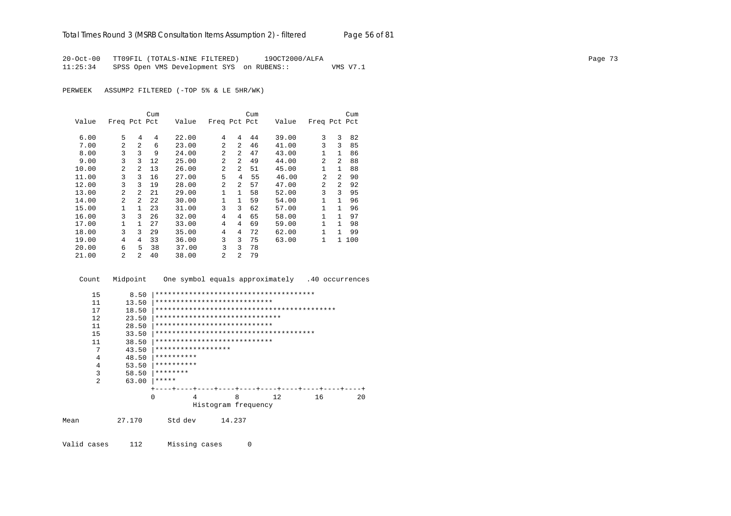20-Oct-00 TT09FIL (TOTALS-NINE FILTERED) 19OCT2000/ALFA
11:25:34 SPSS Open VMS Development SYS on RUBENS:: VMS V7.1

PERWEEK ASSUMP2 FILTERED (-TOP 5% & LE 5HR/WK)

| Value | Freq | Pct | Cum Pct | Value | Freq | Pct | Cum Pct | Value | Freq | Pct | Cum Pct |
|---|---|---|---|---|---|---|---|---|---|---|---|
| 6.00 | 5 | 4 | 4 | 22.00 | 4 | 4 | 44 | 39.00 | 3 | 3 | 82 |
| 7.00 | 2 | 2 | 6 | 23.00 | 2 | 2 | 46 | 41.00 | 3 | 3 | 85 |
| 8.00 | 3 | 3 | 9 | 24.00 | 2 | 2 | 47 | 43.00 | 1 | 1 | 86 |
| 9.00 | 3 | 3 | 12 | 25.00 | 2 | 2 | 49 | 44.00 | 2 | 2 | 88 |
| 10.00 | 2 | 2 | 13 | 26.00 | 2 | 2 | 51 | 45.00 | 1 | 1 | 88 |
| 11.00 | 3 | 3 | 16 | 27.00 | 5 | 4 | 55 | 46.00 | 2 | 2 | 90 |
| 12.00 | 3 | 3 | 19 | 28.00 | 2 | 2 | 57 | 47.00 | 2 | 2 | 92 |
| 13.00 | 2 | 2 | 21 | 29.00 | 1 | 1 | 58 | 52.00 | 3 | 3 | 95 |
| 14.00 | 2 | 2 | 22 | 30.00 | 1 | 1 | 59 | 54.00 | 1 | 1 | 96 |
| 15.00 | 1 | 1 | 23 | 31.00 | 3 | 3 | 62 | 57.00 | 1 | 1 | 96 |
| 16.00 | 3 | 3 | 26 | 32.00 | 4 | 4 | 65 | 58.00 | 1 | 1 | 97 |
| 17.00 | 1 | 1 | 27 | 33.00 | 4 | 4 | 69 | 59.00 | 1 | 1 | 98 |
| 18.00 | 3 | 3 | 29 | 35.00 | 4 | 4 | 72 | 62.00 | 1 | 1 | 99 |
| 19.00 | 4 | 4 | 33 | 36.00 | 3 | 3 | 75 | 63.00 | 1 | 1 | 100 |
| 20.00 | 6 | 5 | 38 | 37.00 | 3 | 3 | 78 | | | | |
| 21.00 | 2 | 2 | 40 | 38.00 | 2 | 2 | 79 | | | | |

```
 Count   Midpoint    One symbol equals approximately   .40 occurrences

    15       8.50 |**************************************
    11      13.50 |****************************
    17      18.50 |*******************************************
    12      23.50 |******************************
    11      28.50 |****************************
    15      33.50 |**************************************
    11      38.50 |****************************
     7      43.50 |******************
     4      48.50 |**********
     4      53.50 |**********
     3      58.50 |********
     2      63.00 |*****
                  +----+----+----+----+----+----+----+----+----+----+
                  0         4         8        12        16        20
                            Histogram frequency
```

Mean 27.170 Std dev 14.237

Valid cases 112 Missing cases 0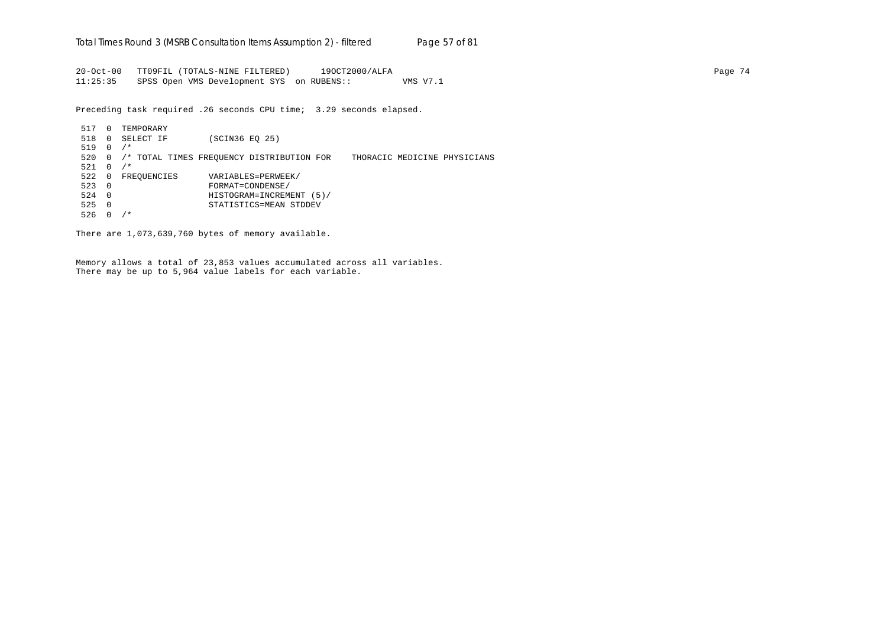```
20-Oct-00   TT09FIL (TOTALS-NINE FILTERED)      19OCT2000/ALFA                                                                    Page 74
11:25:35    SPSS Open VMS Development SYS  on RUBENS::          VMS V7.1

Preceding task required .26 seconds CPU time;  3.29 seconds elapsed.

 517  0  TEMPORARY
 518  0  SELECT IF        (SCIN36 EQ 25)
 519  0  /*
 520  0  /* TOTAL TIMES FREQUENCY DISTRIBUTION FOR    THORACIC MEDICINE PHYSICIANS
 521  0  /*
 522  0  FREQUENCIES      VARIABLES=PERWEEK/
 523  0                   FORMAT=CONDENSE/
 524  0                   HISTOGRAM=INCREMENT (5)/
 525  0                   STATISTICS=MEAN STDDEV
 526  0  /*

There are 1,073,639,760 bytes of memory available.


Memory allows a total of 23,853 values accumulated across all variables.
There may be up to 5,964 value labels for each variable.
```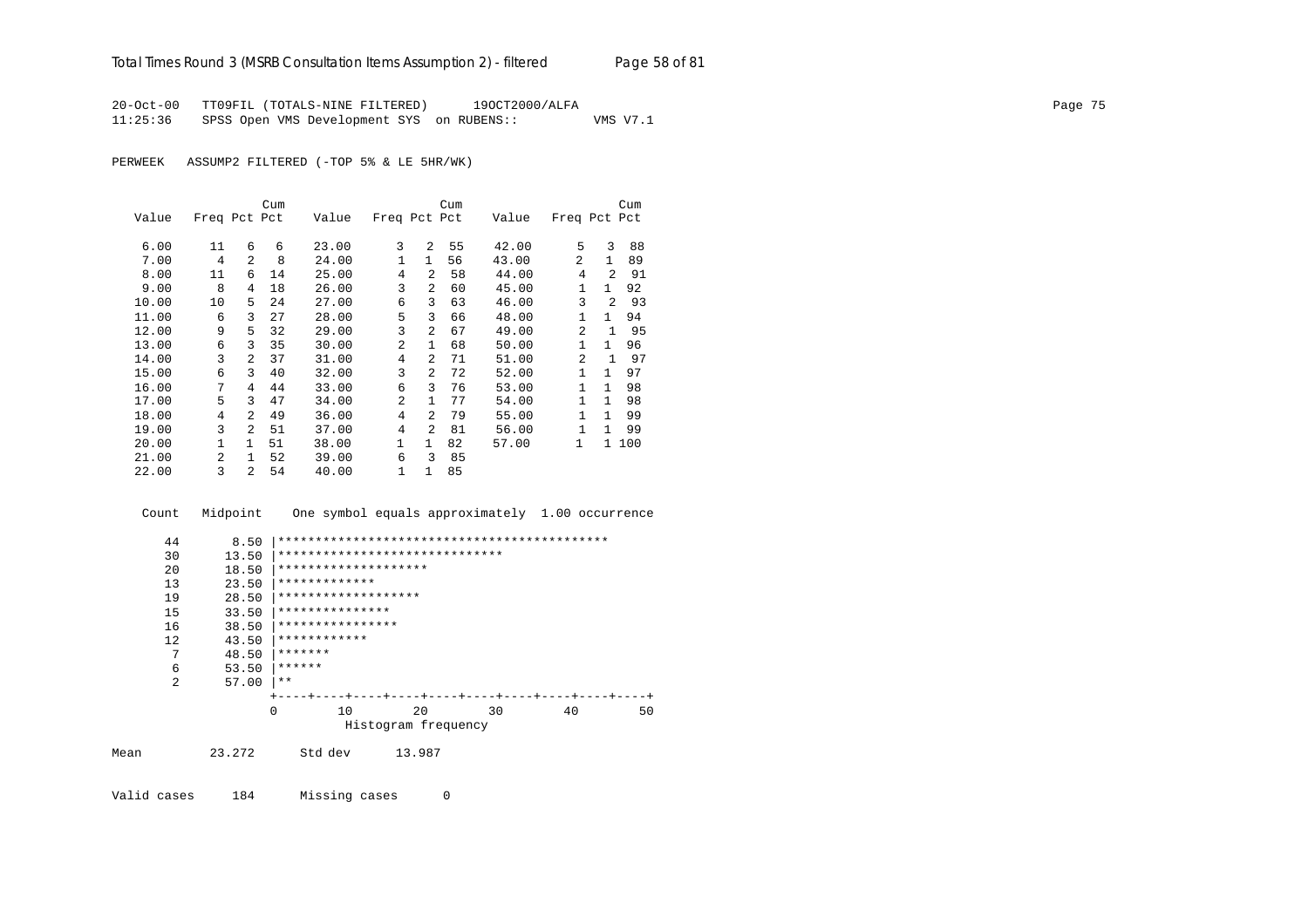```
20-Oct-00   TT09FIL (TOTALS-NINE FILTERED)      19OCT2000/ALFA
11:25:36    SPSS Open VMS Development SYS  on RUBENS::         VMS V7.1

PERWEEK   ASSUMP2 FILTERED (-TOP 5% & LE 5HR/WK)


                      Cum                        Cum                        Cum
   Value   Freq Pct Pct     Value   Freq Pct Pct     Value   Freq Pct Pct

    6.00     11    6    6    23.00      3    2   55    42.00      5    3   88
    7.00      4    2    8    24.00      1    1   56    43.00      2    1   89
    8.00     11    6   14    25.00      4    2   58    44.00      4    2   91
    9.00      8    4   18    26.00      3    2   60    45.00      1    1   92
   10.00     10    5   24    27.00      6    3   63    46.00      3    2   93
   11.00      6    3   27    28.00      5    3   66    48.00      1    1   94
   12.00      9    5   32    29.00      3    2   67    49.00      2    1   95
   13.00      6    3   35    30.00      2    1   68    50.00      1    1   96
   14.00      3    2   37    31.00      4    2   71    51.00      2    1   97
   15.00      6    3   40    32.00      3    2   72    52.00      1    1   97
   16.00      7    4   44    33.00      6    3   76    53.00      1    1   98
   17.00      5    3   47    34.00      2    1   77    54.00      1    1   98
   18.00      4    2   49    36.00      4    2   79    55.00      1    1   99
   19.00      3    2   51    37.00      4    2   81    56.00      1    1   99
   20.00      1    1   51    38.00      1    1   82    57.00      1    1  100
   21.00      2    1   52    39.00      6    3   85
   22.00      3    2   54    40.00      1    1   85


  Count   Midpoint    One symbol equals approximately  1.00 occurrence

     44       8.50 |********************************************
     30      13.50 |******************************
     20      18.50 |********************
     13      23.50 |*************
     19      28.50 |*******************
     15      33.50 |***************
     16      38.50 |****************
     12      43.50 |************
      7      48.50 |*******
      6      53.50 |******
      2      57.00 |**
                   +----+----+----+----+----+----+----+----+----+----+
                   0        10        20        30        40        50
                             Histogram frequency

Mean        23.272      Std dev      13.987

Valid cases     184      Missing cases      0
```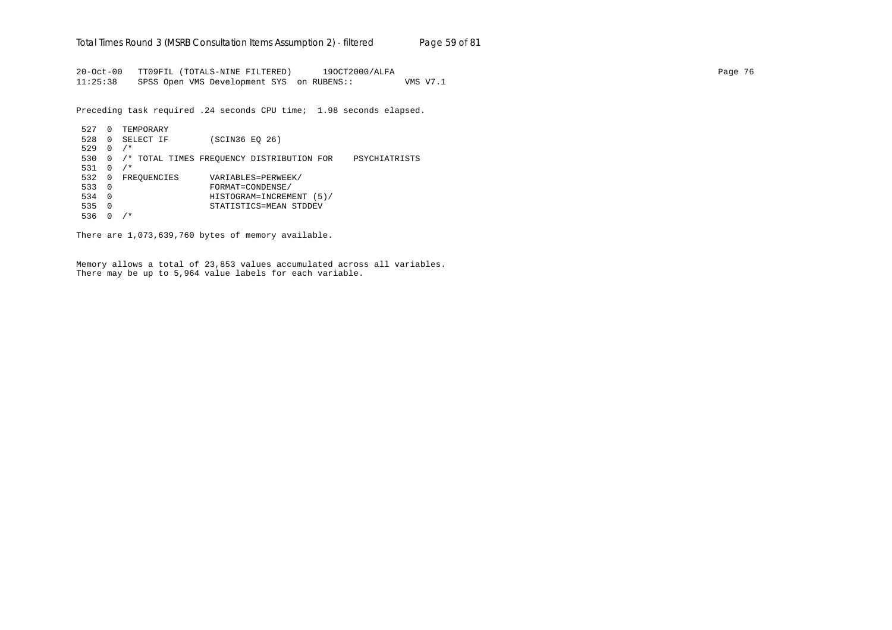```
20-Oct-00   TT09FIL (TOTALS-NINE FILTERED)      19OCT2000/ALFA
11:25:38    SPSS Open VMS Development SYS  on RUBENS::          VMS V7.1
```

Preceding task required .24 seconds CPU time;  1.98 seconds elapsed.

```
 527  0  TEMPORARY
 528  0  SELECT IF        (SCIN36 EQ 26)
 529  0  /*
 530  0  /* TOTAL TIMES FREQUENCY DISTRIBUTION FOR    PSYCHIATRISTS
 531  0  /*
 532  0  FREQUENCIES      VARIABLES=PERWEEK/
 533  0                   FORMAT=CONDENSE/
 534  0                   HISTOGRAM=INCREMENT (5)/
 535  0                   STATISTICS=MEAN STDDEV
 536  0  /*
```

There are 1,073,639,760 bytes of memory available.

Memory allows a total of 23,853 values accumulated across all variables.
There may be up to 5,964 value labels for each variable.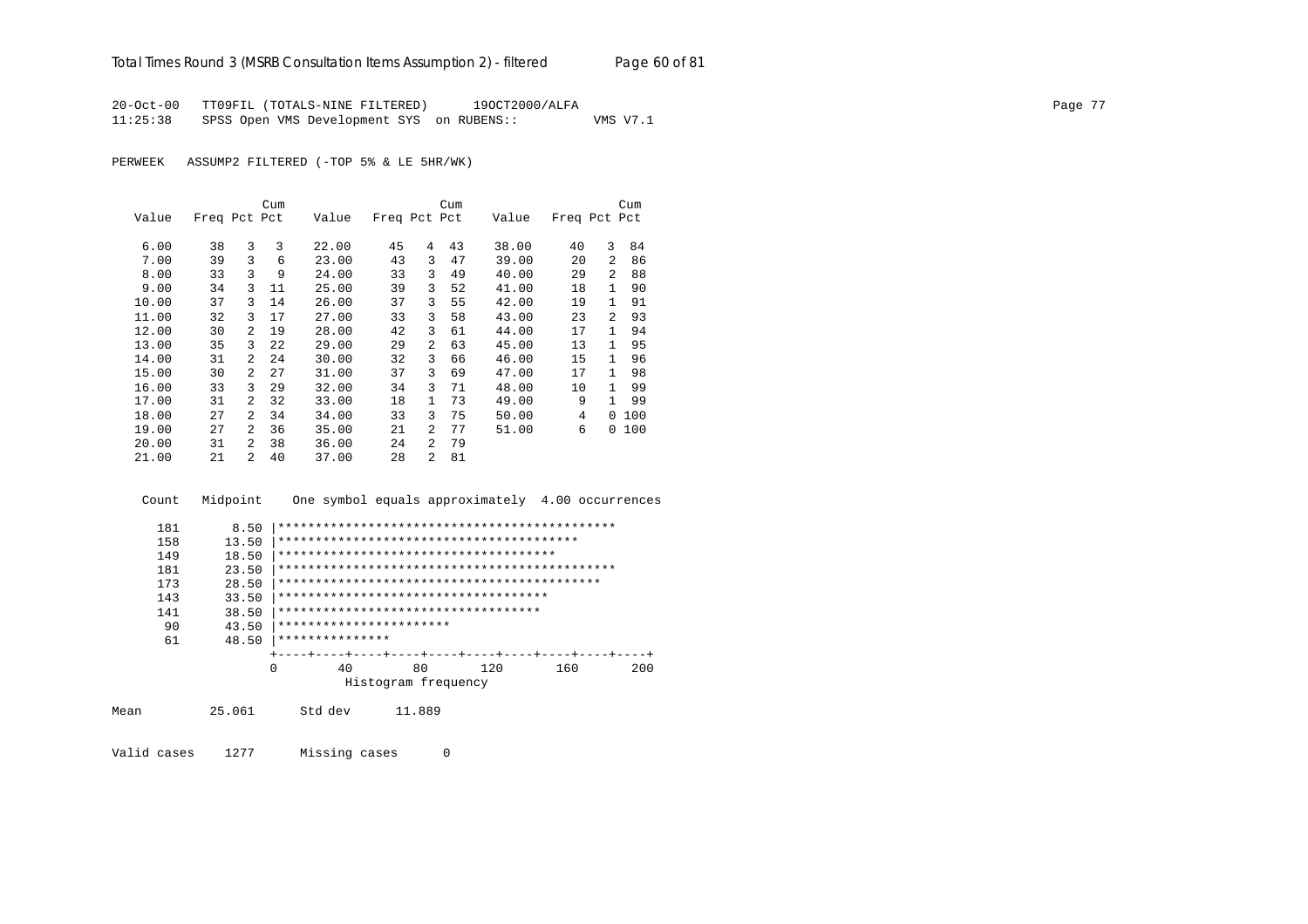20-Oct-00 TT09FIL (TOTALS-NINE FILTERED) 19OCT2000/ALFA
11:25:38 SPSS Open VMS Development SYS on RUBENS:: VMS V7.1

PERWEEK ASSUMP2 FILTERED (-TOP 5% & LE 5HR/WK)

| Value | Freq | Pct | Cum Pct | Value | Freq | Pct | Cum Pct | Value | Freq | Pct | Cum Pct |
|---|---|---|---|---|---|---|---|---|---|---|---|
| 6.00 | 38 | 3 | 3 | 22.00 | 45 | 4 | 43 | 38.00 | 40 | 3 | 84 |
| 7.00 | 39 | 3 | 6 | 23.00 | 43 | 3 | 47 | 39.00 | 20 | 2 | 86 |
| 8.00 | 33 | 3 | 9 | 24.00 | 33 | 3 | 49 | 40.00 | 29 | 2 | 88 |
| 9.00 | 34 | 3 | 11 | 25.00 | 39 | 3 | 52 | 41.00 | 18 | 1 | 90 |
| 10.00 | 37 | 3 | 14 | 26.00 | 37 | 3 | 55 | 42.00 | 19 | 1 | 91 |
| 11.00 | 32 | 3 | 17 | 27.00 | 33 | 3 | 58 | 43.00 | 23 | 2 | 93 |
| 12.00 | 30 | 2 | 19 | 28.00 | 42 | 3 | 61 | 44.00 | 17 | 1 | 94 |
| 13.00 | 35 | 3 | 22 | 29.00 | 29 | 2 | 63 | 45.00 | 13 | 1 | 95 |
| 14.00 | 31 | 2 | 24 | 30.00 | 32 | 3 | 66 | 46.00 | 15 | 1 | 96 |
| 15.00 | 30 | 2 | 27 | 31.00 | 37 | 3 | 69 | 47.00 | 17 | 1 | 98 |
| 16.00 | 33 | 3 | 29 | 32.00 | 34 | 3 | 71 | 48.00 | 10 | 1 | 99 |
| 17.00 | 31 | 2 | 32 | 33.00 | 18 | 1 | 73 | 49.00 | 9 | 1 | 99 |
| 18.00 | 27 | 2 | 34 | 34.00 | 33 | 3 | 75 | 50.00 | 4 | 0 | 100 |
| 19.00 | 27 | 2 | 36 | 35.00 | 21 | 2 | 77 | 51.00 | 6 | 0 | 100 |
| 20.00 | 31 | 2 | 38 | 36.00 | 24 | 2 | 79 | | | | |
| 21.00 | 21 | 2 | 40 | 37.00 | 28 | 2 | 81 | | | | |

```
  Count   Midpoint    One symbol equals approximately  4.00 occurrences

    181       8.50 |*********************************************
    158      13.50 |****************************************
    149      18.50 |*************************************
    181      23.50 |*********************************************
    173      28.50 |*******************************************
    143      33.50 |************************************
    141      38.50 |***********************************
     90      43.50 |***********************
     61      48.50 |***************
                   +----+----+----+----+----+----+----+----+----+----+
                   0        40        80       120       160       200
                              Histogram frequency
```

Mean 25.061 Std dev 11.889

Valid cases 1277 Missing cases 0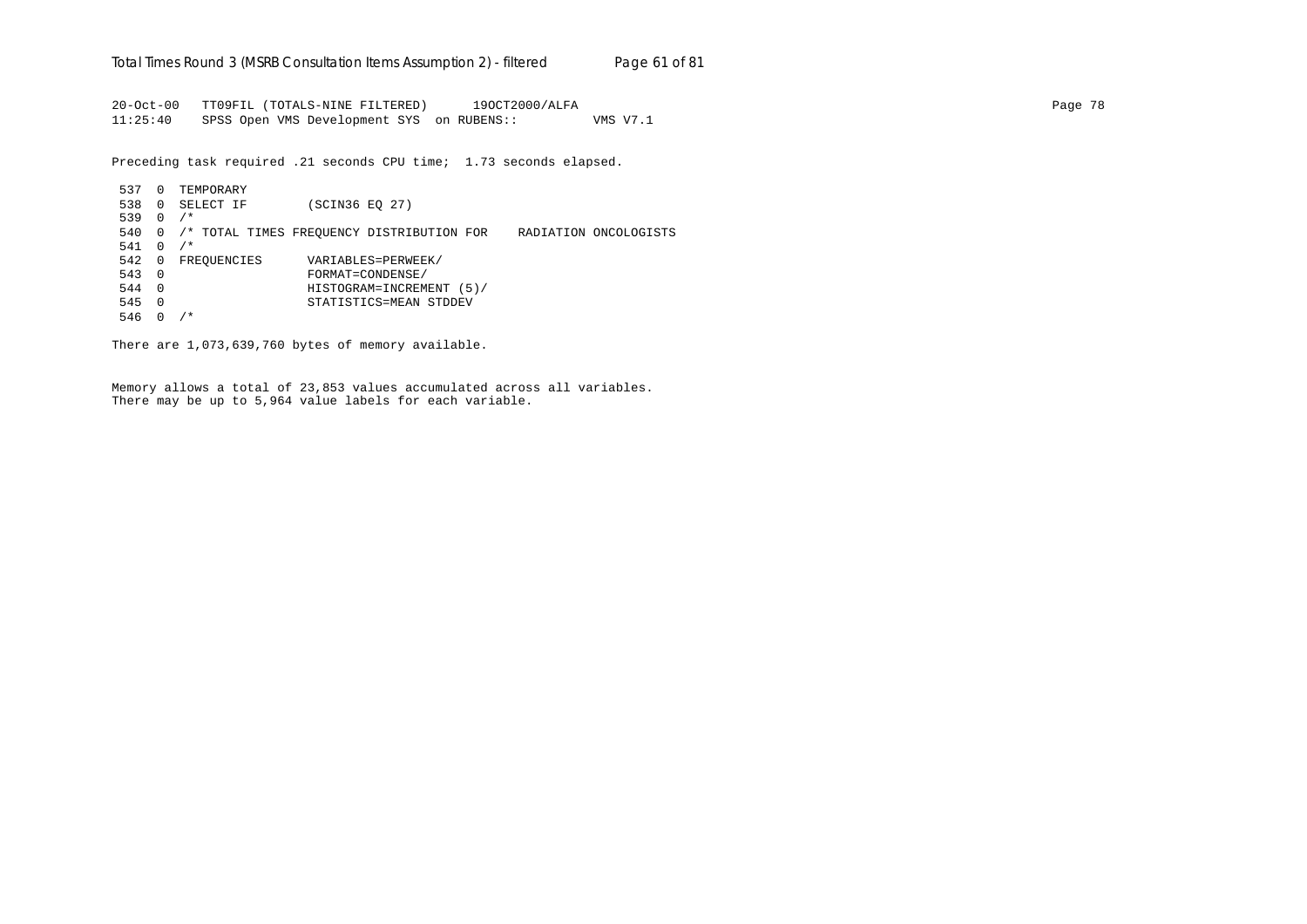```
20-Oct-00   TT09FIL (TOTALS-NINE FILTERED)      19OCT2000/ALFA
11:25:40    SPSS Open VMS Development SYS  on RUBENS::          VMS V7.1

Preceding task required .21 seconds CPU time;  1.73 seconds elapsed.

 537  0  TEMPORARY
 538  0  SELECT IF        (SCIN36 EQ 27)
 539  0  /*
 540  0  /* TOTAL TIMES FREQUENCY DISTRIBUTION FOR    RADIATION ONCOLOGISTS
 541  0  /*
 542  0  FREQUENCIES      VARIABLES=PERWEEK/
 543  0                   FORMAT=CONDENSE/
 544  0                   HISTOGRAM=INCREMENT (5)/
 545  0                   STATISTICS=MEAN STDDEV
 546  0  /*

There are 1,073,639,760 bytes of memory available.

Memory allows a total of 23,853 values accumulated across all variables.
There may be up to 5,964 value labels for each variable.
```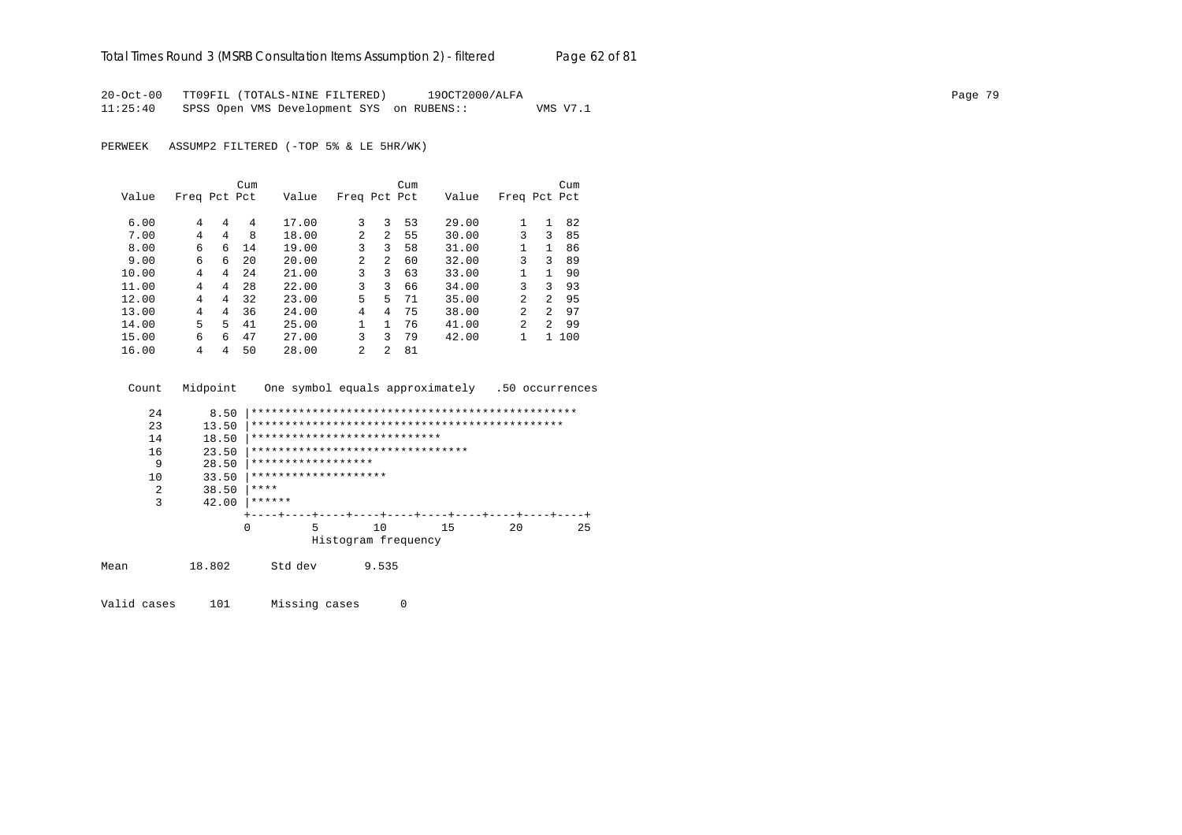20-Oct-00 TT09FIL (TOTALS-NINE FILTERED) 19OCT2000/ALFA
11:25:40 SPSS Open VMS Development SYS on RUBENS:: VMS V7.1

PERWEEK ASSUMP2 FILTERED (-TOP 5% & LE 5HR/WK)

| Value | Freq | Pct | Cum Pct | Value | Freq | Pct | Cum Pct | Value | Freq | Pct | Cum Pct |
|---|---|---|---|---|---|---|---|---|---|---|---|
| 6.00 | 4 | 4 | 4 | 17.00 | 3 | 3 | 53 | 29.00 | 1 | 1 | 82 |
| 7.00 | 4 | 4 | 8 | 18.00 | 2 | 2 | 55 | 30.00 | 3 | 3 | 85 |
| 8.00 | 6 | 6 | 14 | 19.00 | 3 | 3 | 58 | 31.00 | 1 | 1 | 86 |
| 9.00 | 6 | 6 | 20 | 20.00 | 2 | 2 | 60 | 32.00 | 3 | 3 | 89 |
| 10.00 | 4 | 4 | 24 | 21.00 | 3 | 3 | 63 | 33.00 | 1 | 1 | 90 |
| 11.00 | 4 | 4 | 28 | 22.00 | 3 | 3 | 66 | 34.00 | 3 | 3 | 93 |
| 12.00 | 4 | 4 | 32 | 23.00 | 5 | 5 | 71 | 35.00 | 2 | 2 | 95 |
| 13.00 | 4 | 4 | 36 | 24.00 | 4 | 4 | 75 | 38.00 | 2 | 2 | 97 |
| 14.00 | 5 | 5 | 41 | 25.00 | 1 | 1 | 76 | 41.00 | 2 | 2 | 99 |
| 15.00 | 6 | 6 | 47 | 27.00 | 3 | 3 | 79 | 42.00 | 1 | 1 | 100 |
| 16.00 | 4 | 4 | 50 | 28.00 | 2 | 2 | 81 | | | | |

```
  Count   Midpoint    One symbol equals approximately   .50 occurrences

     24       8.50 |************************************************
     23      13.50 |**********************************************
     14      18.50 |****************************
     16      23.50 |********************************
      9      28.50 |******************
     10      33.50 |********************
      2      38.50 |****
      3      42.00 |******
                   +----+----+----+----+----+----+----+----+----+----+
                   0         5        10        15        20        25
                             Histogram frequency
```

Mean 18.802 Std dev 9.535

Valid cases 101 Missing cases 0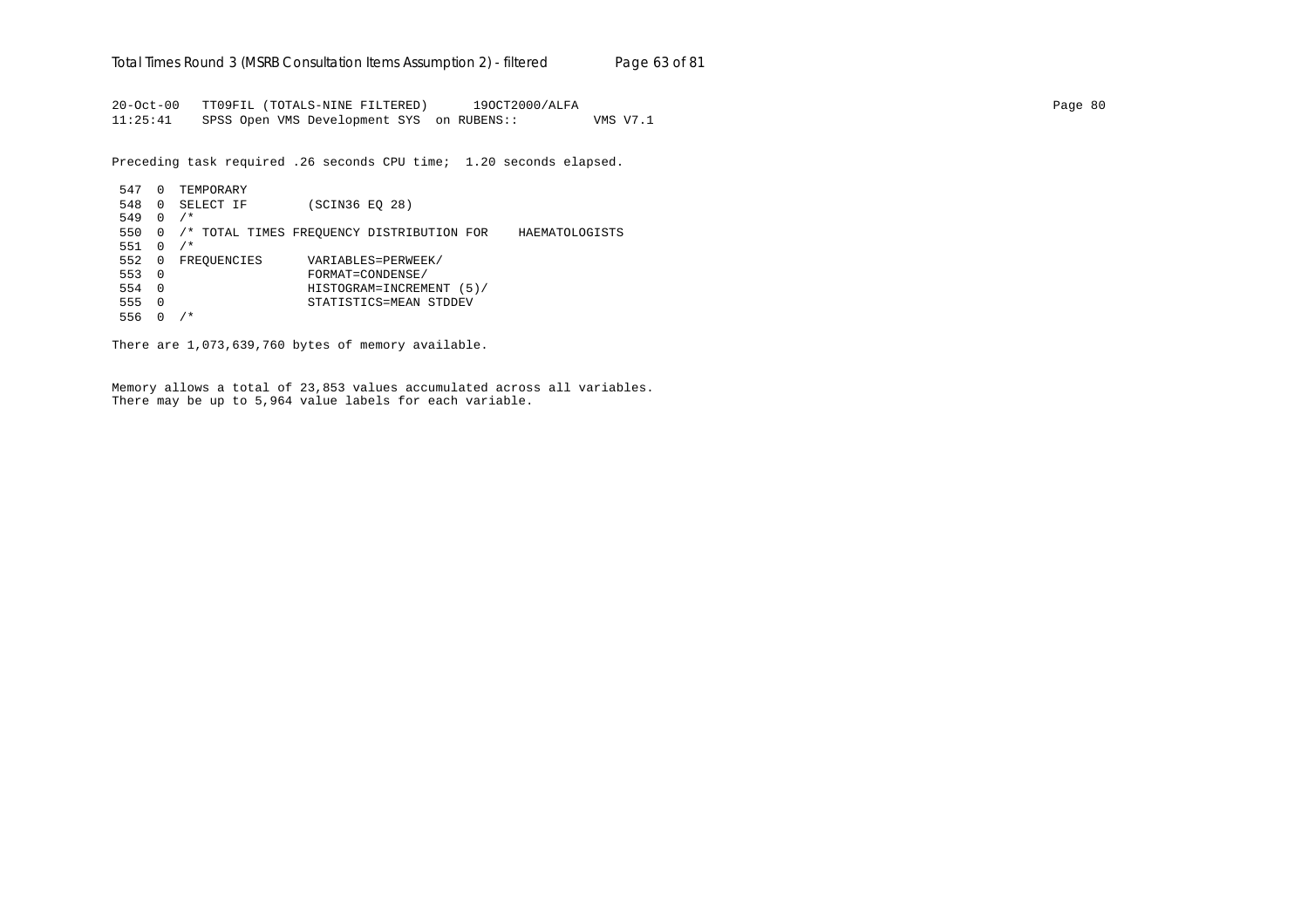```
20-Oct-00   TT09FIL (TOTALS-NINE FILTERED)      19OCT2000/ALFA
11:25:41    SPSS Open VMS Development SYS  on RUBENS::          VMS V7.1

Preceding task required .26 seconds CPU time;  1.20 seconds elapsed.

 547  0  TEMPORARY
 548  0  SELECT IF        (SCIN36 EQ 28)
 549  0  /*
 550  0  /* TOTAL TIMES FREQUENCY DISTRIBUTION FOR    HAEMATOLOGISTS
 551  0  /*
 552  0  FREQUENCIES      VARIABLES=PERWEEK/
 553  0                   FORMAT=CONDENSE/
 554  0                   HISTOGRAM=INCREMENT (5)/
 555  0                   STATISTICS=MEAN STDDEV
 556  0  /*

There are 1,073,639,760 bytes of memory available.


Memory allows a total of 23,853 values accumulated across all variables.
There may be up to 5,964 value labels for each variable.
```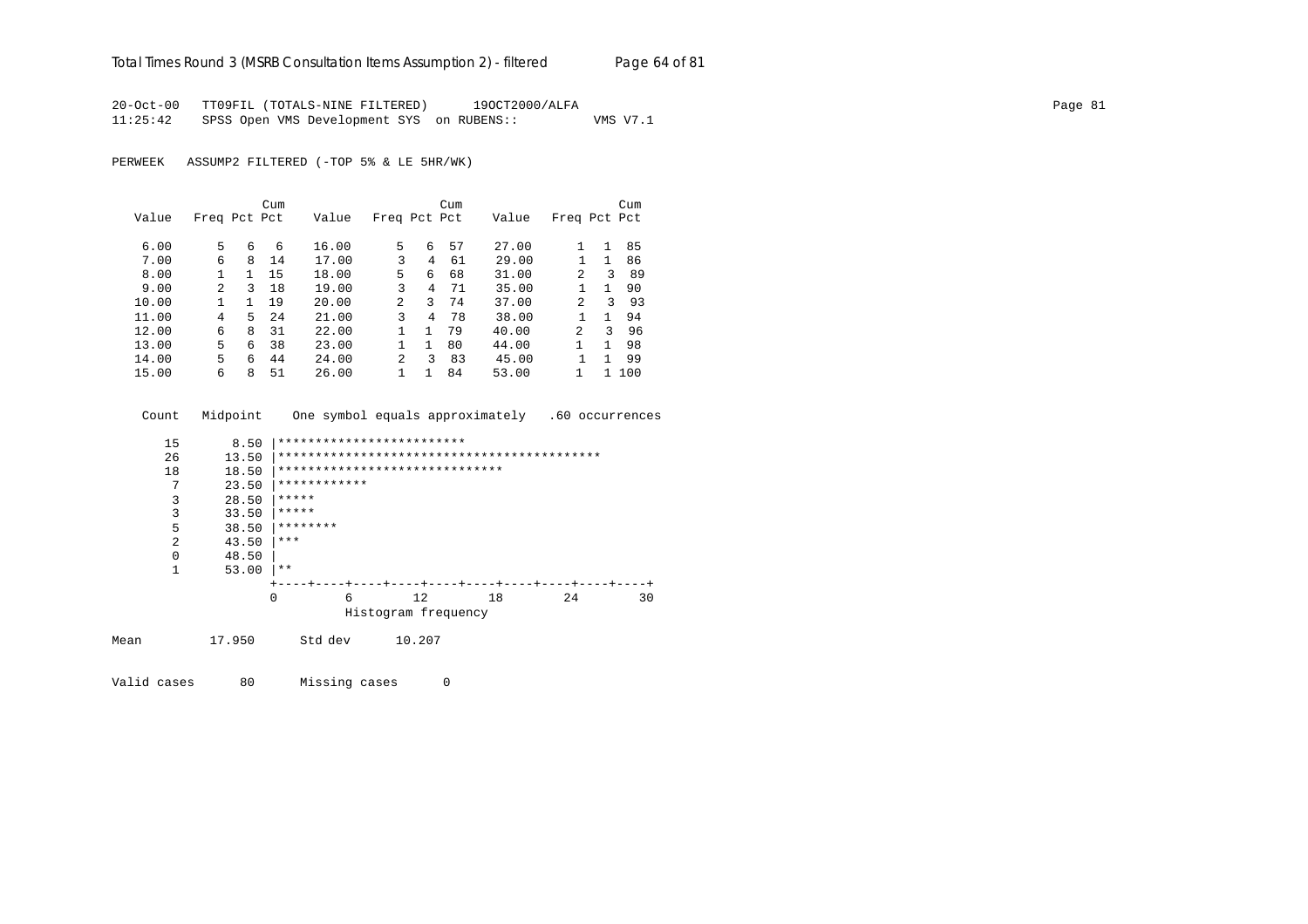```
20-Oct-00   TT09FIL (TOTALS-NINE FILTERED)      19OCT2000/ALFA
11:25:42    SPSS Open VMS Development SYS  on RUBENS::         VMS V7.1
```

PERWEEK   ASSUMP2 FILTERED (-TOP 5% & LE 5HR/WK)

| Value | Freq | Pct | Cum Pct | Value | Freq | Pct | Cum Pct | Value | Freq | Pct | Cum Pct |
|---|---|---|---|---|---|---|---|---|---|---|---|
| 6.00 | 5 | 6 | 6 | 16.00 | 5 | 6 | 57 | 27.00 | 1 | 1 | 85 |
| 7.00 | 6 | 8 | 14 | 17.00 | 3 | 4 | 61 | 29.00 | 1 | 1 | 86 |
| 8.00 | 1 | 1 | 15 | 18.00 | 5 | 6 | 68 | 31.00 | 2 | 3 | 89 |
| 9.00 | 2 | 3 | 18 | 19.00 | 3 | 4 | 71 | 35.00 | 1 | 1 | 90 |
| 10.00 | 1 | 1 | 19 | 20.00 | 2 | 3 | 74 | 37.00 | 2 | 3 | 93 |
| 11.00 | 4 | 5 | 24 | 21.00 | 3 | 4 | 78 | 38.00 | 1 | 1 | 94 |
| 12.00 | 6 | 8 | 31 | 22.00 | 1 | 1 | 79 | 40.00 | 2 | 3 | 96 |
| 13.00 | 5 | 6 | 38 | 23.00 | 1 | 1 | 80 | 44.00 | 1 | 1 | 98 |
| 14.00 | 5 | 6 | 44 | 24.00 | 2 | 3 | 83 | 45.00 | 1 | 1 | 99 |
| 15.00 | 6 | 8 | 51 | 26.00 | 1 | 1 | 84 | 53.00 | 1 | 1 | 100 |

```
    Count   Midpoint    One symbol equals approximately   .60 occurrences

      15       8.50 |*************************
      26      13.50 |*******************************************
      18      18.50 |******************************
       7      23.50 |************
       3      28.50 |*****
       3      33.50 |*****
       5      38.50 |********
       2      43.50 |***
       0      48.50 |
       1      53.00 |**
                    +----+----+----+----+----+----+----+----+----+----+
                    0         6        12        18        24        30
                              Histogram frequency

Mean         17.950      Std dev      10.207

Valid cases      80      Missing cases      0
```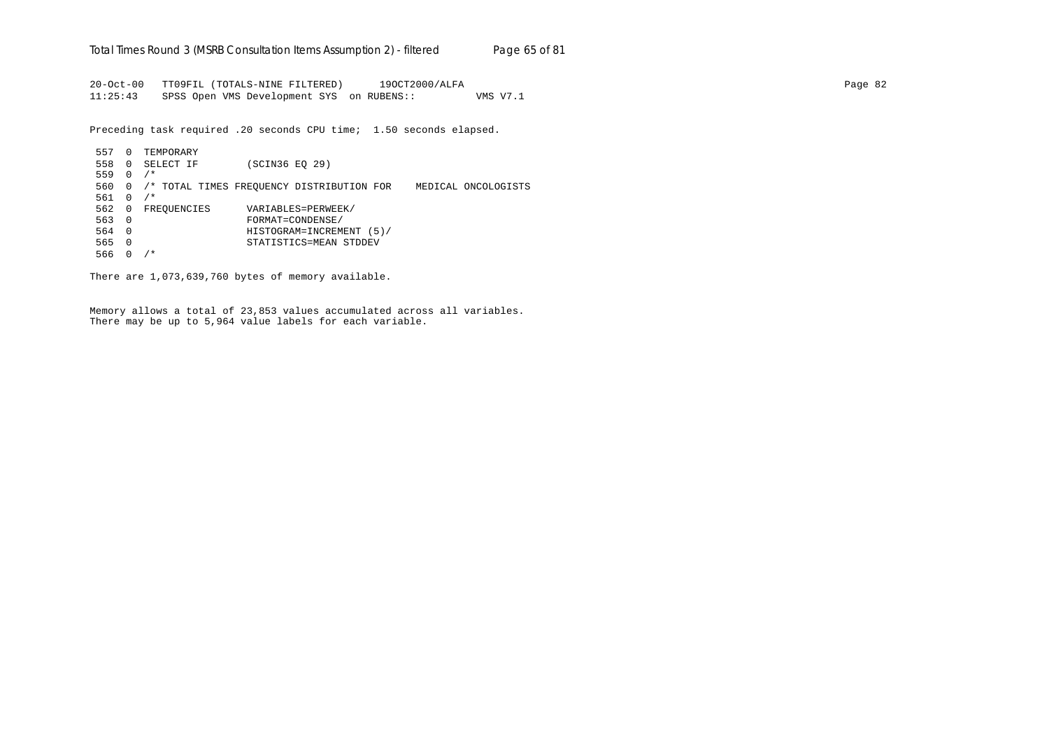```
20-Oct-00   TT09FIL (TOTALS-NINE FILTERED)      19OCT2000/ALFA                                                                    Page 82
11:25:43    SPSS Open VMS Development SYS  on RUBENS::          VMS V7.1

Preceding task required .20 seconds CPU time;  1.50 seconds elapsed.

 557  0  TEMPORARY
 558  0  SELECT IF        (SCIN36 EQ 29)
 559  0  /*
 560  0  /* TOTAL TIMES FREQUENCY DISTRIBUTION FOR    MEDICAL ONCOLOGISTS
 561  0  /*
 562  0  FREQUENCIES      VARIABLES=PERWEEK/
 563  0                   FORMAT=CONDENSE/
 564  0                   HISTOGRAM=INCREMENT (5)/
 565  0                   STATISTICS=MEAN STDDEV
 566  0  /*

There are 1,073,639,760 bytes of memory available.


Memory allows a total of 23,853 values accumulated across all variables.
There may be up to 5,964 value labels for each variable.
```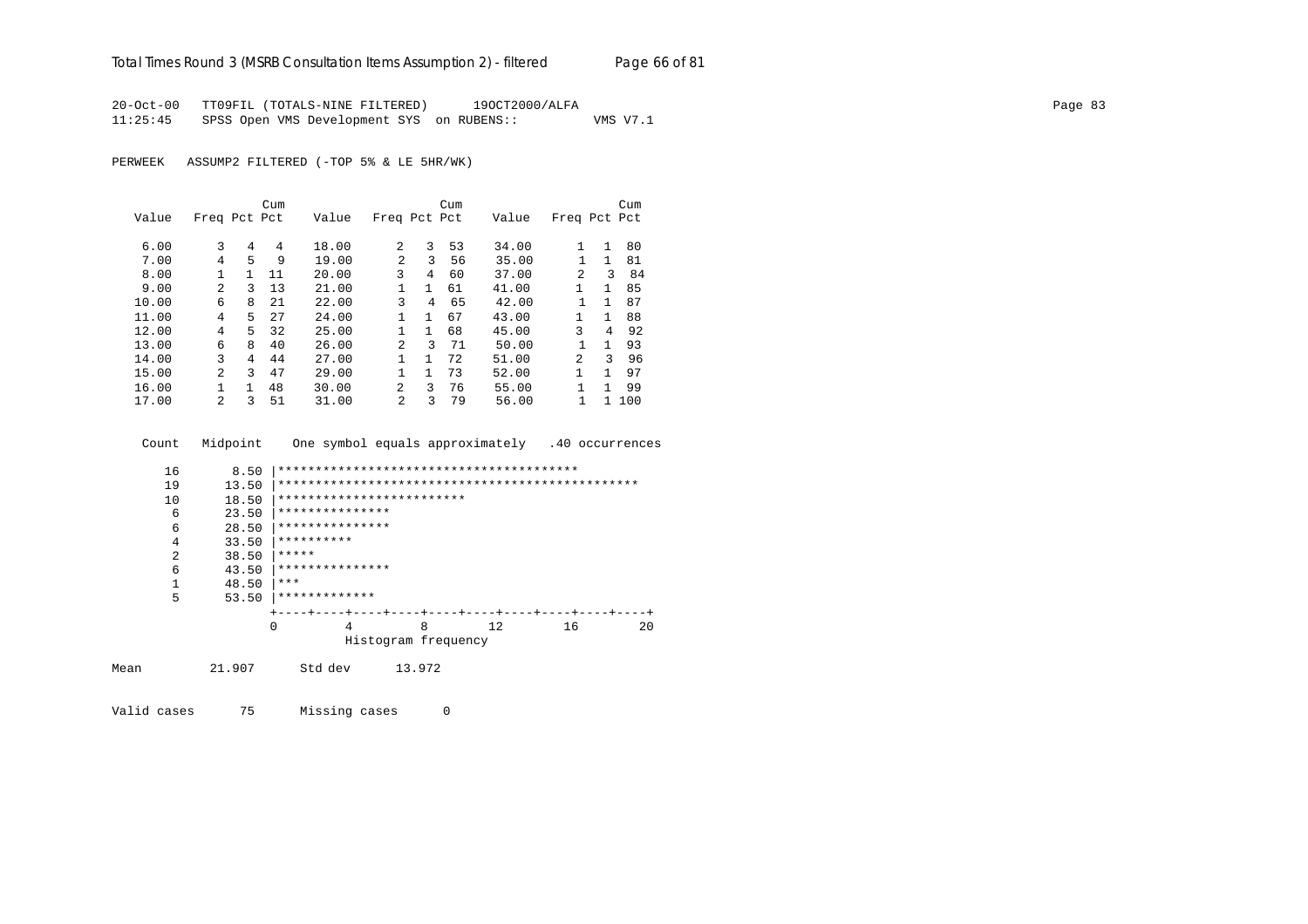20-Oct-00 TT09FIL (TOTALS-NINE FILTERED) 19OCT2000/ALFA
11:25:45 SPSS Open VMS Development SYS on RUBENS:: VMS V7.1

PERWEEK ASSUMP2 FILTERED (-TOP 5% & LE 5HR/WK)

| Value | Freq | Pct | Cum Pct | Value | Freq | Pct | Cum Pct | Value | Freq | Pct | Cum Pct |
|---|---|---|---|---|---|---|---|---|---|---|---|
| 6.00 | 3 | 4 | 4 | 18.00 | 2 | 3 | 53 | 34.00 | 1 | 1 | 80 |
| 7.00 | 4 | 5 | 9 | 19.00 | 2 | 3 | 56 | 35.00 | 1 | 1 | 81 |
| 8.00 | 1 | 1 | 11 | 20.00 | 3 | 4 | 60 | 37.00 | 2 | 3 | 84 |
| 9.00 | 2 | 3 | 13 | 21.00 | 1 | 1 | 61 | 41.00 | 1 | 1 | 85 |
| 10.00 | 6 | 8 | 21 | 22.00 | 3 | 4 | 65 | 42.00 | 1 | 1 | 87 |
| 11.00 | 4 | 5 | 27 | 24.00 | 1 | 1 | 67 | 43.00 | 1 | 1 | 88 |
| 12.00 | 4 | 5 | 32 | 25.00 | 1 | 1 | 68 | 45.00 | 3 | 4 | 92 |
| 13.00 | 6 | 8 | 40 | 26.00 | 2 | 3 | 71 | 50.00 | 1 | 1 | 93 |
| 14.00 | 3 | 4 | 44 | 27.00 | 1 | 1 | 72 | 51.00 | 2 | 3 | 96 |
| 15.00 | 2 | 3 | 47 | 29.00 | 1 | 1 | 73 | 52.00 | 1 | 1 | 97 |
| 16.00 | 1 | 1 | 48 | 30.00 | 2 | 3 | 76 | 55.00 | 1 | 1 | 99 |
| 17.00 | 2 | 3 | 51 | 31.00 | 2 | 3 | 79 | 56.00 | 1 | 1 | 100 |

```
 Count   Midpoint    One symbol equals approximately   .40 occurrences

    16       8.50 |****************************************
    19      13.50 |************************************************
    10      18.50 |*************************
     6      23.50 |***************
     6      28.50 |***************
     4      33.50 |**********
     2      38.50 |*****
     6      43.50 |***************
     1      48.50 |***
     5      53.50 |*************
                  +----+----+----+----+----+----+----+----+----+----+
                  0         4         8        12        16        20
                            Histogram frequency
```

Mean 21.907 Std dev 13.972

Valid cases 75 Missing cases 0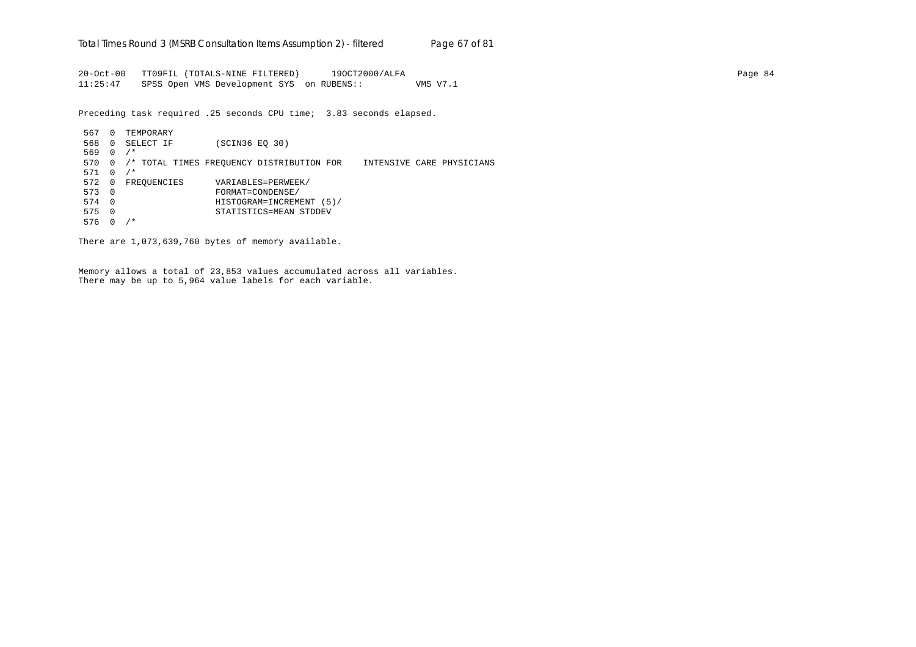```
20-Oct-00   TT09FIL (TOTALS-NINE FILTERED)      19OCT2000/ALFA                                                                    Page 84
11:25:47    SPSS Open VMS Development SYS  on RUBENS::          VMS V7.1

Preceding task required .25 seconds CPU time;  3.83 seconds elapsed.

 567  0  TEMPORARY
 568  0  SELECT IF        (SCIN36 EQ 30)
 569  0  /*
 570  0  /* TOTAL TIMES FREQUENCY DISTRIBUTION FOR    INTENSIVE CARE PHYSICIANS
 571  0  /*
 572  0  FREQUENCIES      VARIABLES=PERWEEK/
 573  0                   FORMAT=CONDENSE/
 574  0                   HISTOGRAM=INCREMENT (5)/
 575  0                   STATISTICS=MEAN STDDEV
 576  0  /*

There are 1,073,639,760 bytes of memory available.


Memory allows a total of 23,853 values accumulated across all variables.
There may be up to 5,964 value labels for each variable.
```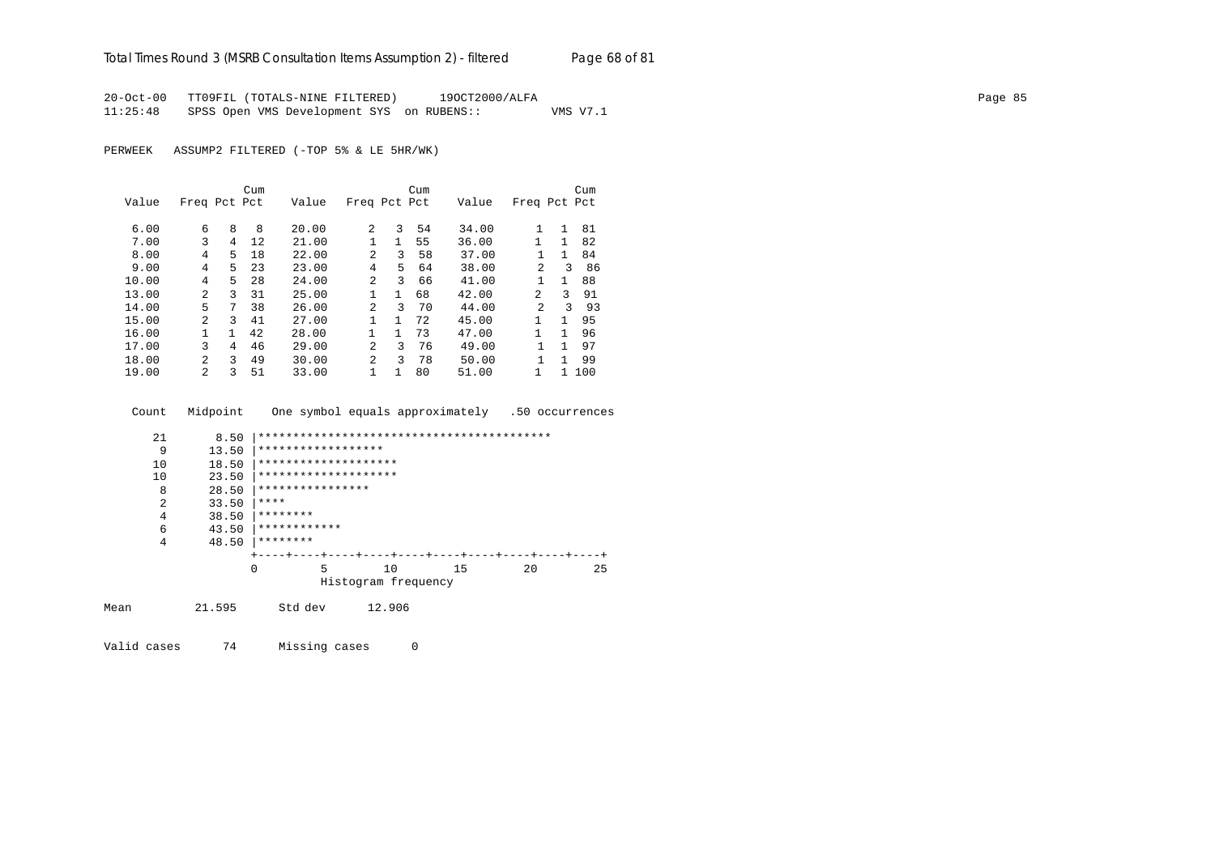20-Oct-00 TT09FIL (TOTALS-NINE FILTERED) 19OCT2000/ALFA
11:25:48 SPSS Open VMS Development SYS on RUBENS:: VMS V7.1

PERWEEK ASSUMP2 FILTERED (-TOP 5% & LE 5HR/WK)

| Value | Freq | Pct | Cum Pct | Value | Freq | Pct | Cum Pct | Value | Freq | Pct | Cum Pct |
|---|---|---|---|---|---|---|---|---|---|---|---|
| 6.00 | 6 | 8 | 8 | 20.00 | 2 | 3 | 54 | 34.00 | 1 | 1 | 81 |
| 7.00 | 3 | 4 | 12 | 21.00 | 1 | 1 | 55 | 36.00 | 1 | 1 | 82 |
| 8.00 | 4 | 5 | 18 | 22.00 | 2 | 3 | 58 | 37.00 | 1 | 1 | 84 |
| 9.00 | 4 | 5 | 23 | 23.00 | 4 | 5 | 64 | 38.00 | 2 | 3 | 86 |
| 10.00 | 4 | 5 | 28 | 24.00 | 2 | 3 | 66 | 41.00 | 1 | 1 | 88 |
| 13.00 | 2 | 3 | 31 | 25.00 | 1 | 1 | 68 | 42.00 | 2 | 3 | 91 |
| 14.00 | 5 | 7 | 38 | 26.00 | 2 | 3 | 70 | 44.00 | 2 | 3 | 93 |
| 15.00 | 2 | 3 | 41 | 27.00 | 1 | 1 | 72 | 45.00 | 1 | 1 | 95 |
| 16.00 | 1 | 1 | 42 | 28.00 | 1 | 1 | 73 | 47.00 | 1 | 1 | 96 |
| 17.00 | 3 | 4 | 46 | 29.00 | 2 | 3 | 76 | 49.00 | 1 | 1 | 97 |
| 18.00 | 2 | 3 | 49 | 30.00 | 2 | 3 | 78 | 50.00 | 1 | 1 | 99 |
| 19.00 | 2 | 3 | 51 | 33.00 | 1 | 1 | 80 | 51.00 | 1 | 1 | 100 |

```
 Count  Midpoint    One symbol equals approximately   .50 occurrences

    21      8.50 |******************************************
     9     13.50 |******************
    10     18.50 |********************
    10     23.50 |********************
     8     28.50 |****************
     2     33.50 |****
     4     38.50 |********
     6     43.50 |************
     4     48.50 |********
                 +----+----+----+----+----+----+----+----+----+----+
                 0         5        10        15        20        25
                           Histogram frequency
```

Mean 21.595 Std dev 12.906

Valid cases 74 Missing cases 0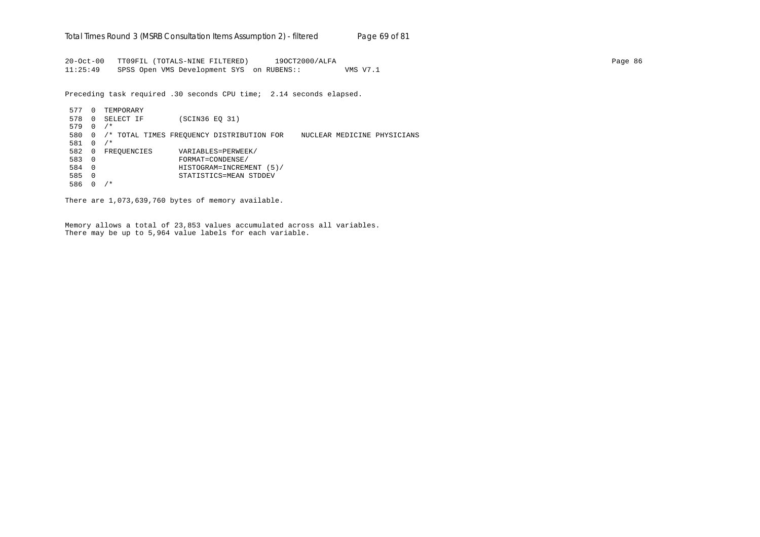```
20-Oct-00   TT09FIL (TOTALS-NINE FILTERED)      19OCT2000/ALFA
11:25:49    SPSS Open VMS Development SYS  on RUBENS::          VMS V7.1
```

Preceding task required .30 seconds CPU time;  2.14 seconds elapsed.

```
 577  0  TEMPORARY
 578  0  SELECT IF        (SCIN36 EQ 31)
 579  0  /*
 580  0  /* TOTAL TIMES FREQUENCY DISTRIBUTION FOR    NUCLEAR MEDICINE PHYSICIANS
 581  0  /*
 582  0  FREQUENCIES      VARIABLES=PERWEEK/
 583  0                   FORMAT=CONDENSE/
 584  0                   HISTOGRAM=INCREMENT (5)/
 585  0                   STATISTICS=MEAN STDDEV
 586  0  /*
```

There are 1,073,639,760 bytes of memory available.

Memory allows a total of 23,853 values accumulated across all variables.
There may be up to 5,964 value labels for each variable.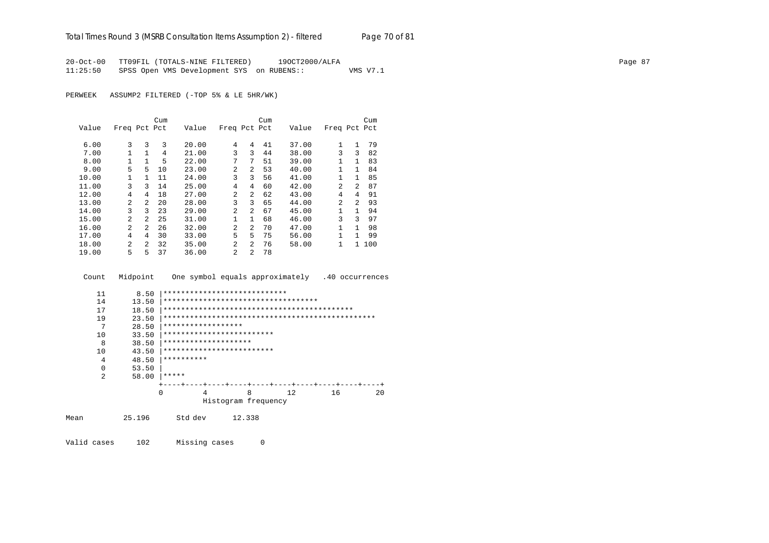20-Oct-00 TT09FIL (TOTALS-NINE FILTERED) 19OCT2000/ALFA
11:25:50 SPSS Open VMS Development SYS on RUBENS:: VMS V7.1

PERWEEK ASSUMP2 FILTERED (-TOP 5% & LE 5HR/WK)

| Value | Freq | Pct | Cum Pct | Value | Freq | Pct | Cum Pct | Value | Freq | Pct | Cum Pct |
|---|---|---|---|---|---|---|---|---|---|---|---|
| 6.00 | 3 | 3 | 3 | 20.00 | 4 | 4 | 41 | 37.00 | 1 | 1 | 79 |
| 7.00 | 1 | 1 | 4 | 21.00 | 3 | 3 | 44 | 38.00 | 3 | 3 | 82 |
| 8.00 | 1 | 1 | 5 | 22.00 | 7 | 7 | 51 | 39.00 | 1 | 1 | 83 |
| 9.00 | 5 | 5 | 10 | 23.00 | 2 | 2 | 53 | 40.00 | 1 | 1 | 84 |
| 10.00 | 1 | 1 | 11 | 24.00 | 3 | 3 | 56 | 41.00 | 1 | 1 | 85 |
| 11.00 | 3 | 3 | 14 | 25.00 | 4 | 4 | 60 | 42.00 | 2 | 2 | 87 |
| 12.00 | 4 | 4 | 18 | 27.00 | 2 | 2 | 62 | 43.00 | 4 | 4 | 91 |
| 13.00 | 2 | 2 | 20 | 28.00 | 3 | 3 | 65 | 44.00 | 2 | 2 | 93 |
| 14.00 | 3 | 3 | 23 | 29.00 | 2 | 2 | 67 | 45.00 | 1 | 1 | 94 |
| 15.00 | 2 | 2 | 25 | 31.00 | 1 | 1 | 68 | 46.00 | 3 | 3 | 97 |
| 16.00 | 2 | 2 | 26 | 32.00 | 2 | 2 | 70 | 47.00 | 1 | 1 | 98 |
| 17.00 | 4 | 4 | 30 | 33.00 | 5 | 5 | 75 | 56.00 | 1 | 1 | 99 |
| 18.00 | 2 | 2 | 32 | 35.00 | 2 | 2 | 76 | 58.00 | 1 | 1 | 100 |
| 19.00 | 5 | 5 | 37 | 36.00 | 2 | 2 | 78 | | | | |

```
    Count   Midpoint    One symbol equals approximately   .40 occurrences

      11       8.50 |****************************
      14      13.50 |***********************************
      17      18.50 |*******************************************
      19      23.50 |************************************************
       7      28.50 |******************
      10      33.50 |*************************
       8      38.50 |********************
      10      43.50 |*************************
       4      48.50 |**********
       0      53.50 |
       2      58.00 |*****
                    +----+----+----+----+----+----+----+----+----+----+
                    0         4         8        12        16        20
                              Histogram frequency
```

Mean 25.196 Std dev 12.338

Valid cases 102 Missing cases 0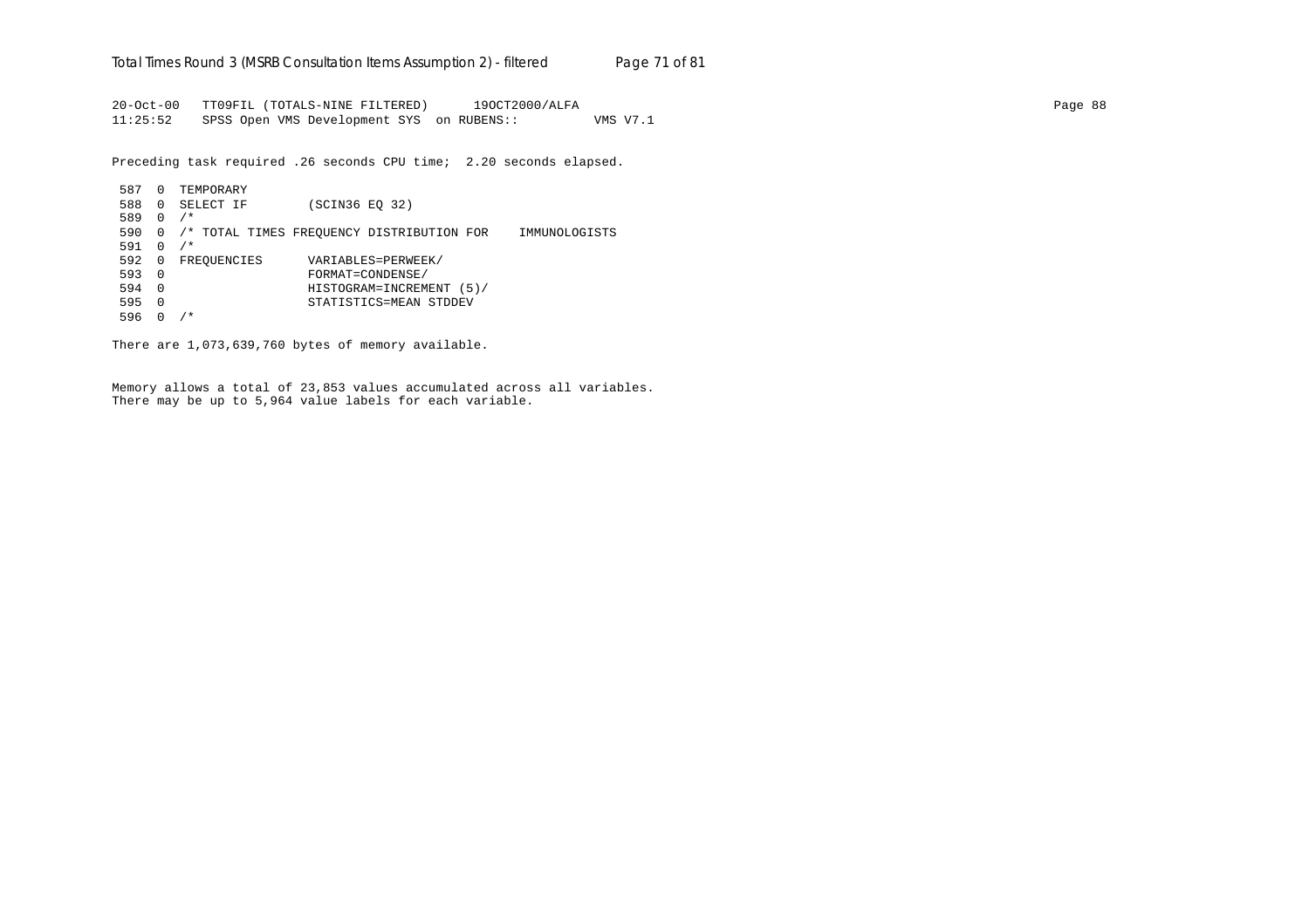```
20-Oct-00   TT09FIL (TOTALS-NINE FILTERED)      19OCT2000/ALFA
11:25:52    SPSS Open VMS Development SYS  on RUBENS::          VMS V7.1
```

Preceding task required .26 seconds CPU time;  2.20 seconds elapsed.

```
 587  0  TEMPORARY
 588  0  SELECT IF        (SCIN36 EQ 32)
 589  0  /*
 590  0  /* TOTAL TIMES FREQUENCY DISTRIBUTION FOR    IMMUNOLOGISTS
 591  0  /*
 592  0  FREQUENCIES      VARIABLES=PERWEEK/
 593  0                   FORMAT=CONDENSE/
 594  0                   HISTOGRAM=INCREMENT (5)/
 595  0                   STATISTICS=MEAN STDDEV
 596  0  /*
```

There are 1,073,639,760 bytes of memory available.

Memory allows a total of 23,853 values accumulated across all variables.
There may be up to 5,964 value labels for each variable.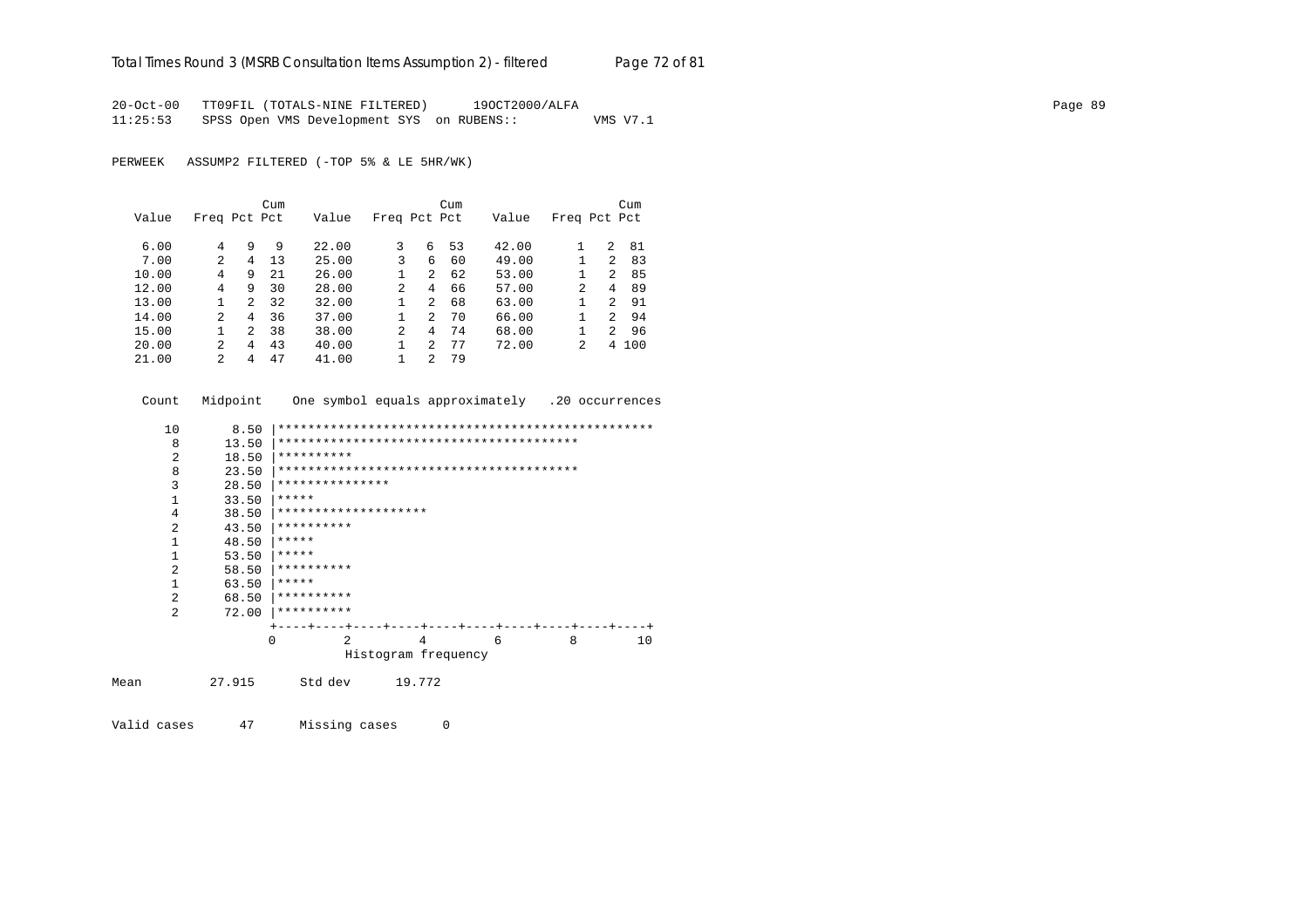20-Oct-00 TT09FIL (TOTALS-NINE FILTERED) 19OCT2000/ALFA
11:25:53 SPSS Open VMS Development SYS on RUBENS:: VMS V7.1

PERWEEK ASSUMP2 FILTERED (-TOP 5% & LE 5HR/WK)

| Value | Freq | Pct | Cum Pct | Value | Freq | Pct | Cum Pct | Value | Freq | Pct | Cum Pct |
|---|---|---|---|---|---|---|---|---|---|---|---|
| 6.00 | 4 | 9 | 9 | 22.00 | 3 | 6 | 53 | 42.00 | 1 | 2 | 81 |
| 7.00 | 2 | 4 | 13 | 25.00 | 3 | 6 | 60 | 49.00 | 1 | 2 | 83 |
| 10.00 | 4 | 9 | 21 | 26.00 | 1 | 2 | 62 | 53.00 | 1 | 2 | 85 |
| 12.00 | 4 | 9 | 30 | 28.00 | 2 | 4 | 66 | 57.00 | 2 | 4 | 89 |
| 13.00 | 1 | 2 | 32 | 32.00 | 1 | 2 | 68 | 63.00 | 1 | 2 | 91 |
| 14.00 | 2 | 4 | 36 | 37.00 | 1 | 2 | 70 | 66.00 | 1 | 2 | 94 |
| 15.00 | 1 | 2 | 38 | 38.00 | 2 | 4 | 74 | 68.00 | 1 | 2 | 96 |
| 20.00 | 2 | 4 | 43 | 40.00 | 1 | 2 | 77 | 72.00 | 2 | 4 | 100 |
| 21.00 | 2 | 4 | 47 | 41.00 | 1 | 2 | 79 | | | | |

```
 Count   Midpoint    One symbol equals approximately   .20 occurrences

    10       8.50 |**************************************************
     8      13.50 |****************************************
     2      18.50 |**********
     8      23.50 |****************************************
     3      28.50 |***************
     1      33.50 |*****
     4      38.50 |********************
     2      43.50 |**********
     1      48.50 |*****
     1      53.50 |*****
     2      58.50 |**********
     1      63.50 |*****
     2      68.50 |**********
     2      72.00 |**********
                  +----+----+----+----+----+----+----+----+----+----+
                  0         2         4         6         8        10
                            Histogram frequency
```

Mean 27.915 Std dev 19.772

Valid cases 47 Missing cases 0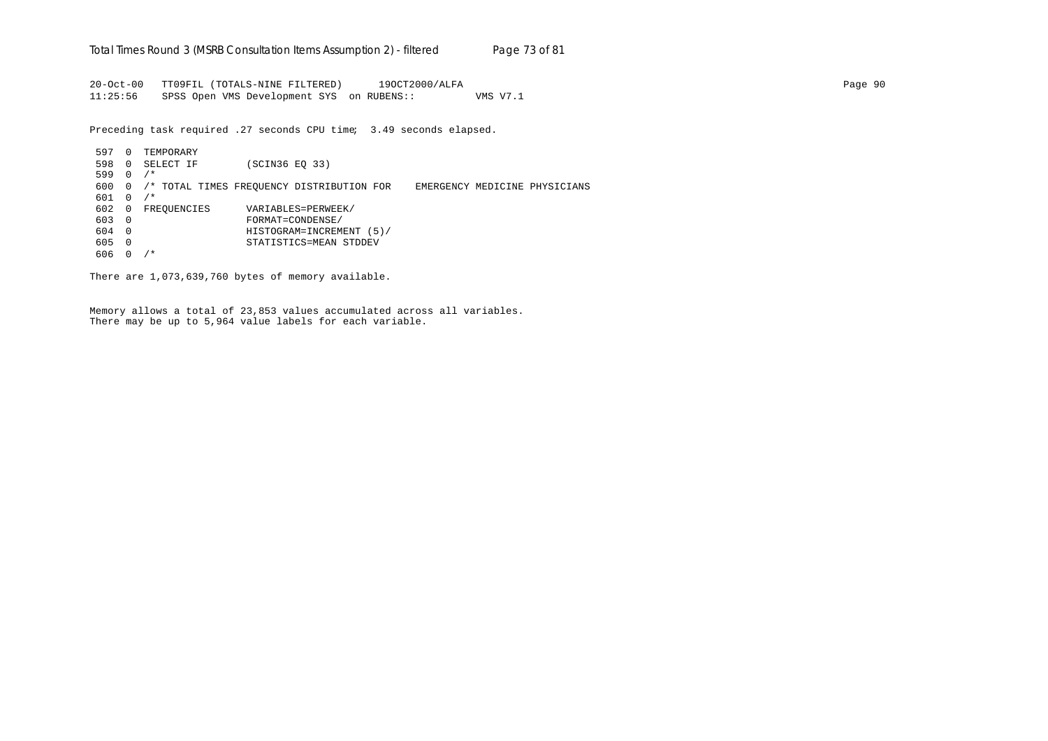```
20-Oct-00   TT09FIL (TOTALS-NINE FILTERED)      19OCT2000/ALFA                                                                    Page 90
11:25:56    SPSS Open VMS Development SYS  on RUBENS::          VMS V7.1

Preceding task required .27 seconds CPU time;  3.49 seconds elapsed.

 597  0  TEMPORARY
 598  0  SELECT IF        (SCIN36 EQ 33)
 599  0  /*
 600  0  /* TOTAL TIMES FREQUENCY DISTRIBUTION FOR    EMERGENCY MEDICINE PHYSICIANS
 601  0  /*
 602  0  FREQUENCIES      VARIABLES=PERWEEK/
 603  0                   FORMAT=CONDENSE/
 604  0                   HISTOGRAM=INCREMENT (5)/
 605  0                   STATISTICS=MEAN STDDEV
 606  0  /*

There are 1,073,639,760 bytes of memory available.


Memory allows a total of 23,853 values accumulated across all variables.
There may be up to 5,964 value labels for each variable.
```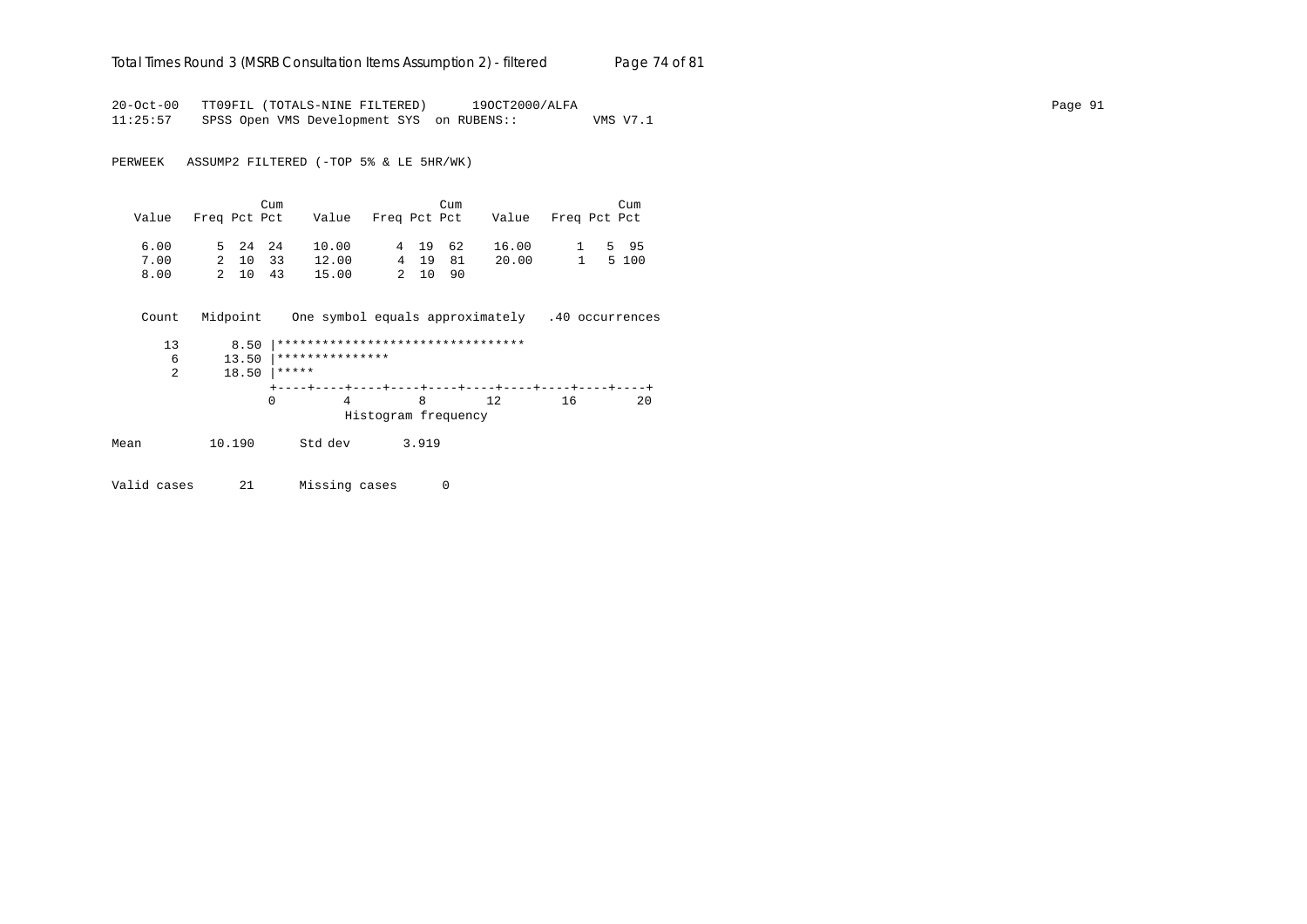20-Oct-00 TT09FIL (TOTALS-NINE FILTERED) 19OCT2000/ALFA
11:25:57 SPSS Open VMS Development SYS on RUBENS:: VMS V7.1

PERWEEK ASSUMP2 FILTERED (-TOP 5% & LE 5HR/WK)

| Value | Freq | Pct | Cum Pct | Value | Freq | Pct | Cum Pct | Value | Freq | Pct | Cum Pct |
|---|---|---|---|---|---|---|---|---|---|---|---|
| 6.00 | 5 | 24 | 24 | 10.00 | 4 | 19 | 62 | 16.00 | 1 | 5 | 95 |
| 7.00 | 2 | 10 | 33 | 12.00 | 4 | 19 | 81 | 20.00 | 1 | 5 | 100 |
| 8.00 | 2 | 10 | 43 | 15.00 | 2 | 10 | 90 | | | | |

```
 Count   Midpoint    One symbol equals approximately   .40 occurrences

    13       8.50 |*********************************
     6      13.50 |***************
     2      18.50 |*****
                  +----+----+----+----+----+----+----+----+----+----+
                  0         4         8        12        16        20
                              Histogram frequency
```

Mean 10.190 Std dev 3.919

Valid cases 21 Missing cases 0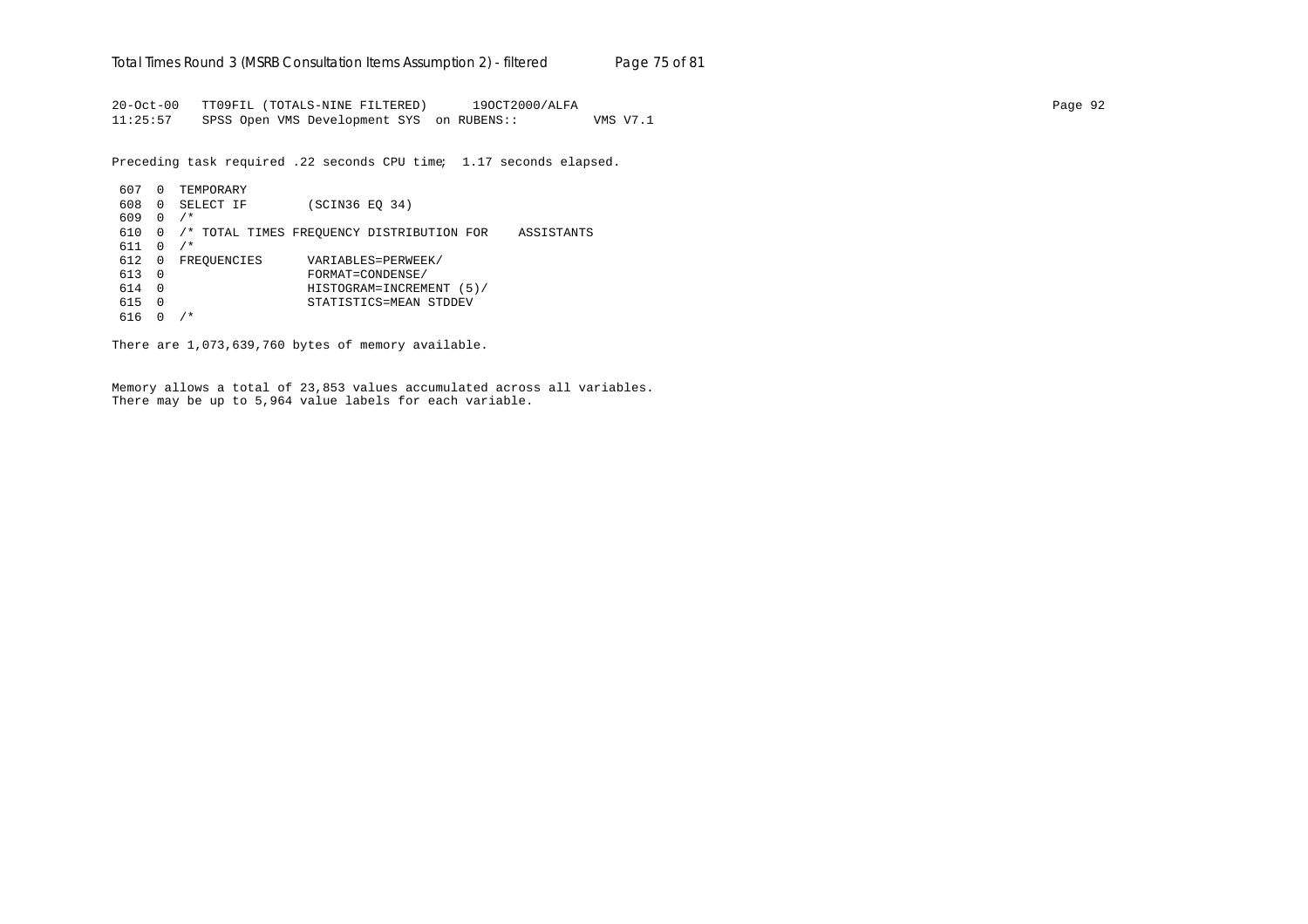```
20-Oct-00   TT09FIL (TOTALS-NINE FILTERED)      19OCT2000/ALFA
11:25:57    SPSS Open VMS Development SYS  on RUBENS::          VMS V7.1

Preceding task required .22 seconds CPU time;  1.17 seconds elapsed.

 607  0  TEMPORARY
 608  0  SELECT IF        (SCIN36 EQ 34)
 609  0  /*
 610  0  /* TOTAL TIMES FREQUENCY DISTRIBUTION FOR    ASSISTANTS
 611  0  /*
 612  0  FREQUENCIES      VARIABLES=PERWEEK/
 613  0                   FORMAT=CONDENSE/
 614  0                   HISTOGRAM=INCREMENT (5)/
 615  0                   STATISTICS=MEAN STDDEV
 616  0  /*

There are 1,073,639,760 bytes of memory available.


Memory allows a total of 23,853 values accumulated across all variables.
There may be up to 5,964 value labels for each variable.
```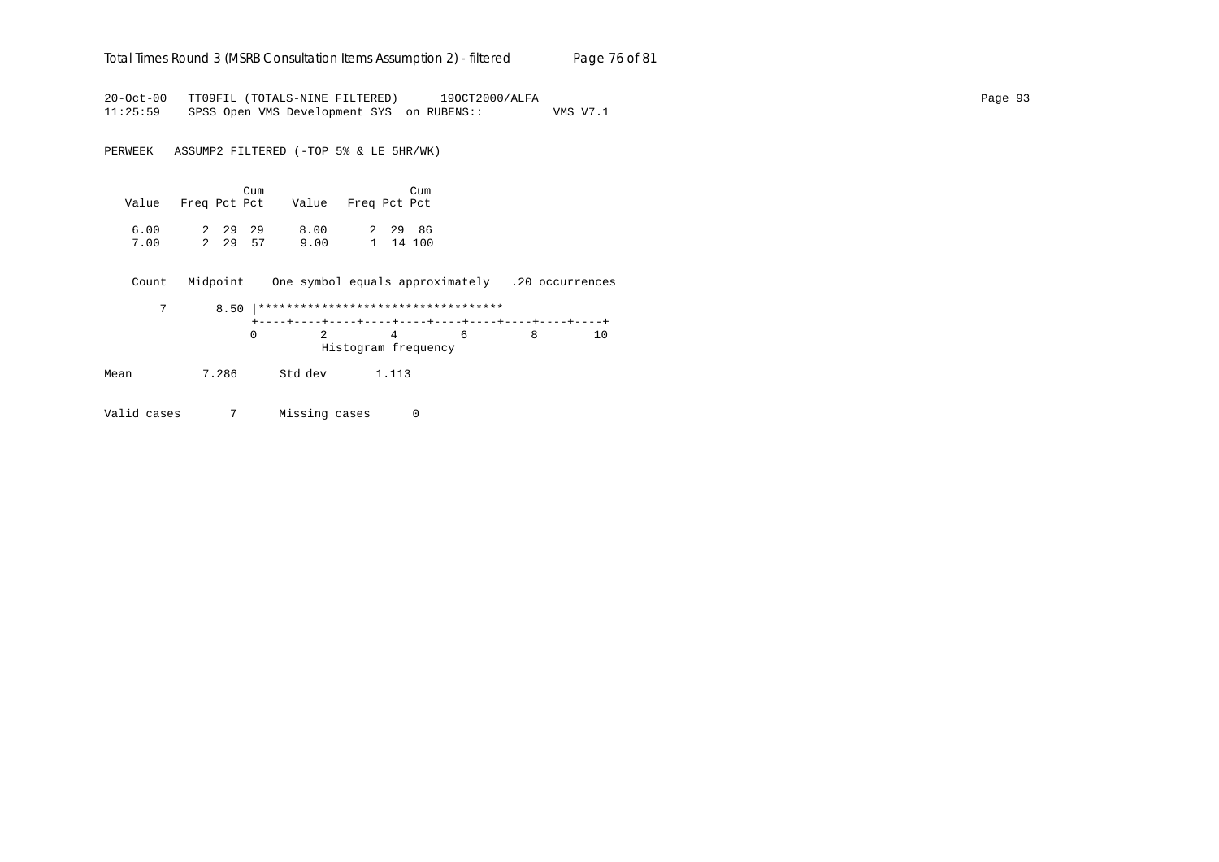```
20-Oct-00   TT09FIL (TOTALS-NINE FILTERED)      19OCT2000/ALFA
11:25:59    SPSS Open VMS Development SYS  on RUBENS::         VMS V7.1

PERWEEK   ASSUMP2 FILTERED (-TOP 5% & LE 5HR/WK)

                   Cum                    Cum
   Value   Freq Pct Pct    Value   Freq Pct Pct

    6.00      2  29  29     8.00      2  29  86
    7.00      2  29  57     9.00      1  14 100

    Count   Midpoint    One symbol equals approximately   .20 occurrences

       7       8.50 |***********************************
                    +----+----+----+----+----+----+----+----+----+----+
                    0         2         4         6         8        10
                              Histogram frequency

Mean          7.286      Std dev       1.113

Valid cases       7      Missing cases      0
```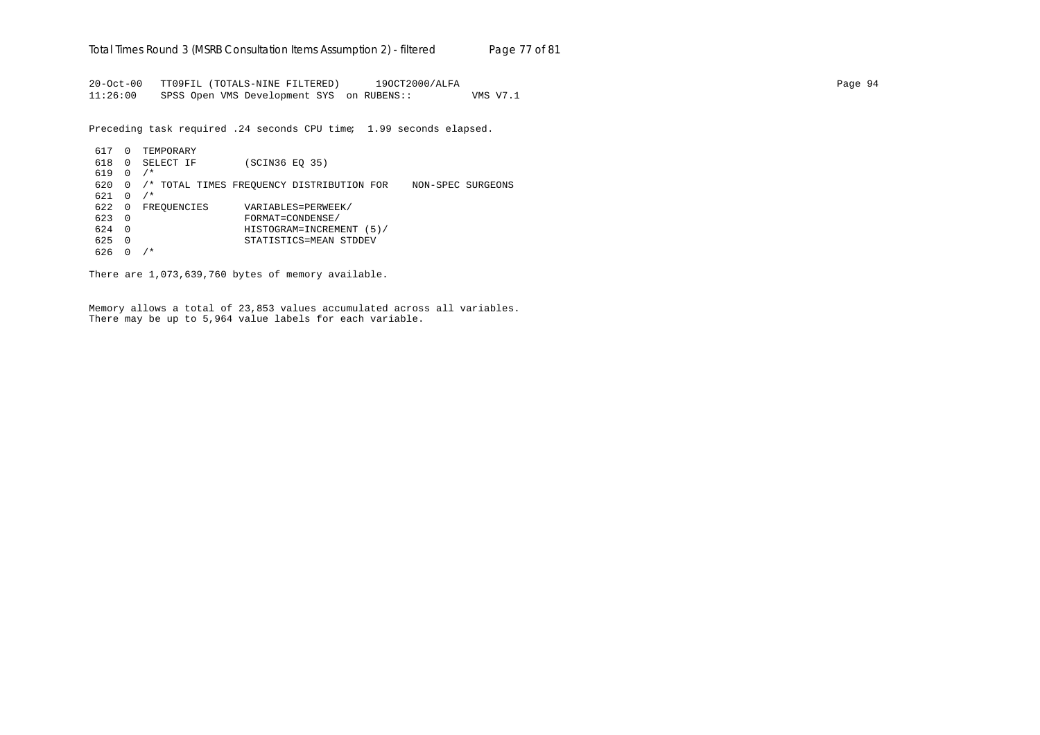```
20-Oct-00   TT09FIL (TOTALS-NINE FILTERED)      19OCT2000/ALFA
11:26:00    SPSS Open VMS Development SYS  on RUBENS::          VMS V7.1

Preceding task required .24 seconds CPU time;  1.99 seconds elapsed.

 617  0  TEMPORARY
 618  0  SELECT IF        (SCIN36 EQ 35)
 619  0  /*
 620  0  /* TOTAL TIMES FREQUENCY DISTRIBUTION FOR    NON-SPEC SURGEONS
 621  0  /*
 622  0  FREQUENCIES      VARIABLES=PERWEEK/
 623  0                   FORMAT=CONDENSE/
 624  0                   HISTOGRAM=INCREMENT (5)/
 625  0                   STATISTICS=MEAN STDDEV
 626  0  /*

There are 1,073,639,760 bytes of memory available.


Memory allows a total of 23,853 values accumulated across all variables.
There may be up to 5,964 value labels for each variable.
```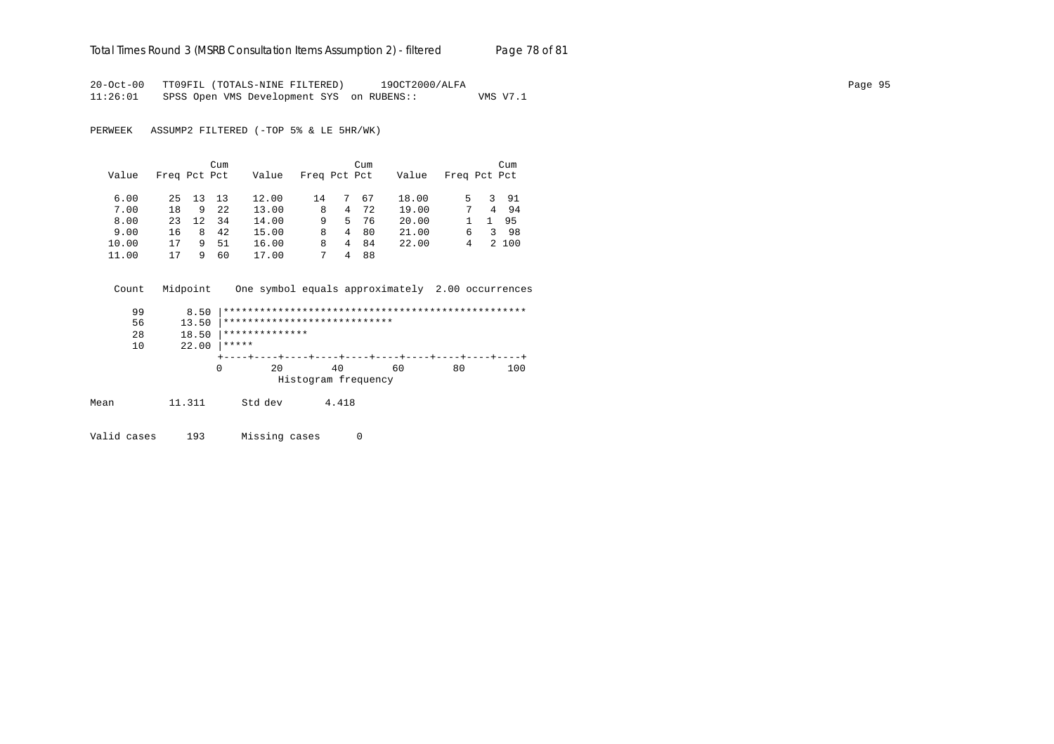20-Oct-00 TT09FIL (TOTALS-NINE FILTERED) 19OCT2000/ALFA
11:26:01 SPSS Open VMS Development SYS on RUBENS:: VMS V7.1

PERWEEK ASSUMP2 FILTERED (-TOP 5% & LE 5HR/WK)

| Value | Freq | Pct | Cum Pct | Value | Freq | Pct | Cum Pct | Value | Freq | Pct | Cum Pct |
|---|---|---|---|---|---|---|---|---|---|---|---|
| 6.00 | 25 | 13 | 13 | 12.00 | 14 | 7 | 67 | 18.00 | 5 | 3 | 91 |
| 7.00 | 18 | 9 | 22 | 13.00 | 8 | 4 | 72 | 19.00 | 7 | 4 | 94 |
| 8.00 | 23 | 12 | 34 | 14.00 | 9 | 5 | 76 | 20.00 | 1 | 1 | 95 |
| 9.00 | 16 | 8 | 42 | 15.00 | 8 | 4 | 80 | 21.00 | 6 | 3 | 98 |
| 10.00 | 17 | 9 | 51 | 16.00 | 8 | 4 | 84 | 22.00 | 4 | 2 | 100 |
| 11.00 | 17 | 9 | 60 | 17.00 | 7 | 4 | 88 | | | | |

```
 Count   Midpoint    One symbol equals approximately  2.00 occurrences

    99       8.50 |*************************************************
    56      13.50 |****************************
    28      18.50 |**************
    10      22.00 |*****
                  +----+----+----+----+----+----+----+----+----+----+
                  0        20        40        60        80       100
                             Histogram frequency
```

Mean 11.311 Std dev 4.418

Valid cases 193 Missing cases 0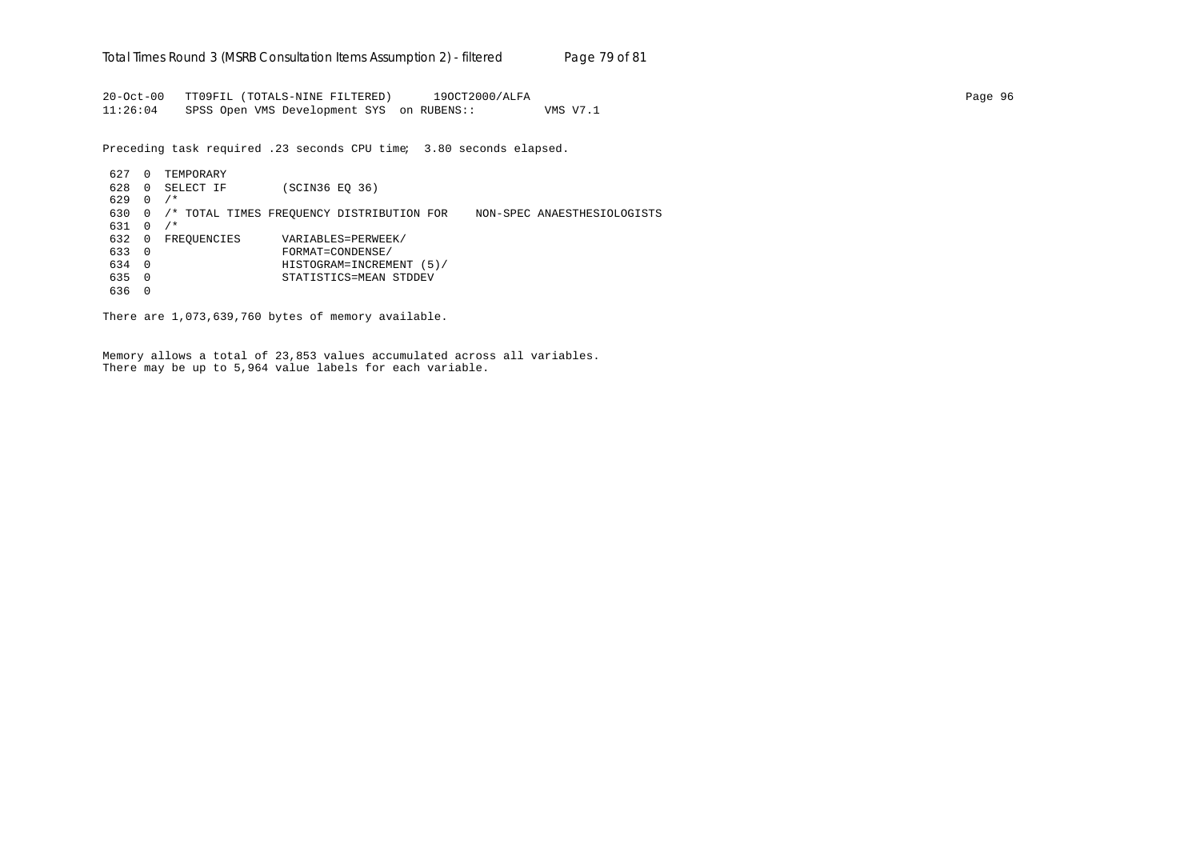```
20-Oct-00   TT09FIL (TOTALS-NINE FILTERED)      19OCT2000/ALFA
11:26:04    SPSS Open VMS Development SYS  on RUBENS::          VMS V7.1
```

Preceding task required .23 seconds CPU time;  3.80 seconds elapsed.

```
 627  0  TEMPORARY
 628  0  SELECT IF        (SCIN36 EQ 36)
 629  0  /*
 630  0  /* TOTAL TIMES FREQUENCY DISTRIBUTION FOR    NON-SPEC ANAESTHESIOLOGISTS
 631  0  /*
 632  0  FREQUENCIES      VARIABLES=PERWEEK/
 633  0                   FORMAT=CONDENSE/
 634  0                   HISTOGRAM=INCREMENT (5)/
 635  0                   STATISTICS=MEAN STDDEV
 636  0
```

There are 1,073,639,760 bytes of memory available.

Memory allows a total of 23,853 values accumulated across all variables.
There may be up to 5,964 value labels for each variable.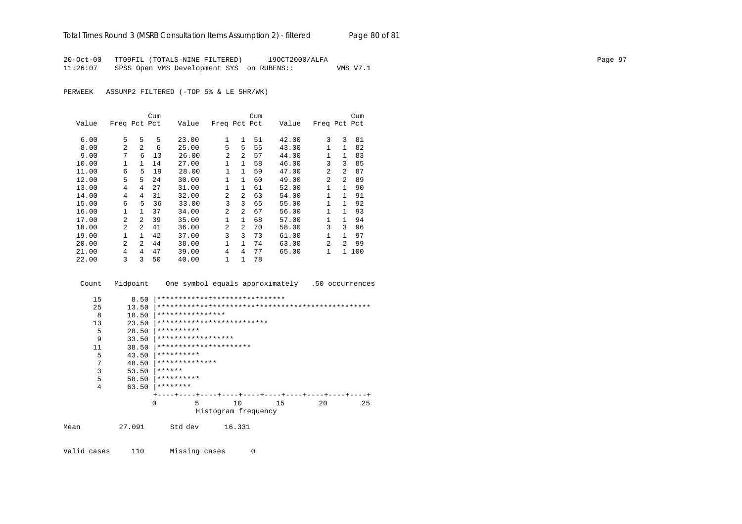20-Oct-00 TT09FIL (TOTALS-NINE FILTERED) 19OCT2000/ALFA
11:26:07 SPSS Open VMS Development SYS on RUBENS:: VMS V7.1

PERWEEK ASSUMP2 FILTERED (-TOP 5% & LE 5HR/WK)

| Value | Freq | Pct | Cum Pct | Value | Freq | Pct | Cum Pct | Value | Freq | Pct | Cum Pct |
|---|---|---|---|---|---|---|---|---|---|---|---|
| 6.00 | 5 | 5 | 5 | 23.00 | 1 | 1 | 51 | 42.00 | 3 | 3 | 81 |
| 8.00 | 2 | 2 | 6 | 25.00 | 5 | 5 | 55 | 43.00 | 1 | 1 | 82 |
| 9.00 | 7 | 6 | 13 | 26.00 | 2 | 2 | 57 | 44.00 | 1 | 1 | 83 |
| 10.00 | 1 | 1 | 14 | 27.00 | 1 | 1 | 58 | 46.00 | 3 | 3 | 85 |
| 11.00 | 6 | 5 | 19 | 28.00 | 1 | 1 | 59 | 47.00 | 2 | 2 | 87 |
| 12.00 | 5 | 5 | 24 | 30.00 | 1 | 1 | 60 | 49.00 | 2 | 2 | 89 |
| 13.00 | 4 | 4 | 27 | 31.00 | 1 | 1 | 61 | 52.00 | 1 | 1 | 90 |
| 14.00 | 4 | 4 | 31 | 32.00 | 2 | 2 | 63 | 54.00 | 1 | 1 | 91 |
| 15.00 | 6 | 5 | 36 | 33.00 | 3 | 3 | 65 | 55.00 | 1 | 1 | 92 |
| 16.00 | 1 | 1 | 37 | 34.00 | 2 | 2 | 67 | 56.00 | 1 | 1 | 93 |
| 17.00 | 2 | 2 | 39 | 35.00 | 1 | 1 | 68 | 57.00 | 1 | 1 | 94 |
| 18.00 | 2 | 2 | 41 | 36.00 | 2 | 2 | 70 | 58.00 | 3 | 3 | 96 |
| 19.00 | 1 | 1 | 42 | 37.00 | 3 | 3 | 73 | 61.00 | 1 | 1 | 97 |
| 20.00 | 2 | 2 | 44 | 38.00 | 1 | 1 | 74 | 63.00 | 2 | 2 | 99 |
| 21.00 | 4 | 4 | 47 | 39.00 | 4 | 4 | 77 | 65.00 | 1 | 1 | 100 |
| 22.00 | 3 | 3 | 50 | 40.00 | 1 | 1 | 78 | | | | |

```
 Count   Midpoint    One symbol equals approximately   .50 occurrences

    15       8.50 |******************************
    25      13.50 |**************************************************
     8      18.50 |****************
    13      23.50 |**************************
     5      28.50 |**********
     9      33.50 |******************
    11      38.50 |**********************
     5      43.50 |**********
     7      48.50 |**************
     3      53.50 |******
     5      58.50 |**********
     4      63.50 |********
                  +----+----+----+----+----+----+----+----+----+----+
                  0         5        10        15        20        25
                            Histogram frequency
```

Mean 27.091 Std dev 16.331

Valid cases 110 Missing cases 0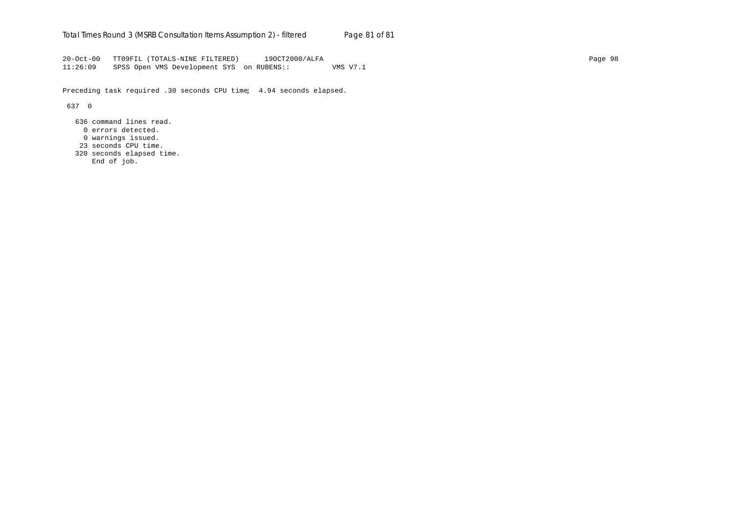```
20-Oct-00   TT09FIL (TOTALS-NINE FILTERED)      19OCT2000/ALFA
11:26:09    SPSS Open VMS Development SYS  on RUBENS::          VMS V7.1

Preceding task required .30 seconds CPU time;  4.94 seconds elapsed.

 637  0

   636 command lines read.
     0 errors detected.
     0 warnings issued.
    23 seconds CPU time.
   320 seconds elapsed time.
       End of job.
```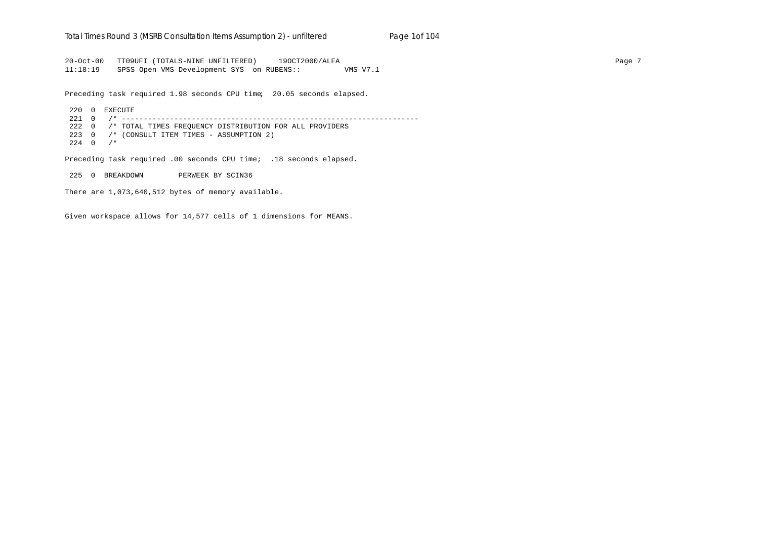```
20-Oct-00   TT09UFI (TOTALS-NINE UNFILTERED)     19OCT2000/ALFA
11:18:19    SPSS Open VMS Development SYS  on RUBENS::          VMS V7.1

Preceding task required 1.98 seconds CPU time;  20.05 seconds elapsed.

 220  0  EXECUTE
 221  0   /* ------------------------------------------------------------------
 222  0   /* TOTAL TIMES FREQUENCY DISTRIBUTION FOR ALL PROVIDERS
 223  0   /* (CONSULT ITEM TIMES - ASSUMPTION 2)
 224  0   /*

Preceding task required .00 seconds CPU time;  .18 seconds elapsed.

 225  0  BREAKDOWN        PERWEEK BY SCIN36

There are 1,073,640,512 bytes of memory available.


Given workspace allows for 14,577 cells of 1 dimensions for MEANS.
```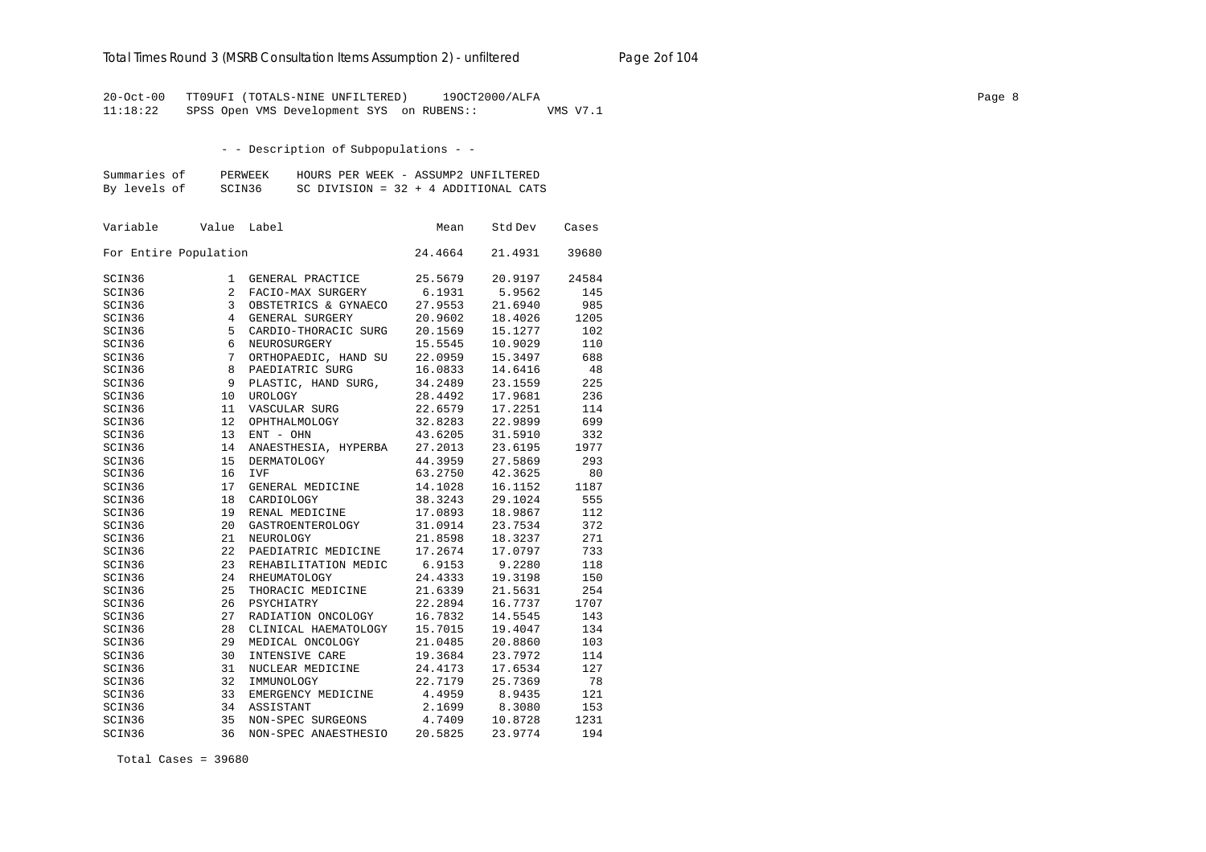20-Oct-00 TT09UFI (TOTALS-NINE UNFILTERED) 19OCT2000/ALFA
11:18:22 SPSS Open VMS Development SYS on RUBENS:: VMS V7.1

- - Description of Subpopulations - -

Summaries of PERWEEK HOURS PER WEEK - ASSUMP2 UNFILTERED
By levels of SCIN36 SC DIVISION = 32 + 4 ADDITIONAL CATS

| Variable | Value | Label | Mean | Std Dev | Cases |
|---|---|---|---|---|---|
| For Entire Population | | | 24.4664 | 21.4931 | 39680 |
| SCIN36 | 1 | GENERAL PRACTICE | 25.5679 | 20.9197 | 24584 |
| SCIN36 | 2 | FACIO-MAX SURGERY | 6.1931 | 5.9562 | 145 |
| SCIN36 | 3 | OBSTETRICS & GYNAECO | 27.9553 | 21.6940 | 985 |
| SCIN36 | 4 | GENERAL SURGERY | 20.9602 | 18.4026 | 1205 |
| SCIN36 | 5 | CARDIO-THORACIC SURG | 20.1569 | 15.1277 | 102 |
| SCIN36 | 6 | NEUROSURGERY | 15.5545 | 10.9029 | 110 |
| SCIN36 | 7 | ORTHOPAEDIC, HAND SU | 22.0959 | 15.3497 | 688 |
| SCIN36 | 8 | PAEDIATRIC SURG | 16.0833 | 14.6416 | 48 |
| SCIN36 | 9 | PLASTIC, HAND SURG, | 34.2489 | 23.1559 | 225 |
| SCIN36 | 10 | UROLOGY | 28.4492 | 17.9681 | 236 |
| SCIN36 | 11 | VASCULAR SURG | 22.6579 | 17.2251 | 114 |
| SCIN36 | 12 | OPHTHALMOLOGY | 32.8283 | 22.9899 | 699 |
| SCIN36 | 13 | ENT - OHN | 43.6205 | 31.5910 | 332 |
| SCIN36 | 14 | ANAESTHESIA, HYPERBA | 27.2013 | 23.6195 | 1977 |
| SCIN36 | 15 | DERMATOLOGY | 44.3959 | 27.5869 | 293 |
| SCIN36 | 16 | IVF | 63.2750 | 42.3625 | 80 |
| SCIN36 | 17 | GENERAL MEDICINE | 14.1028 | 16.1152 | 1187 |
| SCIN36 | 18 | CARDIOLOGY | 38.3243 | 29.1024 | 555 |
| SCIN36 | 19 | RENAL MEDICINE | 17.0893 | 18.9867 | 112 |
| SCIN36 | 20 | GASTROENTEROLOGY | 31.0914 | 23.7534 | 372 |
| SCIN36 | 21 | NEUROLOGY | 21.8598 | 18.3237 | 271 |
| SCIN36 | 22 | PAEDIATRIC MEDICINE | 17.2674 | 17.0797 | 733 |
| SCIN36 | 23 | REHABILITATION MEDIC | 6.9153 | 9.2280 | 118 |
| SCIN36 | 24 | RHEUMATOLOGY | 24.4333 | 19.3198 | 150 |
| SCIN36 | 25 | THORACIC MEDICINE | 21.6339 | 21.5631 | 254 |
| SCIN36 | 26 | PSYCHIATRY | 22.2894 | 16.7737 | 1707 |
| SCIN36 | 27 | RADIATION ONCOLOGY | 16.7832 | 14.5545 | 143 |
| SCIN36 | 28 | CLINICAL HAEMATOLOGY | 15.7015 | 19.4047 | 134 |
| SCIN36 | 29 | MEDICAL ONCOLOGY | 21.0485 | 20.8860 | 103 |
| SCIN36 | 30 | INTENSIVE CARE | 19.3684 | 23.7972 | 114 |
| SCIN36 | 31 | NUCLEAR MEDICINE | 24.4173 | 17.6534 | 127 |
| SCIN36 | 32 | IMMUNOLOGY | 22.7179 | 25.7369 | 78 |
| SCIN36 | 33 | EMERGENCY MEDICINE | 4.4959 | 8.9435 | 121 |
| SCIN36 | 34 | ASSISTANT | 2.1699 | 8.3080 | 153 |
| SCIN36 | 35 | NON-SPEC SURGEONS | 4.7409 | 10.8728 | 1231 |
| SCIN36 | 36 | NON-SPEC ANAESTHESIO | 20.5825 | 23.9774 | 194 |

Total Cases = 39680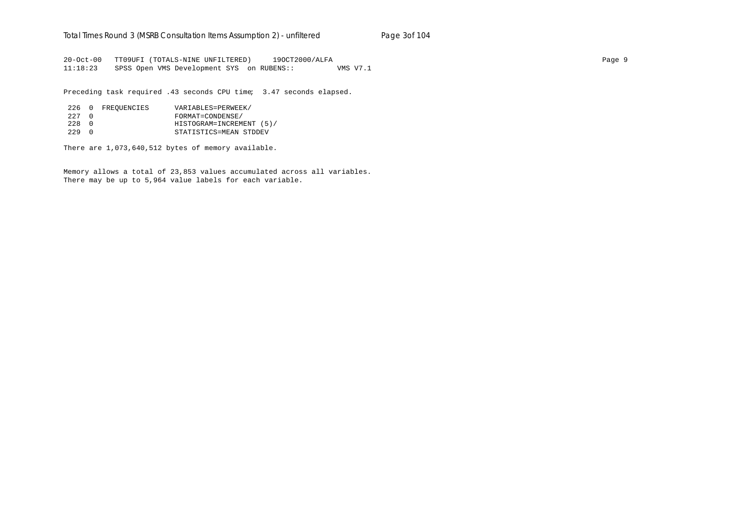```
20-Oct-00   TT09UFI (TOTALS-NINE UNFILTERED)     19OCT2000/ALFA
11:18:23    SPSS Open VMS Development SYS  on RUBENS::          VMS V7.1

Preceding task required .43 seconds CPU time;  3.47 seconds elapsed.

 226  0  FREQUENCIES      VARIABLES=PERWEEK/
 227  0                   FORMAT=CONDENSE/
 228  0                   HISTOGRAM=INCREMENT (5)/
 229  0                   STATISTICS=MEAN STDDEV

There are 1,073,640,512 bytes of memory available.

Memory allows a total of 23,853 values accumulated across all variables.
There may be up to 5,964 value labels for each variable.
```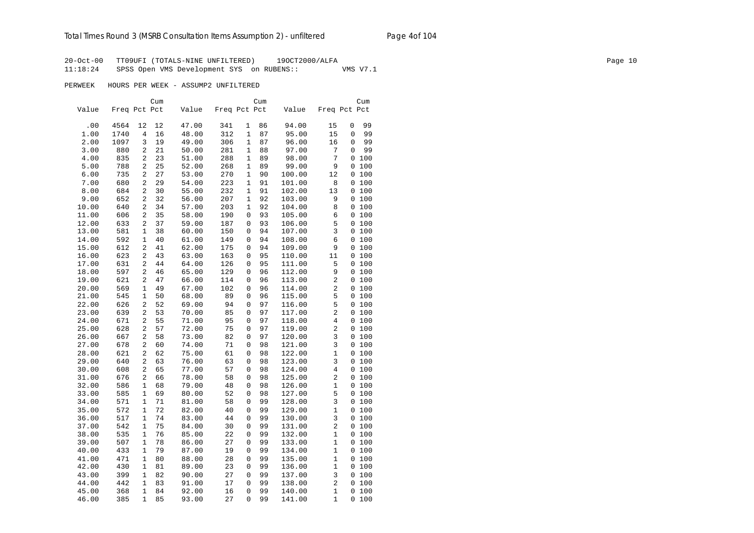20-Oct-00 TT09UFI (TOTALS-NINE UNFILTERED) 19OCT2000/ALFA
11:18:24 SPSS Open VMS Development SYS on RUBENS:: VMS V7.1

PERWEEK HOURS PER WEEK - ASSUMP2 UNFILTERED

| Value | Freq | Pct | Cum Pct | Value | Freq | Pct | Cum Pct | Value | Freq | Pct | Cum Pct |
|---|---|---|---|---|---|---|---|---|---|---|---|
| .00 | 4564 | 12 | 12 | 47.00 | 341 | 1 | 86 | 94.00 | 15 | 0 | 99 |
| 1.00 | 1740 | 4 | 16 | 48.00 | 312 | 1 | 87 | 95.00 | 15 | 0 | 99 |
| 2.00 | 1097 | 3 | 19 | 49.00 | 306 | 1 | 87 | 96.00 | 16 | 0 | 99 |
| 3.00 | 880 | 2 | 21 | 50.00 | 281 | 1 | 88 | 97.00 | 7 | 0 | 99 |
| 4.00 | 835 | 2 | 23 | 51.00 | 288 | 1 | 89 | 98.00 | 7 | 0 | 100 |
| 5.00 | 788 | 2 | 25 | 52.00 | 268 | 1 | 89 | 99.00 | 9 | 0 | 100 |
| 6.00 | 735 | 2 | 27 | 53.00 | 270 | 1 | 90 | 100.00 | 12 | 0 | 100 |
| 7.00 | 680 | 2 | 29 | 54.00 | 223 | 1 | 91 | 101.00 | 8 | 0 | 100 |
| 8.00 | 684 | 2 | 30 | 55.00 | 232 | 1 | 91 | 102.00 | 13 | 0 | 100 |
| 9.00 | 652 | 2 | 32 | 56.00 | 207 | 1 | 92 | 103.00 | 9 | 0 | 100 |
| 10.00 | 640 | 2 | 34 | 57.00 | 203 | 1 | 92 | 104.00 | 8 | 0 | 100 |
| 11.00 | 606 | 2 | 35 | 58.00 | 190 | 0 | 93 | 105.00 | 6 | 0 | 100 |
| 12.00 | 633 | 2 | 37 | 59.00 | 187 | 0 | 93 | 106.00 | 5 | 0 | 100 |
| 13.00 | 581 | 1 | 38 | 60.00 | 150 | 0 | 94 | 107.00 | 3 | 0 | 100 |
| 14.00 | 592 | 1 | 40 | 61.00 | 149 | 0 | 94 | 108.00 | 6 | 0 | 100 |
| 15.00 | 612 | 2 | 41 | 62.00 | 175 | 0 | 94 | 109.00 | 9 | 0 | 100 |
| 16.00 | 623 | 2 | 43 | 63.00 | 163 | 0 | 95 | 110.00 | 11 | 0 | 100 |
| 17.00 | 631 | 2 | 44 | 64.00 | 126 | 0 | 95 | 111.00 | 5 | 0 | 100 |
| 18.00 | 597 | 2 | 46 | 65.00 | 129 | 0 | 96 | 112.00 | 9 | 0 | 100 |
| 19.00 | 621 | 2 | 47 | 66.00 | 114 | 0 | 96 | 113.00 | 2 | 0 | 100 |
| 20.00 | 569 | 1 | 49 | 67.00 | 102 | 0 | 96 | 114.00 | 2 | 0 | 100 |
| 21.00 | 545 | 1 | 50 | 68.00 | 89 | 0 | 96 | 115.00 | 5 | 0 | 100 |
| 22.00 | 626 | 2 | 52 | 69.00 | 94 | 0 | 97 | 116.00 | 5 | 0 | 100 |
| 23.00 | 639 | 2 | 53 | 70.00 | 85 | 0 | 97 | 117.00 | 2 | 0 | 100 |
| 24.00 | 671 | 2 | 55 | 71.00 | 95 | 0 | 97 | 118.00 | 4 | 0 | 100 |
| 25.00 | 628 | 2 | 57 | 72.00 | 75 | 0 | 97 | 119.00 | 2 | 0 | 100 |
| 26.00 | 667 | 2 | 58 | 73.00 | 82 | 0 | 97 | 120.00 | 3 | 0 | 100 |
| 27.00 | 678 | 2 | 60 | 74.00 | 71 | 0 | 98 | 121.00 | 3 | 0 | 100 |
| 28.00 | 621 | 2 | 62 | 75.00 | 61 | 0 | 98 | 122.00 | 1 | 0 | 100 |
| 29.00 | 640 | 2 | 63 | 76.00 | 63 | 0 | 98 | 123.00 | 3 | 0 | 100 |
| 30.00 | 608 | 2 | 65 | 77.00 | 57 | 0 | 98 | 124.00 | 4 | 0 | 100 |
| 31.00 | 676 | 2 | 66 | 78.00 | 58 | 0 | 98 | 125.00 | 2 | 0 | 100 |
| 32.00 | 586 | 1 | 68 | 79.00 | 48 | 0 | 98 | 126.00 | 1 | 0 | 100 |
| 33.00 | 585 | 1 | 69 | 80.00 | 52 | 0 | 98 | 127.00 | 5 | 0 | 100 |
| 34.00 | 571 | 1 | 71 | 81.00 | 58 | 0 | 99 | 128.00 | 3 | 0 | 100 |
| 35.00 | 572 | 1 | 72 | 82.00 | 40 | 0 | 99 | 129.00 | 1 | 0 | 100 |
| 36.00 | 517 | 1 | 74 | 83.00 | 44 | 0 | 99 | 130.00 | 3 | 0 | 100 |
| 37.00 | 542 | 1 | 75 | 84.00 | 30 | 0 | 99 | 131.00 | 2 | 0 | 100 |
| 38.00 | 535 | 1 | 76 | 85.00 | 22 | 0 | 99 | 132.00 | 1 | 0 | 100 |
| 39.00 | 507 | 1 | 78 | 86.00 | 27 | 0 | 99 | 133.00 | 1 | 0 | 100 |
| 40.00 | 433 | 1 | 79 | 87.00 | 19 | 0 | 99 | 134.00 | 1 | 0 | 100 |
| 41.00 | 471 | 1 | 80 | 88.00 | 28 | 0 | 99 | 135.00 | 1 | 0 | 100 |
| 42.00 | 430 | 1 | 81 | 89.00 | 23 | 0 | 99 | 136.00 | 1 | 0 | 100 |
| 43.00 | 399 | 1 | 82 | 90.00 | 27 | 0 | 99 | 137.00 | 3 | 0 | 100 |
| 44.00 | 442 | 1 | 83 | 91.00 | 17 | 0 | 99 | 138.00 | 2 | 0 | 100 |
| 45.00 | 368 | 1 | 84 | 92.00 | 16 | 0 | 99 | 140.00 | 1 | 0 | 100 |
| 46.00 | 385 | 1 | 85 | 93.00 | 27 | 0 | 99 | 141.00 | 1 | 0 | 100 |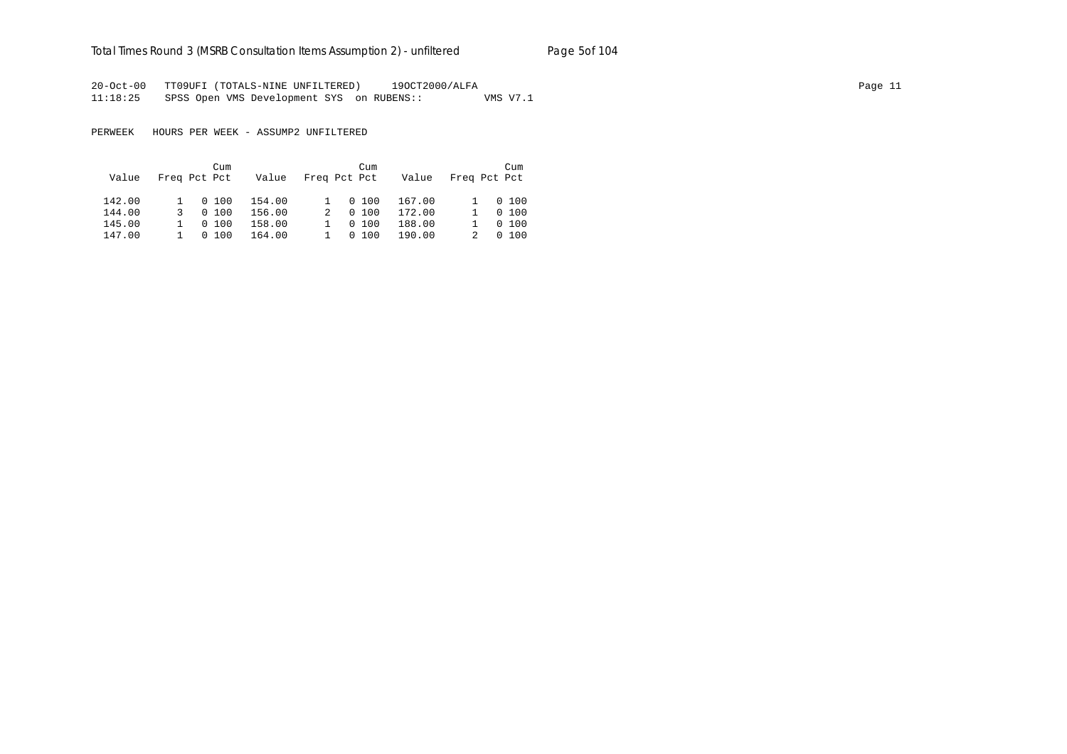20-Oct-00 TT09UFI (TOTALS-NINE UNFILTERED) 19OCT2000/ALFA

11:18:25 SPSS Open VMS Development SYS on RUBENS:: VMS V7.1

PERWEEK HOURS PER WEEK - ASSUMP2 UNFILTERED

| Value | Freq | Pct | Cum Pct | Value | Freq | Pct | Cum Pct | Value | Freq | Pct | Cum Pct |
|---|---|---|---|---|---|---|---|---|---|---|---|
| 142.00 | 1 | 0 | 100 | 154.00 | 1 | 0 | 100 | 167.00 | 1 | 0 | 100 |
| 144.00 | 3 | 0 | 100 | 156.00 | 2 | 0 | 100 | 172.00 | 1 | 0 | 100 |
| 145.00 | 1 | 0 | 100 | 158.00 | 1 | 0 | 100 | 188.00 | 1 | 0 | 100 |
| 147.00 | 1 | 0 | 100 | 164.00 | 1 | 0 | 100 | 190.00 | 2 | 0 | 100 |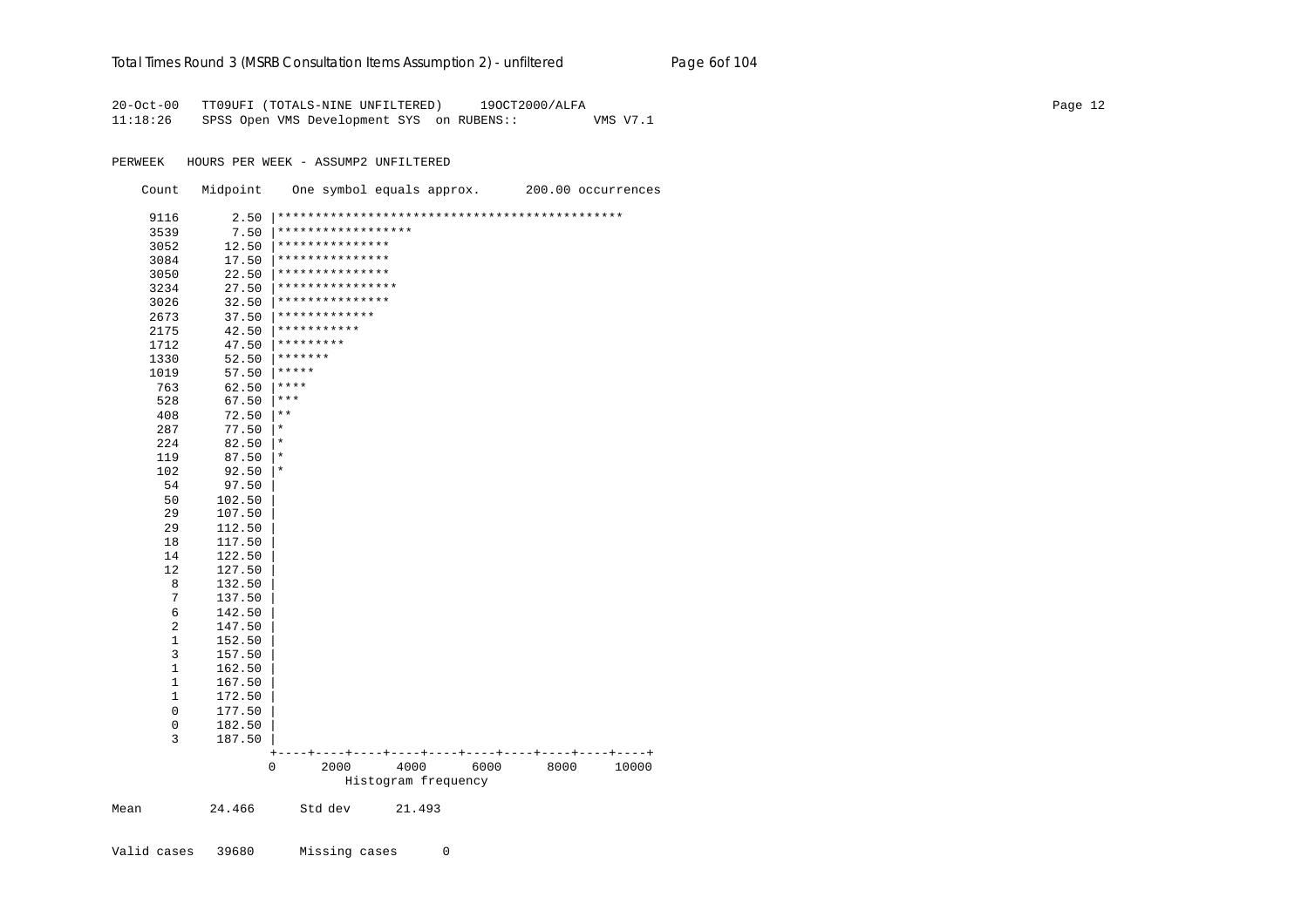```
20-Oct-00   TT09UFI (TOTALS-NINE UNFILTERED)     19OCT2000/ALFA
11:18:26    SPSS Open VMS Development SYS  on RUBENS::          VMS V7.1

PERWEEK   HOURS PER WEEK - ASSUMP2 UNFILTERED

    Count   Midpoint    One symbol equals approx.      200.00 occurrences

     9116       2.50 |**********************************************
     3539       7.50 |******************
     3052      12.50 |***************
     3084      17.50 |***************
     3050      22.50 |***************
     3234      27.50 |****************
     3026      32.50 |***************
     2673      37.50 |*************
     2175      42.50 |***********
     1712      47.50 |*********
     1330      52.50 |*******
     1019      57.50 |*****
      763      62.50 |****
      528      67.50 |***
      408      72.50 |**
      287      77.50 |*
      224      82.50 |*
      119      87.50 |*
      102      92.50 |*
       54      97.50 |
       50     102.50 |
       29     107.50 |
       29     112.50 |
       18     117.50 |
       14     122.50 |
       12     127.50 |
        8     132.50 |
        7     137.50 |
        6     142.50 |
        2     147.50 |
        1     152.50 |
        3     157.50 |
        1     162.50 |
        1     167.50 |
        1     172.50 |
        0     177.50 |
        0     182.50 |
        3     187.50 |
                     +----+----+----+----+----+----+----+----+----+----+
                     0      2000      4000      6000      8000     10000
                                Histogram frequency

Mean         24.466      Std dev      21.493

Valid cases   39680      Missing cases      0
```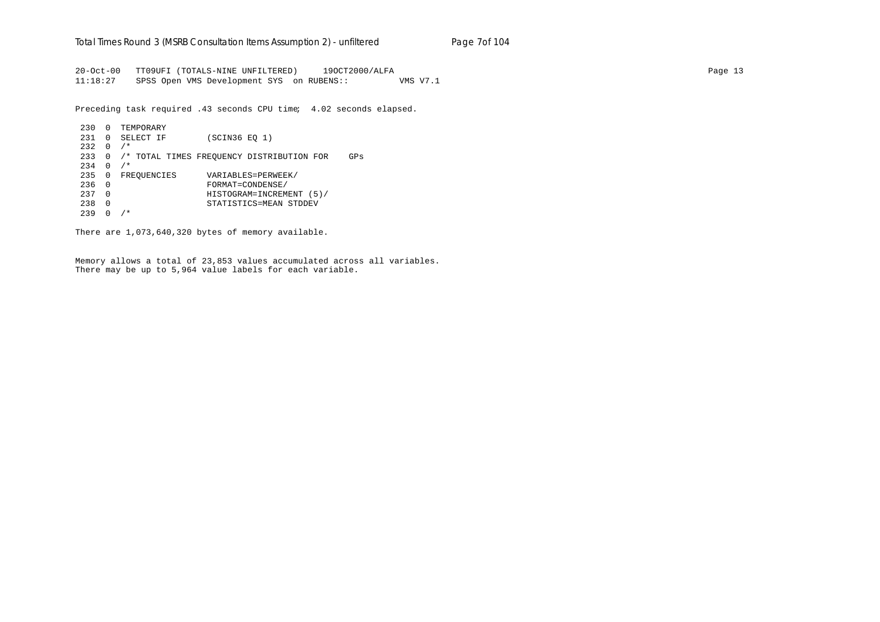```
20-Oct-00   TT09UFI (TOTALS-NINE UNFILTERED)     19OCT2000/ALFA                                                                    Page 13
11:18:27    SPSS Open VMS Development SYS  on RUBENS::          VMS V7.1

Preceding task required .43 seconds CPU time;  4.02 seconds elapsed.

 230  0  TEMPORARY
 231  0  SELECT IF        (SCIN36 EQ 1)
 232  0  /*
 233  0  /* TOTAL TIMES FREQUENCY DISTRIBUTION FOR    GPs
 234  0  /*
 235  0  FREQUENCIES      VARIABLES=PERWEEK/
 236  0                   FORMAT=CONDENSE/
 237  0                   HISTOGRAM=INCREMENT (5)/
 238  0                   STATISTICS=MEAN STDDEV
 239  0  /*

There are 1,073,640,320 bytes of memory available.


Memory allows a total of 23,853 values accumulated across all variables.
There may be up to 5,964 value labels for each variable.
```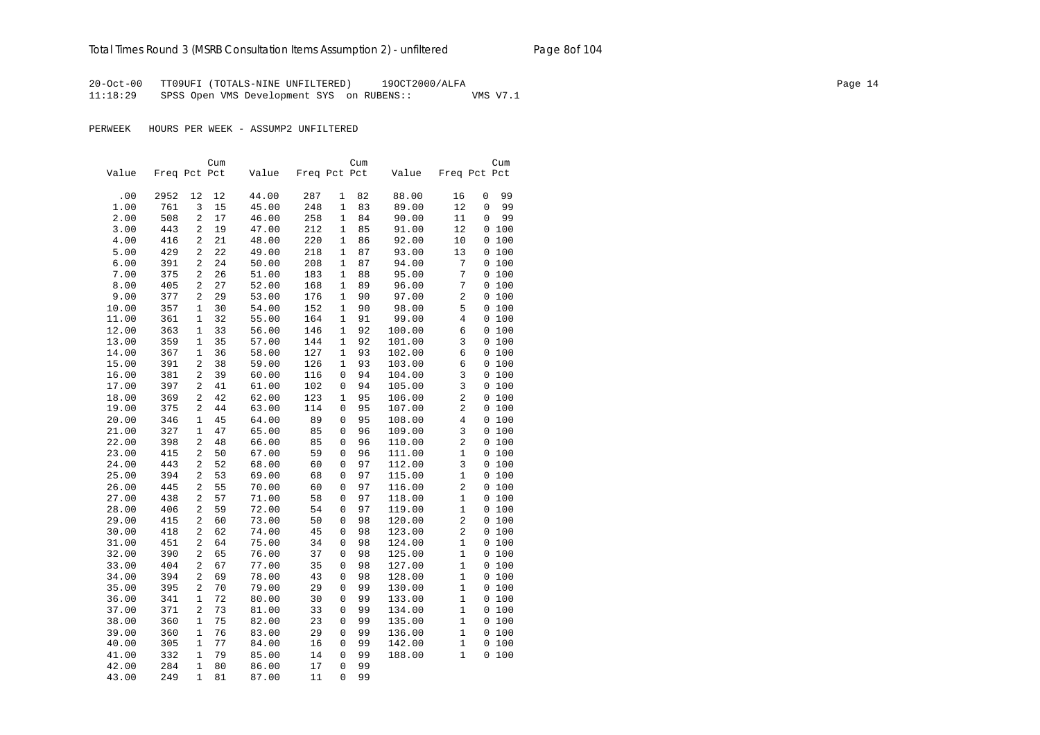20-Oct-00 TT09UFI (TOTALS-NINE UNFILTERED) 19OCT2000/ALFA
11:18:29 SPSS Open VMS Development SYS on RUBENS:: VMS V7.1

PERWEEK HOURS PER WEEK - ASSUMP2 UNFILTERED

| Value | Freq | Pct | Cum Pct | Value | Freq | Pct | Cum Pct | Value | Freq | Pct | Cum Pct |
|---|---|---|---|---|---|---|---|---|---|---|---|
| .00 | 2952 | 12 | 12 | 44.00 | 287 | 1 | 82 | 88.00 | 16 | 0 | 99 |
| 1.00 | 761 | 3 | 15 | 45.00 | 248 | 1 | 83 | 89.00 | 12 | 0 | 99 |
| 2.00 | 508 | 2 | 17 | 46.00 | 258 | 1 | 84 | 90.00 | 11 | 0 | 99 |
| 3.00 | 443 | 2 | 19 | 47.00 | 212 | 1 | 85 | 91.00 | 12 | 0 | 100 |
| 4.00 | 416 | 2 | 21 | 48.00 | 220 | 1 | 86 | 92.00 | 10 | 0 | 100 |
| 5.00 | 429 | 2 | 22 | 49.00 | 218 | 1 | 87 | 93.00 | 13 | 0 | 100 |
| 6.00 | 391 | 2 | 24 | 50.00 | 208 | 1 | 87 | 94.00 | 7 | 0 | 100 |
| 7.00 | 375 | 2 | 26 | 51.00 | 183 | 1 | 88 | 95.00 | 7 | 0 | 100 |
| 8.00 | 405 | 2 | 27 | 52.00 | 168 | 1 | 89 | 96.00 | 7 | 0 | 100 |
| 9.00 | 377 | 2 | 29 | 53.00 | 176 | 1 | 90 | 97.00 | 2 | 0 | 100 |
| 10.00 | 357 | 1 | 30 | 54.00 | 152 | 1 | 90 | 98.00 | 5 | 0 | 100 |
| 11.00 | 361 | 1 | 32 | 55.00 | 164 | 1 | 91 | 99.00 | 4 | 0 | 100 |
| 12.00 | 363 | 1 | 33 | 56.00 | 146 | 1 | 92 | 100.00 | 6 | 0 | 100 |
| 13.00 | 359 | 1 | 35 | 57.00 | 144 | 1 | 92 | 101.00 | 3 | 0 | 100 |
| 14.00 | 367 | 1 | 36 | 58.00 | 127 | 1 | 93 | 102.00 | 6 | 0 | 100 |
| 15.00 | 391 | 2 | 38 | 59.00 | 126 | 1 | 93 | 103.00 | 6 | 0 | 100 |
| 16.00 | 381 | 2 | 39 | 60.00 | 116 | 0 | 94 | 104.00 | 3 | 0 | 100 |
| 17.00 | 397 | 2 | 41 | 61.00 | 102 | 0 | 94 | 105.00 | 3 | 0 | 100 |
| 18.00 | 369 | 2 | 42 | 62.00 | 123 | 1 | 95 | 106.00 | 2 | 0 | 100 |
| 19.00 | 375 | 2 | 44 | 63.00 | 114 | 0 | 95 | 107.00 | 2 | 0 | 100 |
| 20.00 | 346 | 1 | 45 | 64.00 | 89 | 0 | 95 | 108.00 | 4 | 0 | 100 |
| 21.00 | 327 | 1 | 47 | 65.00 | 85 | 0 | 96 | 109.00 | 3 | 0 | 100 |
| 22.00 | 398 | 2 | 48 | 66.00 | 85 | 0 | 96 | 110.00 | 2 | 0 | 100 |
| 23.00 | 415 | 2 | 50 | 67.00 | 59 | 0 | 96 | 111.00 | 1 | 0 | 100 |
| 24.00 | 443 | 2 | 52 | 68.00 | 60 | 0 | 97 | 112.00 | 3 | 0 | 100 |
| 25.00 | 394 | 2 | 53 | 69.00 | 68 | 0 | 97 | 115.00 | 1 | 0 | 100 |
| 26.00 | 445 | 2 | 55 | 70.00 | 60 | 0 | 97 | 116.00 | 2 | 0 | 100 |
| 27.00 | 438 | 2 | 57 | 71.00 | 58 | 0 | 97 | 118.00 | 1 | 0 | 100 |
| 28.00 | 406 | 2 | 59 | 72.00 | 54 | 0 | 97 | 119.00 | 1 | 0 | 100 |
| 29.00 | 415 | 2 | 60 | 73.00 | 50 | 0 | 98 | 120.00 | 2 | 0 | 100 |
| 30.00 | 418 | 2 | 62 | 74.00 | 45 | 0 | 98 | 123.00 | 2 | 0 | 100 |
| 31.00 | 451 | 2 | 64 | 75.00 | 34 | 0 | 98 | 124.00 | 1 | 0 | 100 |
| 32.00 | 390 | 2 | 65 | 76.00 | 37 | 0 | 98 | 125.00 | 1 | 0 | 100 |
| 33.00 | 404 | 2 | 67 | 77.00 | 35 | 0 | 98 | 127.00 | 1 | 0 | 100 |
| 34.00 | 394 | 2 | 69 | 78.00 | 43 | 0 | 98 | 128.00 | 1 | 0 | 100 |
| 35.00 | 395 | 2 | 70 | 79.00 | 29 | 0 | 99 | 130.00 | 1 | 0 | 100 |
| 36.00 | 341 | 1 | 72 | 80.00 | 30 | 0 | 99 | 133.00 | 1 | 0 | 100 |
| 37.00 | 371 | 2 | 73 | 81.00 | 33 | 0 | 99 | 134.00 | 1 | 0 | 100 |
| 38.00 | 360 | 1 | 75 | 82.00 | 23 | 0 | 99 | 135.00 | 1 | 0 | 100 |
| 39.00 | 360 | 1 | 76 | 83.00 | 29 | 0 | 99 | 136.00 | 1 | 0 | 100 |
| 40.00 | 305 | 1 | 77 | 84.00 | 16 | 0 | 99 | 142.00 | 1 | 0 | 100 |
| 41.00 | 332 | 1 | 79 | 85.00 | 14 | 0 | 99 | 188.00 | 1 | 0 | 100 |
| 42.00 | 284 | 1 | 80 | 86.00 | 17 | 0 | 99 | | | | |
| 43.00 | 249 | 1 | 81 | 87.00 | 11 | 0 | 99 | | | | |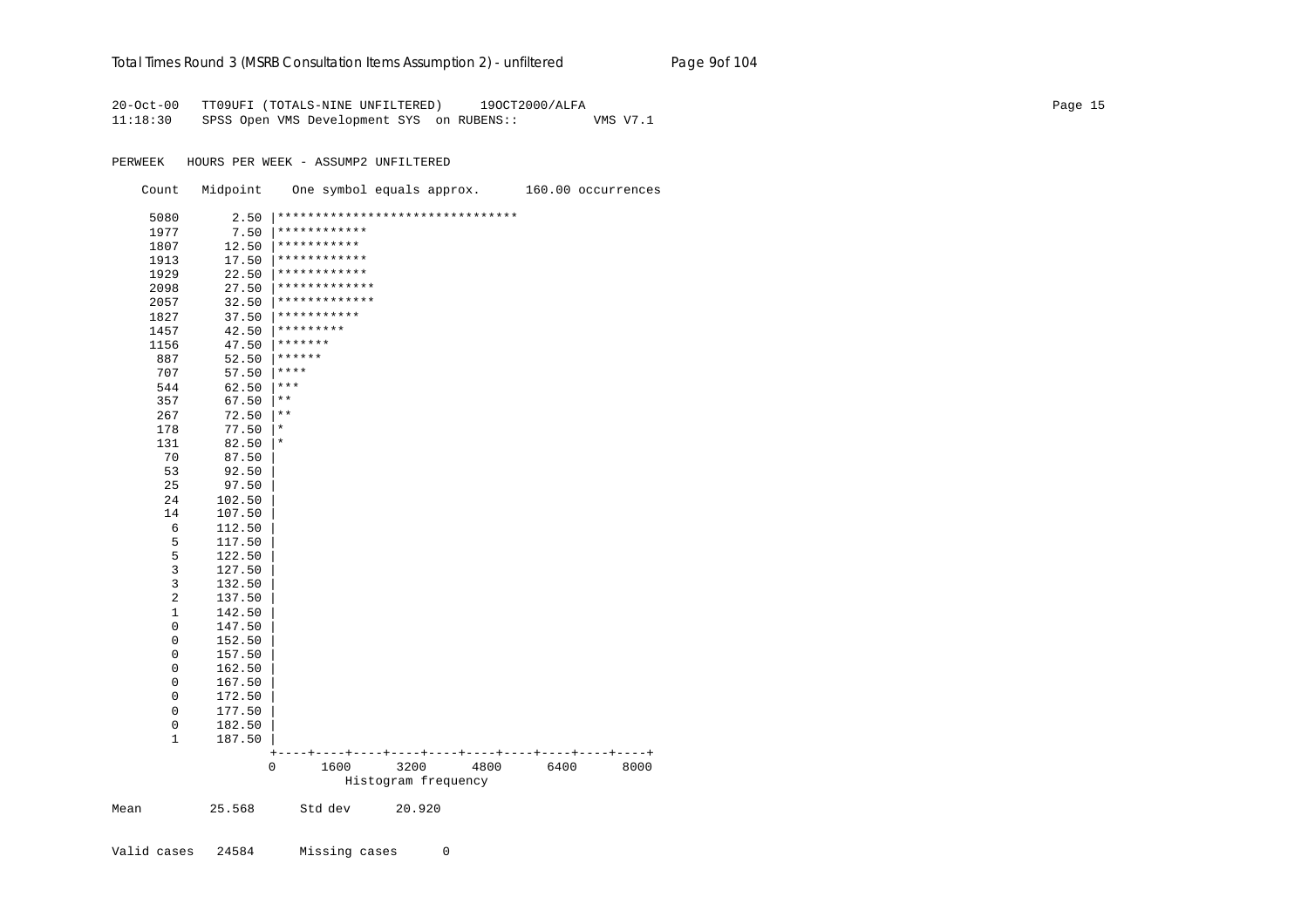```
20-Oct-00   TT09UFI (TOTALS-NINE UNFILTERED)     19OCT2000/ALFA
11:18:30    SPSS Open VMS Development SYS  on RUBENS::          VMS V7.1

PERWEEK   HOURS PER WEEK - ASSUMP2 UNFILTERED

    Count   Midpoint    One symbol equals approx.      160.00 occurrences

     5080       2.50 |*******************************
     1977       7.50 |************
     1807      12.50 |***********
     1913      17.50 |************
     1929      22.50 |************
     2098      27.50 |*************
     2057      32.50 |*************
     1827      37.50 |***********
     1457      42.50 |*********
     1156      47.50 |*******
      887      52.50 |******
      707      57.50 |****
      544      62.50 |***
      357      67.50 |**
      267      72.50 |**
      178      77.50 |*
      131      82.50 |*
       70      87.50 |
       53      92.50 |
       25      97.50 |
       24     102.50 |
       14     107.50 |
        6     112.50 |
        5     117.50 |
        5     122.50 |
        3     127.50 |
        3     132.50 |
        2     137.50 |
        1     142.50 |
        0     147.50 |
        0     152.50 |
        0     157.50 |
        0     162.50 |
        0     167.50 |
        0     172.50 |
        0     177.50 |
        0     182.50 |
        1     187.50 |
                     +----+----+----+----+----+----+----+----+----+----+
                     0      1600      3200      4800      6400      8000
                               Histogram frequency

Mean         25.568      Std dev      20.920


Valid cases   24584      Missing cases      0
```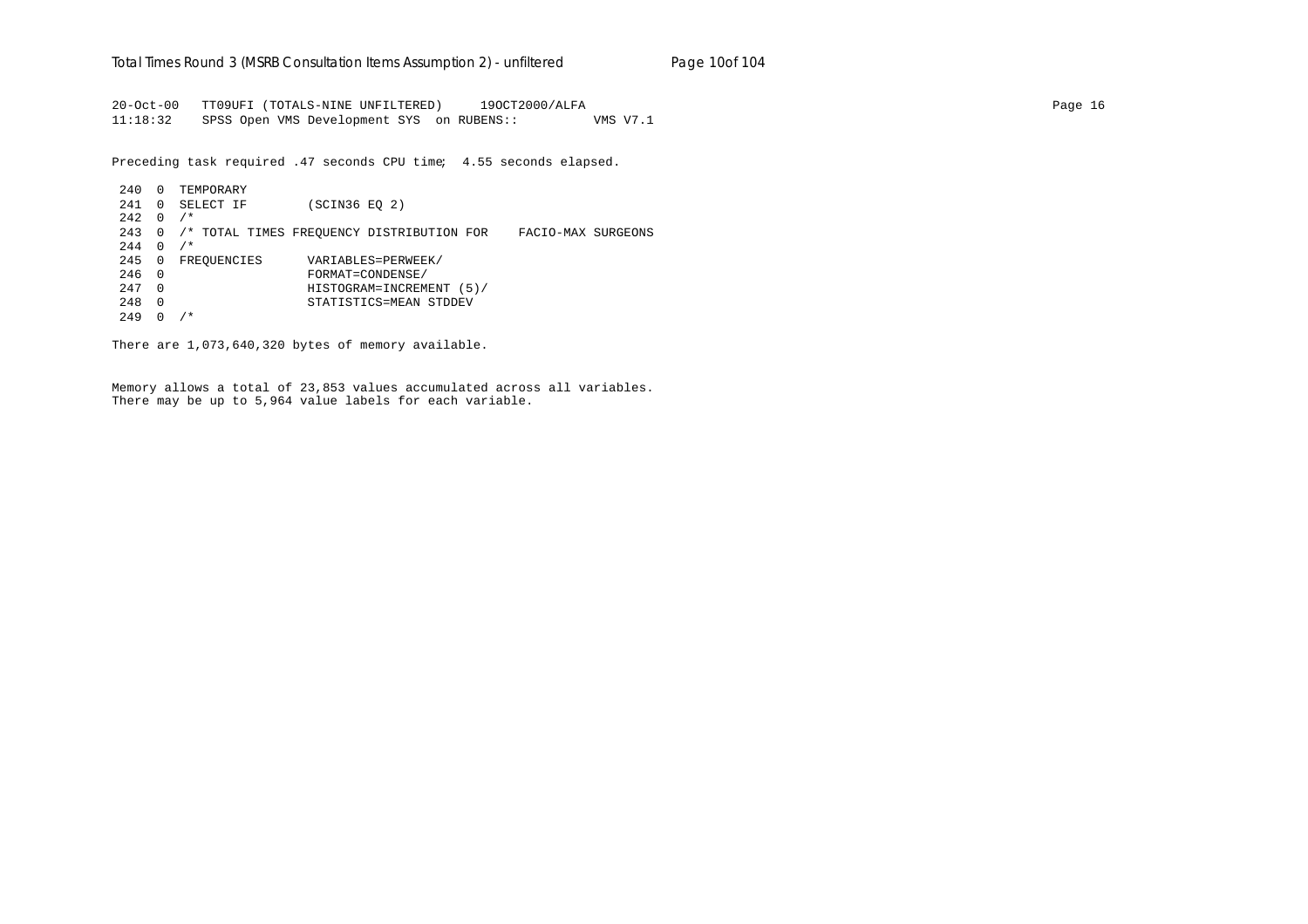```
20-Oct-00   TT09UFI (TOTALS-NINE UNFILTERED)     19OCT2000/ALFA
11:18:32    SPSS Open VMS Development SYS  on RUBENS::          VMS V7.1

Preceding task required .47 seconds CPU time;  4.55 seconds elapsed.

 240  0  TEMPORARY
 241  0  SELECT IF        (SCIN36 EQ 2)
 242  0  /*
 243  0  /* TOTAL TIMES FREQUENCY DISTRIBUTION FOR    FACIO-MAX SURGEONS
 244  0  /*
 245  0  FREQUENCIES      VARIABLES=PERWEEK/
 246  0                   FORMAT=CONDENSE/
 247  0                   HISTOGRAM=INCREMENT (5)/
 248  0                   STATISTICS=MEAN STDDEV
 249  0  /*

There are 1,073,640,320 bytes of memory available.

Memory allows a total of 23,853 values accumulated across all variables.
There may be up to 5,964 value labels for each variable.
```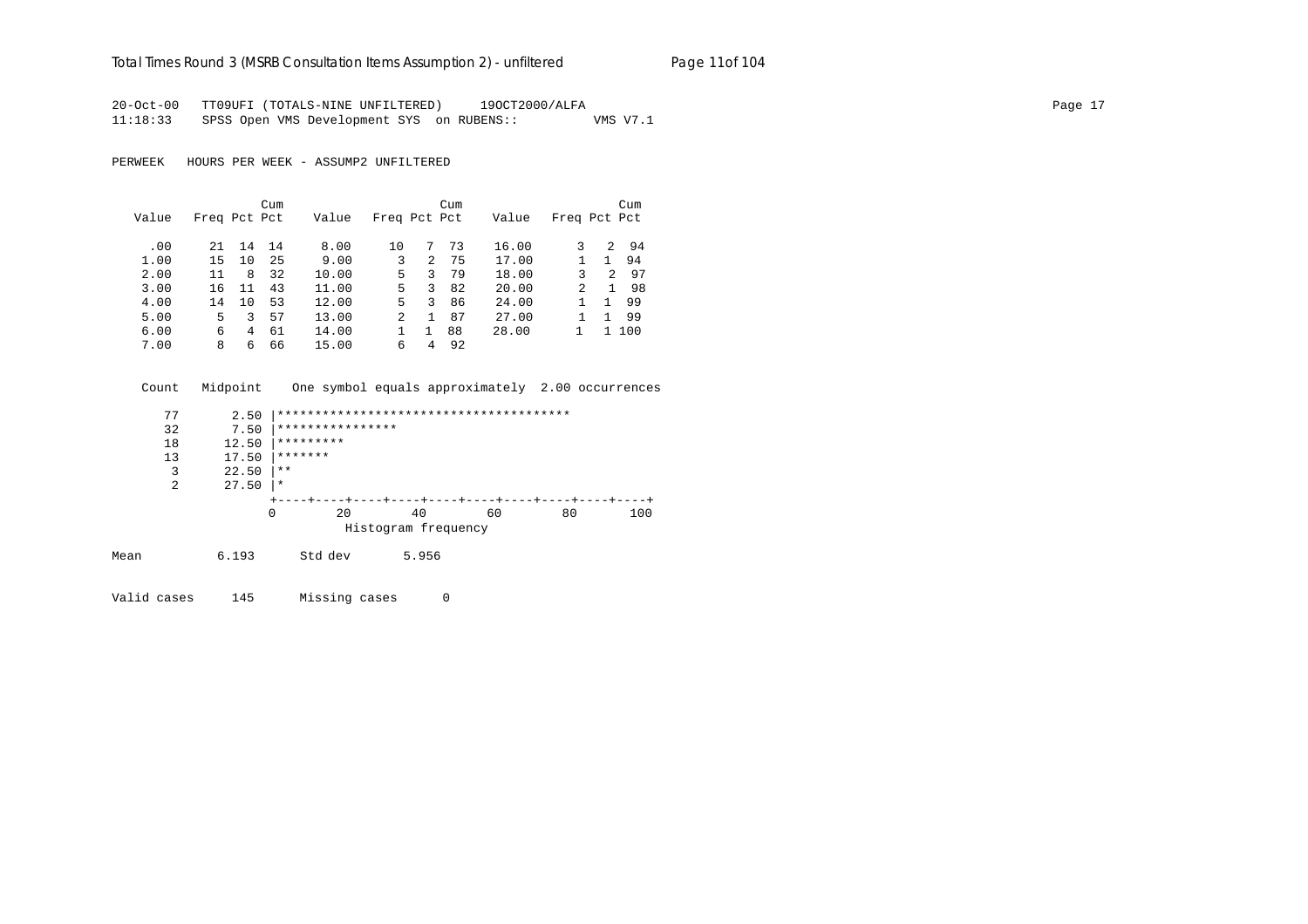20-Oct-00 TT09UFI (TOTALS-NINE UNFILTERED) 19OCT2000/ALFA
11:18:33 SPSS Open VMS Development SYS on RUBENS:: VMS V7.1

PERWEEK HOURS PER WEEK - ASSUMP2 UNFILTERED

| Value | Freq | Pct | Cum Pct | Value | Freq | Pct | Cum Pct | Value | Freq | Pct | Cum Pct |
|---|---|---|---|---|---|---|---|---|---|---|---|
| .00 | 21 | 14 | 14 | 8.00 | 10 | 7 | 73 | 16.00 | 3 | 2 | 94 |
| 1.00 | 15 | 10 | 25 | 9.00 | 3 | 2 | 75 | 17.00 | 1 | 1 | 94 |
| 2.00 | 11 | 8 | 32 | 10.00 | 5 | 3 | 79 | 18.00 | 3 | 2 | 97 |
| 3.00 | 16 | 11 | 43 | 11.00 | 5 | 3 | 82 | 20.00 | 2 | 1 | 98 |
| 4.00 | 14 | 10 | 53 | 12.00 | 5 | 3 | 86 | 24.00 | 1 | 1 | 99 |
| 5.00 | 5 | 3 | 57 | 13.00 | 2 | 1 | 87 | 27.00 | 1 | 1 | 99 |
| 6.00 | 6 | 4 | 61 | 14.00 | 1 | 1 | 88 | 28.00 | 1 | 1 | 100 |
| 7.00 | 8 | 6 | 66 | 15.00 | 6 | 4 | 92 | | | | |

```
  Count   Midpoint    One symbol equals approximately  2.00 occurrences

     77       2.50 |***************************************
     32       7.50 |****************
     18      12.50 |*********
     13      17.50 |*******
      3      22.50 |**
      2      27.50 |*
                   +----+----+----+----+----+----+----+----+----+----+
                   0        20        40        60        80       100
                              Histogram frequency
```

Mean 6.193 Std dev 5.956

Valid cases 145 Missing cases 0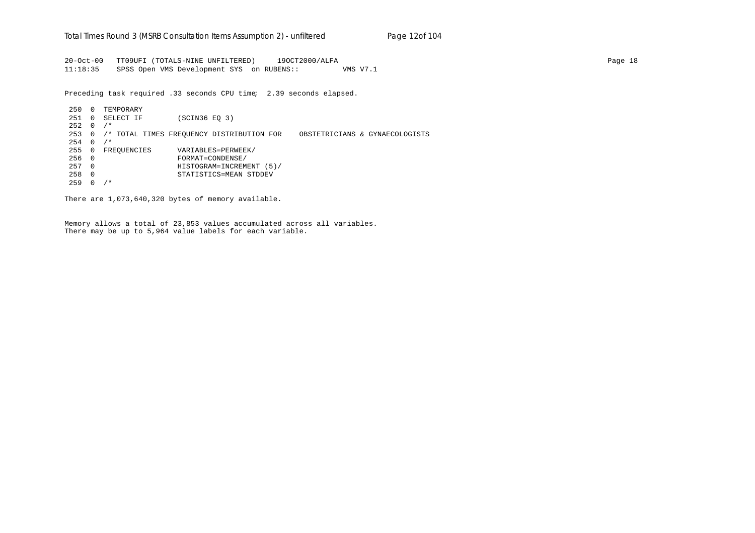```
20-Oct-00   TT09UFI (TOTALS-NINE UNFILTERED)     19OCT2000/ALFA
11:18:35    SPSS Open VMS Development SYS  on RUBENS::          VMS V7.1
```

Preceding task required .33 seconds CPU time;  2.39 seconds elapsed.

```
 250  0  TEMPORARY
 251  0  SELECT IF        (SCIN36 EQ 3)
 252  0  /*
 253  0  /* TOTAL TIMES FREQUENCY DISTRIBUTION FOR    OBSTETRICIANS & GYNAECOLOGISTS
 254  0  /*
 255  0  FREQUENCIES      VARIABLES=PERWEEK/
 256  0                   FORMAT=CONDENSE/
 257  0                   HISTOGRAM=INCREMENT (5)/
 258  0                   STATISTICS=MEAN STDDEV
 259  0  /*
```

There are 1,073,640,320 bytes of memory available.

Memory allows a total of 23,853 values accumulated across all variables.
There may be up to 5,964 value labels for each variable.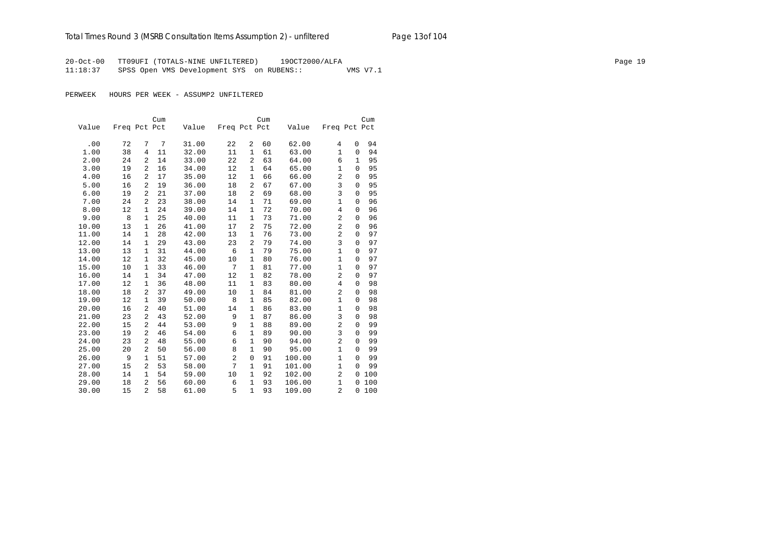20-Oct-00 TT09UFI (TOTALS-NINE UNFILTERED) 19OCT2000/ALFA
11:18:37 SPSS Open VMS Development SYS on RUBENS:: VMS V7.1

PERWEEK HOURS PER WEEK - ASSUMP2 UNFILTERED

| Value | Freq | Pct | Cum Pct | Value | Freq | Pct | Cum Pct | Value | Freq | Pct | Cum Pct |
|---|---|---|---|---|---|---|---|---|---|---|---|
| .00 | 72 | 7 | 7 | 31.00 | 22 | 2 | 60 | 62.00 | 4 | 0 | 94 |
| 1.00 | 38 | 4 | 11 | 32.00 | 11 | 1 | 61 | 63.00 | 1 | 0 | 94 |
| 2.00 | 24 | 2 | 14 | 33.00 | 22 | 2 | 63 | 64.00 | 6 | 1 | 95 |
| 3.00 | 19 | 2 | 16 | 34.00 | 12 | 1 | 64 | 65.00 | 1 | 0 | 95 |
| 4.00 | 16 | 2 | 17 | 35.00 | 12 | 1 | 66 | 66.00 | 2 | 0 | 95 |
| 5.00 | 16 | 2 | 19 | 36.00 | 18 | 2 | 67 | 67.00 | 3 | 0 | 95 |
| 6.00 | 19 | 2 | 21 | 37.00 | 18 | 2 | 69 | 68.00 | 3 | 0 | 95 |
| 7.00 | 24 | 2 | 23 | 38.00 | 14 | 1 | 71 | 69.00 | 1 | 0 | 96 |
| 8.00 | 12 | 1 | 24 | 39.00 | 14 | 1 | 72 | 70.00 | 4 | 0 | 96 |
| 9.00 | 8 | 1 | 25 | 40.00 | 11 | 1 | 73 | 71.00 | 2 | 0 | 96 |
| 10.00 | 13 | 1 | 26 | 41.00 | 17 | 2 | 75 | 72.00 | 2 | 0 | 96 |
| 11.00 | 14 | 1 | 28 | 42.00 | 13 | 1 | 76 | 73.00 | 2 | 0 | 97 |
| 12.00 | 14 | 1 | 29 | 43.00 | 23 | 2 | 79 | 74.00 | 3 | 0 | 97 |
| 13.00 | 13 | 1 | 31 | 44.00 | 6 | 1 | 79 | 75.00 | 1 | 0 | 97 |
| 14.00 | 12 | 1 | 32 | 45.00 | 10 | 1 | 80 | 76.00 | 1 | 0 | 97 |
| 15.00 | 10 | 1 | 33 | 46.00 | 7 | 1 | 81 | 77.00 | 1 | 0 | 97 |
| 16.00 | 14 | 1 | 34 | 47.00 | 12 | 1 | 82 | 78.00 | 2 | 0 | 97 |
| 17.00 | 12 | 1 | 36 | 48.00 | 11 | 1 | 83 | 80.00 | 4 | 0 | 98 |
| 18.00 | 18 | 2 | 37 | 49.00 | 10 | 1 | 84 | 81.00 | 2 | 0 | 98 |
| 19.00 | 12 | 1 | 39 | 50.00 | 8 | 1 | 85 | 82.00 | 1 | 0 | 98 |
| 20.00 | 16 | 2 | 40 | 51.00 | 14 | 1 | 86 | 83.00 | 1 | 0 | 98 |
| 21.00 | 23 | 2 | 43 | 52.00 | 9 | 1 | 87 | 86.00 | 3 | 0 | 98 |
| 22.00 | 15 | 2 | 44 | 53.00 | 9 | 1 | 88 | 89.00 | 2 | 0 | 99 |
| 23.00 | 19 | 2 | 46 | 54.00 | 6 | 1 | 89 | 90.00 | 3 | 0 | 99 |
| 24.00 | 23 | 2 | 48 | 55.00 | 6 | 1 | 90 | 94.00 | 2 | 0 | 99 |
| 25.00 | 20 | 2 | 50 | 56.00 | 8 | 1 | 90 | 95.00 | 1 | 0 | 99 |
| 26.00 | 9 | 1 | 51 | 57.00 | 2 | 0 | 91 | 100.00 | 1 | 0 | 99 |
| 27.00 | 15 | 2 | 53 | 58.00 | 7 | 1 | 91 | 101.00 | 1 | 0 | 99 |
| 28.00 | 14 | 1 | 54 | 59.00 | 10 | 1 | 92 | 102.00 | 2 | 0 | 100 |
| 29.00 | 18 | 2 | 56 | 60.00 | 6 | 1 | 93 | 106.00 | 1 | 0 | 100 |
| 30.00 | 15 | 2 | 58 | 61.00 | 5 | 1 | 93 | 109.00 | 2 | 0 | 100 |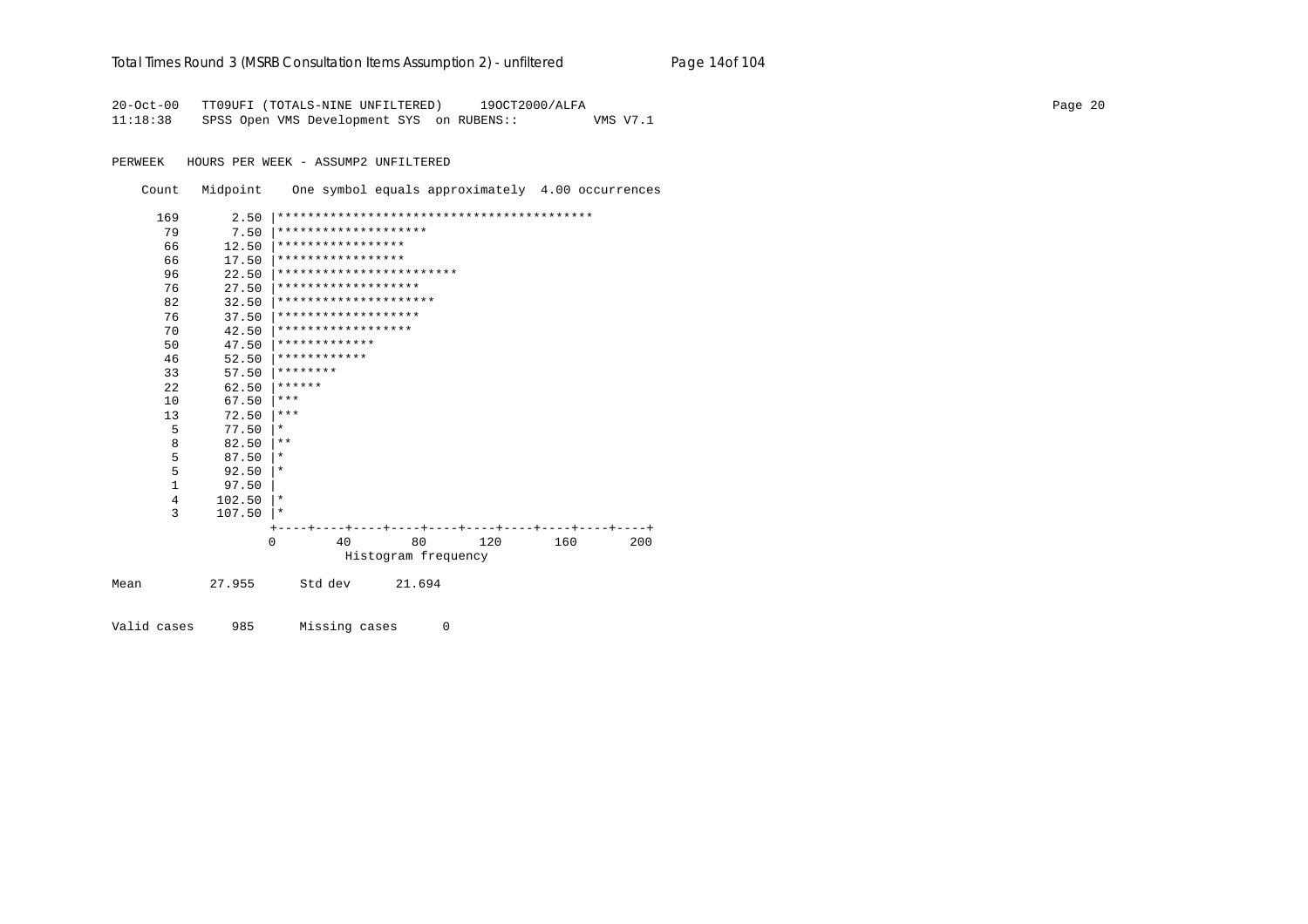```
20-Oct-00   TT09UFI (TOTALS-NINE UNFILTERED)     19OCT2000/ALFA
11:18:38    SPSS Open VMS Development SYS  on RUBENS::         VMS V7.1


PERWEEK   HOURS PER WEEK - ASSUMP2 UNFILTERED

    Count   Midpoint    One symbol equals approximately  4.00 occurrences

     169       2.50 |******************************************
      79       7.50 |********************
      66      12.50 |*****************
      66      17.50 |*****************
      96      22.50 |************************
      76      27.50 |*******************
      82      32.50 |*********************
      76      37.50 |*******************
      70      42.50 |******************
      50      47.50 |*************
      46      52.50 |************
      33      57.50 |********
      22      62.50 |******
      10      67.50 |***
      13      72.50 |***
       5      77.50 |*
       8      82.50 |**
       5      87.50 |*
       5      92.50 |*
       1      97.50 |
       4     102.50 |*
       3     107.50 |*
                    +----+----+----+----+----+----+----+----+----+----+
                    0        40        80       120       160       200
                              Histogram frequency

Mean         27.955      Std dev      21.694


Valid cases     985      Missing cases      0
```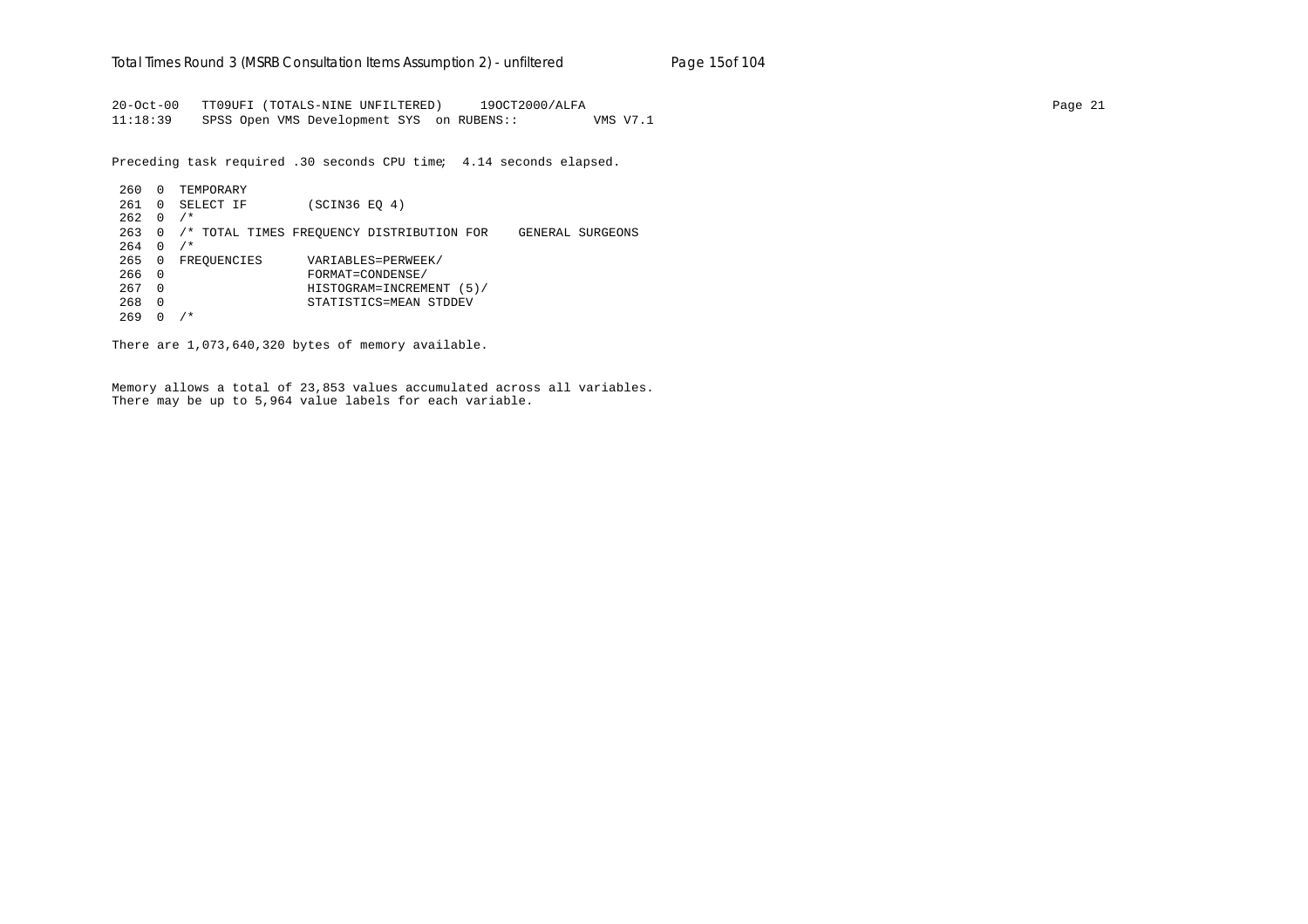```
20-Oct-00   TT09UFI (TOTALS-NINE UNFILTERED)     19OCT2000/ALFA
11:18:39    SPSS Open VMS Development SYS  on RUBENS::          VMS V7.1

Preceding task required .30 seconds CPU time;  4.14 seconds elapsed.

 260  0  TEMPORARY
 261  0  SELECT IF        (SCIN36 EQ 4)
 262  0  /*
 263  0  /* TOTAL TIMES FREQUENCY DISTRIBUTION FOR    GENERAL SURGEONS
 264  0  /*
 265  0  FREQUENCIES      VARIABLES=PERWEEK/
 266  0                   FORMAT=CONDENSE/
 267  0                   HISTOGRAM=INCREMENT (5)/
 268  0                   STATISTICS=MEAN STDDEV
 269  0  /*

There are 1,073,640,320 bytes of memory available.


Memory allows a total of 23,853 values accumulated across all variables.
There may be up to 5,964 value labels for each variable.
```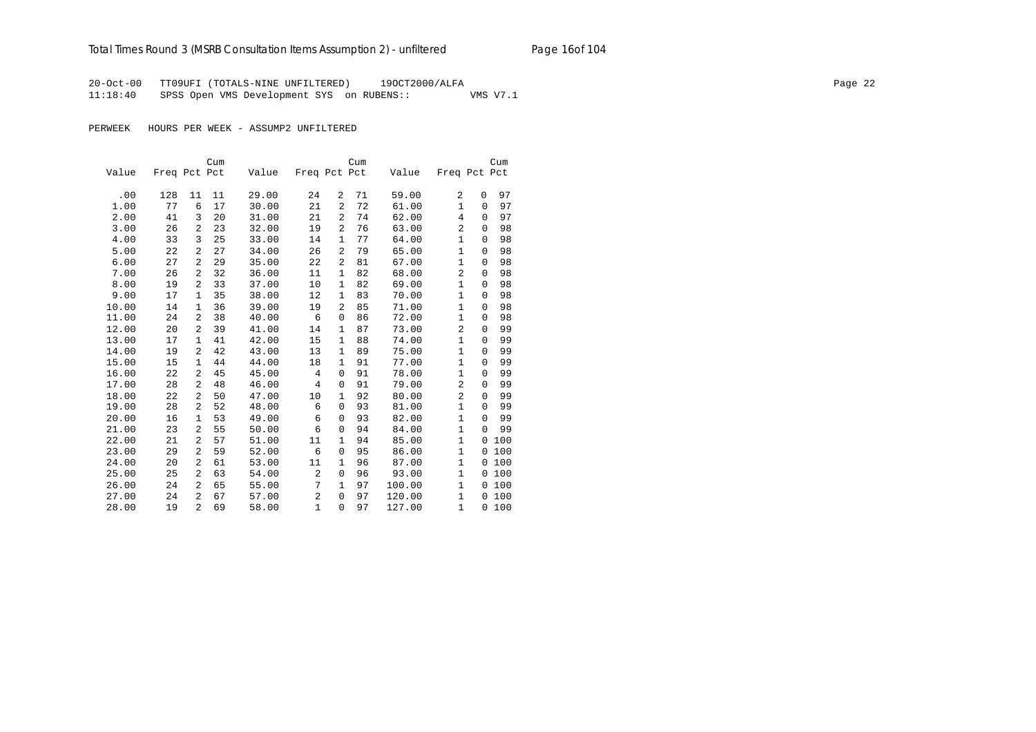20-Oct-00 TT09UFI (TOTALS-NINE UNFILTERED) 19OCT2000/ALFA
11:18:40 SPSS Open VMS Development SYS on RUBENS:: VMS V7.1

PERWEEK HOURS PER WEEK - ASSUMP2 UNFILTERED

| Value | Freq | Pct | Cum Pct | Value | Freq | Pct | Cum Pct | Value | Freq | Pct | Cum Pct |
|---|---|---|---|---|---|---|---|---|---|---|---|
| .00 | 128 | 11 | 11 | 29.00 | 24 | 2 | 71 | 59.00 | 2 | 0 | 97 |
| 1.00 | 77 | 6 | 17 | 30.00 | 21 | 2 | 72 | 61.00 | 1 | 0 | 97 |
| 2.00 | 41 | 3 | 20 | 31.00 | 21 | 2 | 74 | 62.00 | 4 | 0 | 97 |
| 3.00 | 26 | 2 | 23 | 32.00 | 19 | 2 | 76 | 63.00 | 2 | 0 | 98 |
| 4.00 | 33 | 3 | 25 | 33.00 | 14 | 1 | 77 | 64.00 | 1 | 0 | 98 |
| 5.00 | 22 | 2 | 27 | 34.00 | 26 | 2 | 79 | 65.00 | 1 | 0 | 98 |
| 6.00 | 27 | 2 | 29 | 35.00 | 22 | 2 | 81 | 67.00 | 1 | 0 | 98 |
| 7.00 | 26 | 2 | 32 | 36.00 | 11 | 1 | 82 | 68.00 | 2 | 0 | 98 |
| 8.00 | 19 | 2 | 33 | 37.00 | 10 | 1 | 82 | 69.00 | 1 | 0 | 98 |
| 9.00 | 17 | 1 | 35 | 38.00 | 12 | 1 | 83 | 70.00 | 1 | 0 | 98 |
| 10.00 | 14 | 1 | 36 | 39.00 | 19 | 2 | 85 | 71.00 | 1 | 0 | 98 |
| 11.00 | 24 | 2 | 38 | 40.00 | 6 | 0 | 86 | 72.00 | 1 | 0 | 98 |
| 12.00 | 20 | 2 | 39 | 41.00 | 14 | 1 | 87 | 73.00 | 2 | 0 | 99 |
| 13.00 | 17 | 1 | 41 | 42.00 | 15 | 1 | 88 | 74.00 | 1 | 0 | 99 |
| 14.00 | 19 | 2 | 42 | 43.00 | 13 | 1 | 89 | 75.00 | 1 | 0 | 99 |
| 15.00 | 15 | 1 | 44 | 44.00 | 18 | 1 | 91 | 77.00 | 1 | 0 | 99 |
| 16.00 | 22 | 2 | 45 | 45.00 | 4 | 0 | 91 | 78.00 | 1 | 0 | 99 |
| 17.00 | 28 | 2 | 48 | 46.00 | 4 | 0 | 91 | 79.00 | 2 | 0 | 99 |
| 18.00 | 22 | 2 | 50 | 47.00 | 10 | 1 | 92 | 80.00 | 2 | 0 | 99 |
| 19.00 | 28 | 2 | 52 | 48.00 | 6 | 0 | 93 | 81.00 | 1 | 0 | 99 |
| 20.00 | 16 | 1 | 53 | 49.00 | 6 | 0 | 93 | 82.00 | 1 | 0 | 99 |
| 21.00 | 23 | 2 | 55 | 50.00 | 6 | 0 | 94 | 84.00 | 1 | 0 | 99 |
| 22.00 | 21 | 2 | 57 | 51.00 | 11 | 1 | 94 | 85.00 | 1 | 0 | 100 |
| 23.00 | 29 | 2 | 59 | 52.00 | 6 | 0 | 95 | 86.00 | 1 | 0 | 100 |
| 24.00 | 20 | 2 | 61 | 53.00 | 11 | 1 | 96 | 87.00 | 1 | 0 | 100 |
| 25.00 | 25 | 2 | 63 | 54.00 | 2 | 0 | 96 | 93.00 | 1 | 0 | 100 |
| 26.00 | 24 | 2 | 65 | 55.00 | 7 | 1 | 97 | 100.00 | 1 | 0 | 100 |
| 27.00 | 24 | 2 | 67 | 57.00 | 2 | 0 | 97 | 120.00 | 1 | 0 | 100 |
| 28.00 | 19 | 2 | 69 | 58.00 | 1 | 0 | 97 | 127.00 | 1 | 0 | 100 |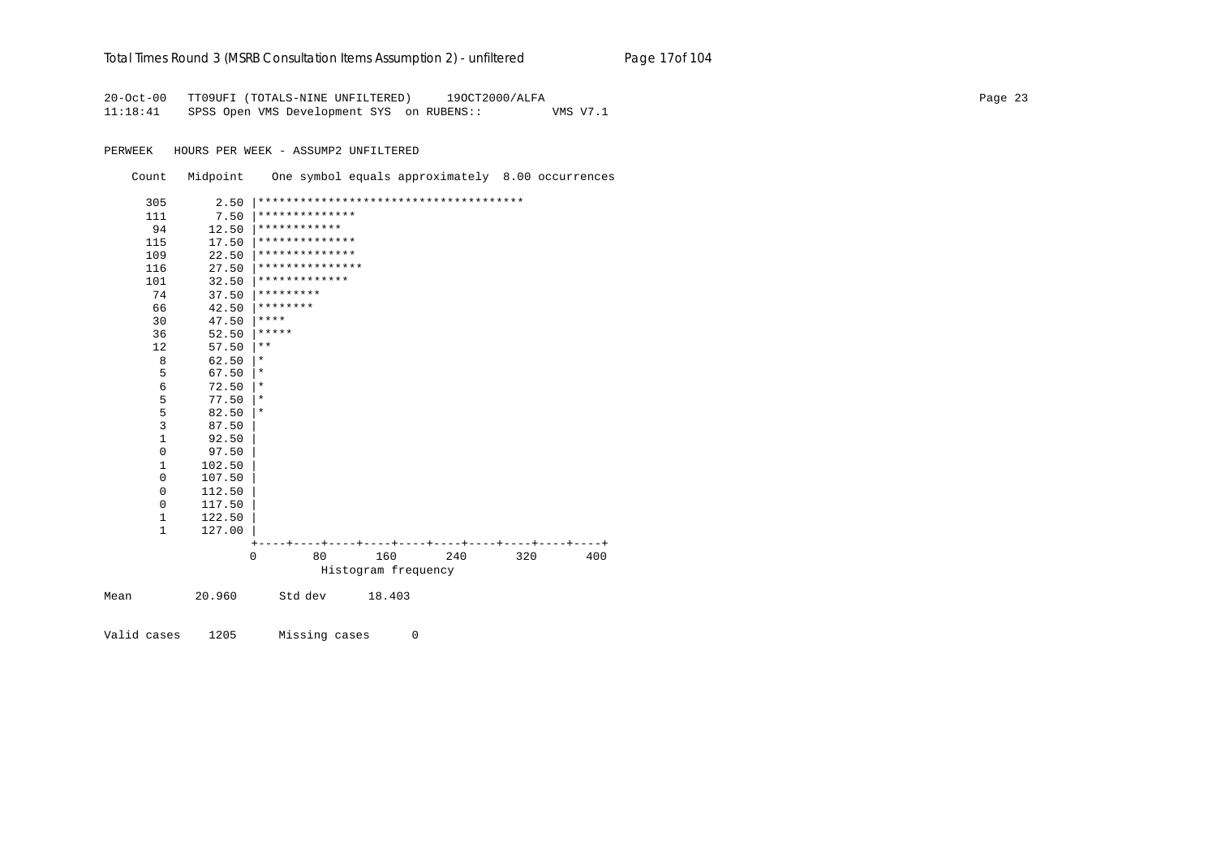```
20-Oct-00   TT09UFI (TOTALS-NINE UNFILTERED)     19OCT2000/ALFA
11:18:41    SPSS Open VMS Development SYS  on RUBENS::          VMS V7.1

PERWEEK   HOURS PER WEEK - ASSUMP2 UNFILTERED

    Count   Midpoint    One symbol equals approximately  8.00 occurrences

      305       2.50 |**************************************
      111       7.50 |**************
       94      12.50 |************
      115      17.50 |**************
      109      22.50 |**************
      116      27.50 |***************
      101      32.50 |*************
       74      37.50 |*********
       66      42.50 |********
       30      47.50 |****
       36      52.50 |*****
       12      57.50 |**
        8      62.50 |*
        5      67.50 |*
        6      72.50 |*
        5      77.50 |*
        5      82.50 |*
        3      87.50 |
        1      92.50 |
        0      97.50 |
        1     102.50 |
        0     107.50 |
        0     112.50 |
        0     117.50 |
        1     122.50 |
        1     127.00 |
                     +----+----+----+----+----+----+----+----+----+----+
                     0        80       160       240       320       400
                               Histogram frequency

Mean         20.960      Std dev      18.403


Valid cases    1205      Missing cases      0
```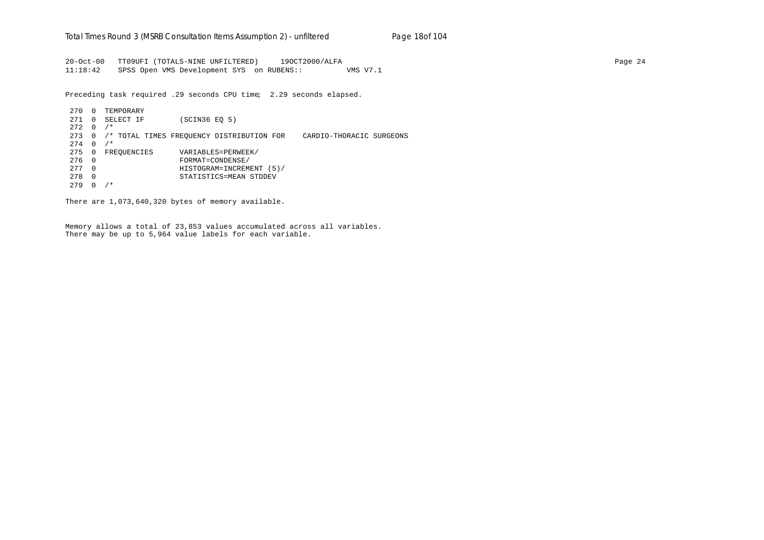```
20-Oct-00   TT09UFI (TOTALS-NINE UNFILTERED)     19OCT2000/ALFA
11:18:42    SPSS Open VMS Development SYS  on RUBENS::          VMS V7.1
```

Preceding task required .29 seconds CPU time;  2.29 seconds elapsed.

```
 270  0  TEMPORARY
 271  0  SELECT IF        (SCIN36 EQ 5)
 272  0  /*
 273  0  /* TOTAL TIMES FREQUENCY DISTRIBUTION FOR    CARDIO-THORACIC SURGEONS
 274  0  /*
 275  0  FREQUENCIES      VARIABLES=PERWEEK/
 276  0                   FORMAT=CONDENSE/
 277  0                   HISTOGRAM=INCREMENT (5)/
 278  0                   STATISTICS=MEAN STDDEV
 279  0  /*
```

There are 1,073,640,320 bytes of memory available.

Memory allows a total of 23,853 values accumulated across all variables.
There may be up to 5,964 value labels for each variable.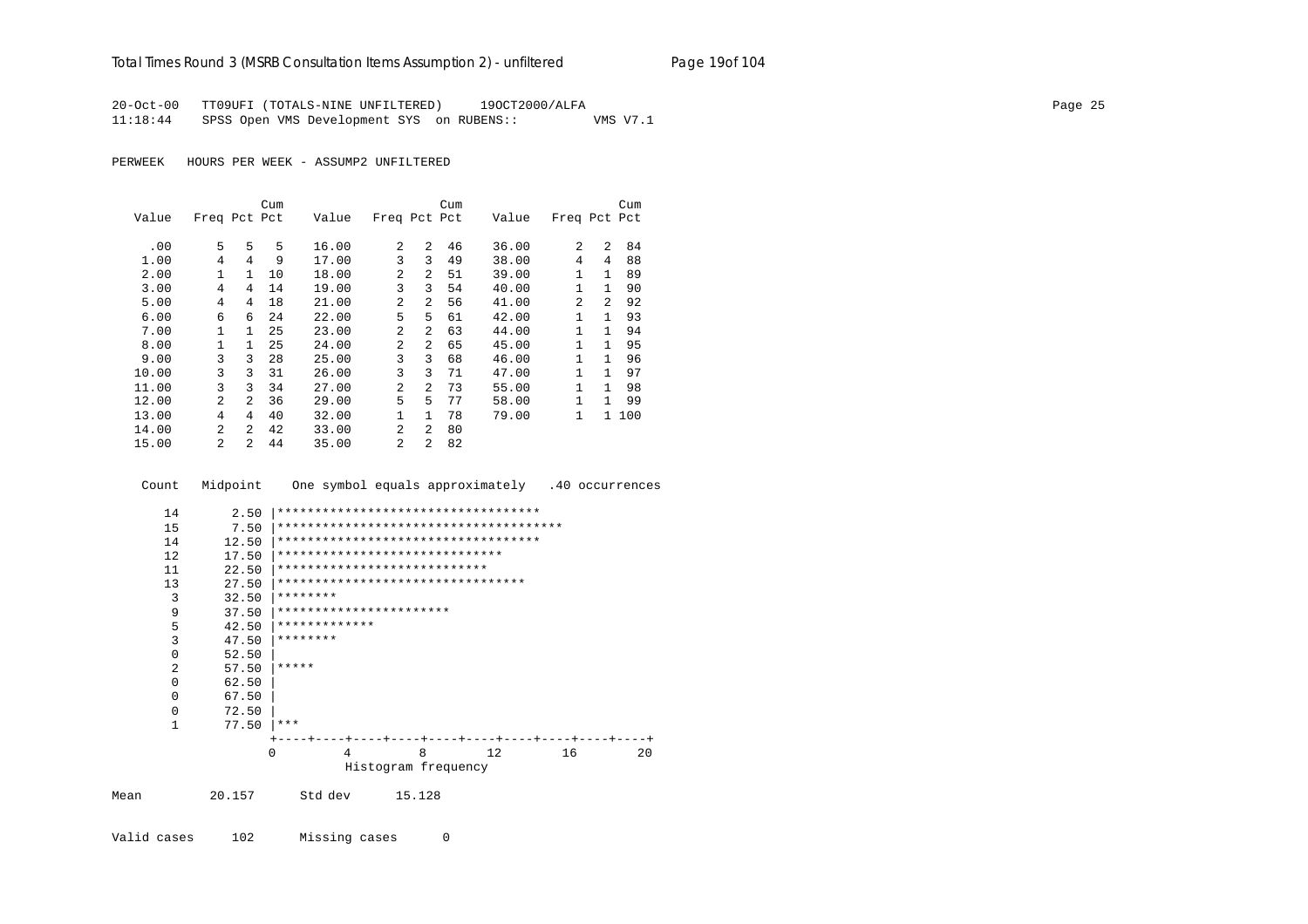20-Oct-00 TT09UFI (TOTALS-NINE UNFILTERED) 19OCT2000/ALFA
11:18:44 SPSS Open VMS Development SYS on RUBENS:: VMS V7.1

PERWEEK HOURS PER WEEK - ASSUMP2 UNFILTERED

| Value | Freq | Pct | Cum Pct | Value | Freq | Pct | Cum Pct | Value | Freq | Pct | Cum Pct |
|---|---|---|---|---|---|---|---|---|---|---|---|
| .00 | 5 | 5 | 5 | 16.00 | 2 | 2 | 46 | 36.00 | 2 | 2 | 84 |
| 1.00 | 4 | 4 | 9 | 17.00 | 3 | 3 | 49 | 38.00 | 4 | 4 | 88 |
| 2.00 | 1 | 1 | 10 | 18.00 | 2 | 2 | 51 | 39.00 | 1 | 1 | 89 |
| 3.00 | 4 | 4 | 14 | 19.00 | 3 | 3 | 54 | 40.00 | 1 | 1 | 90 |
| 5.00 | 4 | 4 | 18 | 21.00 | 2 | 2 | 56 | 41.00 | 2 | 2 | 92 |
| 6.00 | 6 | 6 | 24 | 22.00 | 5 | 5 | 61 | 42.00 | 1 | 1 | 93 |
| 7.00 | 1 | 1 | 25 | 23.00 | 2 | 2 | 63 | 44.00 | 1 | 1 | 94 |
| 8.00 | 1 | 1 | 25 | 24.00 | 2 | 2 | 65 | 45.00 | 1 | 1 | 95 |
| 9.00 | 3 | 3 | 28 | 25.00 | 3 | 3 | 68 | 46.00 | 1 | 1 | 96 |
| 10.00 | 3 | 3 | 31 | 26.00 | 3 | 3 | 71 | 47.00 | 1 | 1 | 97 |
| 11.00 | 3 | 3 | 34 | 27.00 | 2 | 2 | 73 | 55.00 | 1 | 1 | 98 |
| 12.00 | 2 | 2 | 36 | 29.00 | 5 | 5 | 77 | 58.00 | 1 | 1 | 99 |
| 13.00 | 4 | 4 | 40 | 32.00 | 1 | 1 | 78 | 79.00 | 1 | 1 | 100 |
| 14.00 | 2 | 2 | 42 | 33.00 | 2 | 2 | 80 | | | | |
| 15.00 | 2 | 2 | 44 | 35.00 | 2 | 2 | 82 | | | | |

```
 Count   Midpoint    One symbol equals approximately   .40 occurrences

   14       2.50 |***********************************
   15       7.50 |**************************************
   14      12.50 |***********************************
   12      17.50 |******************************
   11      22.50 |****************************
   13      27.50 |*********************************
    3      32.50 |********
    9      37.50 |***********************
    5      42.50 |*************
    3      47.50 |********
    0      52.50 |
    2      57.50 |*****
    0      62.50 |
    0      67.50 |
    0      72.50 |
    1      77.50 |***
                 +----+----+----+----+----+----+----+----+----+----+
                 0         4         8        12        16        20
                           Histogram frequency
```

Mean 20.157 Std dev 15.128

Valid cases 102 Missing cases 0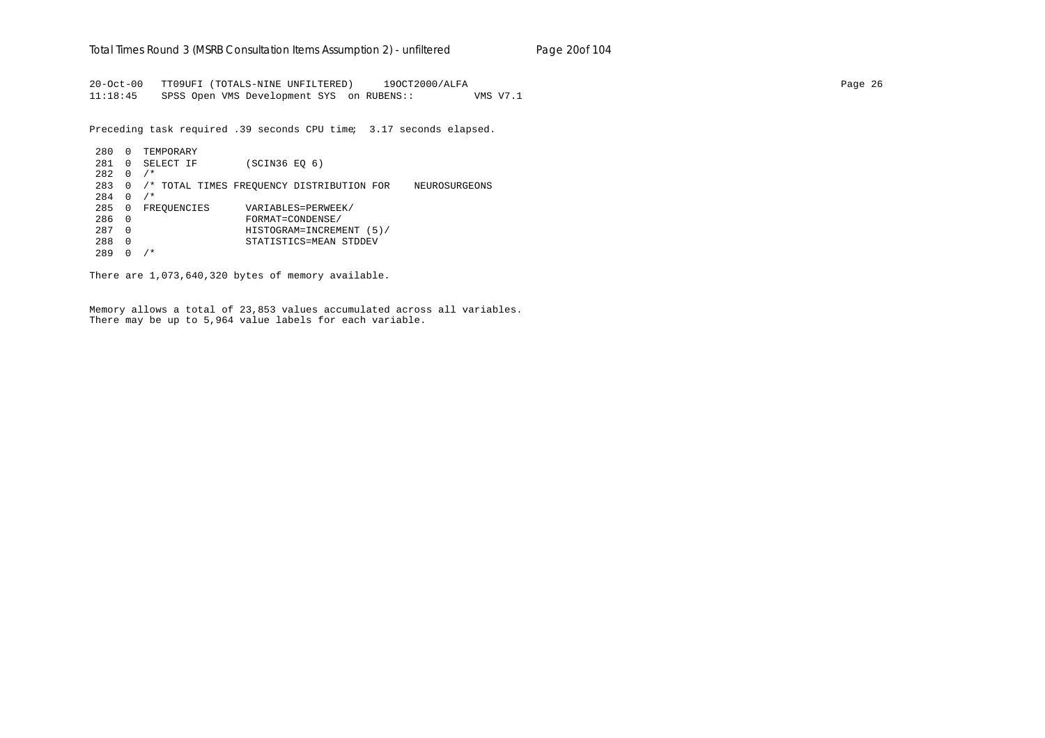```
20-Oct-00   TT09UFI (TOTALS-NINE UNFILTERED)     19OCT2000/ALFA
11:18:45    SPSS Open VMS Development SYS  on RUBENS::          VMS V7.1
```

Preceding task required .39 seconds CPU time;  3.17 seconds elapsed.

```
 280  0  TEMPORARY
 281  0  SELECT IF        (SCIN36 EQ 6)
 282  0  /*
 283  0  /* TOTAL TIMES FREQUENCY DISTRIBUTION FOR    NEUROSURGEONS
 284  0  /*
 285  0  FREQUENCIES      VARIABLES=PERWEEK/
 286  0                   FORMAT=CONDENSE/
 287  0                   HISTOGRAM=INCREMENT (5)/
 288  0                   STATISTICS=MEAN STDDEV
 289  0  /*
```

There are 1,073,640,320 bytes of memory available.

Memory allows a total of 23,853 values accumulated across all variables.
There may be up to 5,964 value labels for each variable.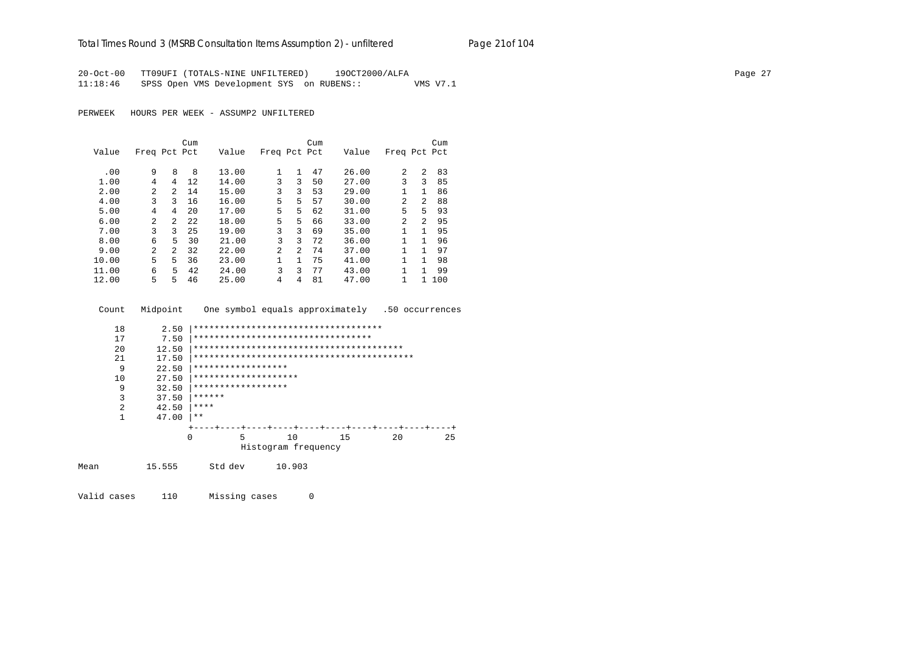20-Oct-00 TT09UFI (TOTALS-NINE UNFILTERED) 19OCT2000/ALFA
11:18:46 SPSS Open VMS Development SYS on RUBENS:: VMS V7.1

PERWEEK HOURS PER WEEK - ASSUMP2 UNFILTERED

| Value | Freq | Pct | Cum Pct | Value | Freq | Pct | Cum Pct | Value | Freq | Pct | Cum Pct |
|---|---|---|---|---|---|---|---|---|---|---|---|
| .00 | 9 | 8 | 8 | 13.00 | 1 | 1 | 47 | 26.00 | 2 | 2 | 83 |
| 1.00 | 4 | 4 | 12 | 14.00 | 3 | 3 | 50 | 27.00 | 3 | 3 | 85 |
| 2.00 | 2 | 2 | 14 | 15.00 | 3 | 3 | 53 | 29.00 | 1 | 1 | 86 |
| 4.00 | 3 | 3 | 16 | 16.00 | 5 | 5 | 57 | 30.00 | 2 | 2 | 88 |
| 5.00 | 4 | 4 | 20 | 17.00 | 5 | 5 | 62 | 31.00 | 5 | 5 | 93 |
| 6.00 | 2 | 2 | 22 | 18.00 | 5 | 5 | 66 | 33.00 | 2 | 2 | 95 |
| 7.00 | 3 | 3 | 25 | 19.00 | 3 | 3 | 69 | 35.00 | 1 | 1 | 95 |
| 8.00 | 6 | 5 | 30 | 21.00 | 3 | 3 | 72 | 36.00 | 1 | 1 | 96 |
| 9.00 | 2 | 2 | 32 | 22.00 | 2 | 2 | 74 | 37.00 | 1 | 1 | 97 |
| 10.00 | 5 | 5 | 36 | 23.00 | 1 | 1 | 75 | 41.00 | 1 | 1 | 98 |
| 11.00 | 6 | 5 | 42 | 24.00 | 3 | 3 | 77 | 43.00 | 1 | 1 | 99 |
| 12.00 | 5 | 5 | 46 | 25.00 | 4 | 4 | 81 | 47.00 | 1 | 1 | 100 |

```
  Count   Midpoint    One symbol equals approximately   .50 occurrences

     18       2.50 |************************************
     17       7.50 |**********************************
     20      12.50 |****************************************
     21      17.50 |******************************************
      9      22.50 |******************
     10      27.50 |********************
      9      32.50 |******************
      3      37.50 |******
      2      42.50 |****
      1      47.00 |**
                   +----+----+----+----+----+----+----+----+----+----+
                   0         5        10        15        20        25
                              Histogram frequency
```

Mean 15.555 Std dev 10.903

Valid cases 110 Missing cases 0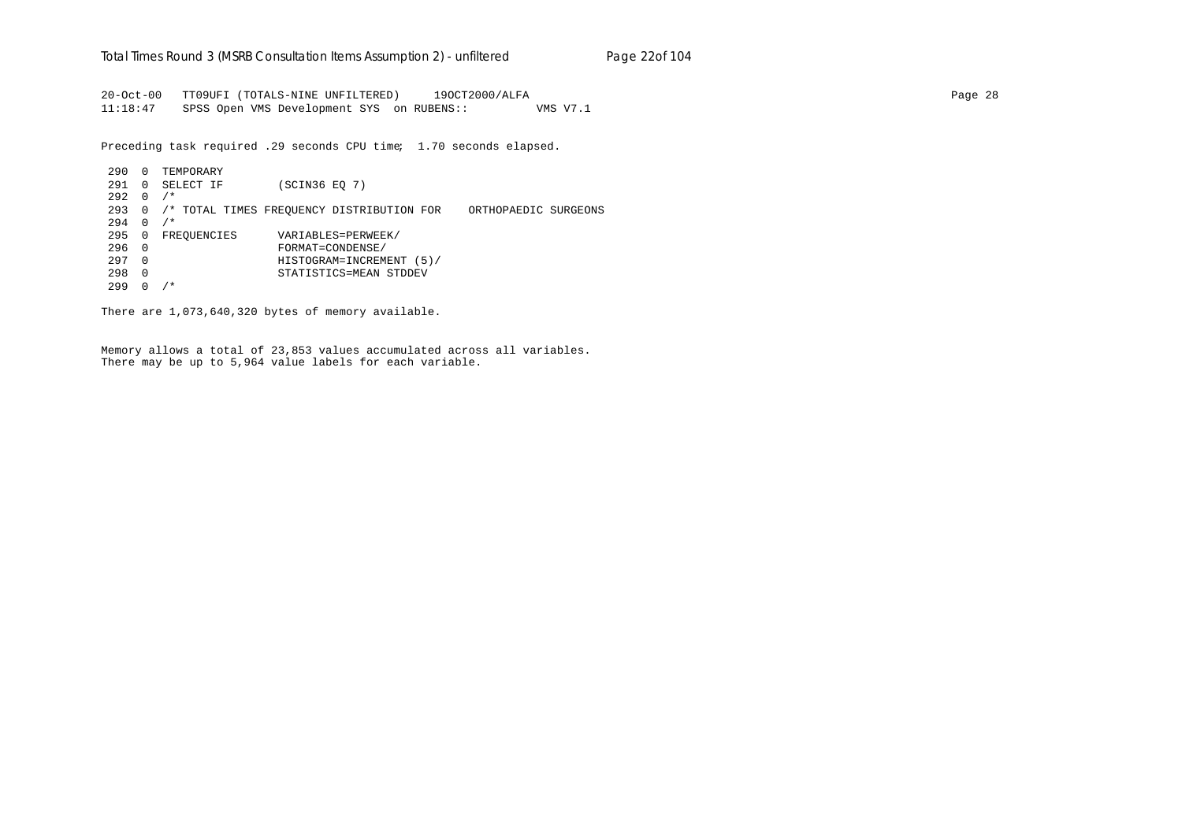```
20-Oct-00   TT09UFI (TOTALS-NINE UNFILTERED)     19OCT2000/ALFA
11:18:47    SPSS Open VMS Development SYS  on RUBENS::          VMS V7.1
```

Preceding task required .29 seconds CPU time;  1.70 seconds elapsed.

```
 290  0  TEMPORARY
 291  0  SELECT IF        (SCIN36 EQ 7)
 292  0  /*
 293  0  /* TOTAL TIMES FREQUENCY DISTRIBUTION FOR    ORTHOPAEDIC SURGEONS
 294  0  /*
 295  0  FREQUENCIES      VARIABLES=PERWEEK/
 296  0                   FORMAT=CONDENSE/
 297  0                   HISTOGRAM=INCREMENT (5)/
 298  0                   STATISTICS=MEAN STDDEV
 299  0  /*
```

There are 1,073,640,320 bytes of memory available.

Memory allows a total of 23,853 values accumulated across all variables.
There may be up to 5,964 value labels for each variable.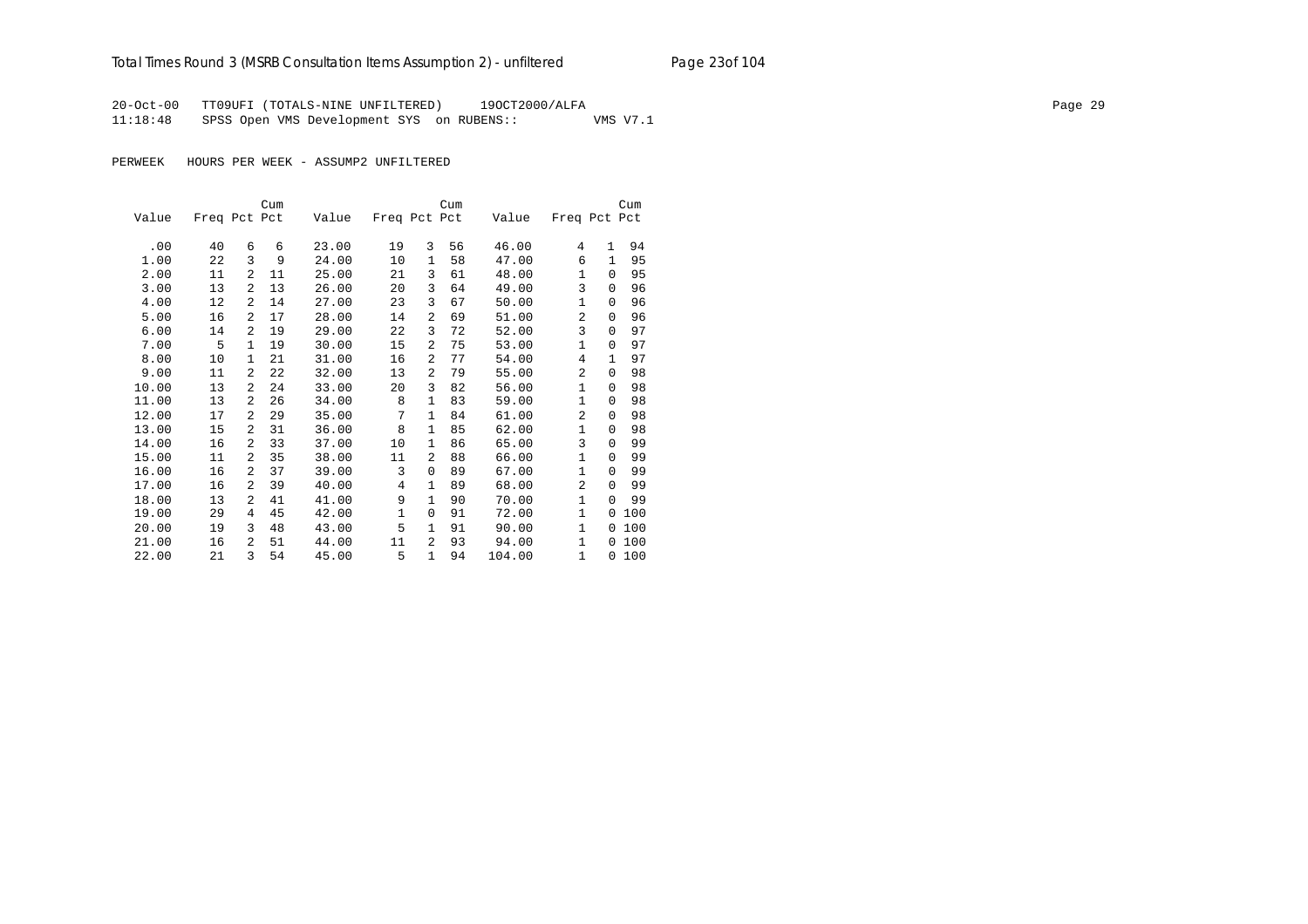20-Oct-00 TT09UFI (TOTALS-NINE UNFILTERED) 19OCT2000/ALFA
11:18:48 SPSS Open VMS Development SYS on RUBENS:: VMS V7.1

PERWEEK HOURS PER WEEK - ASSUMP2 UNFILTERED

| Value | Freq | Pct | Cum Pct | Value | Freq | Pct | Cum Pct | Value | Freq | Pct | Cum Pct |
|---|---|---|---|---|---|---|---|---|---|---|---|
| .00 | 40 | 6 | 6 | 23.00 | 19 | 3 | 56 | 46.00 | 4 | 1 | 94 |
| 1.00 | 22 | 3 | 9 | 24.00 | 10 | 1 | 58 | 47.00 | 6 | 1 | 95 |
| 2.00 | 11 | 2 | 11 | 25.00 | 21 | 3 | 61 | 48.00 | 1 | 0 | 95 |
| 3.00 | 13 | 2 | 13 | 26.00 | 20 | 3 | 64 | 49.00 | 3 | 0 | 96 |
| 4.00 | 12 | 2 | 14 | 27.00 | 23 | 3 | 67 | 50.00 | 1 | 0 | 96 |
| 5.00 | 16 | 2 | 17 | 28.00 | 14 | 2 | 69 | 51.00 | 2 | 0 | 96 |
| 6.00 | 14 | 2 | 19 | 29.00 | 22 | 3 | 72 | 52.00 | 3 | 0 | 97 |
| 7.00 | 5 | 1 | 19 | 30.00 | 15 | 2 | 75 | 53.00 | 1 | 0 | 97 |
| 8.00 | 10 | 1 | 21 | 31.00 | 16 | 2 | 77 | 54.00 | 4 | 1 | 97 |
| 9.00 | 11 | 2 | 22 | 32.00 | 13 | 2 | 79 | 55.00 | 2 | 0 | 98 |
| 10.00 | 13 | 2 | 24 | 33.00 | 20 | 3 | 82 | 56.00 | 1 | 0 | 98 |
| 11.00 | 13 | 2 | 26 | 34.00 | 8 | 1 | 83 | 59.00 | 1 | 0 | 98 |
| 12.00 | 17 | 2 | 29 | 35.00 | 7 | 1 | 84 | 61.00 | 2 | 0 | 98 |
| 13.00 | 15 | 2 | 31 | 36.00 | 8 | 1 | 85 | 62.00 | 1 | 0 | 98 |
| 14.00 | 16 | 2 | 33 | 37.00 | 10 | 1 | 86 | 65.00 | 3 | 0 | 99 |
| 15.00 | 11 | 2 | 35 | 38.00 | 11 | 2 | 88 | 66.00 | 1 | 0 | 99 |
| 16.00 | 16 | 2 | 37 | 39.00 | 3 | 0 | 89 | 67.00 | 1 | 0 | 99 |
| 17.00 | 16 | 2 | 39 | 40.00 | 4 | 1 | 89 | 68.00 | 2 | 0 | 99 |
| 18.00 | 13 | 2 | 41 | 41.00 | 9 | 1 | 90 | 70.00 | 1 | 0 | 99 |
| 19.00 | 29 | 4 | 45 | 42.00 | 1 | 0 | 91 | 72.00 | 1 | 0 | 100 |
| 20.00 | 19 | 3 | 48 | 43.00 | 5 | 1 | 91 | 90.00 | 1 | 0 | 100 |
| 21.00 | 16 | 2 | 51 | 44.00 | 11 | 2 | 93 | 94.00 | 1 | 0 | 100 |
| 22.00 | 21 | 3 | 54 | 45.00 | 5 | 1 | 94 | 104.00 | 1 | 0 | 100 |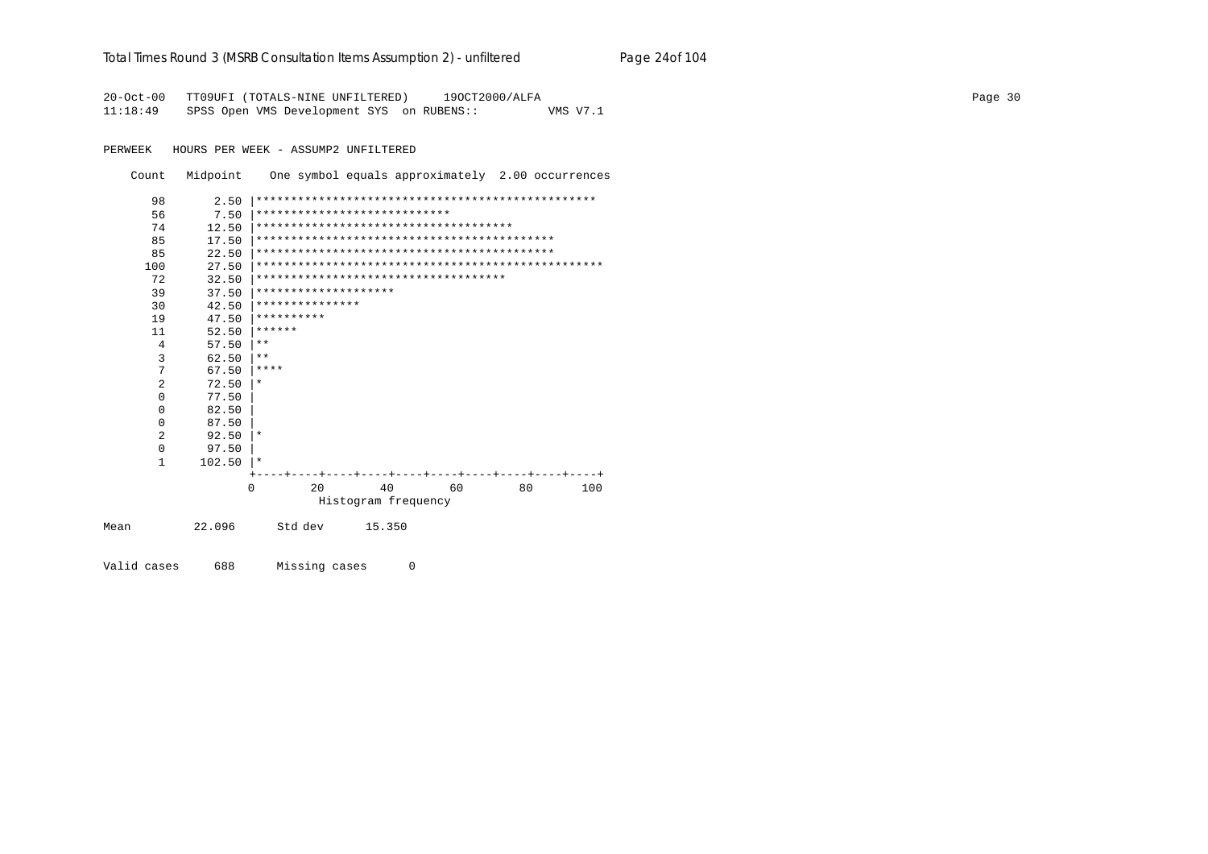```
20-Oct-00   TT09UFI (TOTALS-NINE UNFILTERED)     19OCT2000/ALFA
11:18:49    SPSS Open VMS Development SYS  on RUBENS::          VMS V7.1

PERWEEK   HOURS PER WEEK - ASSUMP2 UNFILTERED

    Count   Midpoint    One symbol equals approximately  2.00 occurrences

       98       2.50 |*************************************************
       56       7.50 |****************************
       74      12.50 |*************************************
       85      17.50 |*******************************************
       85      22.50 |*******************************************
      100      27.50 |**************************************************
       72      32.50 |************************************
       39      37.50 |********************
       30      42.50 |***************
       19      47.50 |**********
       11      52.50 |******
        4      57.50 |**
        3      62.50 |**
        7      67.50 |****
        2      72.50 |*
        0      77.50 |
        0      82.50 |
        0      87.50 |
        2      92.50 |*
        0      97.50 |
        1     102.50 |*
                     +----+----+----+----+----+----+----+----+----+----+
                     0         20        40        60        80       100
                               Histogram frequency

Mean         22.096      Std dev      15.350

Valid cases     688      Missing cases      0
```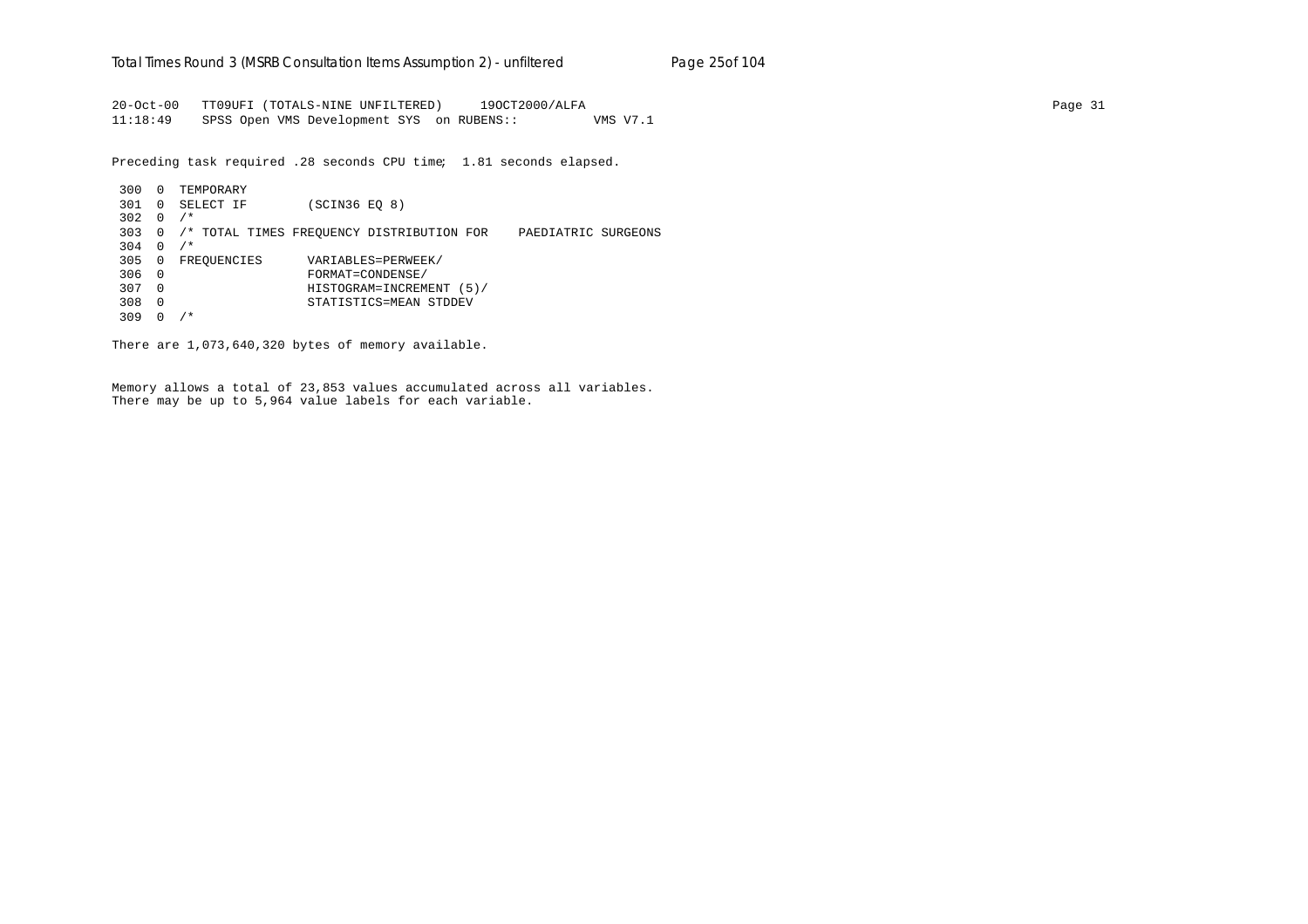```
20-Oct-00   TT09UFI (TOTALS-NINE UNFILTERED)     19OCT2000/ALFA                                                                         Page 31
11:18:49    SPSS Open VMS Development SYS  on RUBENS::          VMS V7.1

Preceding task required .28 seconds CPU time;  1.81 seconds elapsed.

 300  0  TEMPORARY
 301  0  SELECT IF        (SCIN36 EQ 8)
 302  0  /*
 303  0  /* TOTAL TIMES FREQUENCY DISTRIBUTION FOR    PAEDIATRIC SURGEONS
 304  0  /*
 305  0  FREQUENCIES      VARIABLES=PERWEEK/
 306  0                   FORMAT=CONDENSE/
 307  0                   HISTOGRAM=INCREMENT (5)/
 308  0                   STATISTICS=MEAN STDDEV
 309  0  /*

There are 1,073,640,320 bytes of memory available.


Memory allows a total of 23,853 values accumulated across all variables.
There may be up to 5,964 value labels for each variable.
```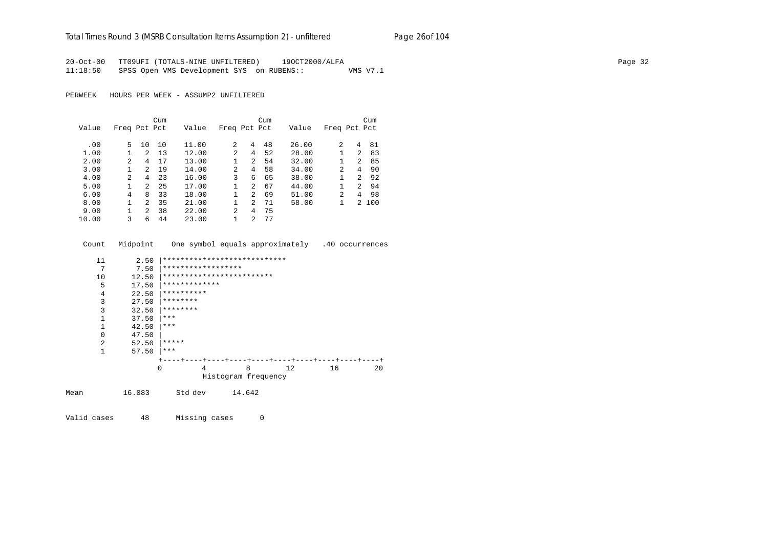20-Oct-00 TT09UFI (TOTALS-NINE UNFILTERED) 19OCT2000/ALFA
11:18:50 SPSS Open VMS Development SYS on RUBENS:: VMS V7.1

PERWEEK HOURS PER WEEK - ASSUMP2 UNFILTERED

| Value | Freq | Pct | Cum Pct | Value | Freq | Pct | Cum Pct | Value | Freq | Pct | Cum Pct |
|---|---|---|---|---|---|---|---|---|---|---|---|
| .00 | 5 | 10 | 10 | 11.00 | 2 | 4 | 48 | 26.00 | 2 | 4 | 81 |
| 1.00 | 1 | 2 | 13 | 12.00 | 2 | 4 | 52 | 28.00 | 1 | 2 | 83 |
| 2.00 | 2 | 4 | 17 | 13.00 | 1 | 2 | 54 | 32.00 | 1 | 2 | 85 |
| 3.00 | 1 | 2 | 19 | 14.00 | 2 | 4 | 58 | 34.00 | 2 | 4 | 90 |
| 4.00 | 2 | 4 | 23 | 16.00 | 3 | 6 | 65 | 38.00 | 1 | 2 | 92 |
| 5.00 | 1 | 2 | 25 | 17.00 | 1 | 2 | 67 | 44.00 | 1 | 2 | 94 |
| 6.00 | 4 | 8 | 33 | 18.00 | 1 | 2 | 69 | 51.00 | 2 | 4 | 98 |
| 8.00 | 1 | 2 | 35 | 21.00 | 1 | 2 | 71 | 58.00 | 1 | 2 | 100 |
| 9.00 | 1 | 2 | 38 | 22.00 | 2 | 4 | 75 | | | | |
| 10.00 | 3 | 6 | 44 | 23.00 | 1 | 2 | 77 | | | | |

```
 Count   Midpoint    One symbol equals approximately   .40 occurrences

    11       2.50 |****************************
     7       7.50 |******************
    10      12.50 |*************************
     5      17.50 |*************
     4      22.50 |**********
     3      27.50 |********
     3      32.50 |********
     1      37.50 |***
     1      42.50 |***
     0      47.50 |
     2      52.50 |*****
     1      57.50 |***
                  +----+----+----+----+----+----+----+----+----+----+
                  0         4         8        12        16        20
                            Histogram frequency
```

Mean 16.083 Std dev 14.642

Valid cases 48 Missing cases 0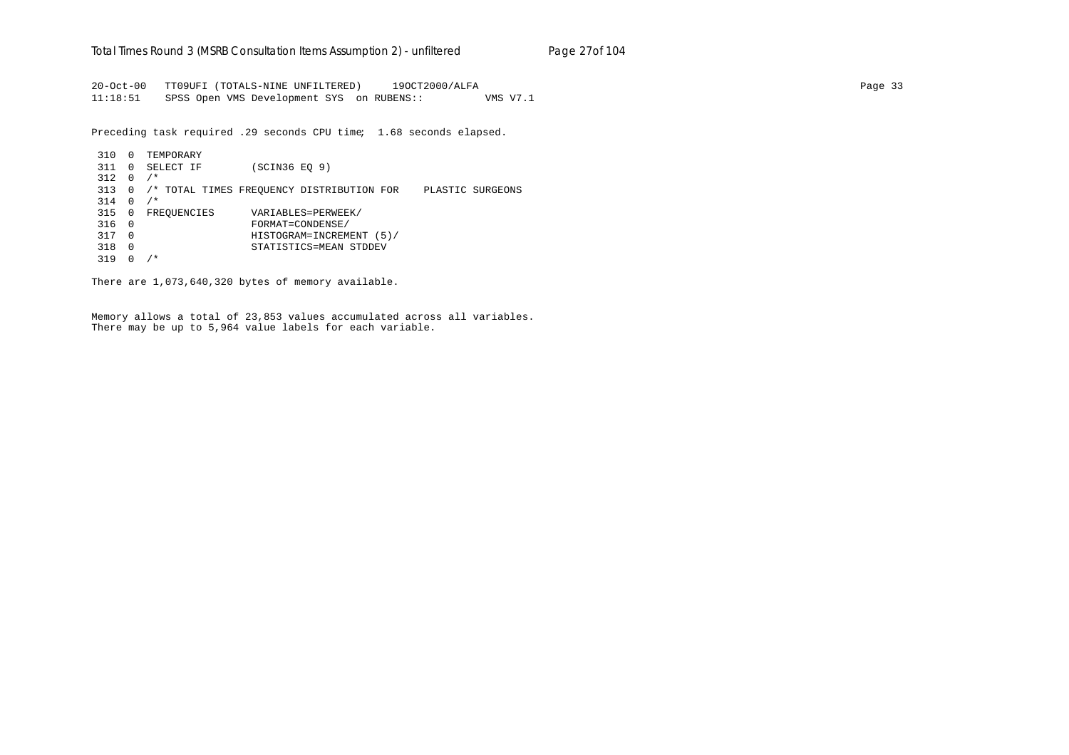```
20-Oct-00   TT09UFI (TOTALS-NINE UNFILTERED)     19OCT2000/ALFA
11:18:51    SPSS Open VMS Development SYS  on RUBENS::          VMS V7.1

Preceding task required .29 seconds CPU time;  1.68 seconds elapsed.

 310  0  TEMPORARY
 311  0  SELECT IF        (SCIN36 EQ 9)
 312  0  /*
 313  0  /* TOTAL TIMES FREQUENCY DISTRIBUTION FOR    PLASTIC SURGEONS
 314  0  /*
 315  0  FREQUENCIES      VARIABLES=PERWEEK/
 316  0                   FORMAT=CONDENSE/
 317  0                   HISTOGRAM=INCREMENT (5)/
 318  0                   STATISTICS=MEAN STDDEV
 319  0  /*

There are 1,073,640,320 bytes of memory available.


Memory allows a total of 23,853 values accumulated across all variables.
There may be up to 5,964 value labels for each variable.
```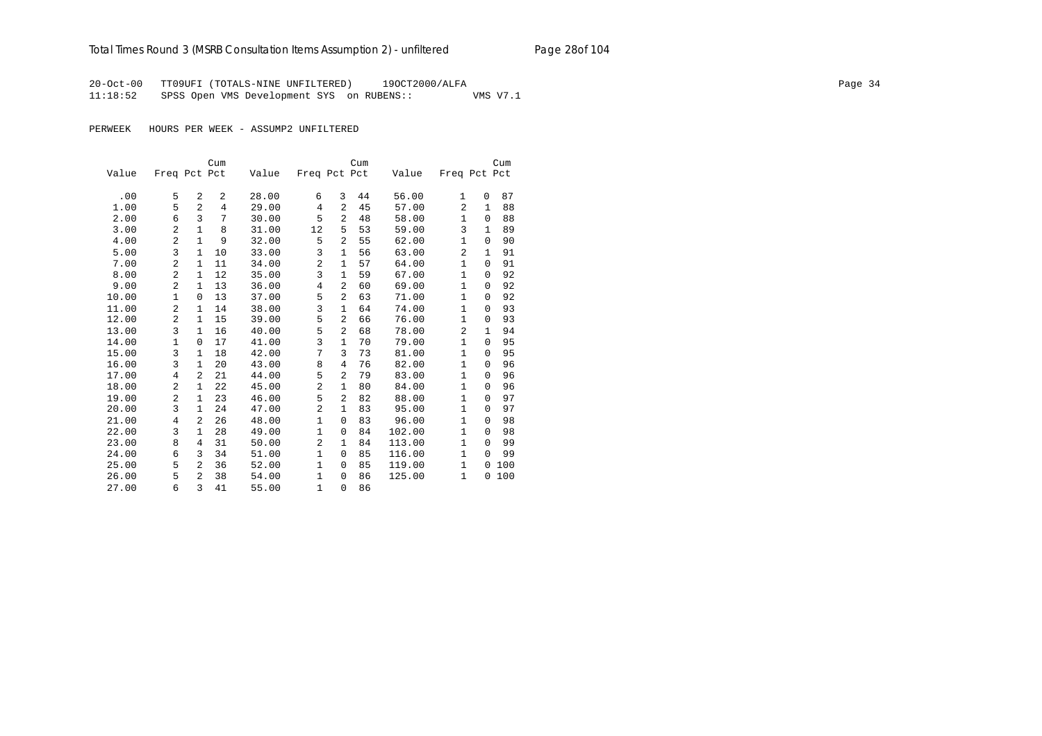20-Oct-00 TT09UFI (TOTALS-NINE UNFILTERED) 19OCT2000/ALFA
11:18:52 SPSS Open VMS Development SYS on RUBENS:: VMS V7.1

PERWEEK HOURS PER WEEK - ASSUMP2 UNFILTERED

| Value | Freq | Pct | Cum Pct | Value | Freq | Pct | Cum Pct | Value | Freq | Pct | Cum Pct |
|---|---|---|---|---|---|---|---|---|---|---|---|
| .00 | 5 | 2 | 2 | 28.00 | 6 | 3 | 44 | 56.00 | 1 | 0 | 87 |
| 1.00 | 5 | 2 | 4 | 29.00 | 4 | 2 | 45 | 57.00 | 2 | 1 | 88 |
| 2.00 | 6 | 3 | 7 | 30.00 | 5 | 2 | 48 | 58.00 | 1 | 0 | 88 |
| 3.00 | 2 | 1 | 8 | 31.00 | 12 | 5 | 53 | 59.00 | 3 | 1 | 89 |
| 4.00 | 2 | 1 | 9 | 32.00 | 5 | 2 | 55 | 62.00 | 1 | 0 | 90 |
| 5.00 | 3 | 1 | 10 | 33.00 | 3 | 1 | 56 | 63.00 | 2 | 1 | 91 |
| 7.00 | 2 | 1 | 11 | 34.00 | 2 | 1 | 57 | 64.00 | 1 | 0 | 91 |
| 8.00 | 2 | 1 | 12 | 35.00 | 3 | 1 | 59 | 67.00 | 1 | 0 | 92 |
| 9.00 | 2 | 1 | 13 | 36.00 | 4 | 2 | 60 | 69.00 | 1 | 0 | 92 |
| 10.00 | 1 | 0 | 13 | 37.00 | 5 | 2 | 63 | 71.00 | 1 | 0 | 92 |
| 11.00 | 2 | 1 | 14 | 38.00 | 3 | 1 | 64 | 74.00 | 1 | 0 | 93 |
| 12.00 | 2 | 1 | 15 | 39.00 | 5 | 2 | 66 | 76.00 | 1 | 0 | 93 |
| 13.00 | 3 | 1 | 16 | 40.00 | 5 | 2 | 68 | 78.00 | 2 | 1 | 94 |
| 14.00 | 1 | 0 | 17 | 41.00 | 3 | 1 | 70 | 79.00 | 1 | 0 | 95 |
| 15.00 | 3 | 1 | 18 | 42.00 | 7 | 3 | 73 | 81.00 | 1 | 0 | 95 |
| 16.00 | 3 | 1 | 20 | 43.00 | 8 | 4 | 76 | 82.00 | 1 | 0 | 96 |
| 17.00 | 4 | 2 | 21 | 44.00 | 5 | 2 | 79 | 83.00 | 1 | 0 | 96 |
| 18.00 | 2 | 1 | 22 | 45.00 | 2 | 1 | 80 | 84.00 | 1 | 0 | 96 |
| 19.00 | 2 | 1 | 23 | 46.00 | 5 | 2 | 82 | 88.00 | 1 | 0 | 97 |
| 20.00 | 3 | 1 | 24 | 47.00 | 2 | 1 | 83 | 95.00 | 1 | 0 | 97 |
| 21.00 | 4 | 2 | 26 | 48.00 | 1 | 0 | 83 | 96.00 | 1 | 0 | 98 |
| 22.00 | 3 | 1 | 28 | 49.00 | 1 | 0 | 84 | 102.00 | 1 | 0 | 98 |
| 23.00 | 8 | 4 | 31 | 50.00 | 2 | 1 | 84 | 113.00 | 1 | 0 | 99 |
| 24.00 | 6 | 3 | 34 | 51.00 | 1 | 0 | 85 | 116.00 | 1 | 0 | 99 |
| 25.00 | 5 | 2 | 36 | 52.00 | 1 | 0 | 85 | 119.00 | 1 | 0 | 100 |
| 26.00 | 5 | 2 | 38 | 54.00 | 1 | 0 | 86 | 125.00 | 1 | 0 | 100 |
| 27.00 | 6 | 3 | 41 | 55.00 | 1 | 0 | 86 | | | | |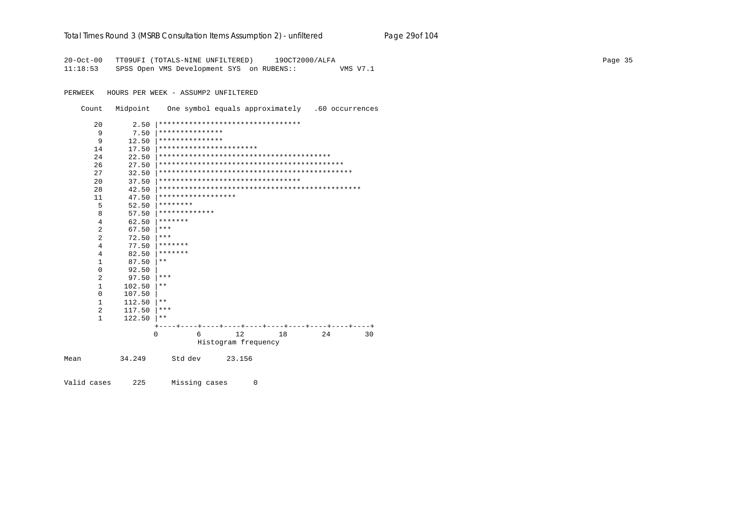```
20-Oct-00   TT09UFI (TOTALS-NINE UNFILTERED)     19OCT2000/ALFA
11:18:53    SPSS Open VMS Development SYS  on RUBENS::          VMS V7.1

PERWEEK   HOURS PER WEEK - ASSUMP2 UNFILTERED

    Count   Midpoint    One symbol equals approximately   .60 occurrences

      20       2.50 |*********************************
       9       7.50 |***************
       9      12.50 |***************
      14      17.50 |***********************
      24      22.50 |****************************************
      26      27.50 |*******************************************
      27      32.50 |*********************************************
      20      37.50 |*********************************
      28      42.50 |***********************************************
      11      47.50 |******************
       5      52.50 |********
       8      57.50 |*************
       4      62.50 |*******
       2      67.50 |***
       2      72.50 |***
       4      77.50 |*******
       4      82.50 |*******
       1      87.50 |**
       0      92.50 |
       2      97.50 |***
       1     102.50 |**
       0     107.50 |
       1     112.50 |**
       2     117.50 |***
       1     122.50 |**
                    +----+----+----+----+----+----+----+----+----+----+
                    0         6        12        18        24        30
                              Histogram frequency

Mean         34.249      Std dev      23.156

Valid cases     225      Missing cases      0
```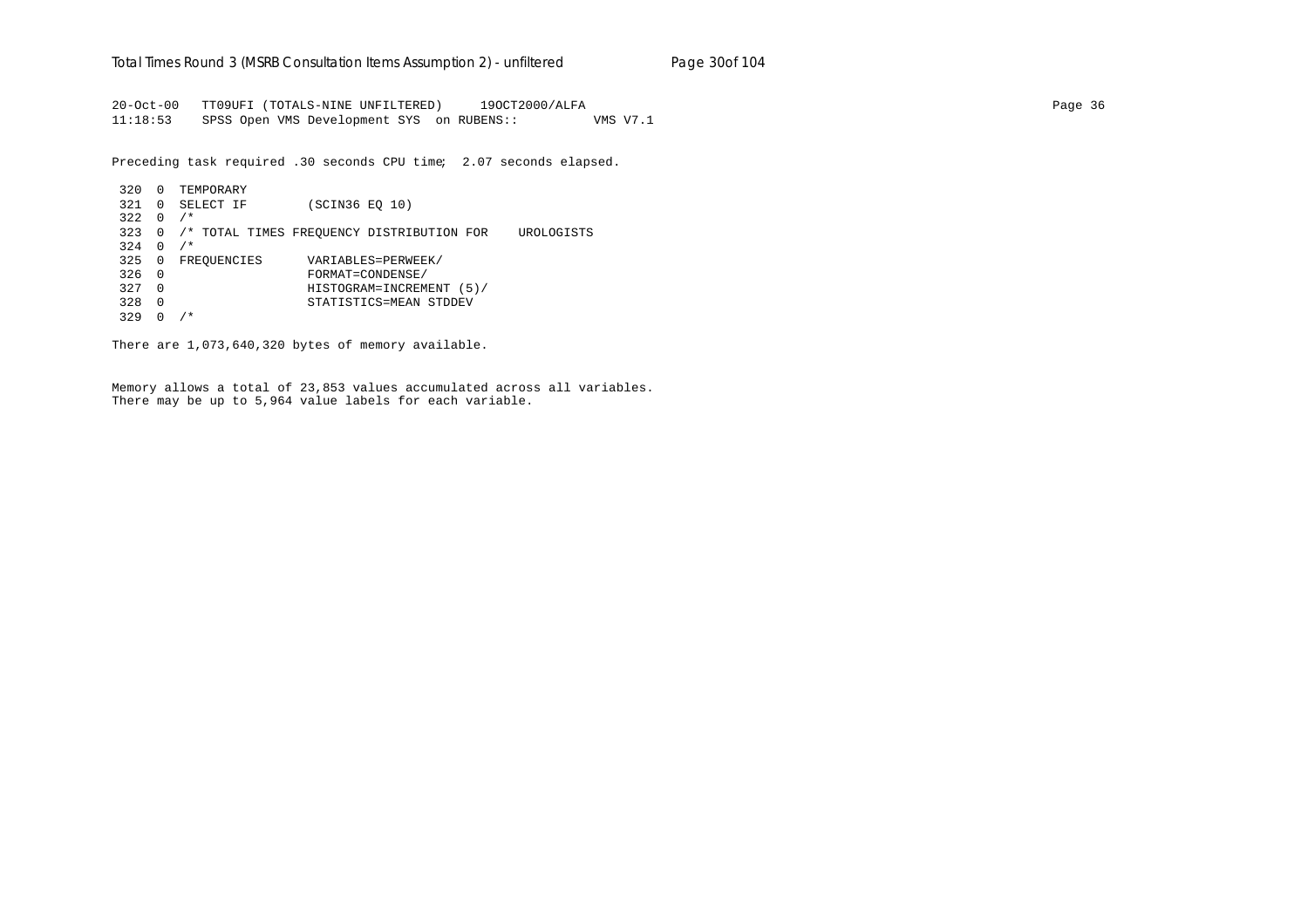```
20-Oct-00   TT09UFI (TOTALS-NINE UNFILTERED)     19OCT2000/ALFA
11:18:53    SPSS Open VMS Development SYS  on RUBENS::          VMS V7.1
```

Preceding task required .30 seconds CPU time;  2.07 seconds elapsed.

```
 320  0  TEMPORARY
 321  0  SELECT IF        (SCIN36 EQ 10)
 322  0  /*
 323  0  /* TOTAL TIMES FREQUENCY DISTRIBUTION FOR    UROLOGISTS
 324  0  /*
 325  0  FREQUENCIES      VARIABLES=PERWEEK/
 326  0                   FORMAT=CONDENSE/
 327  0                   HISTOGRAM=INCREMENT (5)/
 328  0                   STATISTICS=MEAN STDDEV
 329  0  /*
```

There are 1,073,640,320 bytes of memory available.

Memory allows a total of 23,853 values accumulated across all variables.
There may be up to 5,964 value labels for each variable.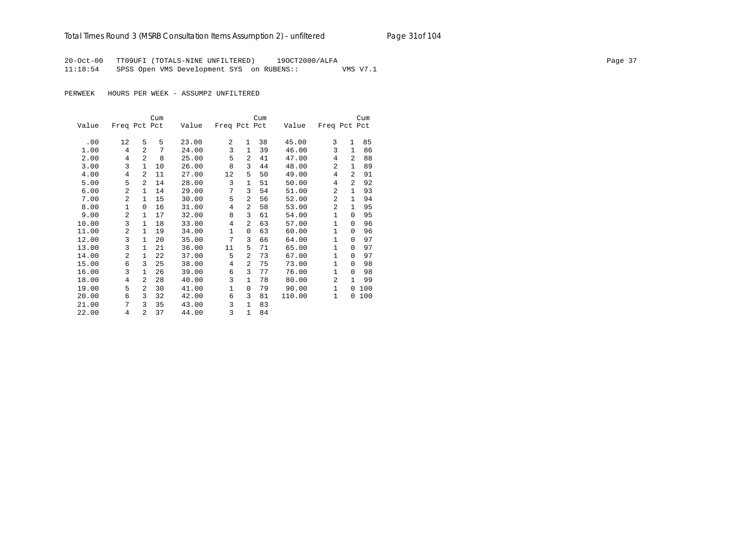20-Oct-00 TT09UFI (TOTALS-NINE UNFILTERED) 19OCT2000/ALFA
11:18:54 SPSS Open VMS Development SYS on RUBENS:: VMS V7.1

PERWEEK HOURS PER WEEK - ASSUMP2 UNFILTERED

| Value | Freq | Pct | Cum Pct | Value | Freq | Pct | Cum Pct | Value | Freq | Pct | Cum Pct |
|---|---|---|---|---|---|---|---|---|---|---|---|
| .00 | 12 | 5 | 5 | 23.00 | 2 | 1 | 38 | 45.00 | 3 | 1 | 85 |
| 1.00 | 4 | 2 | 7 | 24.00 | 3 | 1 | 39 | 46.00 | 3 | 1 | 86 |
| 2.00 | 4 | 2 | 8 | 25.00 | 5 | 2 | 41 | 47.00 | 4 | 2 | 88 |
| 3.00 | 3 | 1 | 10 | 26.00 | 8 | 3 | 44 | 48.00 | 2 | 1 | 89 |
| 4.00 | 4 | 2 | 11 | 27.00 | 12 | 5 | 50 | 49.00 | 4 | 2 | 91 |
| 5.00 | 5 | 2 | 14 | 28.00 | 3 | 1 | 51 | 50.00 | 4 | 2 | 92 |
| 6.00 | 2 | 1 | 14 | 29.00 | 7 | 3 | 54 | 51.00 | 2 | 1 | 93 |
| 7.00 | 2 | 1 | 15 | 30.00 | 5 | 2 | 56 | 52.00 | 2 | 1 | 94 |
| 8.00 | 1 | 0 | 16 | 31.00 | 4 | 2 | 58 | 53.00 | 2 | 1 | 95 |
| 9.00 | 2 | 1 | 17 | 32.00 | 8 | 3 | 61 | 54.00 | 1 | 0 | 95 |
| 10.00 | 3 | 1 | 18 | 33.00 | 4 | 2 | 63 | 57.00 | 1 | 0 | 96 |
| 11.00 | 2 | 1 | 19 | 34.00 | 1 | 0 | 63 | 60.00 | 1 | 0 | 96 |
| 12.00 | 3 | 1 | 20 | 35.00 | 7 | 3 | 66 | 64.00 | 1 | 0 | 97 |
| 13.00 | 3 | 1 | 21 | 36.00 | 11 | 5 | 71 | 65.00 | 1 | 0 | 97 |
| 14.00 | 2 | 1 | 22 | 37.00 | 5 | 2 | 73 | 67.00 | 1 | 0 | 97 |
| 15.00 | 6 | 3 | 25 | 38.00 | 4 | 2 | 75 | 73.00 | 1 | 0 | 98 |
| 16.00 | 3 | 1 | 26 | 39.00 | 6 | 3 | 77 | 76.00 | 1 | 0 | 98 |
| 18.00 | 4 | 2 | 28 | 40.00 | 3 | 1 | 78 | 80.00 | 2 | 1 | 99 |
| 19.00 | 5 | 2 | 30 | 41.00 | 1 | 0 | 79 | 90.00 | 1 | 0 | 100 |
| 20.00 | 6 | 3 | 32 | 42.00 | 6 | 3 | 81 | 110.00 | 1 | 0 | 100 |
| 21.00 | 7 | 3 | 35 | 43.00 | 3 | 1 | 83 | | | | |
| 22.00 | 4 | 2 | 37 | 44.00 | 3 | 1 | 84 | | | | |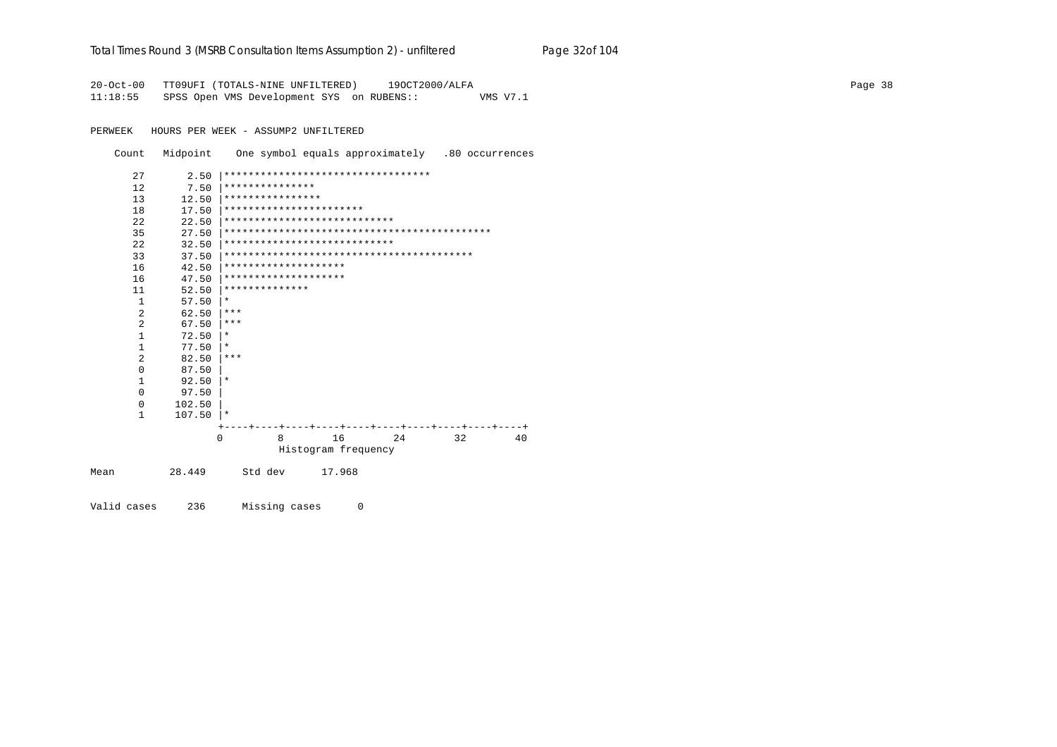```
20-Oct-00   TT09UFI (TOTALS-NINE UNFILTERED)     19OCT2000/ALFA
11:18:55    SPSS Open VMS Development SYS  on RUBENS::          VMS V7.1

PERWEEK   HOURS PER WEEK - ASSUMP2 UNFILTERED

    Count   Midpoint    One symbol equals approximately   .80 occurrences

      27       2.50 |**********************************
      12       7.50 |***************
      13      12.50 |****************
      18      17.50 |***********************
      22      22.50 |****************************
      35      27.50 |********************************************
      22      32.50 |****************************
      33      37.50 |*****************************************
      16      42.50 |********************
      16      47.50 |********************
      11      52.50 |**************
       1      57.50 |*
       2      62.50 |***
       2      67.50 |***
       1      72.50 |*
       1      77.50 |*
       2      82.50 |***
       0      87.50 |
       1      92.50 |*
       0      97.50 |
       0     102.50 |
       1     107.50 |*
                    +----+----+----+----+----+----+----+----+----+----+
                    0         8        16        24        32        40
                              Histogram frequency

Mean         28.449      Std dev      17.968

Valid cases     236      Missing cases      0
```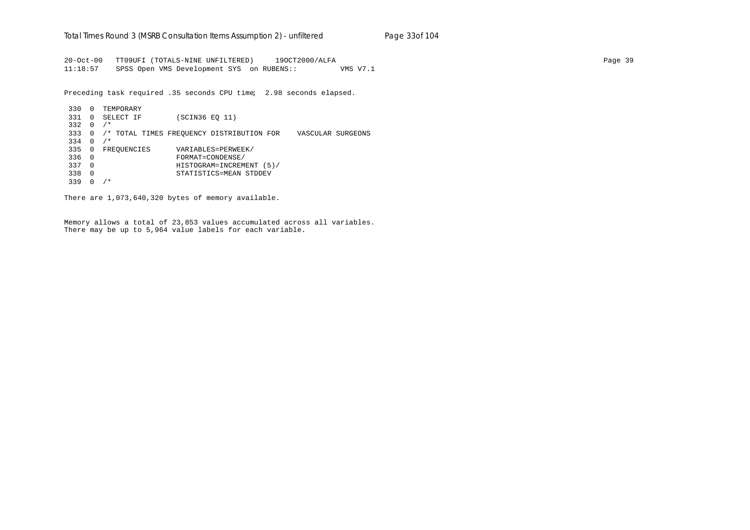```
20-Oct-00   TT09UFI (TOTALS-NINE UNFILTERED)     19OCT2000/ALFA
11:18:57    SPSS Open VMS Development SYS  on RUBENS::          VMS V7.1

Preceding task required .35 seconds CPU time;  2.98 seconds elapsed.

 330  0  TEMPORARY
 331  0  SELECT IF        (SCIN36 EQ 11)
 332  0  /*
 333  0  /* TOTAL TIMES FREQUENCY DISTRIBUTION FOR    VASCULAR SURGEONS
 334  0  /*
 335  0  FREQUENCIES      VARIABLES=PERWEEK/
 336  0                   FORMAT=CONDENSE/
 337  0                   HISTOGRAM=INCREMENT (5)/
 338  0                   STATISTICS=MEAN STDDEV
 339  0  /*

There are 1,073,640,320 bytes of memory available.


Memory allows a total of 23,853 values accumulated across all variables.
There may be up to 5,964 value labels for each variable.
```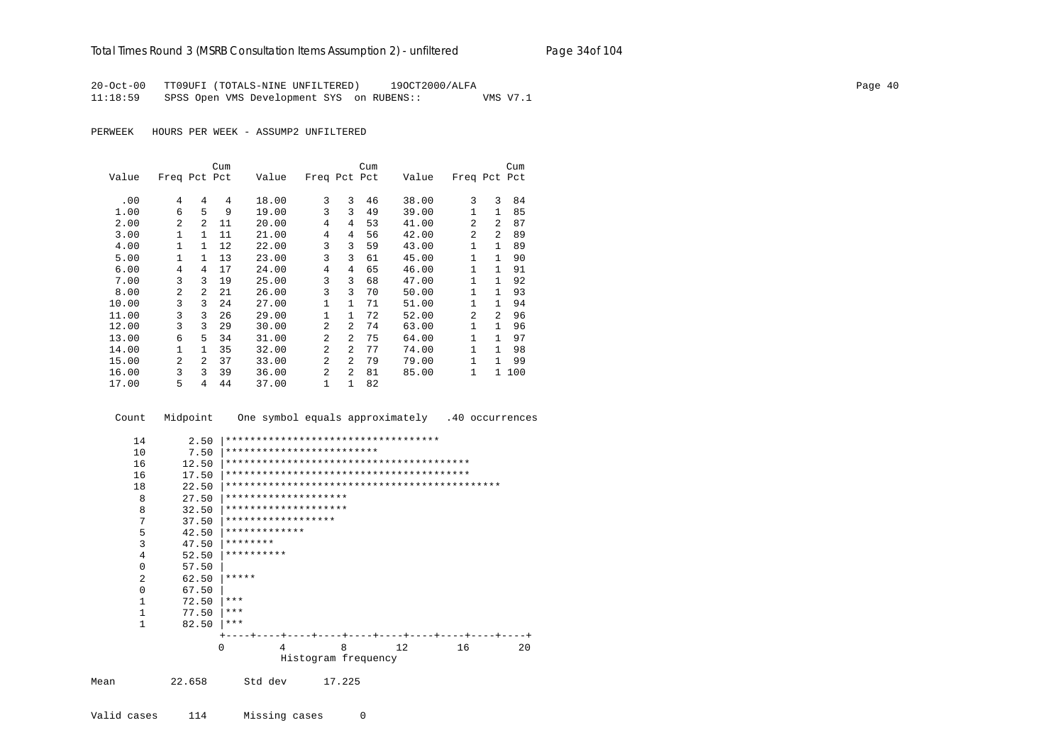```
20-Oct-00   TT09UFI (TOTALS-NINE UNFILTERED)     19OCT2000/ALFA
11:18:59    SPSS Open VMS Development SYS  on RUBENS::          VMS V7.1


PERWEEK   HOURS PER WEEK - ASSUMP2 UNFILTERED


                     Cum                       Cum                       Cum
  Value   Freq Pct Pct     Value   Freq Pct Pct     Value   Freq Pct Pct

    .00      4   4   4     18.00      3   3  46     38.00      3   3  84
   1.00      6   5   9     19.00      3   3  49     39.00      1   1  85
   2.00      2   2  11     20.00      4   4  53     41.00      2   2  87
   3.00      1   1  11     21.00      4   4  56     42.00      2   2  89
   4.00      1   1  12     22.00      3   3  59     43.00      1   1  89
   5.00      1   1  13     23.00      3   3  61     45.00      1   1  90
   6.00      4   4  17     24.00      4   4  65     46.00      1   1  91
   7.00      3   3  19     25.00      3   3  68     47.00      1   1  92
   8.00      2   2  21     26.00      3   3  70     50.00      1   1  93
  10.00      3   3  24     27.00      1   1  71     51.00      1   1  94
  11.00      3   3  26     29.00      1   1  72     52.00      2   2  96
  12.00      3   3  29     30.00      2   2  74     63.00      1   1  96
  13.00      6   5  34     31.00      2   2  75     64.00      1   1  97
  14.00      1   1  35     32.00      2   2  77     74.00      1   1  98
  15.00      2   2  37     33.00      2   2  79     79.00      1   1  99
  16.00      3   3  39     36.00      2   2  81     85.00      1   1 100
  17.00      5   4  44     37.00      1   1  82


   Count   Midpoint    One symbol equals approximately   .40 occurrences

      14       2.50 |***********************************
      10       7.50 |*************************
      16      12.50 |****************************************
      16      17.50 |****************************************
      18      22.50 |*********************************************
       8      27.50 |********************
       8      32.50 |********************
       7      37.50 |******************
       5      42.50 |*************
       3      47.50 |********
       4      52.50 |**********
       0      57.50 |
       2      62.50 |*****
       0      67.50 |
       1      72.50 |***
       1      77.50 |***
       1      82.50 |***
                    +----+----+----+----+----+----+----+----+----+----+
                    0         4         8        12        16        20
                              Histogram frequency

Mean         22.658      Std dev      17.225


Valid cases     114      Missing cases      0
```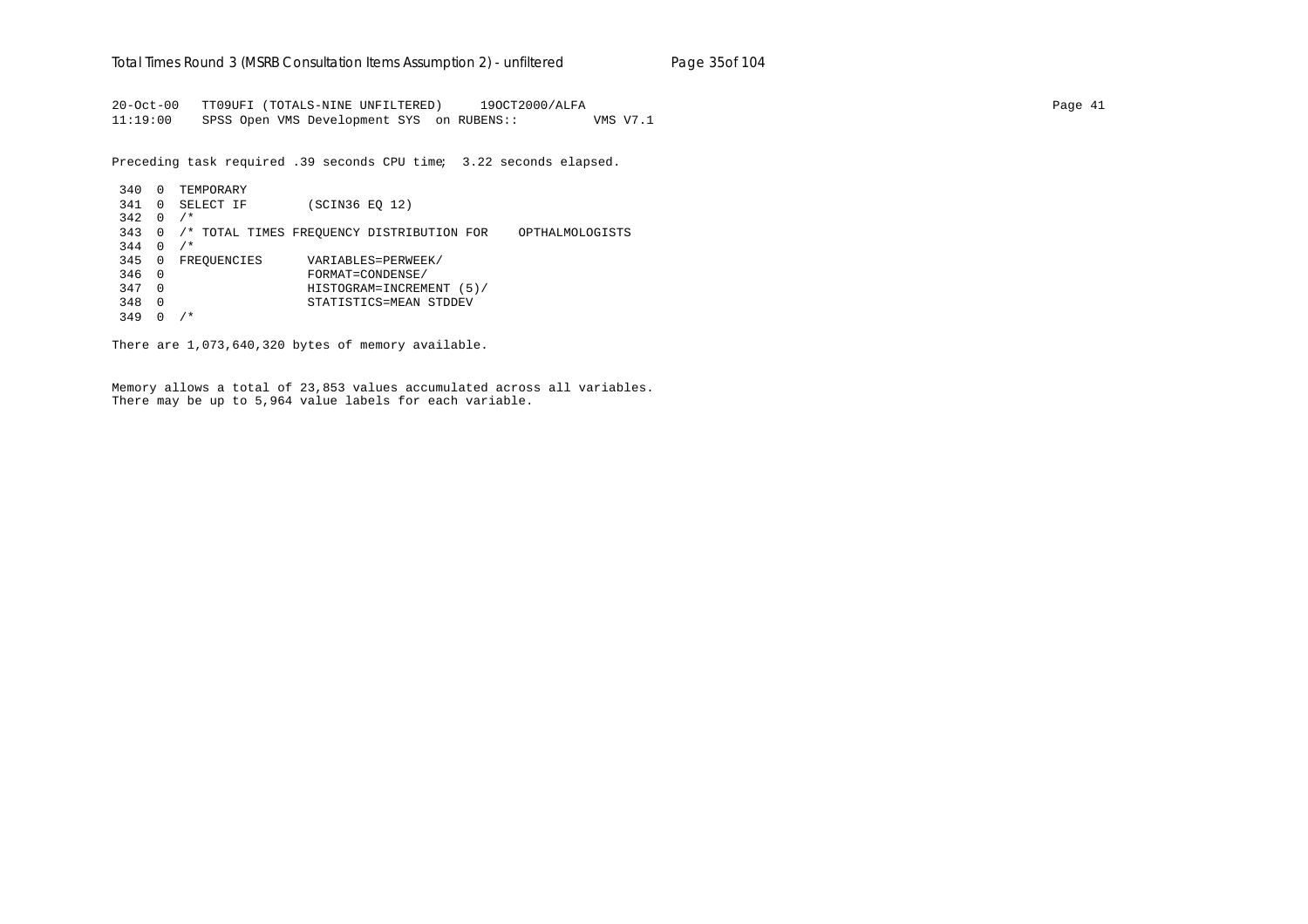```
20-Oct-00   TT09UFI (TOTALS-NINE UNFILTERED)     19OCT2000/ALFA                                                                        Page 41
11:19:00    SPSS Open VMS Development SYS  on RUBENS::          VMS V7.1

Preceding task required .39 seconds CPU time;  3.22 seconds elapsed.

 340  0  TEMPORARY
 341  0  SELECT IF        (SCIN36 EQ 12)
 342  0  /*
 343  0  /* TOTAL TIMES FREQUENCY DISTRIBUTION FOR    OPTHALMOLOGISTS
 344  0  /*
 345  0  FREQUENCIES      VARIABLES=PERWEEK/
 346  0                   FORMAT=CONDENSE/
 347  0                   HISTOGRAM=INCREMENT (5)/
 348  0                   STATISTICS=MEAN STDDEV
 349  0  /*

There are 1,073,640,320 bytes of memory available.


Memory allows a total of 23,853 values accumulated across all variables.
There may be up to 5,964 value labels for each variable.
```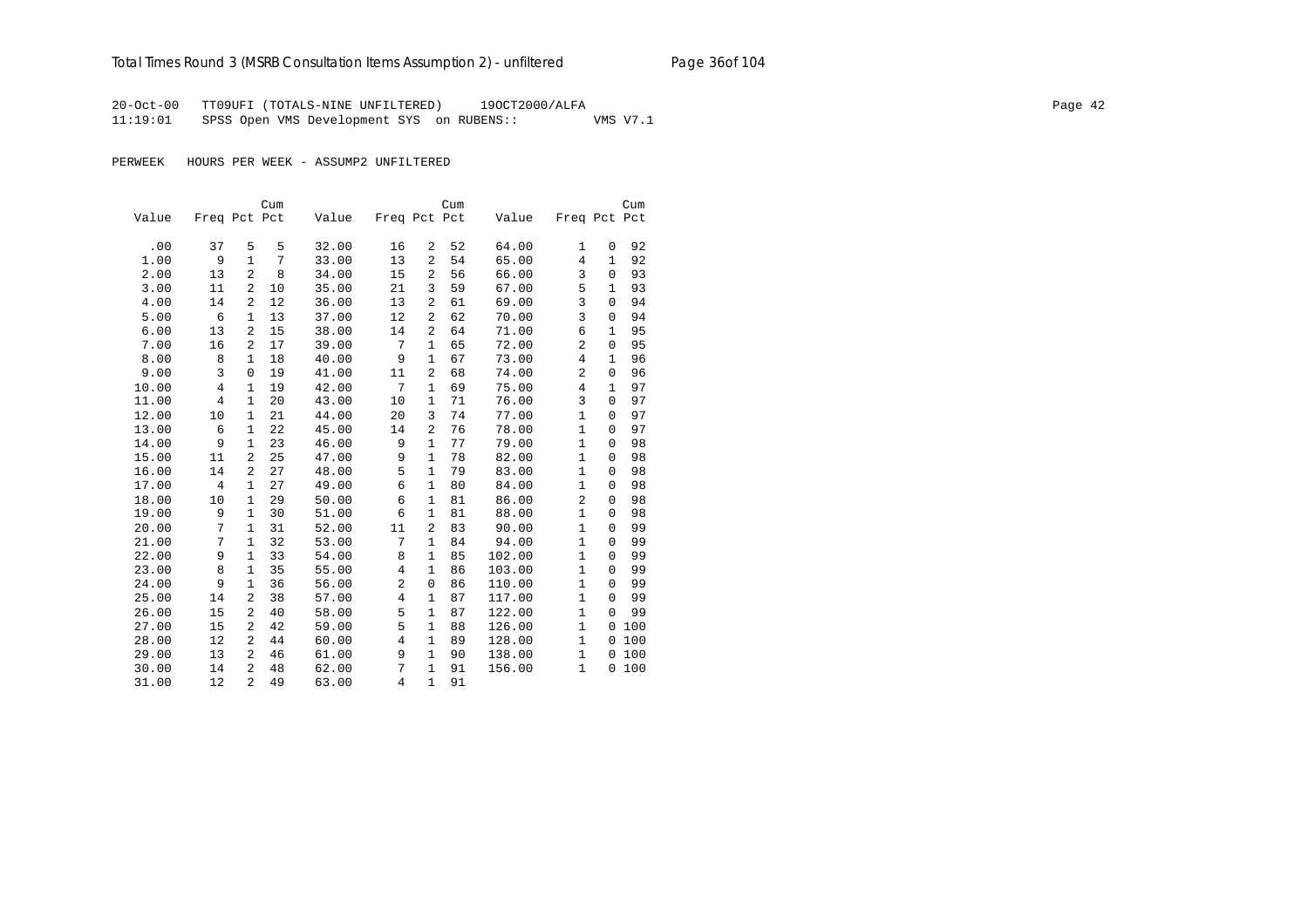20-Oct-00 TT09UFI (TOTALS-NINE UNFILTERED) 19OCT2000/ALFA
11:19:01 SPSS Open VMS Development SYS on RUBENS:: VMS V7.1

PERWEEK HOURS PER WEEK - ASSUMP2 UNFILTERED

| Value | Freq | Pct | Cum Pct | Value | Freq | Pct | Cum Pct | Value | Freq | Pct | Cum Pct |
|---|---|---|---|---|---|---|---|---|---|---|---|
| .00 | 37 | 5 | 5 | 32.00 | 16 | 2 | 52 | 64.00 | 1 | 0 | 92 |
| 1.00 | 9 | 1 | 7 | 33.00 | 13 | 2 | 54 | 65.00 | 4 | 1 | 92 |
| 2.00 | 13 | 2 | 8 | 34.00 | 15 | 2 | 56 | 66.00 | 3 | 0 | 93 |
| 3.00 | 11 | 2 | 10 | 35.00 | 21 | 3 | 59 | 67.00 | 5 | 1 | 93 |
| 4.00 | 14 | 2 | 12 | 36.00 | 13 | 2 | 61 | 69.00 | 3 | 0 | 94 |
| 5.00 | 6 | 1 | 13 | 37.00 | 12 | 2 | 62 | 70.00 | 3 | 0 | 94 |
| 6.00 | 13 | 2 | 15 | 38.00 | 14 | 2 | 64 | 71.00 | 6 | 1 | 95 |
| 7.00 | 16 | 2 | 17 | 39.00 | 7 | 1 | 65 | 72.00 | 2 | 0 | 95 |
| 8.00 | 8 | 1 | 18 | 40.00 | 9 | 1 | 67 | 73.00 | 4 | 1 | 96 |
| 9.00 | 3 | 0 | 19 | 41.00 | 11 | 2 | 68 | 74.00 | 2 | 0 | 96 |
| 10.00 | 4 | 1 | 19 | 42.00 | 7 | 1 | 69 | 75.00 | 4 | 1 | 97 |
| 11.00 | 4 | 1 | 20 | 43.00 | 10 | 1 | 71 | 76.00 | 3 | 0 | 97 |
| 12.00 | 10 | 1 | 21 | 44.00 | 20 | 3 | 74 | 77.00 | 1 | 0 | 97 |
| 13.00 | 6 | 1 | 22 | 45.00 | 14 | 2 | 76 | 78.00 | 1 | 0 | 97 |
| 14.00 | 9 | 1 | 23 | 46.00 | 9 | 1 | 77 | 79.00 | 1 | 0 | 98 |
| 15.00 | 11 | 2 | 25 | 47.00 | 9 | 1 | 78 | 82.00 | 1 | 0 | 98 |
| 16.00 | 14 | 2 | 27 | 48.00 | 5 | 1 | 79 | 83.00 | 1 | 0 | 98 |
| 17.00 | 4 | 1 | 27 | 49.00 | 6 | 1 | 80 | 84.00 | 1 | 0 | 98 |
| 18.00 | 10 | 1 | 29 | 50.00 | 6 | 1 | 81 | 86.00 | 2 | 0 | 98 |
| 19.00 | 9 | 1 | 30 | 51.00 | 6 | 1 | 81 | 88.00 | 1 | 0 | 98 |
| 20.00 | 7 | 1 | 31 | 52.00 | 11 | 2 | 83 | 90.00 | 1 | 0 | 99 |
| 21.00 | 7 | 1 | 32 | 53.00 | 7 | 1 | 84 | 94.00 | 1 | 0 | 99 |
| 22.00 | 9 | 1 | 33 | 54.00 | 8 | 1 | 85 | 102.00 | 1 | 0 | 99 |
| 23.00 | 8 | 1 | 35 | 55.00 | 4 | 1 | 86 | 103.00 | 1 | 0 | 99 |
| 24.00 | 9 | 1 | 36 | 56.00 | 2 | 0 | 86 | 110.00 | 1 | 0 | 99 |
| 25.00 | 14 | 2 | 38 | 57.00 | 4 | 1 | 87 | 117.00 | 1 | 0 | 99 |
| 26.00 | 15 | 2 | 40 | 58.00 | 5 | 1 | 87 | 122.00 | 1 | 0 | 99 |
| 27.00 | 15 | 2 | 42 | 59.00 | 5 | 1 | 88 | 126.00 | 1 | 0 | 100 |
| 28.00 | 12 | 2 | 44 | 60.00 | 4 | 1 | 89 | 128.00 | 1 | 0 | 100 |
| 29.00 | 13 | 2 | 46 | 61.00 | 9 | 1 | 90 | 138.00 | 1 | 0 | 100 |
| 30.00 | 14 | 2 | 48 | 62.00 | 7 | 1 | 91 | 156.00 | 1 | 0 | 100 |
| 31.00 | 12 | 2 | 49 | 63.00 | 4 | 1 | 91 | | | | |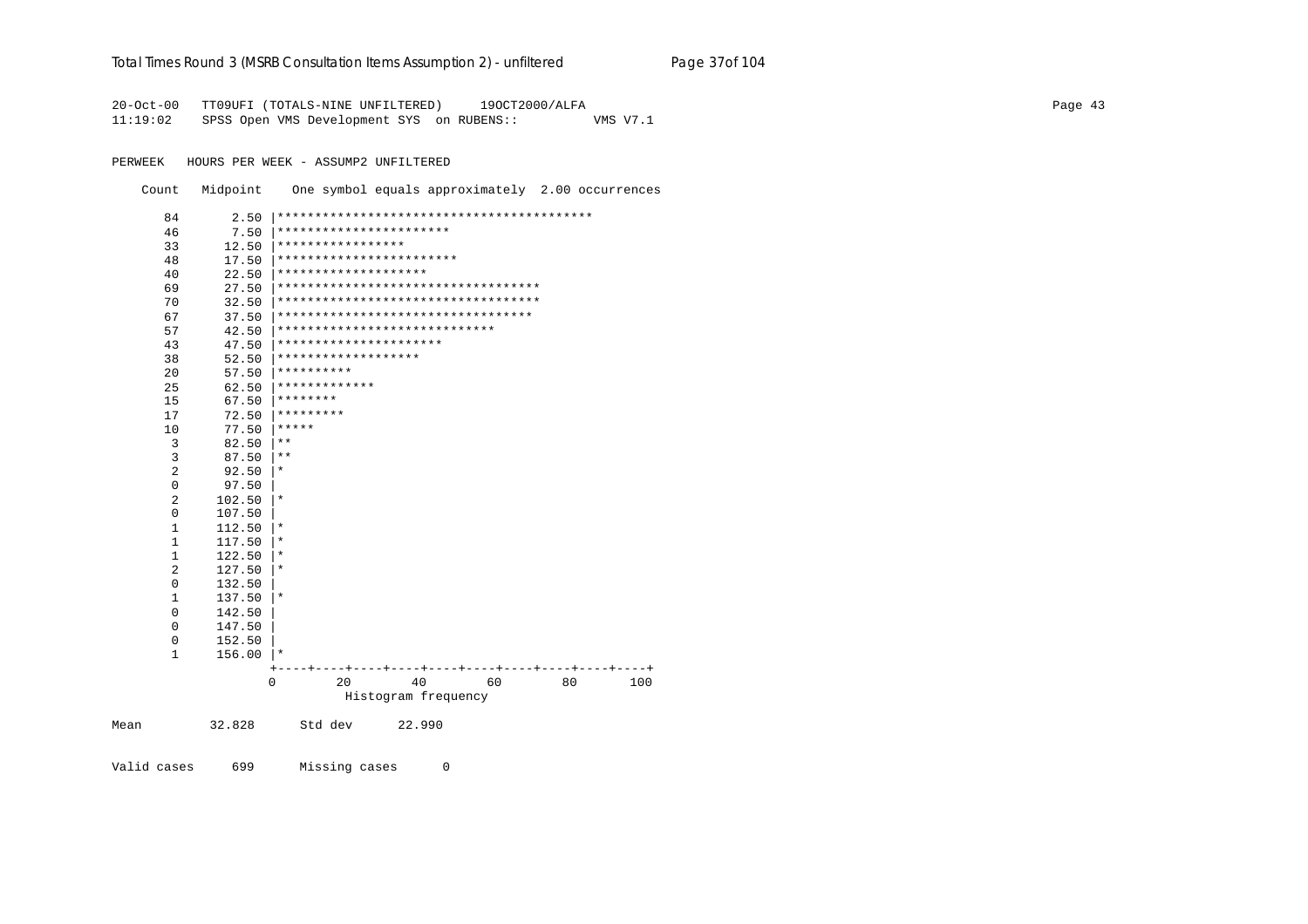```
20-Oct-00   TT09UFI (TOTALS-NINE UNFILTERED)     19OCT2000/ALFA                                                                                  Page 43
11:19:02    SPSS Open VMS Development SYS  on RUBENS::          VMS V7.1


PERWEEK   HOURS PER WEEK - ASSUMP2 UNFILTERED

    Count   Midpoint    One symbol equals approximately  2.00 occurrences

      84       2.50 |******************************************
      46       7.50 |***********************
      33      12.50 |*****************
      48      17.50 |************************
      40      22.50 |********************
      69      27.50 |***********************************
      70      32.50 |***********************************
      67      37.50 |**********************************
      57      42.50 |*****************************
      43      47.50 |**********************
      38      52.50 |*******************
      20      57.50 |**********
      25      62.50 |*************
      15      67.50 |********
      17      72.50 |*********
      10      77.50 |*****
       3      82.50 |**
       3      87.50 |**
       2      92.50 |*
       0      97.50 |
       2     102.50 |*
       0     107.50 |
       1     112.50 |*
       1     117.50 |*
       1     122.50 |*
       2     127.50 |*
       0     132.50 |
       1     137.50 |*
       0     142.50 |
       0     147.50 |
       0     152.50 |
       1     156.00 |*
                    +----+----+----+----+----+----+----+----+----+----+
                    0        20        40        60        80       100
                                  Histogram frequency

Mean         32.828      Std dev      22.990


Valid cases     699      Missing cases      0
```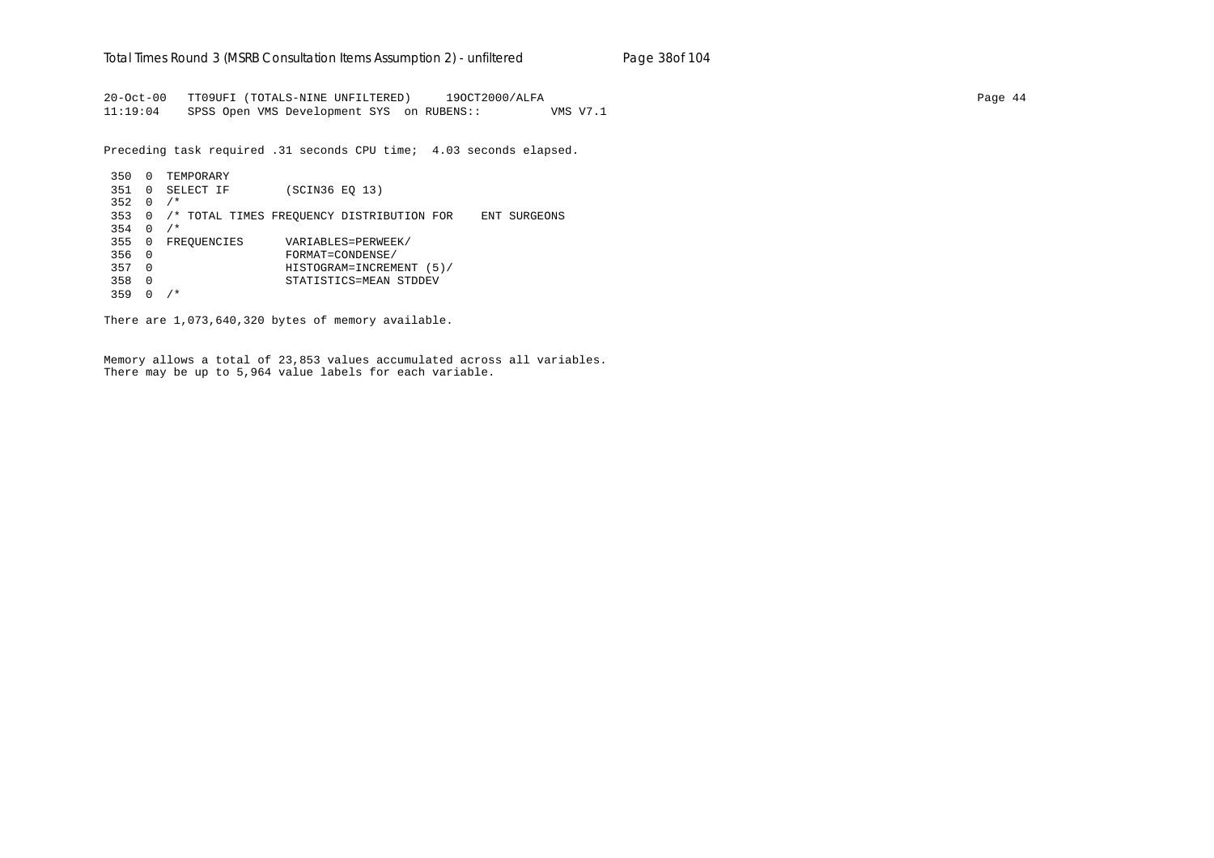```
20-Oct-00   TT09UFI (TOTALS-NINE UNFILTERED)     19OCT2000/ALFA
11:19:04    SPSS Open VMS Development SYS  on RUBENS::          VMS V7.1

Preceding task required .31 seconds CPU time;  4.03 seconds elapsed.

 350  0  TEMPORARY
 351  0  SELECT IF        (SCIN36 EQ 13)
 352  0  /*
 353  0  /* TOTAL TIMES FREQUENCY DISTRIBUTION FOR    ENT SURGEONS
 354  0  /*
 355  0  FREQUENCIES      VARIABLES=PERWEEK/
 356  0                   FORMAT=CONDENSE/
 357  0                   HISTOGRAM=INCREMENT (5)/
 358  0                   STATISTICS=MEAN STDDEV
 359  0  /*

There are 1,073,640,320 bytes of memory available.

Memory allows a total of 23,853 values accumulated across all variables.
There may be up to 5,964 value labels for each variable.
```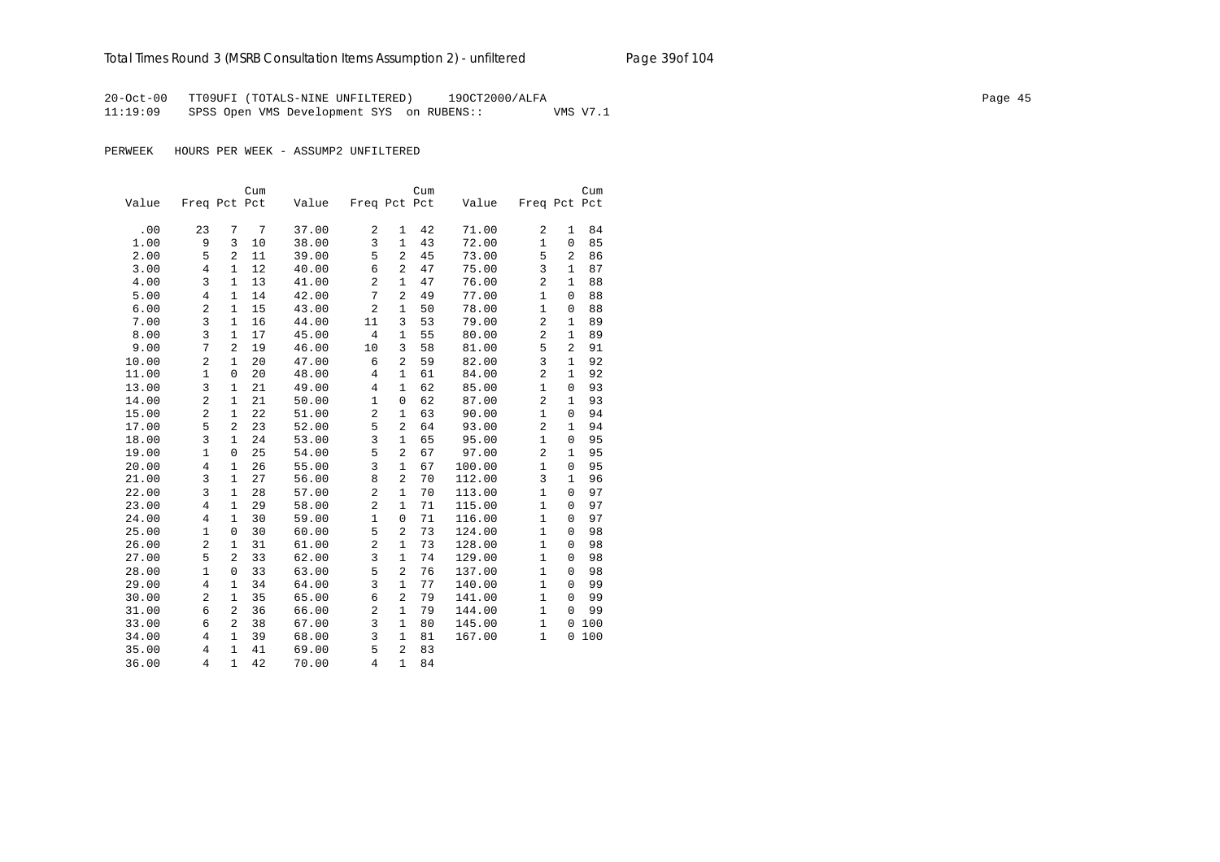20-Oct-00 TT09UFI (TOTALS-NINE UNFILTERED) 19OCT2000/ALFA
11:19:09 SPSS Open VMS Development SYS on RUBENS:: VMS V7.1

PERWEEK HOURS PER WEEK - ASSUMP2 UNFILTERED

| Value | Freq | Pct | Cum Pct | Value | Freq | Pct | Cum Pct | Value | Freq | Pct | Cum Pct |
|---|---|---|---|---|---|---|---|---|---|---|---|
| .00 | 23 | 7 | 7 | 37.00 | 2 | 1 | 42 | 71.00 | 2 | 1 | 84 |
| 1.00 | 9 | 3 | 10 | 38.00 | 3 | 1 | 43 | 72.00 | 1 | 0 | 85 |
| 2.00 | 5 | 2 | 11 | 39.00 | 5 | 2 | 45 | 73.00 | 5 | 2 | 86 |
| 3.00 | 4 | 1 | 12 | 40.00 | 6 | 2 | 47 | 75.00 | 3 | 1 | 87 |
| 4.00 | 3 | 1 | 13 | 41.00 | 2 | 1 | 47 | 76.00 | 2 | 1 | 88 |
| 5.00 | 4 | 1 | 14 | 42.00 | 7 | 2 | 49 | 77.00 | 1 | 0 | 88 |
| 6.00 | 2 | 1 | 15 | 43.00 | 2 | 1 | 50 | 78.00 | 1 | 0 | 88 |
| 7.00 | 3 | 1 | 16 | 44.00 | 11 | 3 | 53 | 79.00 | 2 | 1 | 89 |
| 8.00 | 3 | 1 | 17 | 45.00 | 4 | 1 | 55 | 80.00 | 2 | 1 | 89 |
| 9.00 | 7 | 2 | 19 | 46.00 | 10 | 3 | 58 | 81.00 | 5 | 2 | 91 |
| 10.00 | 2 | 1 | 20 | 47.00 | 6 | 2 | 59 | 82.00 | 3 | 1 | 92 |
| 11.00 | 1 | 0 | 20 | 48.00 | 4 | 1 | 61 | 84.00 | 2 | 1 | 92 |
| 13.00 | 3 | 1 | 21 | 49.00 | 4 | 1 | 62 | 85.00 | 1 | 0 | 93 |
| 14.00 | 2 | 1 | 21 | 50.00 | 1 | 0 | 62 | 87.00 | 2 | 1 | 93 |
| 15.00 | 2 | 1 | 22 | 51.00 | 2 | 1 | 63 | 90.00 | 1 | 0 | 94 |
| 17.00 | 5 | 2 | 23 | 52.00 | 5 | 2 | 64 | 93.00 | 2 | 1 | 94 |
| 18.00 | 3 | 1 | 24 | 53.00 | 3 | 1 | 65 | 95.00 | 1 | 0 | 95 |
| 19.00 | 1 | 0 | 25 | 54.00 | 5 | 2 | 67 | 97.00 | 2 | 1 | 95 |
| 20.00 | 4 | 1 | 26 | 55.00 | 3 | 1 | 67 | 100.00 | 1 | 0 | 95 |
| 21.00 | 3 | 1 | 27 | 56.00 | 8 | 2 | 70 | 112.00 | 3 | 1 | 96 |
| 22.00 | 3 | 1 | 28 | 57.00 | 2 | 1 | 70 | 113.00 | 1 | 0 | 97 |
| 23.00 | 4 | 1 | 29 | 58.00 | 2 | 1 | 71 | 115.00 | 1 | 0 | 97 |
| 24.00 | 4 | 1 | 30 | 59.00 | 1 | 0 | 71 | 116.00 | 1 | 0 | 97 |
| 25.00 | 1 | 0 | 30 | 60.00 | 5 | 2 | 73 | 124.00 | 1 | 0 | 98 |
| 26.00 | 2 | 1 | 31 | 61.00 | 2 | 1 | 73 | 128.00 | 1 | 0 | 98 |
| 27.00 | 5 | 2 | 33 | 62.00 | 3 | 1 | 74 | 129.00 | 1 | 0 | 98 |
| 28.00 | 1 | 0 | 33 | 63.00 | 5 | 2 | 76 | 137.00 | 1 | 0 | 98 |
| 29.00 | 4 | 1 | 34 | 64.00 | 3 | 1 | 77 | 140.00 | 1 | 0 | 99 |
| 30.00 | 2 | 1 | 35 | 65.00 | 6 | 2 | 79 | 141.00 | 1 | 0 | 99 |
| 31.00 | 6 | 2 | 36 | 66.00 | 2 | 1 | 79 | 144.00 | 1 | 0 | 99 |
| 33.00 | 6 | 2 | 38 | 67.00 | 3 | 1 | 80 | 145.00 | 1 | 0 | 100 |
| 34.00 | 4 | 1 | 39 | 68.00 | 3 | 1 | 81 | 167.00 | 1 | 0 | 100 |
| 35.00 | 4 | 1 | 41 | 69.00 | 5 | 2 | 83 | | | | |
| 36.00 | 4 | 1 | 42 | 70.00 | 4 | 1 | 84 | | | | |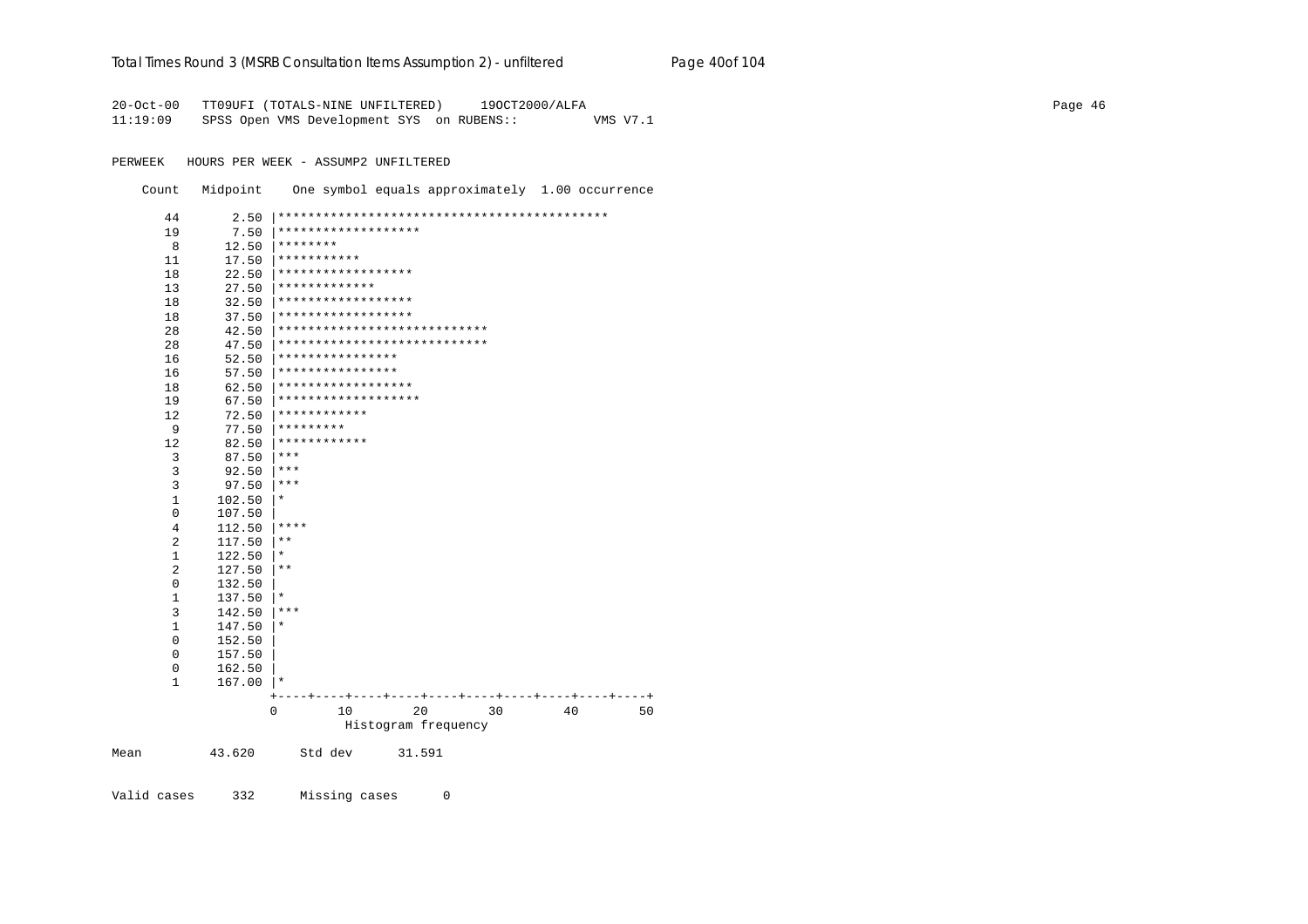```
20-Oct-00   TT09UFI (TOTALS-NINE UNFILTERED)     19OCT2000/ALFA
11:19:09    SPSS Open VMS Development SYS  on RUBENS::          VMS V7.1

PERWEEK   HOURS PER WEEK - ASSUMP2 UNFILTERED

    Count   Midpoint    One symbol equals approximately  1.00 occurrence

       44       2.50 |********************************************
       19       7.50 |*******************
        8      12.50 |********
       11      17.50 |***********
       18      22.50 |******************
       13      27.50 |*************
       18      32.50 |******************
       18      37.50 |******************
       28      42.50 |****************************
       28      47.50 |****************************
       16      52.50 |****************
       16      57.50 |****************
       18      62.50 |******************
       19      67.50 |*******************
       12      72.50 |************
        9      77.50 |*********
       12      82.50 |************
        3      87.50 |***
        3      92.50 |***
        3      97.50 |***
        1     102.50 |*
        0     107.50 |
        4     112.50 |****
        2     117.50 |**
        1     122.50 |*
        2     127.50 |**
        0     132.50 |
        1     137.50 |*
        3     142.50 |***
        1     147.50 |*
        0     152.50 |
        0     157.50 |
        0     162.50 |
        1     167.00 |*
                     +----+----+----+----+----+----+----+----+----+----+
                     0        10        20        30        40        50
                               Histogram frequency

Mean         43.620      Std dev      31.591


Valid cases     332      Missing cases      0
```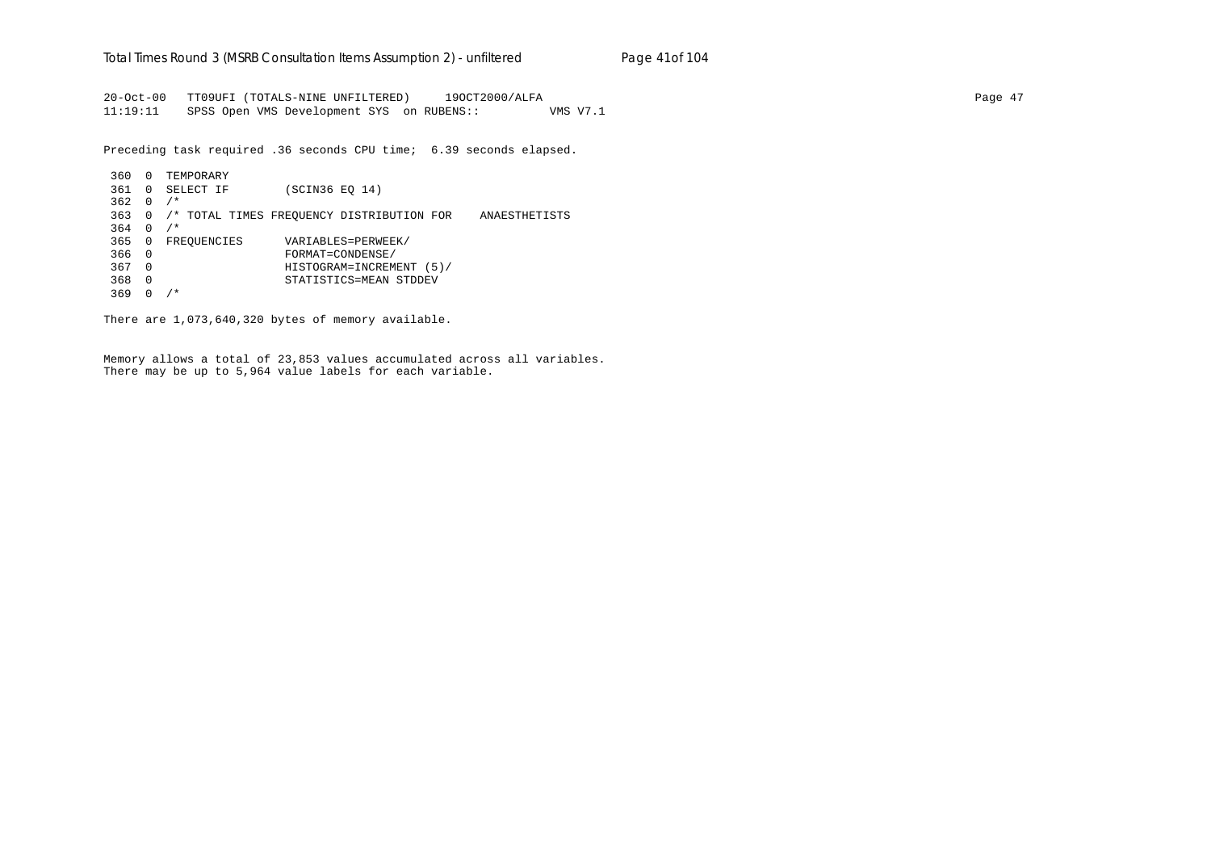```
20-Oct-00   TT09UFI (TOTALS-NINE UNFILTERED)     19OCT2000/ALFA                                                                    Page 47
11:19:11    SPSS Open VMS Development SYS  on RUBENS::          VMS V7.1

Preceding task required .36 seconds CPU time;  6.39 seconds elapsed.

 360  0  TEMPORARY
 361  0  SELECT IF        (SCIN36 EQ 14)
 362  0  /*
 363  0  /* TOTAL TIMES FREQUENCY DISTRIBUTION FOR    ANAESTHETISTS
 364  0  /*
 365  0  FREQUENCIES      VARIABLES=PERWEEK/
 366  0                   FORMAT=CONDENSE/
 367  0                   HISTOGRAM=INCREMENT (5)/
 368  0                   STATISTICS=MEAN STDDEV
 369  0  /*

There are 1,073,640,320 bytes of memory available.


Memory allows a total of 23,853 values accumulated across all variables.
There may be up to 5,964 value labels for each variable.
```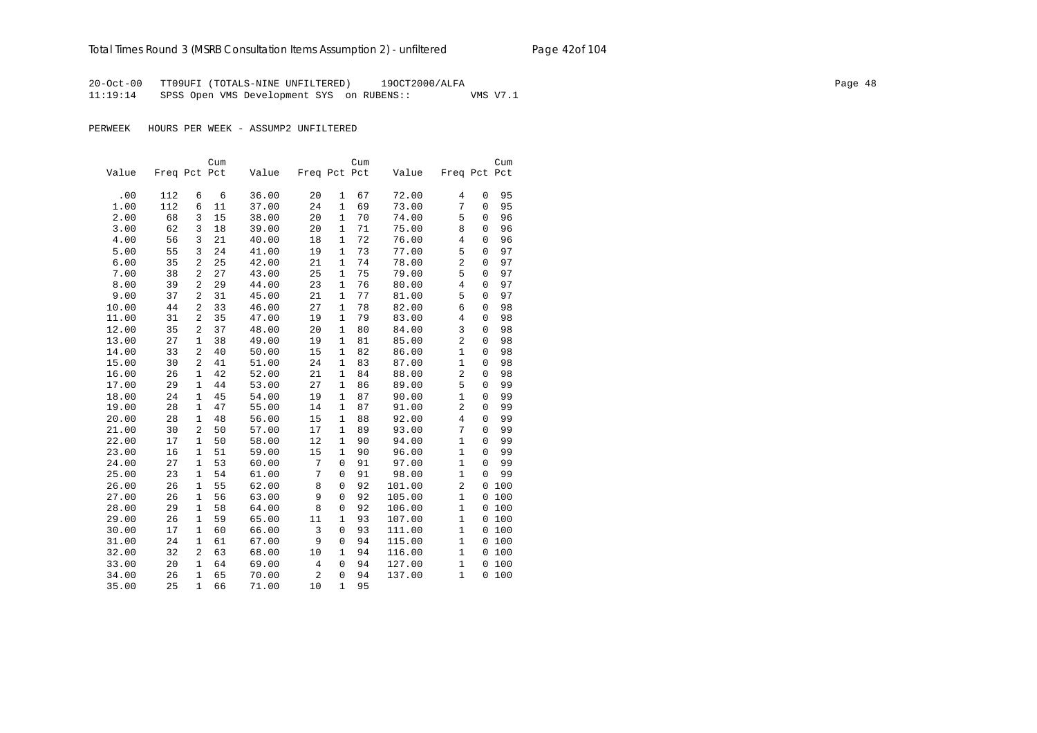20-Oct-00 TT09UFI (TOTALS-NINE UNFILTERED) 19OCT2000/ALFA
11:19:14 SPSS Open VMS Development SYS on RUBENS:: VMS V7.1

PERWEEK HOURS PER WEEK - ASSUMP2 UNFILTERED

| Value | Freq | Pct | Cum Pct | Value | Freq | Pct | Cum Pct | Value | Freq | Pct | Cum Pct |
|---|---|---|---|---|---|---|---|---|---|---|---|
| .00 | 112 | 6 | 6 | 36.00 | 20 | 1 | 67 | 72.00 | 4 | 0 | 95 |
| 1.00 | 112 | 6 | 11 | 37.00 | 24 | 1 | 69 | 73.00 | 7 | 0 | 95 |
| 2.00 | 68 | 3 | 15 | 38.00 | 20 | 1 | 70 | 74.00 | 5 | 0 | 96 |
| 3.00 | 62 | 3 | 18 | 39.00 | 20 | 1 | 71 | 75.00 | 8 | 0 | 96 |
| 4.00 | 56 | 3 | 21 | 40.00 | 18 | 1 | 72 | 76.00 | 4 | 0 | 96 |
| 5.00 | 55 | 3 | 24 | 41.00 | 19 | 1 | 73 | 77.00 | 5 | 0 | 97 |
| 6.00 | 35 | 2 | 25 | 42.00 | 21 | 1 | 74 | 78.00 | 2 | 0 | 97 |
| 7.00 | 38 | 2 | 27 | 43.00 | 25 | 1 | 75 | 79.00 | 5 | 0 | 97 |
| 8.00 | 39 | 2 | 29 | 44.00 | 23 | 1 | 76 | 80.00 | 4 | 0 | 97 |
| 9.00 | 37 | 2 | 31 | 45.00 | 21 | 1 | 77 | 81.00 | 5 | 0 | 97 |
| 10.00 | 44 | 2 | 33 | 46.00 | 27 | 1 | 78 | 82.00 | 6 | 0 | 98 |
| 11.00 | 31 | 2 | 35 | 47.00 | 19 | 1 | 79 | 83.00 | 4 | 0 | 98 |
| 12.00 | 35 | 2 | 37 | 48.00 | 20 | 1 | 80 | 84.00 | 3 | 0 | 98 |
| 13.00 | 27 | 1 | 38 | 49.00 | 19 | 1 | 81 | 85.00 | 2 | 0 | 98 |
| 14.00 | 33 | 2 | 40 | 50.00 | 15 | 1 | 82 | 86.00 | 1 | 0 | 98 |
| 15.00 | 30 | 2 | 41 | 51.00 | 24 | 1 | 83 | 87.00 | 1 | 0 | 98 |
| 16.00 | 26 | 1 | 42 | 52.00 | 21 | 1 | 84 | 88.00 | 2 | 0 | 98 |
| 17.00 | 29 | 1 | 44 | 53.00 | 27 | 1 | 86 | 89.00 | 5 | 0 | 99 |
| 18.00 | 24 | 1 | 45 | 54.00 | 19 | 1 | 87 | 90.00 | 1 | 0 | 99 |
| 19.00 | 28 | 1 | 47 | 55.00 | 14 | 1 | 87 | 91.00 | 2 | 0 | 99 |
| 20.00 | 28 | 1 | 48 | 56.00 | 15 | 1 | 88 | 92.00 | 4 | 0 | 99 |
| 21.00 | 30 | 2 | 50 | 57.00 | 17 | 1 | 89 | 93.00 | 7 | 0 | 99 |
| 22.00 | 17 | 1 | 50 | 58.00 | 12 | 1 | 90 | 94.00 | 1 | 0 | 99 |
| 23.00 | 16 | 1 | 51 | 59.00 | 15 | 1 | 90 | 96.00 | 1 | 0 | 99 |
| 24.00 | 27 | 1 | 53 | 60.00 | 7 | 0 | 91 | 97.00 | 1 | 0 | 99 |
| 25.00 | 23 | 1 | 54 | 61.00 | 7 | 0 | 91 | 98.00 | 1 | 0 | 99 |
| 26.00 | 26 | 1 | 55 | 62.00 | 8 | 0 | 92 | 101.00 | 2 | 0 | 100 |
| 27.00 | 26 | 1 | 56 | 63.00 | 9 | 0 | 92 | 105.00 | 1 | 0 | 100 |
| 28.00 | 29 | 1 | 58 | 64.00 | 8 | 0 | 92 | 106.00 | 1 | 0 | 100 |
| 29.00 | 26 | 1 | 59 | 65.00 | 11 | 1 | 93 | 107.00 | 1 | 0 | 100 |
| 30.00 | 17 | 1 | 60 | 66.00 | 3 | 0 | 93 | 111.00 | 1 | 0 | 100 |
| 31.00 | 24 | 1 | 61 | 67.00 | 9 | 0 | 94 | 115.00 | 1 | 0 | 100 |
| 32.00 | 32 | 2 | 63 | 68.00 | 10 | 1 | 94 | 116.00 | 1 | 0 | 100 |
| 33.00 | 20 | 1 | 64 | 69.00 | 4 | 0 | 94 | 127.00 | 1 | 0 | 100 |
| 34.00 | 26 | 1 | 65 | 70.00 | 2 | 0 | 94 | 137.00 | 1 | 0 | 100 |
| 35.00 | 25 | 1 | 66 | 71.00 | 10 | 1 | 95 | | | | |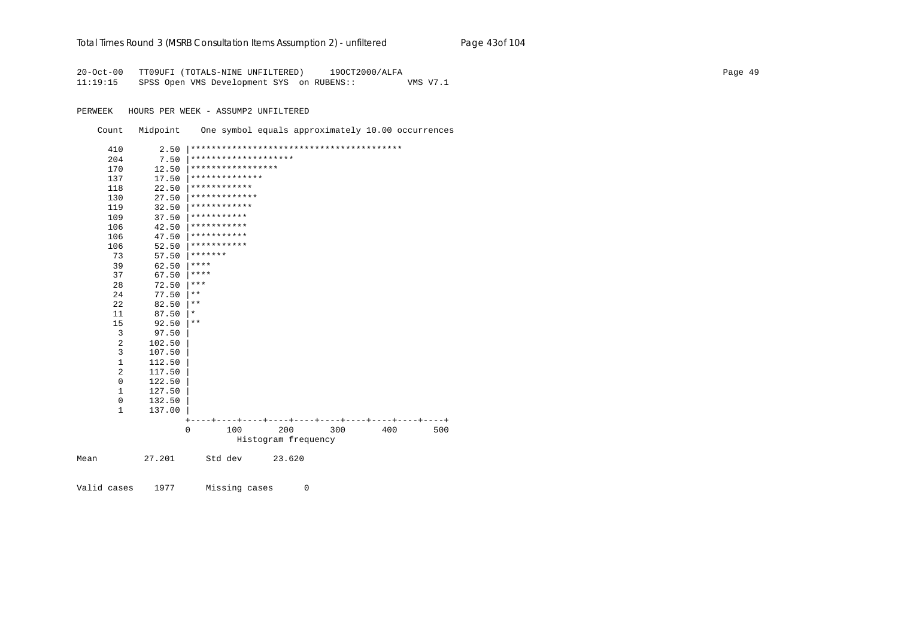```
20-Oct-00   TT09UFI (TOTALS-NINE UNFILTERED)     19OCT2000/ALFA
11:19:15    SPSS Open VMS Development SYS  on RUBENS::          VMS V7.1

PERWEEK   HOURS PER WEEK - ASSUMP2 UNFILTERED

    Count   Midpoint    One symbol equals approximately 10.00 occurrences

      410       2.50 |*****************************************
      204       7.50 |********************
      170      12.50 |*****************
      137      17.50 |**************
      118      22.50 |************
      130      27.50 |*************
      119      32.50 |************
      109      37.50 |***********
      106      42.50 |***********
      106      47.50 |***********
      106      52.50 |***********
       73      57.50 |*******
       39      62.50 |****
       37      67.50 |****
       28      72.50 |***
       24      77.50 |**
       22      82.50 |**
       11      87.50 |*
       15      92.50 |**
        3      97.50 |
        2     102.50 |
        3     107.50 |
        1     112.50 |
        2     117.50 |
        0     122.50 |
        1     127.50 |
        0     132.50 |
        1     137.00 |
                     +----+----+----+----+----+----+----+----+----+----+
                     0       100       200       300       400       500
                               Histogram frequency

Mean         27.201      Std dev      23.620

Valid cases    1977      Missing cases      0
```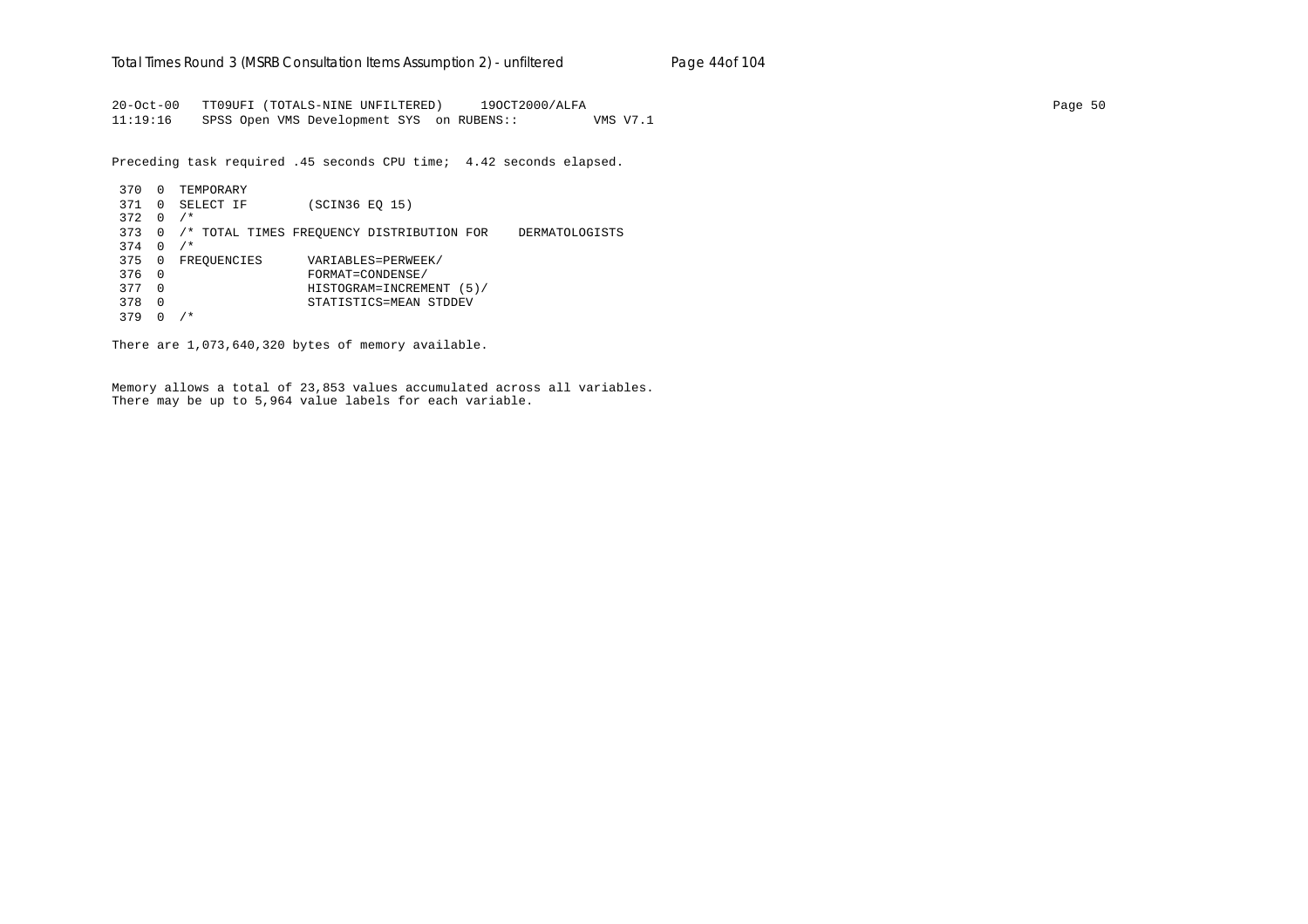```
20-Oct-00   TT09UFI (TOTALS-NINE UNFILTERED)     19OCT2000/ALFA
11:19:16    SPSS Open VMS Development SYS  on RUBENS::          VMS V7.1
```

Preceding task required .45 seconds CPU time;  4.42 seconds elapsed.

```
 370  0  TEMPORARY
 371  0  SELECT IF        (SCIN36 EQ 15)
 372  0  /*
 373  0  /* TOTAL TIMES FREQUENCY DISTRIBUTION FOR    DERMATOLOGISTS
 374  0  /*
 375  0  FREQUENCIES      VARIABLES=PERWEEK/
 376  0                   FORMAT=CONDENSE/
 377  0                   HISTOGRAM=INCREMENT (5)/
 378  0                   STATISTICS=MEAN STDDEV
 379  0  /*
```

There are 1,073,640,320 bytes of memory available.

Memory allows a total of 23,853 values accumulated across all variables.
There may be up to 5,964 value labels for each variable.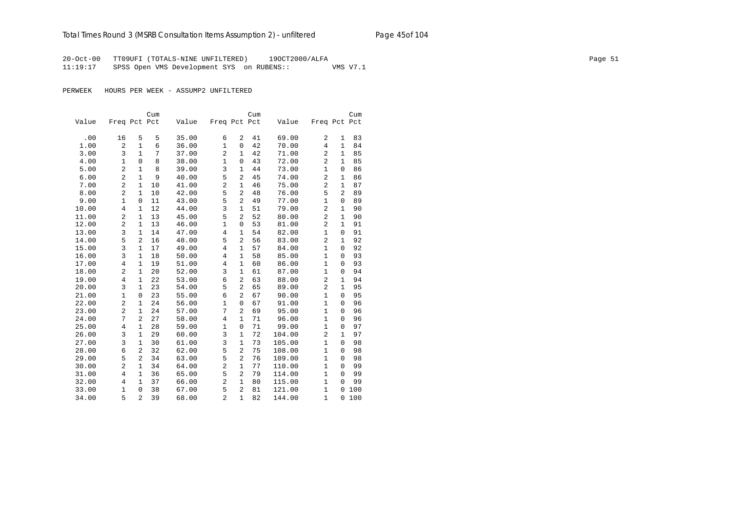20-Oct-00 TT09UFI (TOTALS-NINE UNFILTERED) 19OCT2000/ALFA
11:19:17 SPSS Open VMS Development SYS on RUBENS:: VMS V7.1

PERWEEK HOURS PER WEEK - ASSUMP2 UNFILTERED

| Value | Freq | Pct | Cum Pct | Value | Freq | Pct | Cum Pct | Value | Freq | Pct | Cum Pct |
|---|---|---|---|---|---|---|---|---|---|---|---|
| .00 | 16 | 5 | 5 | 35.00 | 6 | 2 | 41 | 69.00 | 2 | 1 | 83 |
| 1.00 | 2 | 1 | 6 | 36.00 | 1 | 0 | 42 | 70.00 | 4 | 1 | 84 |
| 3.00 | 3 | 1 | 7 | 37.00 | 2 | 1 | 42 | 71.00 | 2 | 1 | 85 |
| 4.00 | 1 | 0 | 8 | 38.00 | 1 | 0 | 43 | 72.00 | 2 | 1 | 85 |
| 5.00 | 2 | 1 | 8 | 39.00 | 3 | 1 | 44 | 73.00 | 1 | 0 | 86 |
| 6.00 | 2 | 1 | 9 | 40.00 | 5 | 2 | 45 | 74.00 | 2 | 1 | 86 |
| 7.00 | 2 | 1 | 10 | 41.00 | 2 | 1 | 46 | 75.00 | 2 | 1 | 87 |
| 8.00 | 2 | 1 | 10 | 42.00 | 5 | 2 | 48 | 76.00 | 5 | 2 | 89 |
| 9.00 | 1 | 0 | 11 | 43.00 | 5 | 2 | 49 | 77.00 | 1 | 0 | 89 |
| 10.00 | 4 | 1 | 12 | 44.00 | 3 | 1 | 51 | 79.00 | 2 | 1 | 90 |
| 11.00 | 2 | 1 | 13 | 45.00 | 5 | 2 | 52 | 80.00 | 2 | 1 | 90 |
| 12.00 | 2 | 1 | 13 | 46.00 | 1 | 0 | 53 | 81.00 | 2 | 1 | 91 |
| 13.00 | 3 | 1 | 14 | 47.00 | 4 | 1 | 54 | 82.00 | 1 | 0 | 91 |
| 14.00 | 5 | 2 | 16 | 48.00 | 5 | 2 | 56 | 83.00 | 2 | 1 | 92 |
| 15.00 | 3 | 1 | 17 | 49.00 | 4 | 1 | 57 | 84.00 | 1 | 0 | 92 |
| 16.00 | 3 | 1 | 18 | 50.00 | 4 | 1 | 58 | 85.00 | 1 | 0 | 93 |
| 17.00 | 4 | 1 | 19 | 51.00 | 4 | 1 | 60 | 86.00 | 1 | 0 | 93 |
| 18.00 | 2 | 1 | 20 | 52.00 | 3 | 1 | 61 | 87.00 | 1 | 0 | 94 |
| 19.00 | 4 | 1 | 22 | 53.00 | 6 | 2 | 63 | 88.00 | 2 | 1 | 94 |
| 20.00 | 3 | 1 | 23 | 54.00 | 5 | 2 | 65 | 89.00 | 2 | 1 | 95 |
| 21.00 | 1 | 0 | 23 | 55.00 | 6 | 2 | 67 | 90.00 | 1 | 0 | 95 |
| 22.00 | 2 | 1 | 24 | 56.00 | 1 | 0 | 67 | 91.00 | 1 | 0 | 96 |
| 23.00 | 2 | 1 | 24 | 57.00 | 7 | 2 | 69 | 95.00 | 1 | 0 | 96 |
| 24.00 | 7 | 2 | 27 | 58.00 | 4 | 1 | 71 | 96.00 | 1 | 0 | 96 |
| 25.00 | 4 | 1 | 28 | 59.00 | 1 | 0 | 71 | 99.00 | 1 | 0 | 97 |
| 26.00 | 3 | 1 | 29 | 60.00 | 3 | 1 | 72 | 104.00 | 2 | 1 | 97 |
| 27.00 | 3 | 1 | 30 | 61.00 | 3 | 1 | 73 | 105.00 | 1 | 0 | 98 |
| 28.00 | 6 | 2 | 32 | 62.00 | 5 | 2 | 75 | 108.00 | 1 | 0 | 98 |
| 29.00 | 5 | 2 | 34 | 63.00 | 5 | 2 | 76 | 109.00 | 1 | 0 | 98 |
| 30.00 | 2 | 1 | 34 | 64.00 | 2 | 1 | 77 | 110.00 | 1 | 0 | 99 |
| 31.00 | 4 | 1 | 36 | 65.00 | 5 | 2 | 79 | 114.00 | 1 | 0 | 99 |
| 32.00 | 4 | 1 | 37 | 66.00 | 2 | 1 | 80 | 115.00 | 1 | 0 | 99 |
| 33.00 | 1 | 0 | 38 | 67.00 | 5 | 2 | 81 | 121.00 | 1 | 0 | 100 |
| 34.00 | 5 | 2 | 39 | 68.00 | 2 | 1 | 82 | 144.00 | 1 | 0 | 100 |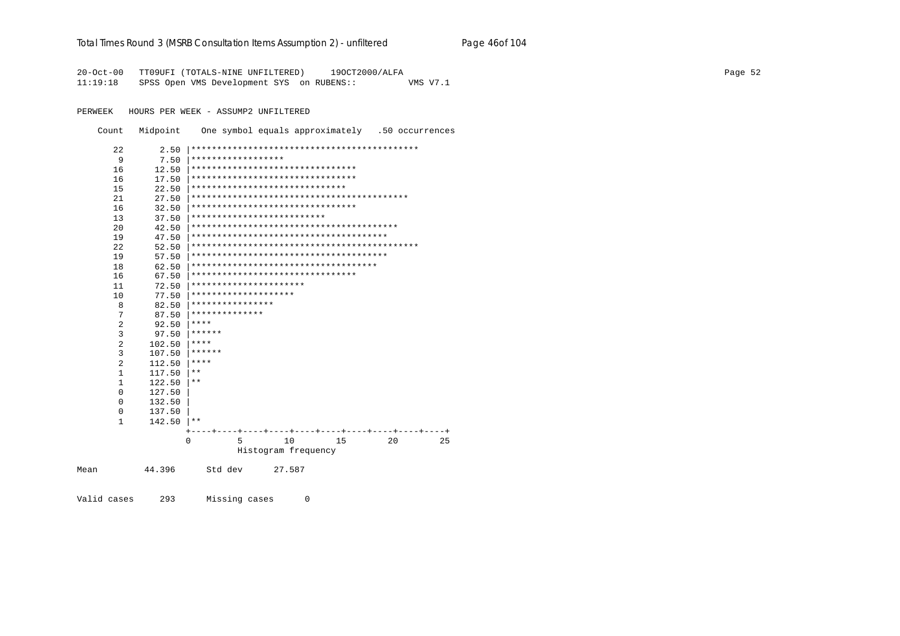```
20-Oct-00   TT09UFI (TOTALS-NINE UNFILTERED)     19OCT2000/ALFA
11:19:18    SPSS Open VMS Development SYS  on RUBENS::          VMS V7.1

PERWEEK   HOURS PER WEEK - ASSUMP2 UNFILTERED

    Count   Midpoint    One symbol equals approximately   .50 occurrences

      22       2.50 |********************************************
       9       7.50 |******************
      16      12.50 |********************************
      16      17.50 |********************************
      15      22.50 |******************************
      21      27.50 |******************************************
      16      32.50 |********************************
      13      37.50 |**************************
      20      42.50 |****************************************
      19      47.50 |**************************************
      22      52.50 |********************************************
      19      57.50 |**************************************
      18      62.50 |************************************
      16      67.50 |********************************
      11      72.50 |**********************
      10      77.50 |********************
       8      82.50 |****************
       7      87.50 |**************
       2      92.50 |****
       3      97.50 |******
       2     102.50 |****
       3     107.50 |******
       2     112.50 |****
       1     117.50 |**
       1     122.50 |**
       0     127.50 |
       0     132.50 |
       0     137.50 |
       1     142.50 |**
                    +----+----+----+----+----+----+----+----+----+----+
                    0         5        10        15        20        25
                              Histogram frequency

Mean         44.396      Std dev      27.587


Valid cases     293      Missing cases      0
```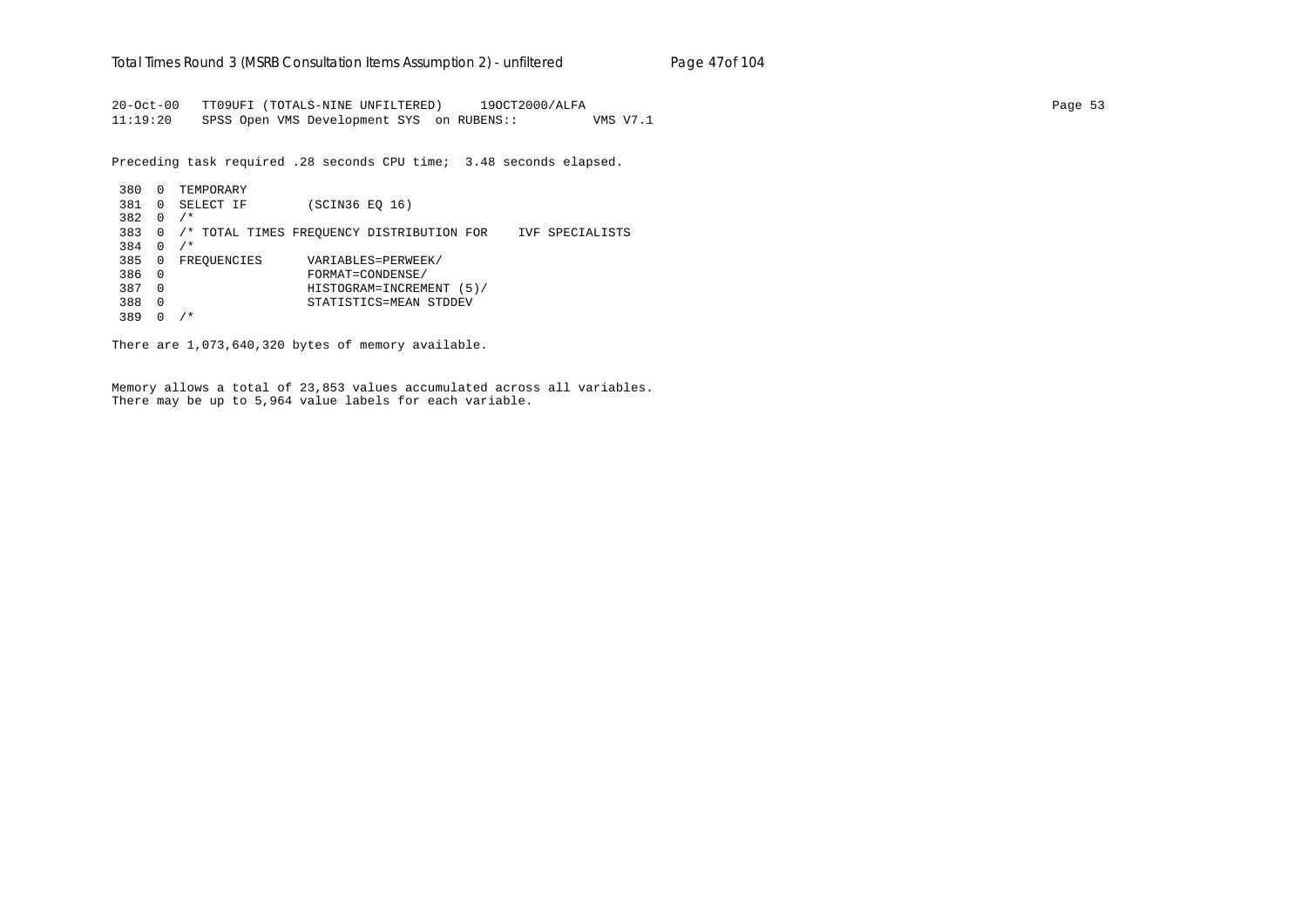```
20-Oct-00   TT09UFI (TOTALS-NINE UNFILTERED)     19OCT2000/ALFA
11:19:20    SPSS Open VMS Development SYS  on RUBENS::          VMS V7.1

Preceding task required .28 seconds CPU time;  3.48 seconds elapsed.

 380  0  TEMPORARY
 381  0  SELECT IF        (SCIN36 EQ 16)
 382  0  /*
 383  0  /* TOTAL TIMES FREQUENCY DISTRIBUTION FOR    IVF SPECIALISTS
 384  0  /*
 385  0  FREQUENCIES      VARIABLES=PERWEEK/
 386  0                   FORMAT=CONDENSE/
 387  0                   HISTOGRAM=INCREMENT (5)/
 388  0                   STATISTICS=MEAN STDDEV
 389  0  /*

There are 1,073,640,320 bytes of memory available.


Memory allows a total of 23,853 values accumulated across all variables.
There may be up to 5,964 value labels for each variable.
```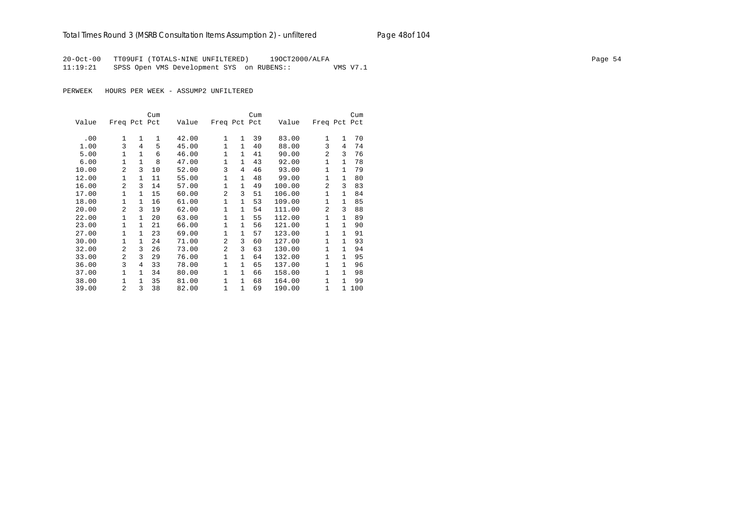20-Oct-00 TT09UFI (TOTALS-NINE UNFILTERED) 19OCT2000/ALFA
11:19:21 SPSS Open VMS Development SYS on RUBENS:: VMS V7.1

PERWEEK HOURS PER WEEK - ASSUMP2 UNFILTERED

| Value | Freq | Pct | Cum Pct | Value | Freq | Pct | Cum Pct | Value | Freq | Pct | Cum Pct |
|---|---|---|---|---|---|---|---|---|---|---|---|
| .00 | 1 | 1 | 1 | 42.00 | 1 | 1 | 39 | 83.00 | 1 | 1 | 70 |
| 1.00 | 3 | 4 | 5 | 45.00 | 1 | 1 | 40 | 88.00 | 3 | 4 | 74 |
| 5.00 | 1 | 1 | 6 | 46.00 | 1 | 1 | 41 | 90.00 | 2 | 3 | 76 |
| 6.00 | 1 | 1 | 8 | 47.00 | 1 | 1 | 43 | 92.00 | 1 | 1 | 78 |
| 10.00 | 2 | 3 | 10 | 52.00 | 3 | 4 | 46 | 93.00 | 1 | 1 | 79 |
| 12.00 | 1 | 1 | 11 | 55.00 | 1 | 1 | 48 | 99.00 | 1 | 1 | 80 |
| 16.00 | 2 | 3 | 14 | 57.00 | 1 | 1 | 49 | 100.00 | 2 | 3 | 83 |
| 17.00 | 1 | 1 | 15 | 60.00 | 2 | 3 | 51 | 106.00 | 1 | 1 | 84 |
| 18.00 | 1 | 1 | 16 | 61.00 | 1 | 1 | 53 | 109.00 | 1 | 1 | 85 |
| 20.00 | 2 | 3 | 19 | 62.00 | 1 | 1 | 54 | 111.00 | 2 | 3 | 88 |
| 22.00 | 1 | 1 | 20 | 63.00 | 1 | 1 | 55 | 112.00 | 1 | 1 | 89 |
| 23.00 | 1 | 1 | 21 | 66.00 | 1 | 1 | 56 | 121.00 | 1 | 1 | 90 |
| 27.00 | 1 | 1 | 23 | 69.00 | 1 | 1 | 57 | 123.00 | 1 | 1 | 91 |
| 30.00 | 1 | 1 | 24 | 71.00 | 2 | 3 | 60 | 127.00 | 1 | 1 | 93 |
| 32.00 | 2 | 3 | 26 | 73.00 | 2 | 3 | 63 | 130.00 | 1 | 1 | 94 |
| 33.00 | 2 | 3 | 29 | 76.00 | 1 | 1 | 64 | 132.00 | 1 | 1 | 95 |
| 36.00 | 3 | 4 | 33 | 78.00 | 1 | 1 | 65 | 137.00 | 1 | 1 | 96 |
| 37.00 | 1 | 1 | 34 | 80.00 | 1 | 1 | 66 | 158.00 | 1 | 1 | 98 |
| 38.00 | 1 | 1 | 35 | 81.00 | 1 | 1 | 68 | 164.00 | 1 | 1 | 99 |
| 39.00 | 2 | 3 | 38 | 82.00 | 1 | 1 | 69 | 190.00 | 1 | 1 | 100 |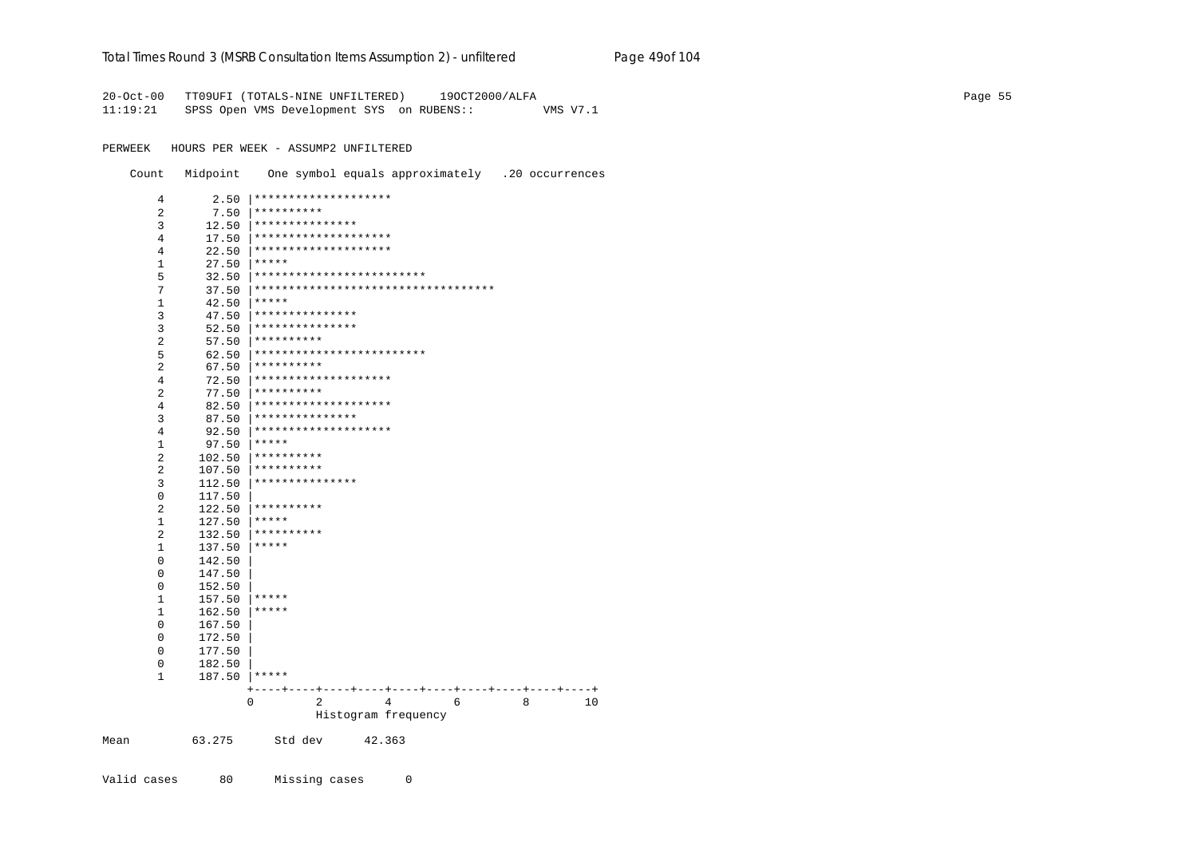```
20-Oct-00   TT09UFI (TOTALS-NINE UNFILTERED)     19OCT2000/ALFA
11:19:21    SPSS Open VMS Development SYS  on RUBENS::          VMS V7.1

PERWEEK   HOURS PER WEEK - ASSUMP2 UNFILTERED

    Count   Midpoint    One symbol equals approximately   .20 occurrences

        4       2.50 |********************
        2       7.50 |**********
        3      12.50 |***************
        4      17.50 |********************
        4      22.50 |********************
        1      27.50 |*****
        5      32.50 |*************************
        7      37.50 |***********************************
        1      42.50 |*****
        3      47.50 |***************
        3      52.50 |***************
        2      57.50 |**********
        5      62.50 |*************************
        2      67.50 |**********
        4      72.50 |********************
        2      77.50 |**********
        4      82.50 |********************
        3      87.50 |***************
        4      92.50 |********************
        1      97.50 |*****
        2     102.50 |**********
        2     107.50 |**********
        3     112.50 |***************
        0     117.50 |
        2     122.50 |**********
        1     127.50 |*****
        2     132.50 |**********
        1     137.50 |*****
        0     142.50 |
        0     147.50 |
        0     152.50 |
        1     157.50 |*****
        1     162.50 |*****
        0     167.50 |
        0     172.50 |
        0     177.50 |
        0     182.50 |
        1     187.50 |*****
                     +----+----+----+----+----+----+----+----+----+----+
                     0         2         4         6         8        10
                               Histogram frequency

Mean         63.275      Std dev      42.363

Valid cases      80      Missing cases      0
```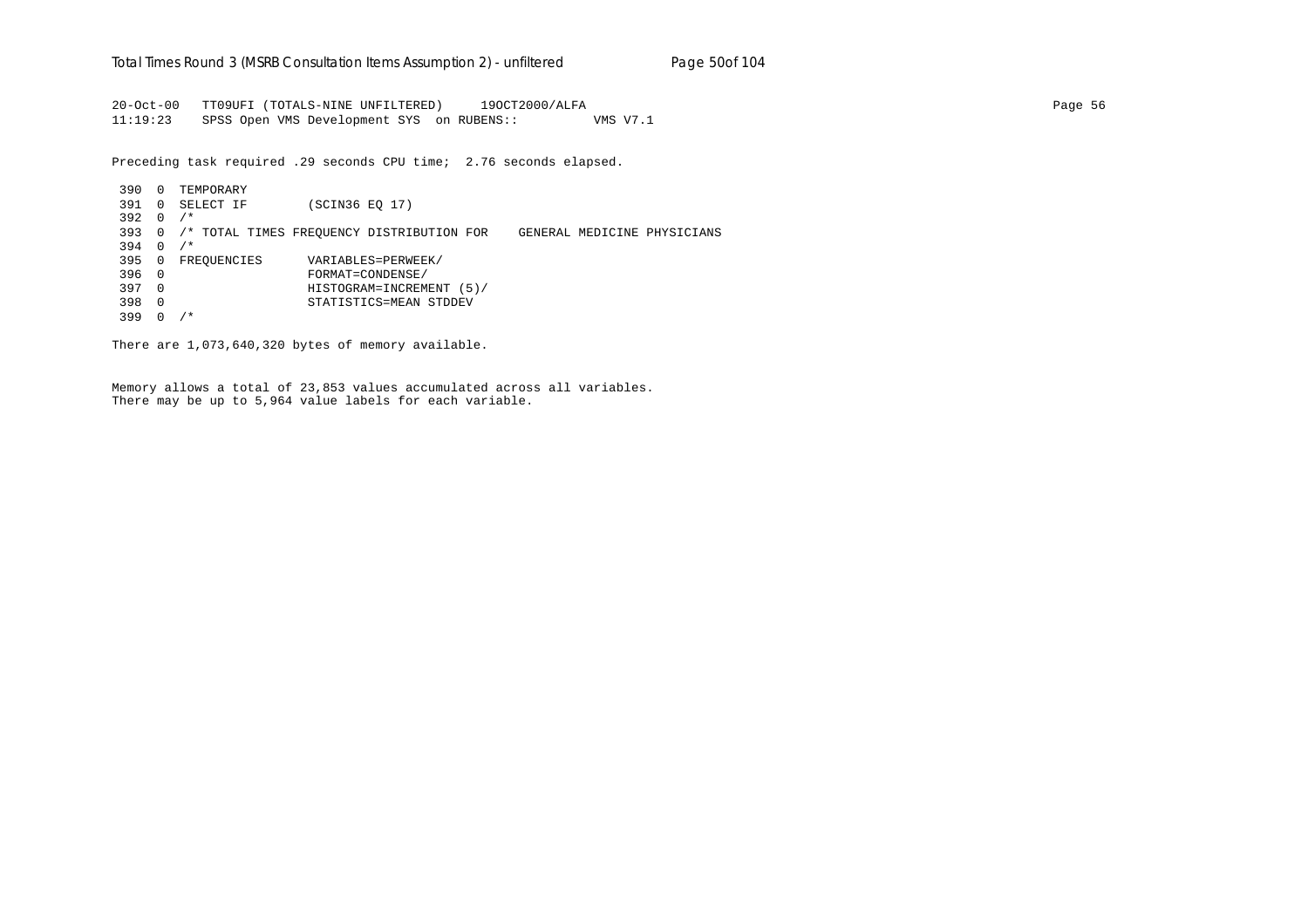```
20-Oct-00   TT09UFI (TOTALS-NINE UNFILTERED)     19OCT2000/ALFA                                                                    Page 56
11:19:23    SPSS Open VMS Development SYS  on RUBENS::          VMS V7.1

Preceding task required .29 seconds CPU time;  2.76 seconds elapsed.

 390  0  TEMPORARY
 391  0  SELECT IF        (SCIN36 EQ 17)
 392  0  /*
 393  0  /* TOTAL TIMES FREQUENCY DISTRIBUTION FOR    GENERAL MEDICINE PHYSICIANS
 394  0  /*
 395  0  FREQUENCIES      VARIABLES=PERWEEK/
 396  0                   FORMAT=CONDENSE/
 397  0                   HISTOGRAM=INCREMENT (5)/
 398  0                   STATISTICS=MEAN STDDEV
 399  0  /*

There are 1,073,640,320 bytes of memory available.


Memory allows a total of 23,853 values accumulated across all variables.
There may be up to 5,964 value labels for each variable.
```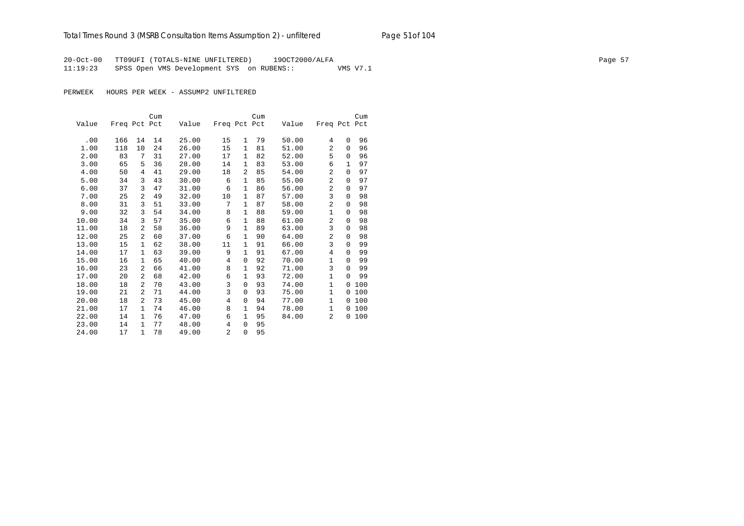20-Oct-00 TT09UFI (TOTALS-NINE UNFILTERED) 19OCT2000/ALFA
11:19:23 SPSS Open VMS Development SYS on RUBENS:: VMS V7.1

PERWEEK HOURS PER WEEK - ASSUMP2 UNFILTERED

| Value | Freq | Pct | Cum Pct | Value | Freq | Pct | Cum Pct | Value | Freq | Pct | Cum Pct |
|---|---|---|---|---|---|---|---|---|---|---|---|
| .00 | 166 | 14 | 14 | 25.00 | 15 | 1 | 79 | 50.00 | 4 | 0 | 96 |
| 1.00 | 118 | 10 | 24 | 26.00 | 15 | 1 | 81 | 51.00 | 2 | 0 | 96 |
| 2.00 | 83 | 7 | 31 | 27.00 | 17 | 1 | 82 | 52.00 | 5 | 0 | 96 |
| 3.00 | 65 | 5 | 36 | 28.00 | 14 | 1 | 83 | 53.00 | 6 | 1 | 97 |
| 4.00 | 50 | 4 | 41 | 29.00 | 18 | 2 | 85 | 54.00 | 2 | 0 | 97 |
| 5.00 | 34 | 3 | 43 | 30.00 | 6 | 1 | 85 | 55.00 | 2 | 0 | 97 |
| 6.00 | 37 | 3 | 47 | 31.00 | 6 | 1 | 86 | 56.00 | 2 | 0 | 97 |
| 7.00 | 25 | 2 | 49 | 32.00 | 10 | 1 | 87 | 57.00 | 3 | 0 | 98 |
| 8.00 | 31 | 3 | 51 | 33.00 | 7 | 1 | 87 | 58.00 | 2 | 0 | 98 |
| 9.00 | 32 | 3 | 54 | 34.00 | 8 | 1 | 88 | 59.00 | 1 | 0 | 98 |
| 10.00 | 34 | 3 | 57 | 35.00 | 6 | 1 | 88 | 61.00 | 2 | 0 | 98 |
| 11.00 | 18 | 2 | 58 | 36.00 | 9 | 1 | 89 | 63.00 | 3 | 0 | 98 |
| 12.00 | 25 | 2 | 60 | 37.00 | 6 | 1 | 90 | 64.00 | 2 | 0 | 98 |
| 13.00 | 15 | 1 | 62 | 38.00 | 11 | 1 | 91 | 66.00 | 3 | 0 | 99 |
| 14.00 | 17 | 1 | 63 | 39.00 | 9 | 1 | 91 | 67.00 | 4 | 0 | 99 |
| 15.00 | 16 | 1 | 65 | 40.00 | 4 | 0 | 92 | 70.00 | 1 | 0 | 99 |
| 16.00 | 23 | 2 | 66 | 41.00 | 8 | 1 | 92 | 71.00 | 3 | 0 | 99 |
| 17.00 | 20 | 2 | 68 | 42.00 | 6 | 1 | 93 | 72.00 | 1 | 0 | 99 |
| 18.00 | 18 | 2 | 70 | 43.00 | 3 | 0 | 93 | 74.00 | 1 | 0 | 100 |
| 19.00 | 21 | 2 | 71 | 44.00 | 3 | 0 | 93 | 75.00 | 1 | 0 | 100 |
| 20.00 | 18 | 2 | 73 | 45.00 | 4 | 0 | 94 | 77.00 | 1 | 0 | 100 |
| 21.00 | 17 | 1 | 74 | 46.00 | 8 | 1 | 94 | 78.00 | 1 | 0 | 100 |
| 22.00 | 14 | 1 | 76 | 47.00 | 6 | 1 | 95 | 84.00 | 2 | 0 | 100 |
| 23.00 | 14 | 1 | 77 | 48.00 | 4 | 0 | 95 | | | | |
| 24.00 | 17 | 1 | 78 | 49.00 | 2 | 0 | 95 | | | | |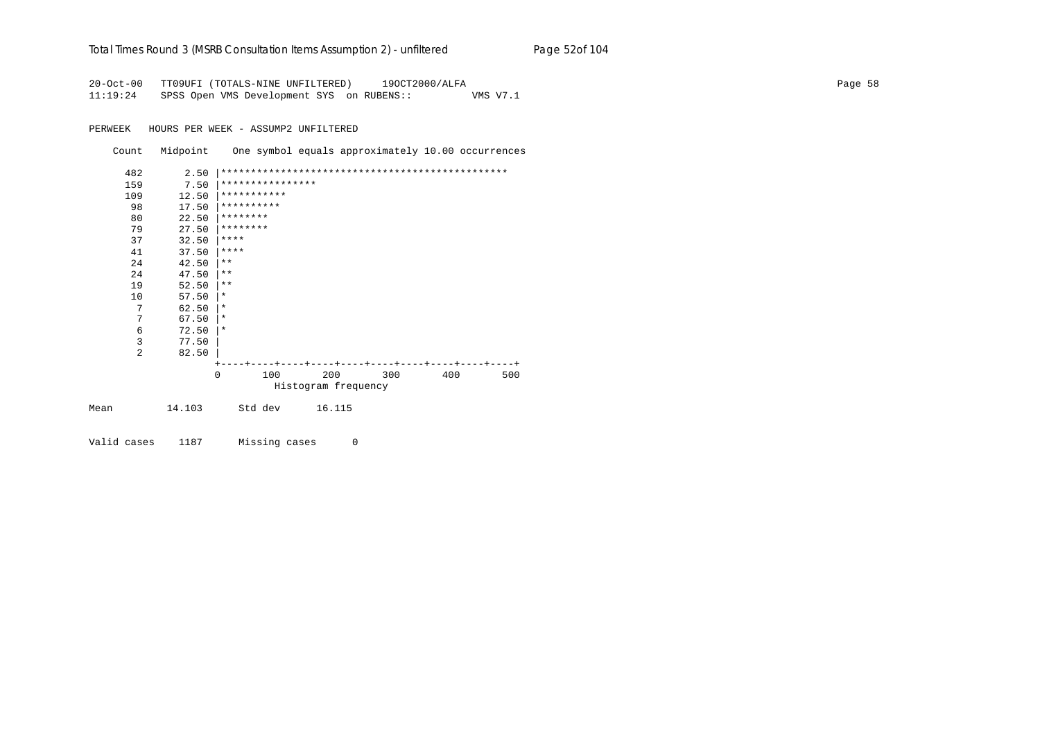```
20-Oct-00   TT09UFI (TOTALS-NINE UNFILTERED)     19OCT2000/ALFA
11:19:24    SPSS Open VMS Development SYS  on RUBENS::          VMS V7.1

PERWEEK   HOURS PER WEEK - ASSUMP2 UNFILTERED

    Count   Midpoint    One symbol equals approximately 10.00 occurrences

      482       2.50 |************************************************
      159       7.50 |****************
      109      12.50 |***********
       98      17.50 |**********
       80      22.50 |********
       79      27.50 |********
       37      32.50 |****
       41      37.50 |****
       24      42.50 |**
       24      47.50 |**
       19      52.50 |**
       10      57.50 |*
        7      62.50 |*
        7      67.50 |*
        6      72.50 |*
        3      77.50 |
        2      82.50 |
                     +----+----+----+----+----+----+----+----+----+----+
                     0       100       200       300       400       500
                               Histogram frequency

Mean          14.103      Std dev      16.115


Valid cases    1187      Missing cases      0
```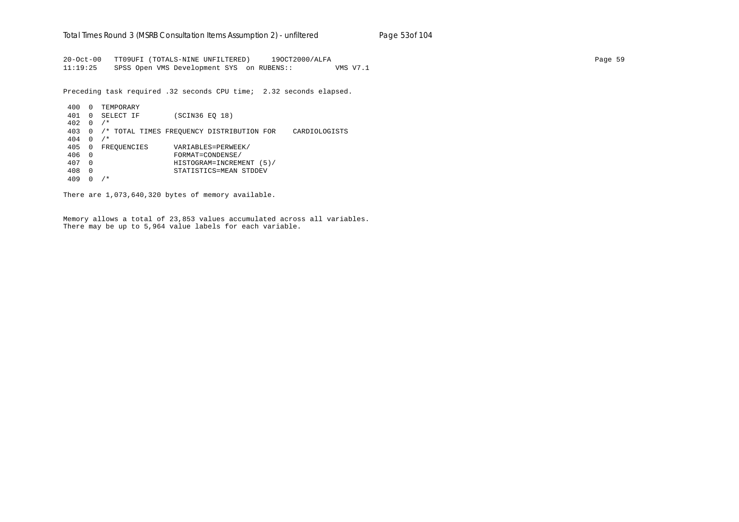```
20-Oct-00   TT09UFI (TOTALS-NINE UNFILTERED)     19OCT2000/ALFA                                                                                          Page 59
11:19:25    SPSS Open VMS Development SYS  on RUBENS::         VMS V7.1

Preceding task required .32 seconds CPU time;  2.32 seconds elapsed.

 400  0  TEMPORARY
 401  0  SELECT IF        (SCIN36 EQ 18)
 402  0  /*
 403  0  /* TOTAL TIMES FREQUENCY DISTRIBUTION FOR    CARDIOLOGISTS
 404  0  /*
 405  0  FREQUENCIES      VARIABLES=PERWEEK/
 406  0                   FORMAT=CONDENSE/
 407  0                   HISTOGRAM=INCREMENT (5)/
 408  0                   STATISTICS=MEAN STDDEV
 409  0  /*

There are 1,073,640,320 bytes of memory available.


Memory allows a total of 23,853 values accumulated across all variables.
There may be up to 5,964 value labels for each variable.
```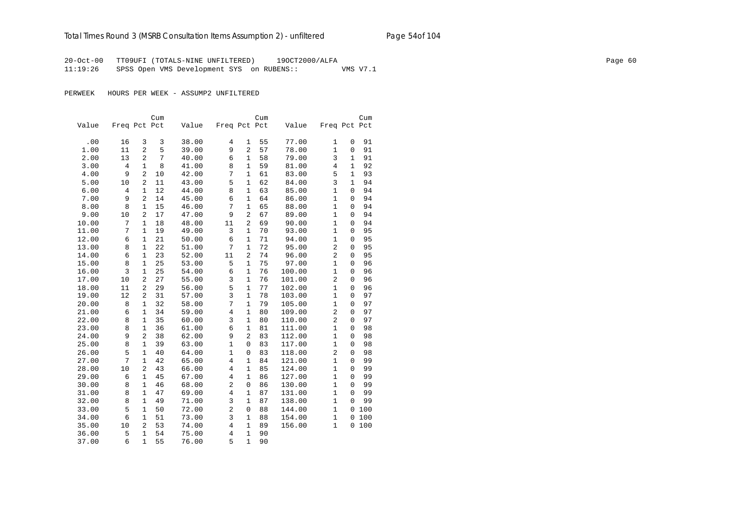20-Oct-00 TT09UFI (TOTALS-NINE UNFILTERED) 19OCT2000/ALFA

11:19:26 SPSS Open VMS Development SYS on RUBENS:: VMS V7.1

PERWEEK HOURS PER WEEK - ASSUMP2 UNFILTERED

| Value | Freq | Pct | Cum Pct | Value | Freq | Pct | Cum Pct | Value | Freq | Pct | Cum Pct |
|---|---|---|---|---|---|---|---|---|---|---|---|
| .00 | 16 | 3 | 3 | 38.00 | 4 | 1 | 55 | 77.00 | 1 | 0 | 91 |
| 1.00 | 11 | 2 | 5 | 39.00 | 9 | 2 | 57 | 78.00 | 1 | 0 | 91 |
| 2.00 | 13 | 2 | 7 | 40.00 | 6 | 1 | 58 | 79.00 | 3 | 1 | 91 |
| 3.00 | 4 | 1 | 8 | 41.00 | 8 | 1 | 59 | 81.00 | 4 | 1 | 92 |
| 4.00 | 9 | 2 | 10 | 42.00 | 7 | 1 | 61 | 83.00 | 5 | 1 | 93 |
| 5.00 | 10 | 2 | 11 | 43.00 | 5 | 1 | 62 | 84.00 | 3 | 1 | 94 |
| 6.00 | 4 | 1 | 12 | 44.00 | 8 | 1 | 63 | 85.00 | 1 | 0 | 94 |
| 7.00 | 9 | 2 | 14 | 45.00 | 6 | 1 | 64 | 86.00 | 1 | 0 | 94 |
| 8.00 | 8 | 1 | 15 | 46.00 | 7 | 1 | 65 | 88.00 | 1 | 0 | 94 |
| 9.00 | 10 | 2 | 17 | 47.00 | 9 | 2 | 67 | 89.00 | 1 | 0 | 94 |
| 10.00 | 7 | 1 | 18 | 48.00 | 11 | 2 | 69 | 90.00 | 1 | 0 | 94 |
| 11.00 | 7 | 1 | 19 | 49.00 | 3 | 1 | 70 | 93.00 | 1 | 0 | 95 |
| 12.00 | 6 | 1 | 21 | 50.00 | 6 | 1 | 71 | 94.00 | 1 | 0 | 95 |
| 13.00 | 8 | 1 | 22 | 51.00 | 7 | 1 | 72 | 95.00 | 2 | 0 | 95 |
| 14.00 | 6 | 1 | 23 | 52.00 | 11 | 2 | 74 | 96.00 | 2 | 0 | 95 |
| 15.00 | 8 | 1 | 25 | 53.00 | 5 | 1 | 75 | 97.00 | 1 | 0 | 96 |
| 16.00 | 3 | 1 | 25 | 54.00 | 6 | 1 | 76 | 100.00 | 1 | 0 | 96 |
| 17.00 | 10 | 2 | 27 | 55.00 | 3 | 1 | 76 | 101.00 | 2 | 0 | 96 |
| 18.00 | 11 | 2 | 29 | 56.00 | 5 | 1 | 77 | 102.00 | 1 | 0 | 96 |
| 19.00 | 12 | 2 | 31 | 57.00 | 3 | 1 | 78 | 103.00 | 1 | 0 | 97 |
| 20.00 | 8 | 1 | 32 | 58.00 | 7 | 1 | 79 | 105.00 | 1 | 0 | 97 |
| 21.00 | 6 | 1 | 34 | 59.00 | 4 | 1 | 80 | 109.00 | 2 | 0 | 97 |
| 22.00 | 8 | 1 | 35 | 60.00 | 3 | 1 | 80 | 110.00 | 2 | 0 | 97 |
| 23.00 | 8 | 1 | 36 | 61.00 | 6 | 1 | 81 | 111.00 | 1 | 0 | 98 |
| 24.00 | 9 | 2 | 38 | 62.00 | 9 | 2 | 83 | 112.00 | 1 | 0 | 98 |
| 25.00 | 8 | 1 | 39 | 63.00 | 1 | 0 | 83 | 117.00 | 1 | 0 | 98 |
| 26.00 | 5 | 1 | 40 | 64.00 | 1 | 0 | 83 | 118.00 | 2 | 0 | 98 |
| 27.00 | 7 | 1 | 42 | 65.00 | 4 | 1 | 84 | 121.00 | 1 | 0 | 99 |
| 28.00 | 10 | 2 | 43 | 66.00 | 4 | 1 | 85 | 124.00 | 1 | 0 | 99 |
| 29.00 | 6 | 1 | 45 | 67.00 | 4 | 1 | 86 | 127.00 | 1 | 0 | 99 |
| 30.00 | 8 | 1 | 46 | 68.00 | 2 | 0 | 86 | 130.00 | 1 | 0 | 99 |
| 31.00 | 8 | 1 | 47 | 69.00 | 4 | 1 | 87 | 131.00 | 1 | 0 | 99 |
| 32.00 | 8 | 1 | 49 | 71.00 | 3 | 1 | 87 | 138.00 | 1 | 0 | 99 |
| 33.00 | 5 | 1 | 50 | 72.00 | 2 | 0 | 88 | 144.00 | 1 | 0 | 100 |
| 34.00 | 6 | 1 | 51 | 73.00 | 3 | 1 | 88 | 154.00 | 1 | 0 | 100 |
| 35.00 | 10 | 2 | 53 | 74.00 | 4 | 1 | 89 | 156.00 | 1 | 0 | 100 |
| 36.00 | 5 | 1 | 54 | 75.00 | 4 | 1 | 90 | | | | |
| 37.00 | 6 | 1 | 55 | 76.00 | 5 | 1 | 90 | | | | |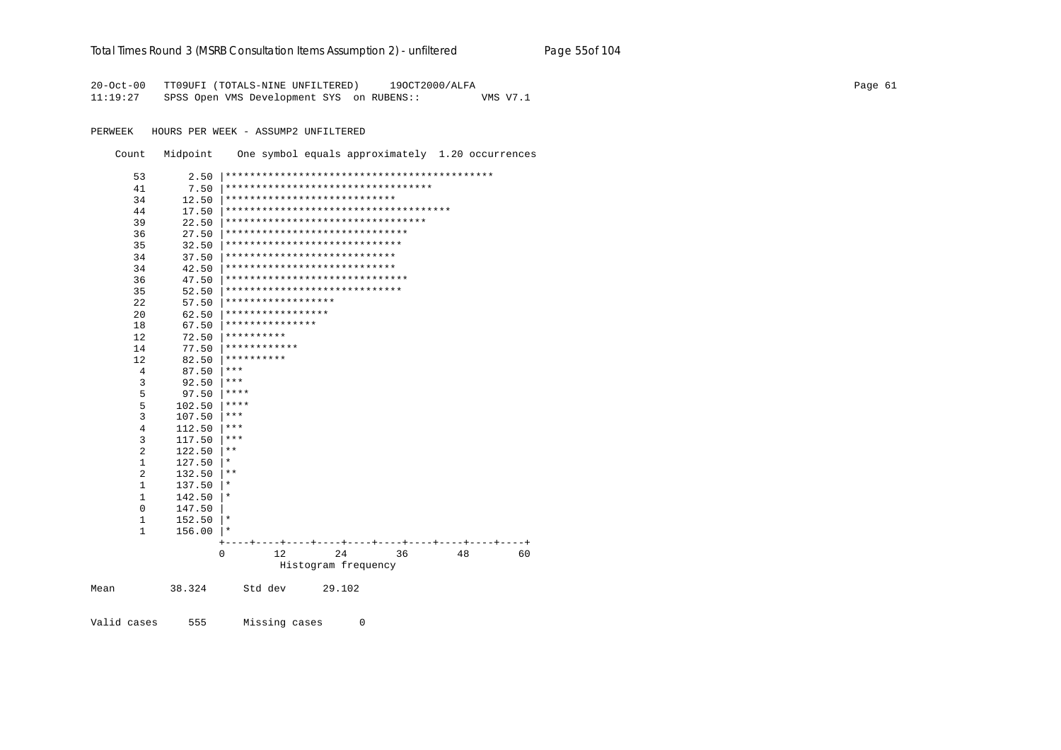```
20-Oct-00   TT09UFI (TOTALS-NINE UNFILTERED)     19OCT2000/ALFA
11:19:27    SPSS Open VMS Development SYS  on RUBENS::          VMS V7.1

PERWEEK   HOURS PER WEEK - ASSUMP2 UNFILTERED

    Count   Midpoint    One symbol equals approximately  1.20 occurrences

      53       2.50 |********************************************
      41       7.50 |**********************************
      34      12.50 |****************************
      44      17.50 |*************************************
      39      22.50 |*********************************
      36      27.50 |******************************
      35      32.50 |*****************************
      34      37.50 |****************************
      34      42.50 |****************************
      36      47.50 |******************************
      35      52.50 |*****************************
      22      57.50 |******************
      20      62.50 |*****************
      18      67.50 |***************
      12      72.50 |**********
      14      77.50 |************
      12      82.50 |**********
       4      87.50 |***
       3      92.50 |***
       5      97.50 |****
       5     102.50 |****
       3     107.50 |***
       4     112.50 |***
       3     117.50 |***
       2     122.50 |**
       1     127.50 |*
       2     132.50 |**
       1     137.50 |*
       1     142.50 |*
       0     147.50 |
       1     152.50 |*
       1     156.00 |*
                    +----+----+----+----+----+----+----+----+----+----+
                    0        12        24        36        48        60
                              Histogram frequency

Mean         38.324      Std dev      29.102


Valid cases     555      Missing cases      0
```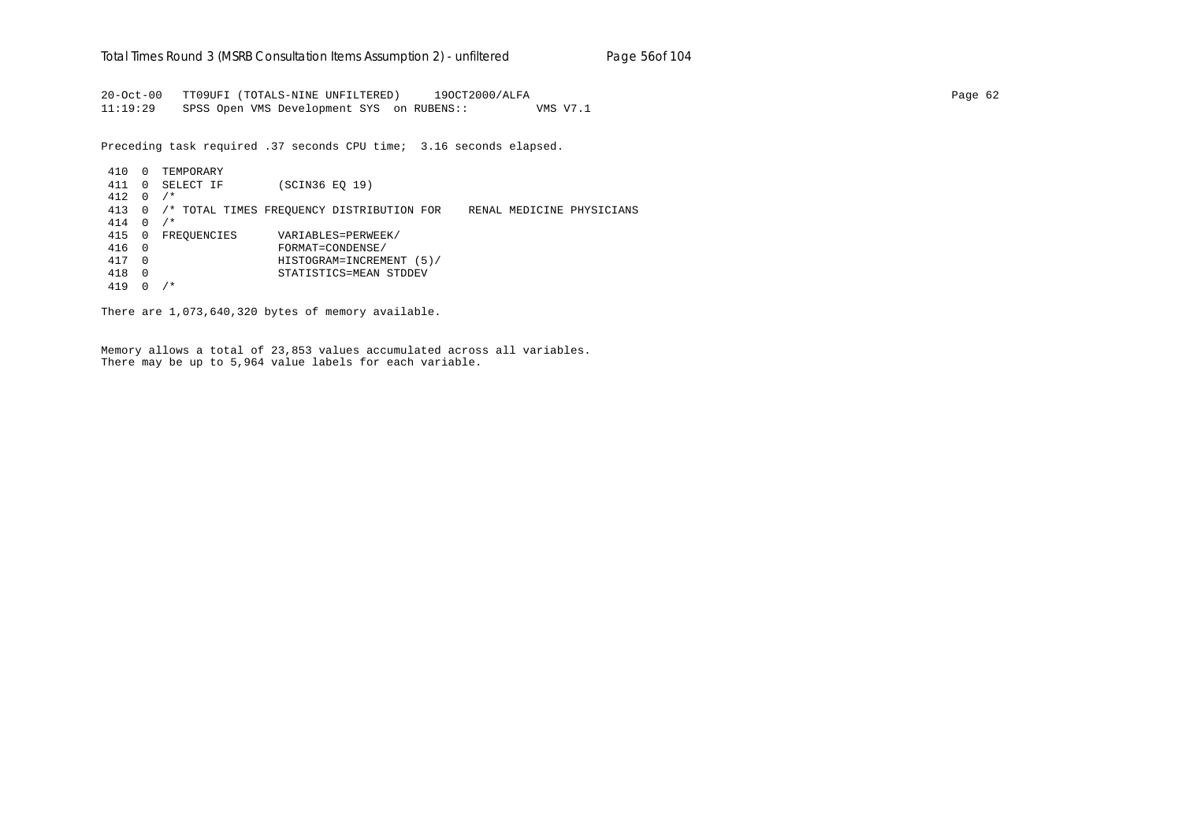```
20-Oct-00   TT09UFI (TOTALS-NINE UNFILTERED)     19OCT2000/ALFA
11:19:29    SPSS Open VMS Development SYS  on RUBENS::          VMS V7.1

Preceding task required .37 seconds CPU time;  3.16 seconds elapsed.

 410  0  TEMPORARY
 411  0  SELECT IF        (SCIN36 EQ 19)
 412  0  /*
 413  0  /* TOTAL TIMES FREQUENCY DISTRIBUTION FOR    RENAL MEDICINE PHYSICIANS
 414  0  /*
 415  0  FREQUENCIES      VARIABLES=PERWEEK/
 416  0                   FORMAT=CONDENSE/
 417  0                   HISTOGRAM=INCREMENT (5)/
 418  0                   STATISTICS=MEAN STDDEV
 419  0  /*

There are 1,073,640,320 bytes of memory available.


Memory allows a total of 23,853 values accumulated across all variables.
There may be up to 5,964 value labels for each variable.
```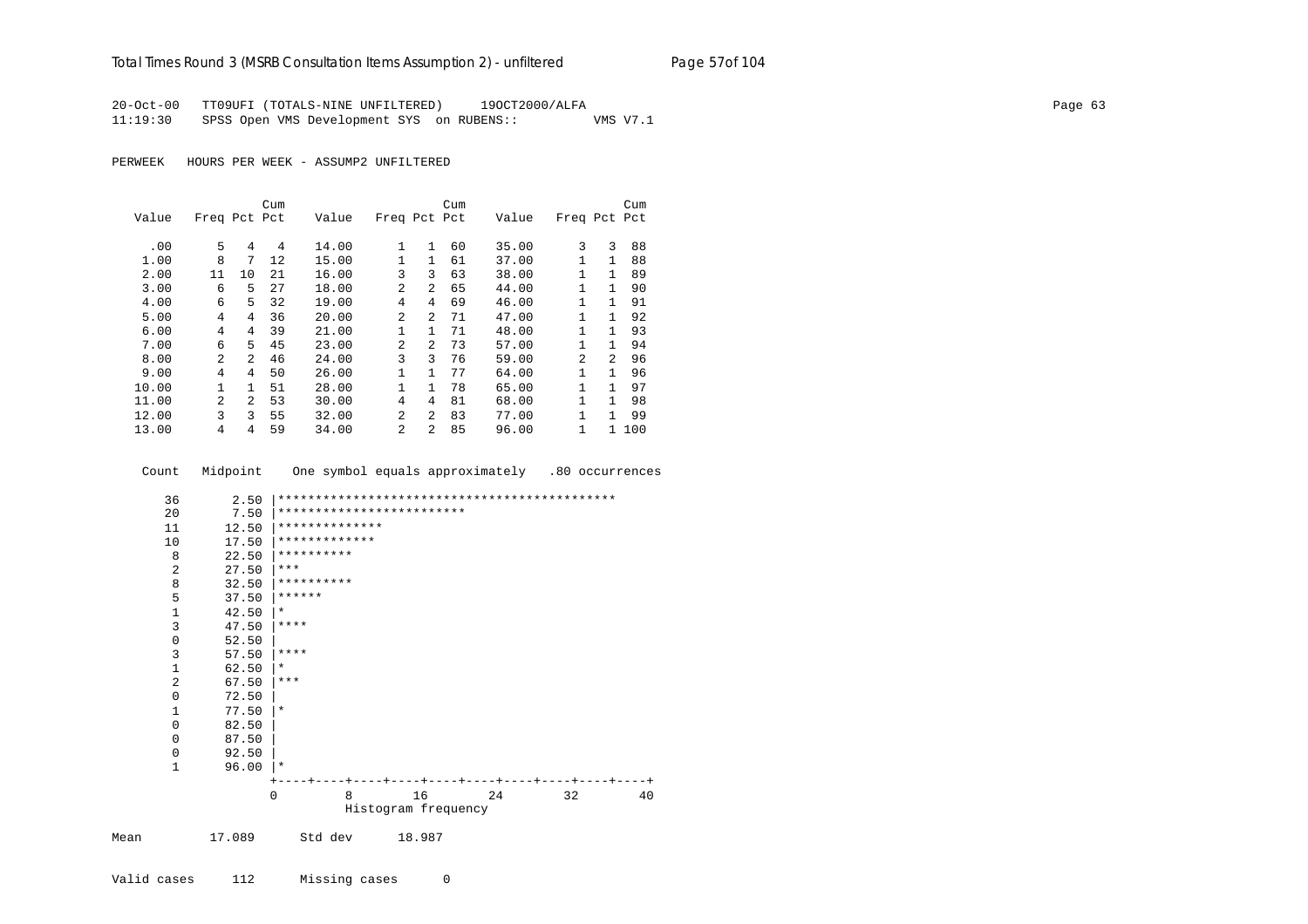20-Oct-00   TT09UFI (TOTALS-NINE UNFILTERED)     19OCT2000/ALFA
11:19:30    SPSS Open VMS Development SYS  on RUBENS::          VMS V7.1

PERWEEK   HOURS PER WEEK - ASSUMP2 UNFILTERED

| Value | Freq | Pct | Cum Pct | Value | Freq | Pct | Cum Pct | Value | Freq | Pct | Cum Pct |
|---|---|---|---|---|---|---|---|---|---|---|---|
| .00 | 5 | 4 | 4 | 14.00 | 1 | 1 | 60 | 35.00 | 3 | 3 | 88 |
| 1.00 | 8 | 7 | 12 | 15.00 | 1 | 1 | 61 | 37.00 | 1 | 1 | 88 |
| 2.00 | 11 | 10 | 21 | 16.00 | 3 | 3 | 63 | 38.00 | 1 | 1 | 89 |
| 3.00 | 6 | 5 | 27 | 18.00 | 2 | 2 | 65 | 44.00 | 1 | 1 | 90 |
| 4.00 | 6 | 5 | 32 | 19.00 | 4 | 4 | 69 | 46.00 | 1 | 1 | 91 |
| 5.00 | 4 | 4 | 36 | 20.00 | 2 | 2 | 71 | 47.00 | 1 | 1 | 92 |
| 6.00 | 4 | 4 | 39 | 21.00 | 1 | 1 | 71 | 48.00 | 1 | 1 | 93 |
| 7.00 | 6 | 5 | 45 | 23.00 | 2 | 2 | 73 | 57.00 | 1 | 1 | 94 |
| 8.00 | 2 | 2 | 46 | 24.00 | 3 | 3 | 76 | 59.00 | 2 | 2 | 96 |
| 9.00 | 4 | 4 | 50 | 26.00 | 1 | 1 | 77 | 64.00 | 1 | 1 | 96 |
| 10.00 | 1 | 1 | 51 | 28.00 | 1 | 1 | 78 | 65.00 | 1 | 1 | 97 |
| 11.00 | 2 | 2 | 53 | 30.00 | 4 | 4 | 81 | 68.00 | 1 | 1 | 98 |
| 12.00 | 3 | 3 | 55 | 32.00 | 2 | 2 | 83 | 77.00 | 1 | 1 | 99 |
| 13.00 | 4 | 4 | 59 | 34.00 | 2 | 2 | 85 | 96.00 | 1 | 1 | 100 |

```
    Count   Midpoint    One symbol equals approximately   .80 occurrences

       36       2.50 |*********************************************
       20       7.50 |*************************
       11      12.50 |**************
       10      17.50 |*************
        8      22.50 |**********
        2      27.50 |***
        8      32.50 |**********
        5      37.50 |******
        1      42.50 |*
        3      47.50 |****
        0      52.50 |
        3      57.50 |****
        1      62.50 |*
        2      67.50 |***
        0      72.50 |
        1      77.50 |*
        0      82.50 |
        0      87.50 |
        0      92.50 |
        1      96.00 |*
                     +----+----+----+----+----+----+----+----+----+----+
                     0         8        16        24        32        40
                               Histogram frequency
```

Mean         17.089      Std dev      18.987

Valid cases     112      Missing cases      0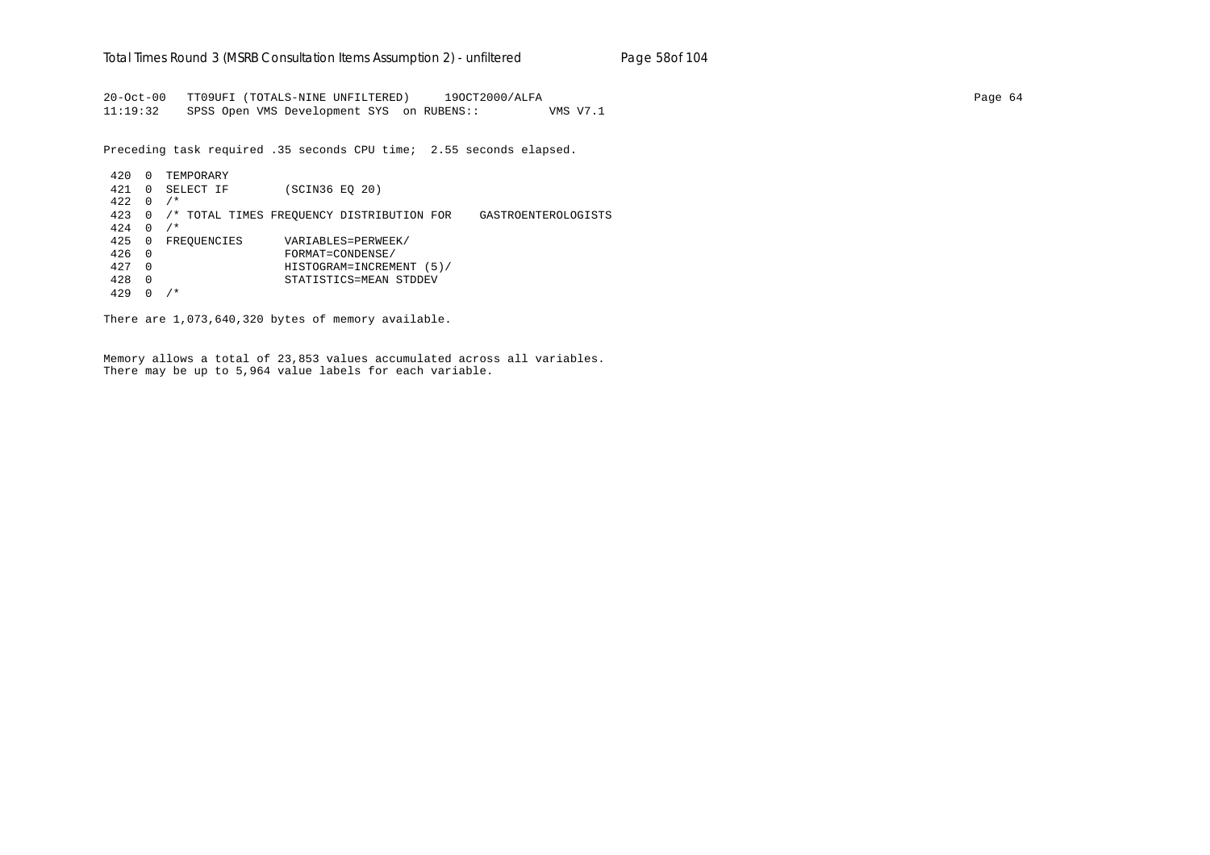```
20-Oct-00   TT09UFI (TOTALS-NINE UNFILTERED)     19OCT2000/ALFA
11:19:32    SPSS Open VMS Development SYS  on RUBENS::          VMS V7.1
```

Preceding task required .35 seconds CPU time;  2.55 seconds elapsed.

```
 420  0  TEMPORARY
 421  0  SELECT IF        (SCIN36 EQ 20)
 422  0  /*
 423  0  /* TOTAL TIMES FREQUENCY DISTRIBUTION FOR    GASTROENTEROLOGISTS
 424  0  /*
 425  0  FREQUENCIES      VARIABLES=PERWEEK/
 426  0                   FORMAT=CONDENSE/
 427  0                   HISTOGRAM=INCREMENT (5)/
 428  0                   STATISTICS=MEAN STDDEV
 429  0  /*
```

There are 1,073,640,320 bytes of memory available.

Memory allows a total of 23,853 values accumulated across all variables.
There may be up to 5,964 value labels for each variable.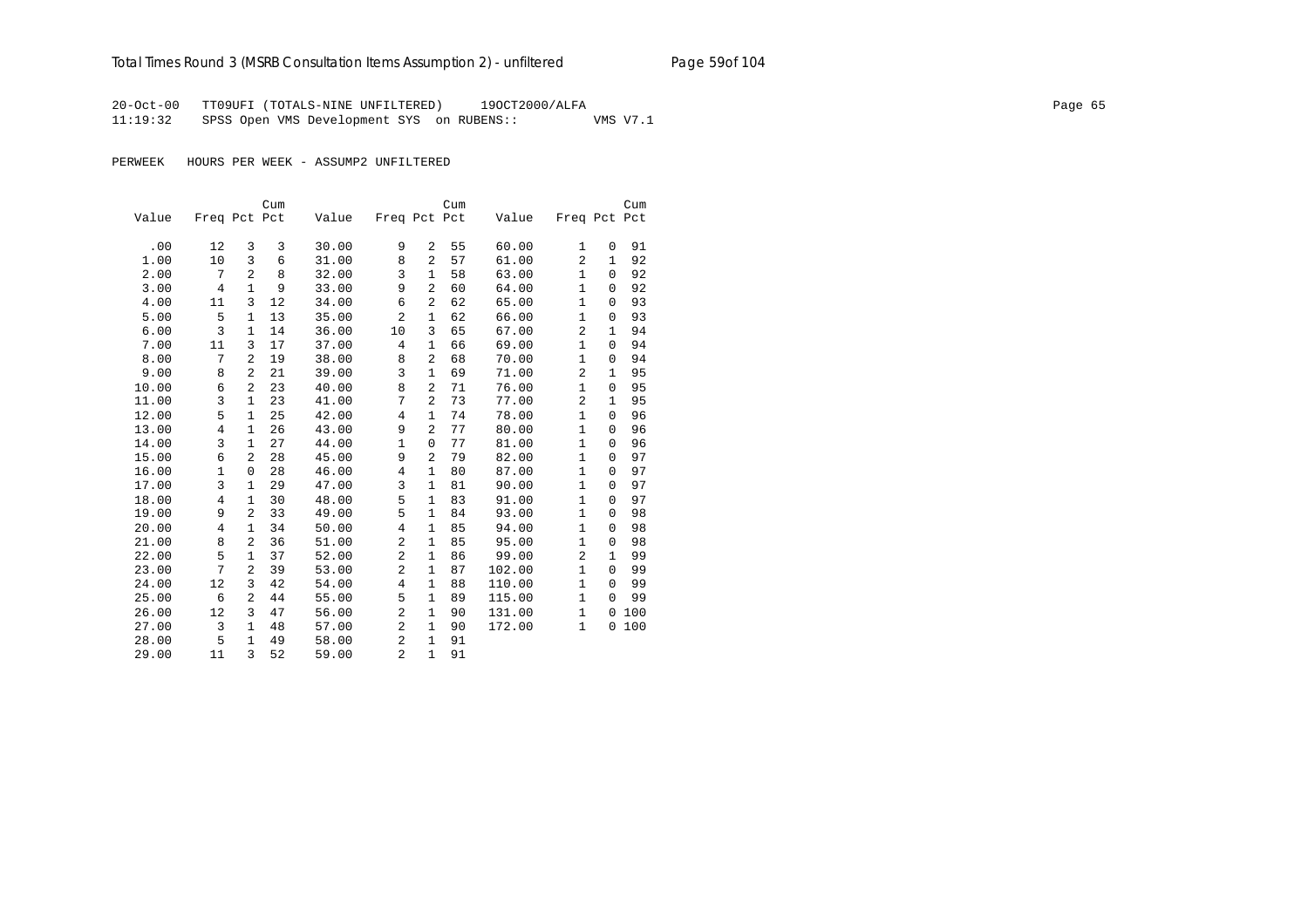20-Oct-00 TT09UFI (TOTALS-NINE UNFILTERED) 19OCT2000/ALFA
11:19:32 SPSS Open VMS Development SYS on RUBENS:: VMS V7.1

PERWEEK HOURS PER WEEK - ASSUMP2 UNFILTERED

| Value | Freq | Pct | Cum Pct | Value | Freq | Pct | Cum Pct | Value | Freq | Pct | Cum Pct |
|---|---|---|---|---|---|---|---|---|---|---|---|
| .00 | 12 | 3 | 3 | 30.00 | 9 | 2 | 55 | 60.00 | 1 | 0 | 91 |
| 1.00 | 10 | 3 | 6 | 31.00 | 8 | 2 | 57 | 61.00 | 2 | 1 | 92 |
| 2.00 | 7 | 2 | 8 | 32.00 | 3 | 1 | 58 | 63.00 | 1 | 0 | 92 |
| 3.00 | 4 | 1 | 9 | 33.00 | 9 | 2 | 60 | 64.00 | 1 | 0 | 92 |
| 4.00 | 11 | 3 | 12 | 34.00 | 6 | 2 | 62 | 65.00 | 1 | 0 | 93 |
| 5.00 | 5 | 1 | 13 | 35.00 | 2 | 1 | 62 | 66.00 | 1 | 0 | 93 |
| 6.00 | 3 | 1 | 14 | 36.00 | 10 | 3 | 65 | 67.00 | 2 | 1 | 94 |
| 7.00 | 11 | 3 | 17 | 37.00 | 4 | 1 | 66 | 69.00 | 1 | 0 | 94 |
| 8.00 | 7 | 2 | 19 | 38.00 | 8 | 2 | 68 | 70.00 | 1 | 0 | 94 |
| 9.00 | 8 | 2 | 21 | 39.00 | 3 | 1 | 69 | 71.00 | 2 | 1 | 95 |
| 10.00 | 6 | 2 | 23 | 40.00 | 8 | 2 | 71 | 76.00 | 1 | 0 | 95 |
| 11.00 | 3 | 1 | 23 | 41.00 | 7 | 2 | 73 | 77.00 | 2 | 1 | 95 |
| 12.00 | 5 | 1 | 25 | 42.00 | 4 | 1 | 74 | 78.00 | 1 | 0 | 96 |
| 13.00 | 4 | 1 | 26 | 43.00 | 9 | 2 | 77 | 80.00 | 1 | 0 | 96 |
| 14.00 | 3 | 1 | 27 | 44.00 | 1 | 0 | 77 | 81.00 | 1 | 0 | 96 |
| 15.00 | 6 | 2 | 28 | 45.00 | 9 | 2 | 79 | 82.00 | 1 | 0 | 97 |
| 16.00 | 1 | 0 | 28 | 46.00 | 4 | 1 | 80 | 87.00 | 1 | 0 | 97 |
| 17.00 | 3 | 1 | 29 | 47.00 | 3 | 1 | 81 | 90.00 | 1 | 0 | 97 |
| 18.00 | 4 | 1 | 30 | 48.00 | 5 | 1 | 83 | 91.00 | 1 | 0 | 97 |
| 19.00 | 9 | 2 | 33 | 49.00 | 5 | 1 | 84 | 93.00 | 1 | 0 | 98 |
| 20.00 | 4 | 1 | 34 | 50.00 | 4 | 1 | 85 | 94.00 | 1 | 0 | 98 |
| 21.00 | 8 | 2 | 36 | 51.00 | 2 | 1 | 85 | 95.00 | 1 | 0 | 98 |
| 22.00 | 5 | 1 | 37 | 52.00 | 2 | 1 | 86 | 99.00 | 2 | 1 | 99 |
| 23.00 | 7 | 2 | 39 | 53.00 | 2 | 1 | 87 | 102.00 | 1 | 0 | 99 |
| 24.00 | 12 | 3 | 42 | 54.00 | 4 | 1 | 88 | 110.00 | 1 | 0 | 99 |
| 25.00 | 6 | 2 | 44 | 55.00 | 5 | 1 | 89 | 115.00 | 1 | 0 | 99 |
| 26.00 | 12 | 3 | 47 | 56.00 | 2 | 1 | 90 | 131.00 | 1 | 0 | 100 |
| 27.00 | 3 | 1 | 48 | 57.00 | 2 | 1 | 90 | 172.00 | 1 | 0 | 100 |
| 28.00 | 5 | 1 | 49 | 58.00 | 2 | 1 | 91 | | | | |
| 29.00 | 11 | 3 | 52 | 59.00 | 2 | 1 | 91 | | | | |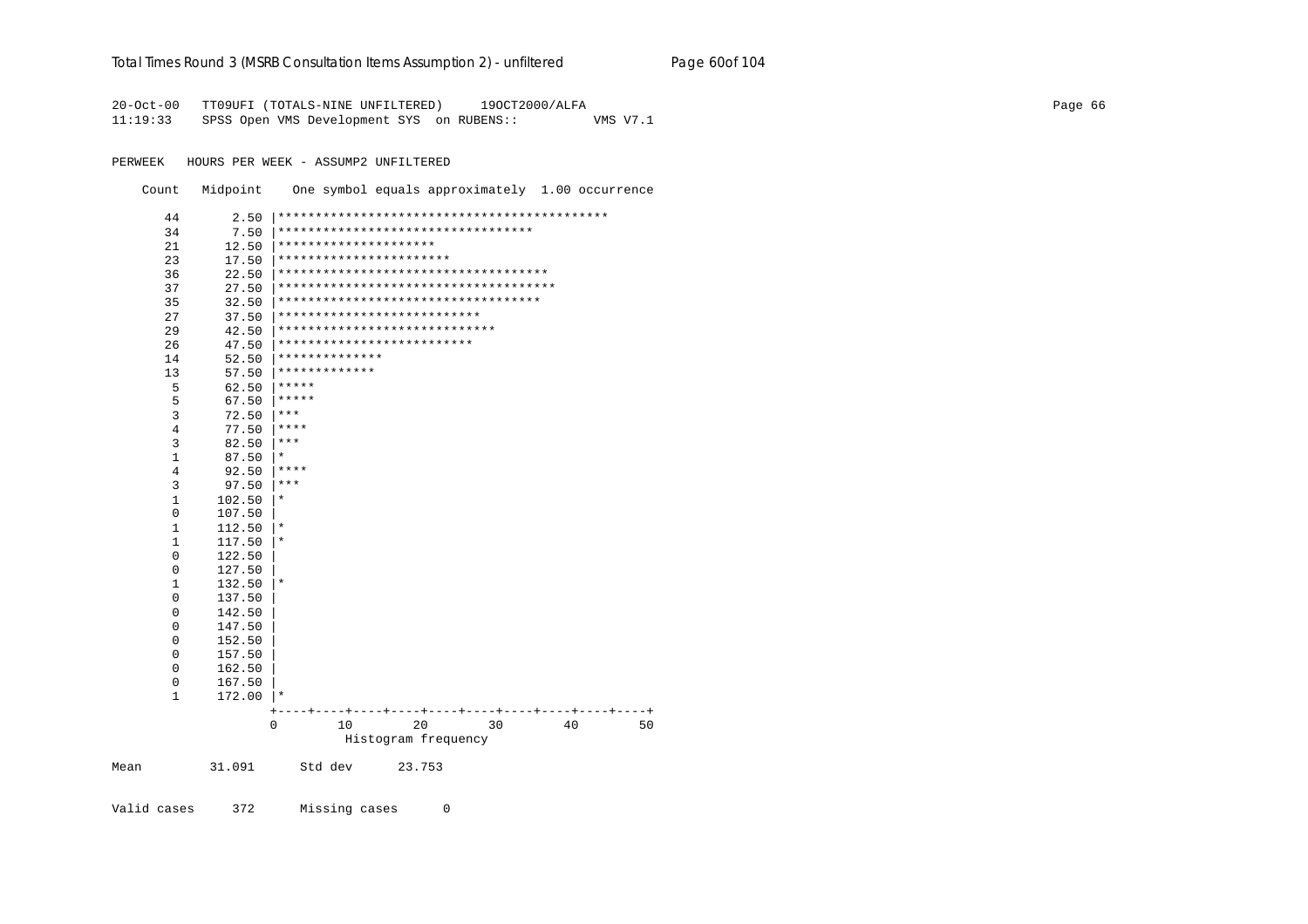```
20-Oct-00   TT09UFI (TOTALS-NINE UNFILTERED)     19OCT2000/ALFA
11:19:33    SPSS Open VMS Development SYS  on RUBENS::          VMS V7.1

PERWEEK   HOURS PER WEEK - ASSUMP2 UNFILTERED

    Count   Midpoint    One symbol equals approximately  1.00 occurrence

       44       2.50 |********************************************
       34       7.50 |**********************************
       21      12.50 |*********************
       23      17.50 |***********************
       36      22.50 |************************************
       37      27.50 |*************************************
       35      32.50 |***********************************
       27      37.50 |***************************
       29      42.50 |*****************************
       26      47.50 |**************************
       14      52.50 |**************
       13      57.50 |*************
        5      62.50 |*****
        5      67.50 |*****
        3      72.50 |***
        4      77.50 |****
        3      82.50 |***
        1      87.50 |*
        4      92.50 |****
        3      97.50 |***
        1     102.50 |*
        0     107.50 |
        1     112.50 |*
        1     117.50 |*
        0     122.50 |
        0     127.50 |
        1     132.50 |*
        0     137.50 |
        0     142.50 |
        0     147.50 |
        0     152.50 |
        0     157.50 |
        0     162.50 |
        0     167.50 |
        1     172.00 |*
                     +----+----+----+----+----+----+----+----+----+----+
                     0        10        20        30        40        50
                               Histogram frequency

Mean         31.091      Std dev      23.753


Valid cases     372      Missing cases      0
```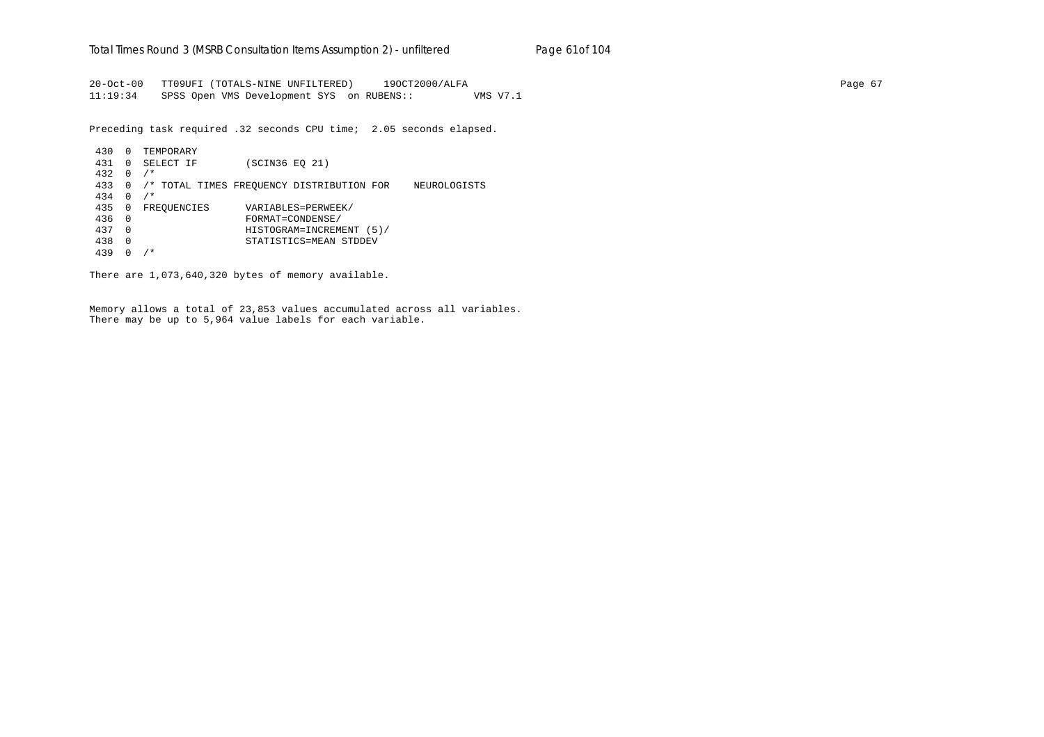```
20-Oct-00   TT09UFI (TOTALS-NINE UNFILTERED)     19OCT2000/ALFA
11:19:34    SPSS Open VMS Development SYS  on RUBENS::          VMS V7.1

Preceding task required .32 seconds CPU time;  2.05 seconds elapsed.

 430  0  TEMPORARY
 431  0  SELECT IF        (SCIN36 EQ 21)
 432  0  /*
 433  0  /* TOTAL TIMES FREQUENCY DISTRIBUTION FOR    NEUROLOGISTS
 434  0  /*
 435  0  FREQUENCIES      VARIABLES=PERWEEK/
 436  0                   FORMAT=CONDENSE/
 437  0                   HISTOGRAM=INCREMENT (5)/
 438  0                   STATISTICS=MEAN STDDEV
 439  0  /*

There are 1,073,640,320 bytes of memory available.


Memory allows a total of 23,853 values accumulated across all variables.
There may be up to 5,964 value labels for each variable.
```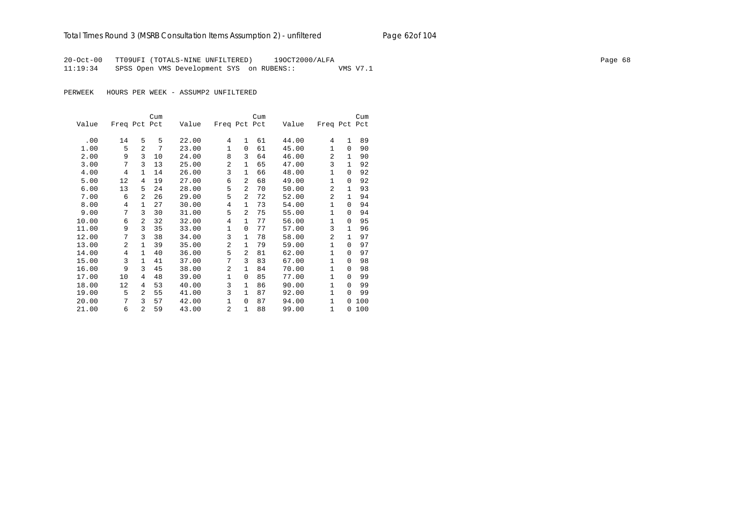20-Oct-00 TT09UFI (TOTALS-NINE UNFILTERED) 19OCT2000/ALFA
11:19:34 SPSS Open VMS Development SYS on RUBENS:: VMS V7.1

PERWEEK HOURS PER WEEK - ASSUMP2 UNFILTERED

| Value | Freq | Pct | Cum Pct | Value | Freq | Pct | Cum Pct | Value | Freq | Pct | Cum Pct |
|---|---|---|---|---|---|---|---|---|---|---|---|
| .00 | 14 | 5 | 5 | 22.00 | 4 | 1 | 61 | 44.00 | 4 | 1 | 89 |
| 1.00 | 5 | 2 | 7 | 23.00 | 1 | 0 | 61 | 45.00 | 1 | 0 | 90 |
| 2.00 | 9 | 3 | 10 | 24.00 | 8 | 3 | 64 | 46.00 | 2 | 1 | 90 |
| 3.00 | 7 | 3 | 13 | 25.00 | 2 | 1 | 65 | 47.00 | 3 | 1 | 92 |
| 4.00 | 4 | 1 | 14 | 26.00 | 3 | 1 | 66 | 48.00 | 1 | 0 | 92 |
| 5.00 | 12 | 4 | 19 | 27.00 | 6 | 2 | 68 | 49.00 | 1 | 0 | 92 |
| 6.00 | 13 | 5 | 24 | 28.00 | 5 | 2 | 70 | 50.00 | 2 | 1 | 93 |
| 7.00 | 6 | 2 | 26 | 29.00 | 5 | 2 | 72 | 52.00 | 2 | 1 | 94 |
| 8.00 | 4 | 1 | 27 | 30.00 | 4 | 1 | 73 | 54.00 | 1 | 0 | 94 |
| 9.00 | 7 | 3 | 30 | 31.00 | 5 | 2 | 75 | 55.00 | 1 | 0 | 94 |
| 10.00 | 6 | 2 | 32 | 32.00 | 4 | 1 | 77 | 56.00 | 1 | 0 | 95 |
| 11.00 | 9 | 3 | 35 | 33.00 | 1 | 0 | 77 | 57.00 | 3 | 1 | 96 |
| 12.00 | 7 | 3 | 38 | 34.00 | 3 | 1 | 78 | 58.00 | 2 | 1 | 97 |
| 13.00 | 2 | 1 | 39 | 35.00 | 2 | 1 | 79 | 59.00 | 1 | 0 | 97 |
| 14.00 | 4 | 1 | 40 | 36.00 | 5 | 2 | 81 | 62.00 | 1 | 0 | 97 |
| 15.00 | 3 | 1 | 41 | 37.00 | 7 | 3 | 83 | 67.00 | 1 | 0 | 98 |
| 16.00 | 9 | 3 | 45 | 38.00 | 2 | 1 | 84 | 70.00 | 1 | 0 | 98 |
| 17.00 | 10 | 4 | 48 | 39.00 | 1 | 0 | 85 | 77.00 | 1 | 0 | 99 |
| 18.00 | 12 | 4 | 53 | 40.00 | 3 | 1 | 86 | 90.00 | 1 | 0 | 99 |
| 19.00 | 5 | 2 | 55 | 41.00 | 3 | 1 | 87 | 92.00 | 1 | 0 | 99 |
| 20.00 | 7 | 3 | 57 | 42.00 | 1 | 0 | 87 | 94.00 | 1 | 0 | 100 |
| 21.00 | 6 | 2 | 59 | 43.00 | 2 | 1 | 88 | 99.00 | 1 | 0 | 100 |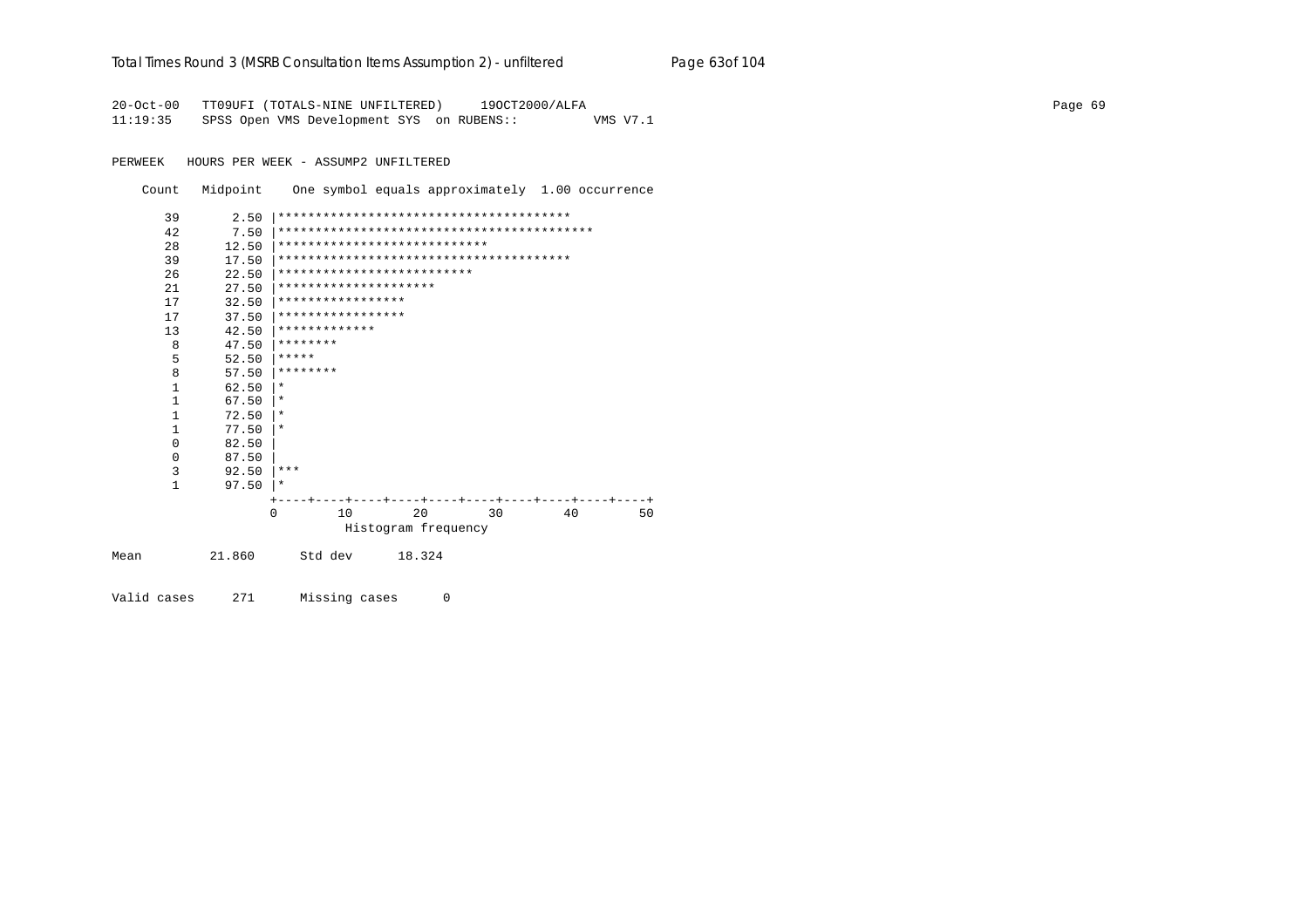```
20-Oct-00   TT09UFI (TOTALS-NINE UNFILTERED)     19OCT2000/ALFA
11:19:35    SPSS Open VMS Development SYS  on RUBENS::          VMS V7.1

PERWEEK   HOURS PER WEEK - ASSUMP2 UNFILTERED

    Count   Midpoint    One symbol equals approximately  1.00 occurrence

       39       2.50 |***************************************
       42       7.50 |******************************************
       28      12.50 |****************************
       39      17.50 |***************************************
       26      22.50 |**************************
       21      27.50 |*********************
       17      32.50 |*****************
       17      37.50 |*****************
       13      42.50 |*************
        8      47.50 |********
        5      52.50 |*****
        8      57.50 |********
        1      62.50 |*
        1      67.50 |*
        1      72.50 |*
        1      77.50 |*
        0      82.50 |
        0      87.50 |
        3      92.50 |***
        1      97.50 |*
                     +----+----+----+----+----+----+----+----+----+----+
                     0        10        20        30        40        50
                                  Histogram frequency

Mean         21.860      Std dev      18.324

Valid cases     271      Missing cases      0
```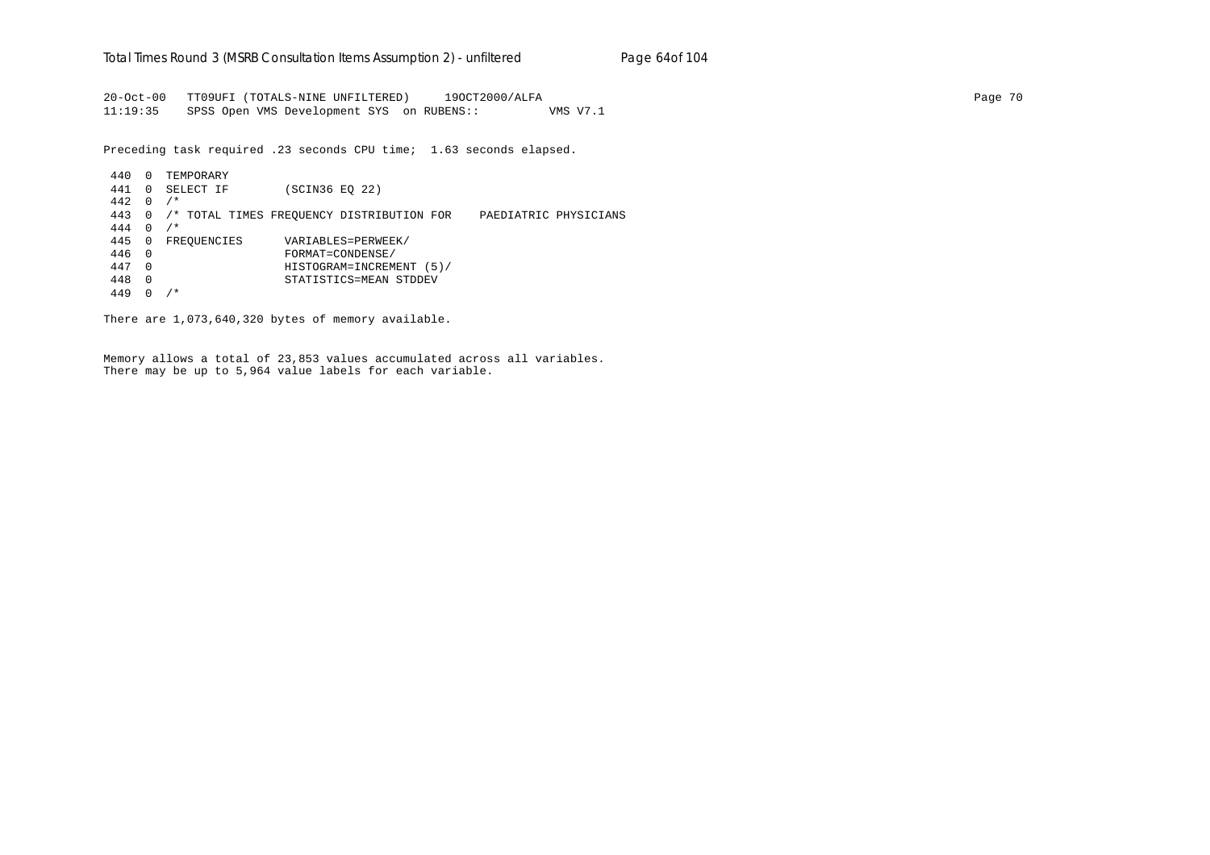20-Oct-00   TT09UFI (TOTALS-NINE UNFILTERED)     19OCT2000/ALFA
11:19:35    SPSS Open VMS Development SYS  on RUBENS::          VMS V7.1

Preceding task required .23 seconds CPU time;  1.63 seconds elapsed.

```
 440  0  TEMPORARY
 441  0  SELECT IF        (SCIN36 EQ 22)
 442  0  /*
 443  0  /* TOTAL TIMES FREQUENCY DISTRIBUTION FOR    PAEDIATRIC PHYSICIANS
 444  0  /*
 445  0  FREQUENCIES      VARIABLES=PERWEEK/
 446  0                   FORMAT=CONDENSE/
 447  0                   HISTOGRAM=INCREMENT (5)/
 448  0                   STATISTICS=MEAN STDDEV
 449  0  /*
```

There are 1,073,640,320 bytes of memory available.

Memory allows a total of 23,853 values accumulated across all variables.
There may be up to 5,964 value labels for each variable.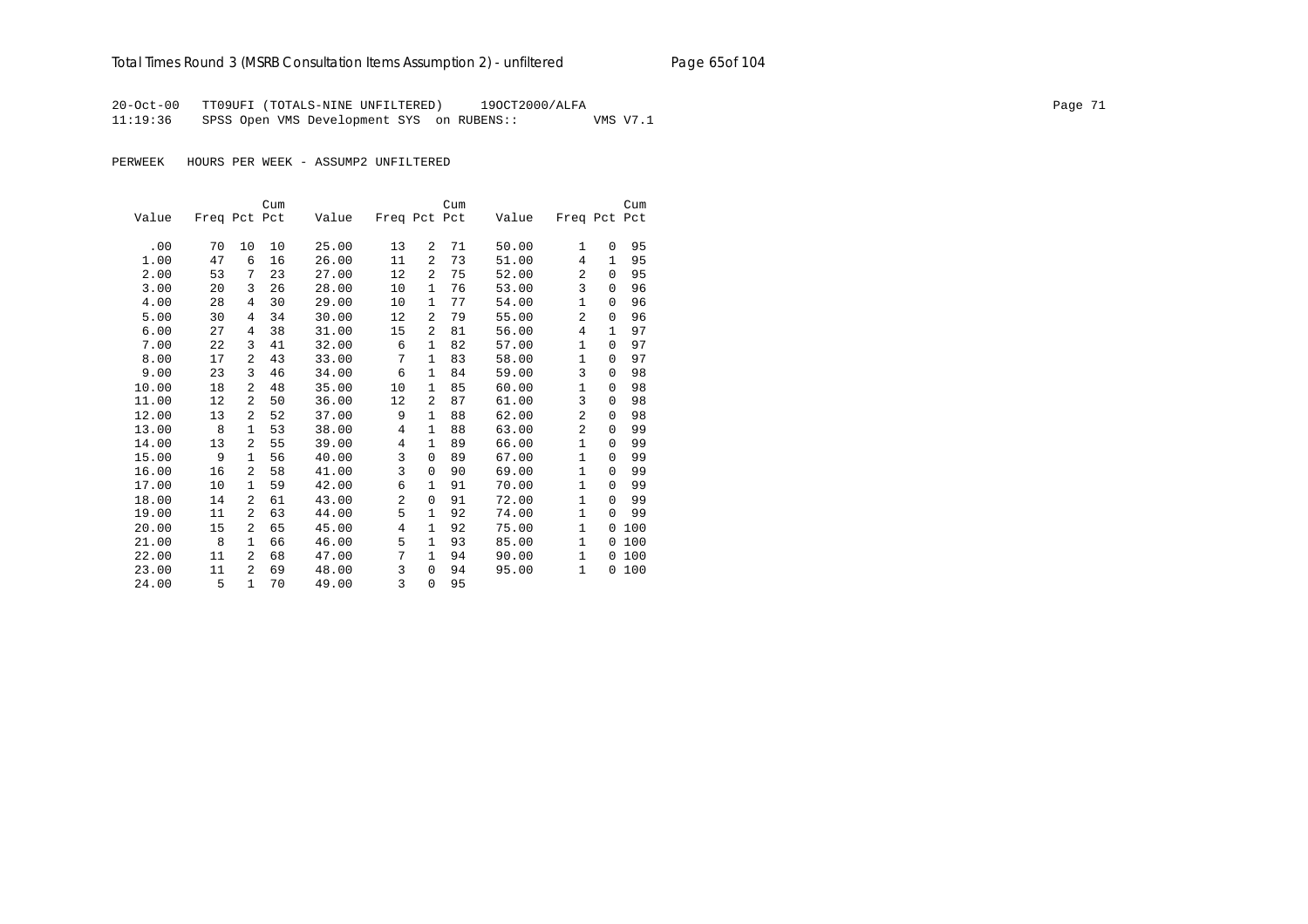20-Oct-00 TT09UFI (TOTALS-NINE UNFILTERED) 19OCT2000/ALFA
11:19:36 SPSS Open VMS Development SYS on RUBENS:: VMS V7.1

PERWEEK HOURS PER WEEK - ASSUMP2 UNFILTERED

| Value | Freq | Pct | Cum Pct | Value | Freq | Pct | Cum Pct | Value | Freq | Pct | Cum Pct |
|---|---|---|---|---|---|---|---|---|---|---|---|
| .00 | 70 | 10 | 10 | 25.00 | 13 | 2 | 71 | 50.00 | 1 | 0 | 95 |
| 1.00 | 47 | 6 | 16 | 26.00 | 11 | 2 | 73 | 51.00 | 4 | 1 | 95 |
| 2.00 | 53 | 7 | 23 | 27.00 | 12 | 2 | 75 | 52.00 | 2 | 0 | 95 |
| 3.00 | 20 | 3 | 26 | 28.00 | 10 | 1 | 76 | 53.00 | 3 | 0 | 96 |
| 4.00 | 28 | 4 | 30 | 29.00 | 10 | 1 | 77 | 54.00 | 1 | 0 | 96 |
| 5.00 | 30 | 4 | 34 | 30.00 | 12 | 2 | 79 | 55.00 | 2 | 0 | 96 |
| 6.00 | 27 | 4 | 38 | 31.00 | 15 | 2 | 81 | 56.00 | 4 | 1 | 97 |
| 7.00 | 22 | 3 | 41 | 32.00 | 6 | 1 | 82 | 57.00 | 1 | 0 | 97 |
| 8.00 | 17 | 2 | 43 | 33.00 | 7 | 1 | 83 | 58.00 | 1 | 0 | 97 |
| 9.00 | 23 | 3 | 46 | 34.00 | 6 | 1 | 84 | 59.00 | 3 | 0 | 98 |
| 10.00 | 18 | 2 | 48 | 35.00 | 10 | 1 | 85 | 60.00 | 1 | 0 | 98 |
| 11.00 | 12 | 2 | 50 | 36.00 | 12 | 2 | 87 | 61.00 | 3 | 0 | 98 |
| 12.00 | 13 | 2 | 52 | 37.00 | 9 | 1 | 88 | 62.00 | 2 | 0 | 98 |
| 13.00 | 8 | 1 | 53 | 38.00 | 4 | 1 | 88 | 63.00 | 2 | 0 | 99 |
| 14.00 | 13 | 2 | 55 | 39.00 | 4 | 1 | 89 | 66.00 | 1 | 0 | 99 |
| 15.00 | 9 | 1 | 56 | 40.00 | 3 | 0 | 89 | 67.00 | 1 | 0 | 99 |
| 16.00 | 16 | 2 | 58 | 41.00 | 3 | 0 | 90 | 69.00 | 1 | 0 | 99 |
| 17.00 | 10 | 1 | 59 | 42.00 | 6 | 1 | 91 | 70.00 | 1 | 0 | 99 |
| 18.00 | 14 | 2 | 61 | 43.00 | 2 | 0 | 91 | 72.00 | 1 | 0 | 99 |
| 19.00 | 11 | 2 | 63 | 44.00 | 5 | 1 | 92 | 74.00 | 1 | 0 | 99 |
| 20.00 | 15 | 2 | 65 | 45.00 | 4 | 1 | 92 | 75.00 | 1 | 0 | 100 |
| 21.00 | 8 | 1 | 66 | 46.00 | 5 | 1 | 93 | 85.00 | 1 | 0 | 100 |
| 22.00 | 11 | 2 | 68 | 47.00 | 7 | 1 | 94 | 90.00 | 1 | 0 | 100 |
| 23.00 | 11 | 2 | 69 | 48.00 | 3 | 0 | 94 | 95.00 | 1 | 0 | 100 |
| 24.00 | 5 | 1 | 70 | 49.00 | 3 | 0 | 95 | | | | |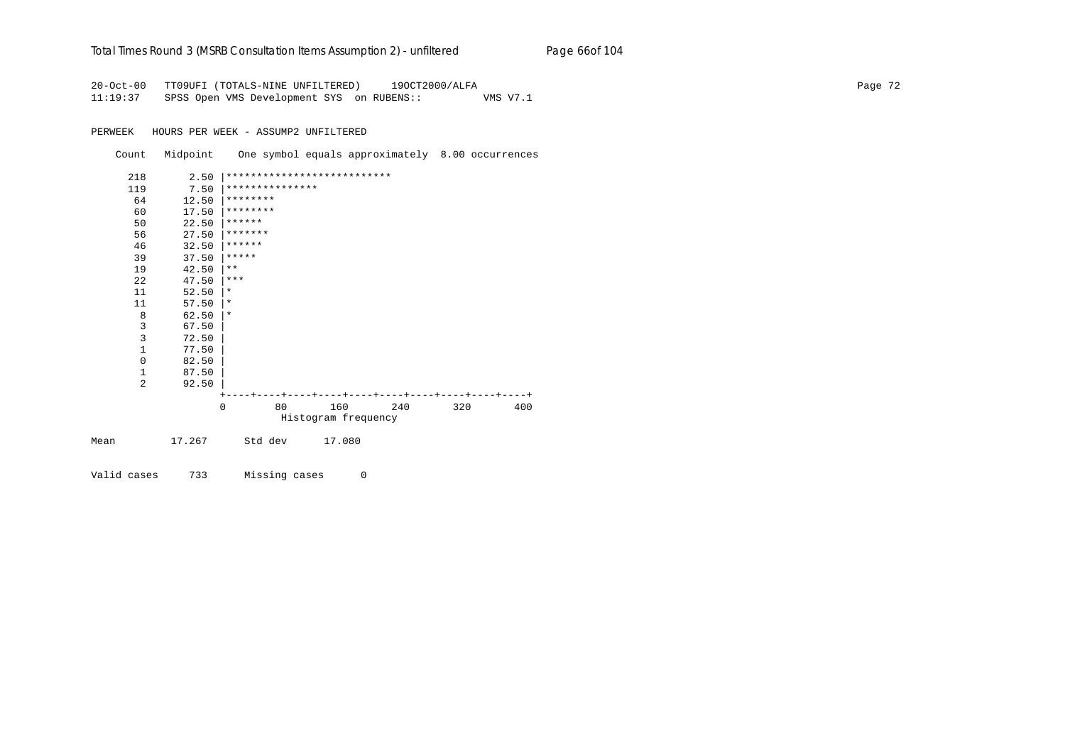```
20-Oct-00   TT09UFI (TOTALS-NINE UNFILTERED)     19OCT2000/ALFA
11:19:37    SPSS Open VMS Development SYS  on RUBENS::          VMS V7.1

PERWEEK   HOURS PER WEEK - ASSUMP2 UNFILTERED

    Count   Midpoint    One symbol equals approximately  8.00 occurrences

      218       2.50 |***************************
      119       7.50 |***************
       64      12.50 |********
       60      17.50 |********
       50      22.50 |******
       56      27.50 |*******
       46      32.50 |******
       39      37.50 |*****
       19      42.50 |**
       22      47.50 |***
       11      52.50 |*
       11      57.50 |*
        8      62.50 |*
        3      67.50 |
        3      72.50 |
        1      77.50 |
        0      82.50 |
        1      87.50 |
        2      92.50 |
                     +----+----+----+----+----+----+----+----+----+----+
                     0        80       160       240       320       400
                                  Histogram frequency

Mean         17.267      Std dev      17.080

Valid cases     733      Missing cases      0
```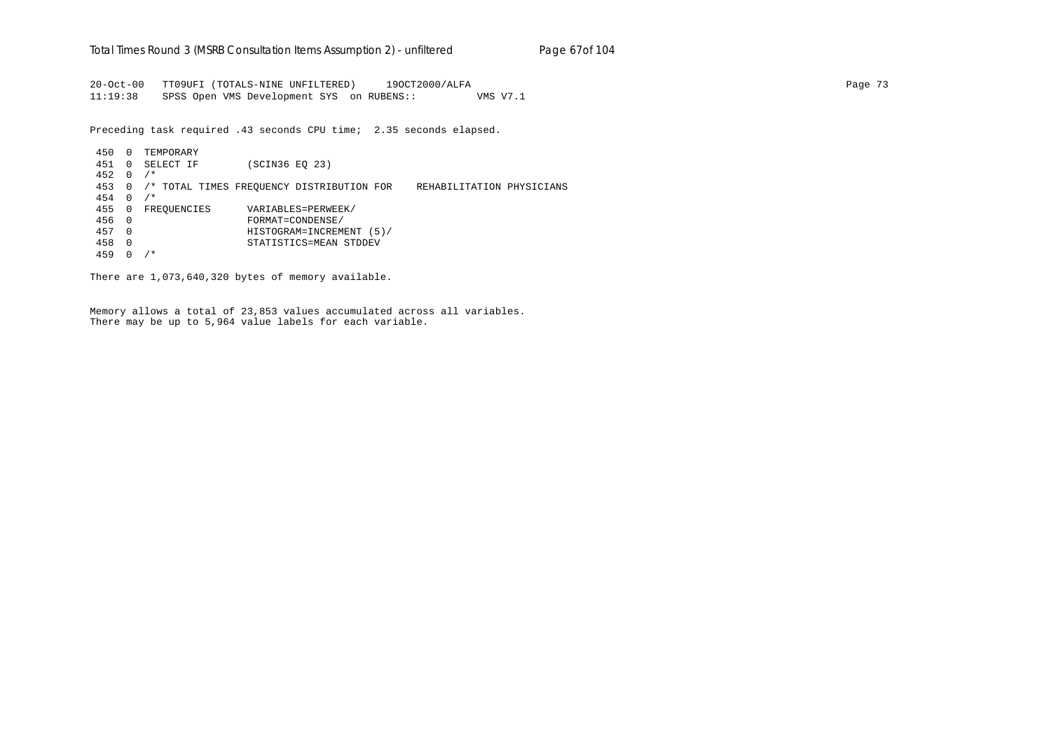```
20-Oct-00   TT09UFI (TOTALS-NINE UNFILTERED)     19OCT2000/ALFA
11:19:38    SPSS Open VMS Development SYS  on RUBENS::          VMS V7.1

Preceding task required .43 seconds CPU time;  2.35 seconds elapsed.

 450  0  TEMPORARY
 451  0  SELECT IF        (SCIN36 EQ 23)
 452  0  /*
 453  0  /* TOTAL TIMES FREQUENCY DISTRIBUTION FOR    REHABILITATION PHYSICIANS
 454  0  /*
 455  0  FREQUENCIES      VARIABLES=PERWEEK/
 456  0                   FORMAT=CONDENSE/
 457  0                   HISTOGRAM=INCREMENT (5)/
 458  0                   STATISTICS=MEAN STDDEV
 459  0  /*

There are 1,073,640,320 bytes of memory available.

Memory allows a total of 23,853 values accumulated across all variables.
There may be up to 5,964 value labels for each variable.
```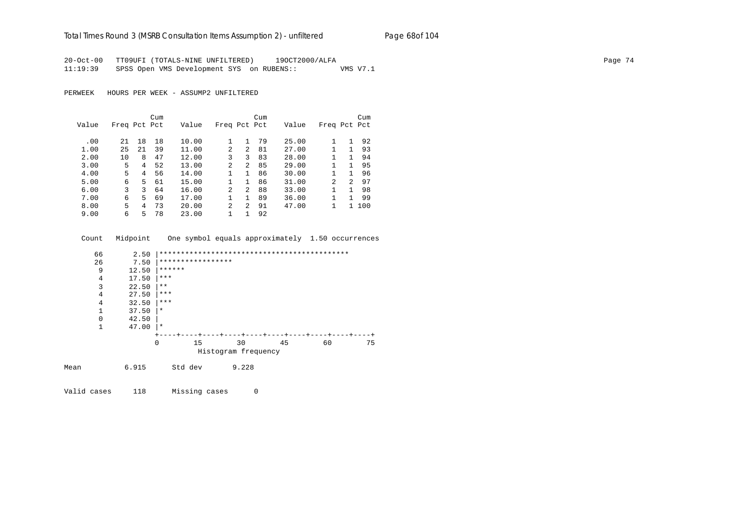20-Oct-00 TT09UFI (TOTALS-NINE UNFILTERED) 19OCT2000/ALFA
11:19:39 SPSS Open VMS Development SYS on RUBENS:: VMS V7.1

PERWEEK HOURS PER WEEK - ASSUMP2 UNFILTERED

| Value | Freq | Pct | Cum Pct | Value | Freq | Pct | Cum Pct | Value | Freq | Pct | Cum Pct |
|---|---|---|---|---|---|---|---|---|---|---|---|
| .00 | 21 | 18 | 18 | 10.00 | 1 | 1 | 79 | 25.00 | 1 | 1 | 92 |
| 1.00 | 25 | 21 | 39 | 11.00 | 2 | 2 | 81 | 27.00 | 1 | 1 | 93 |
| 2.00 | 10 | 8 | 47 | 12.00 | 3 | 3 | 83 | 28.00 | 1 | 1 | 94 |
| 3.00 | 5 | 4 | 52 | 13.00 | 2 | 2 | 85 | 29.00 | 1 | 1 | 95 |
| 4.00 | 5 | 4 | 56 | 14.00 | 1 | 1 | 86 | 30.00 | 1 | 1 | 96 |
| 5.00 | 6 | 5 | 61 | 15.00 | 1 | 1 | 86 | 31.00 | 2 | 2 | 97 |
| 6.00 | 3 | 3 | 64 | 16.00 | 2 | 2 | 88 | 33.00 | 1 | 1 | 98 |
| 7.00 | 6 | 5 | 69 | 17.00 | 1 | 1 | 89 | 36.00 | 1 | 1 | 99 |
| 8.00 | 5 | 4 | 73 | 20.00 | 2 | 2 | 91 | 47.00 | 1 | 1 | 100 |
| 9.00 | 6 | 5 | 78 | 23.00 | 1 | 1 | 92 | | | | |

```
 Count   Midpoint    One symbol equals approximately  1.50 occurrences

    66       2.50 |********************************************
    26       7.50 |*****************
     9      12.50 |******
     4      17.50 |***
     3      22.50 |**
     4      27.50 |***
     4      32.50 |***
     1      37.50 |*
     0      42.50 |
     1      47.00 |*
                  +----+----+----+----+----+----+----+----+----+----+
                  0        15        30        45        60        75
                            Histogram frequency
```

Mean 6.915 Std dev 9.228

Valid cases 118 Missing cases 0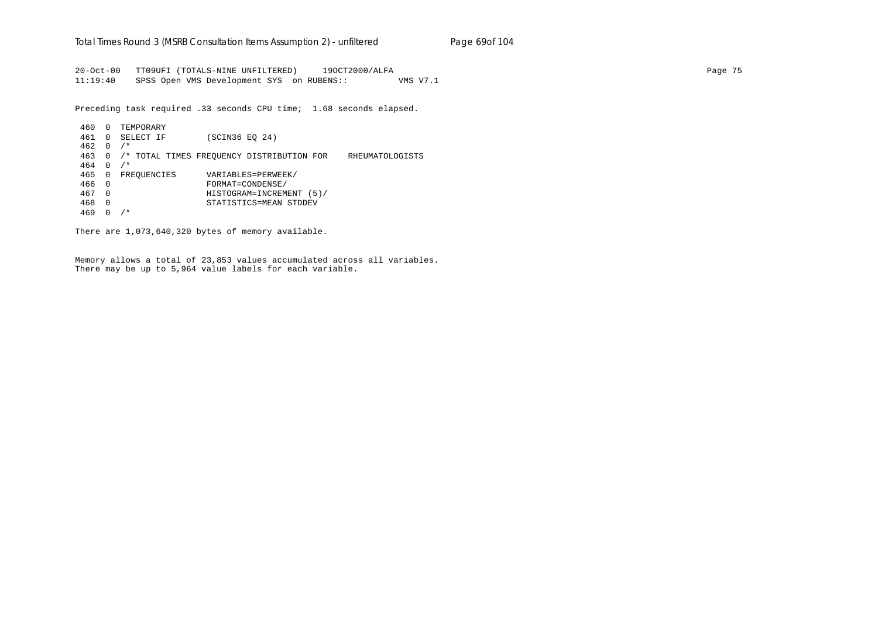```
20-Oct-00   TT09UFI (TOTALS-NINE UNFILTERED)     19OCT2000/ALFA
11:19:40    SPSS Open VMS Development SYS  on RUBENS::          VMS V7.1

Preceding task required .33 seconds CPU time;  1.68 seconds elapsed.

 460  0  TEMPORARY
 461  0  SELECT IF        (SCIN36 EQ 24)
 462  0  /*
 463  0  /* TOTAL TIMES FREQUENCY DISTRIBUTION FOR    RHEUMATOLOGISTS
 464  0  /*
 465  0  FREQUENCIES      VARIABLES=PERWEEK/
 466  0                   FORMAT=CONDENSE/
 467  0                   HISTOGRAM=INCREMENT (5)/
 468  0                   STATISTICS=MEAN STDDEV
 469  0  /*

There are 1,073,640,320 bytes of memory available.

Memory allows a total of 23,853 values accumulated across all variables.
There may be up to 5,964 value labels for each variable.
```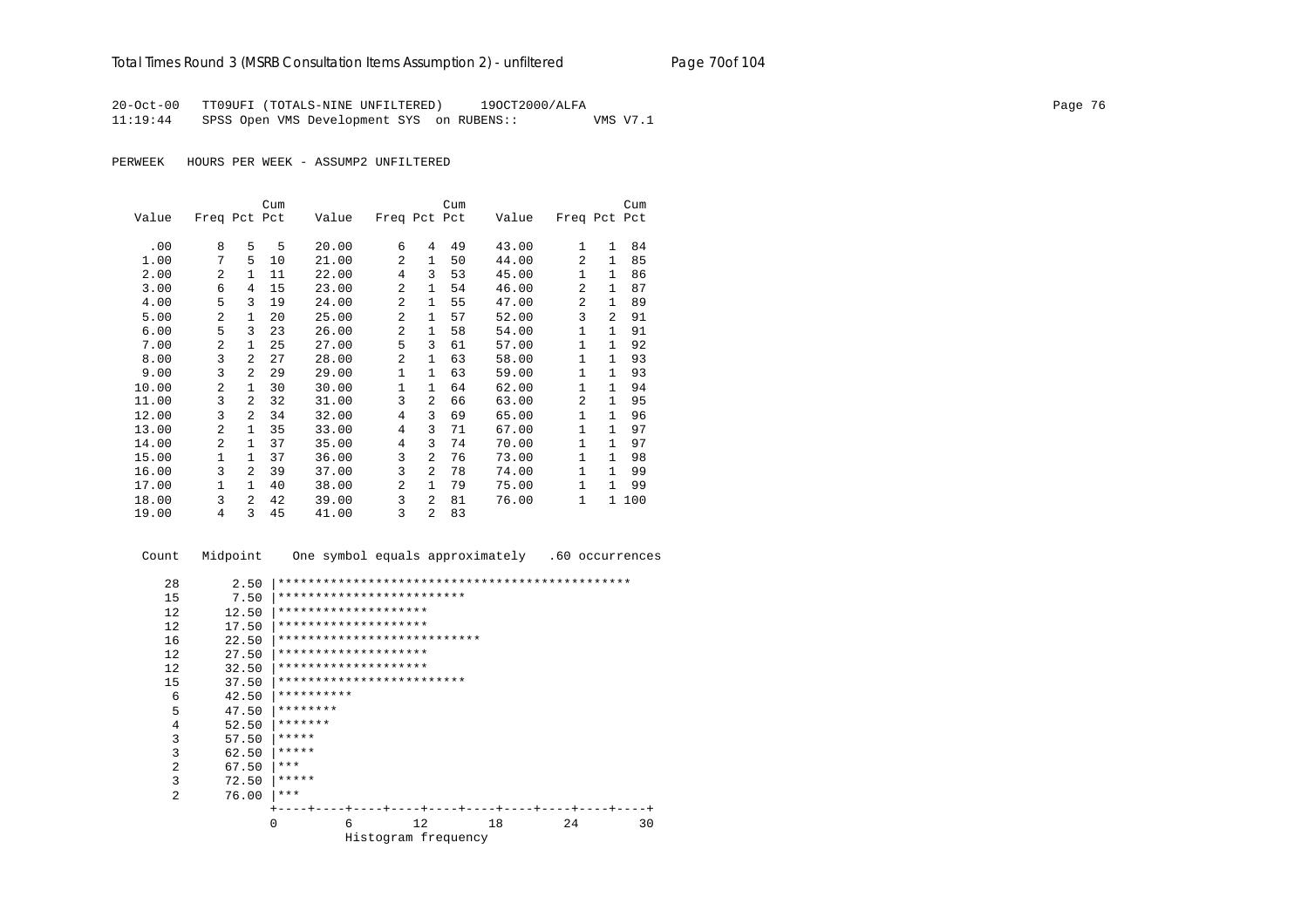20-Oct-00 TT09UFI (TOTALS-NINE UNFILTERED) 19OCT2000/ALFA
11:19:44 SPSS Open VMS Development SYS on RUBENS:: VMS V7.1

PERWEEK HOURS PER WEEK - ASSUMP2 UNFILTERED

| Value | Freq | Pct | Cum Pct | Value | Freq | Pct | Cum Pct | Value | Freq | Pct | Cum Pct |
|---|---|---|---|---|---|---|---|---|---|---|---|
| .00 | 8 | 5 | 5 | 20.00 | 6 | 4 | 49 | 43.00 | 1 | 1 | 84 |
| 1.00 | 7 | 5 | 10 | 21.00 | 2 | 1 | 50 | 44.00 | 2 | 1 | 85 |
| 2.00 | 2 | 1 | 11 | 22.00 | 4 | 3 | 53 | 45.00 | 1 | 1 | 86 |
| 3.00 | 6 | 4 | 15 | 23.00 | 2 | 1 | 54 | 46.00 | 2 | 1 | 87 |
| 4.00 | 5 | 3 | 19 | 24.00 | 2 | 1 | 55 | 47.00 | 2 | 1 | 89 |
| 5.00 | 2 | 1 | 20 | 25.00 | 2 | 1 | 57 | 52.00 | 3 | 2 | 91 |
| 6.00 | 5 | 3 | 23 | 26.00 | 2 | 1 | 58 | 54.00 | 1 | 1 | 91 |
| 7.00 | 2 | 1 | 25 | 27.00 | 5 | 3 | 61 | 57.00 | 1 | 1 | 92 |
| 8.00 | 3 | 2 | 27 | 28.00 | 2 | 1 | 63 | 58.00 | 1 | 1 | 93 |
| 9.00 | 3 | 2 | 29 | 29.00 | 1 | 1 | 63 | 59.00 | 1 | 1 | 93 |
| 10.00 | 2 | 1 | 30 | 30.00 | 1 | 1 | 64 | 62.00 | 1 | 1 | 94 |
| 11.00 | 3 | 2 | 32 | 31.00 | 3 | 2 | 66 | 63.00 | 2 | 1 | 95 |
| 12.00 | 3 | 2 | 34 | 32.00 | 4 | 3 | 69 | 65.00 | 1 | 1 | 96 |
| 13.00 | 2 | 1 | 35 | 33.00 | 4 | 3 | 71 | 67.00 | 1 | 1 | 97 |
| 14.00 | 2 | 1 | 37 | 35.00 | 4 | 3 | 74 | 70.00 | 1 | 1 | 97 |
| 15.00 | 1 | 1 | 37 | 36.00 | 3 | 2 | 76 | 73.00 | 1 | 1 | 98 |
| 16.00 | 3 | 2 | 39 | 37.00 | 3 | 2 | 78 | 74.00 | 1 | 1 | 99 |
| 17.00 | 1 | 1 | 40 | 38.00 | 2 | 1 | 79 | 75.00 | 1 | 1 | 99 |
| 18.00 | 3 | 2 | 42 | 39.00 | 3 | 2 | 81 | 76.00 | 1 | 1 | 100 |
| 19.00 | 4 | 3 | 45 | 41.00 | 3 | 2 | 83 | | | | |

```
Count   Midpoint    One symbol equals approximately   .60 occurrences

   28       2.50 |***********************************************
   15       7.50 |*************************
   12      12.50 |********************
   12      17.50 |********************
   16      22.50 |***************************
   12      27.50 |********************
   12      32.50 |********************
   15      37.50 |*************************
    6      42.50 |**********
    5      47.50 |********
    4      52.50 |*******
    3      57.50 |*****
    3      62.50 |*****
    2      67.50 |***
    3      72.50 |*****
    2      76.00 |***
                 +----+----+----+----+----+----+----+----+----+----+
                 0         6        12        18        24        30
                           Histogram frequency
```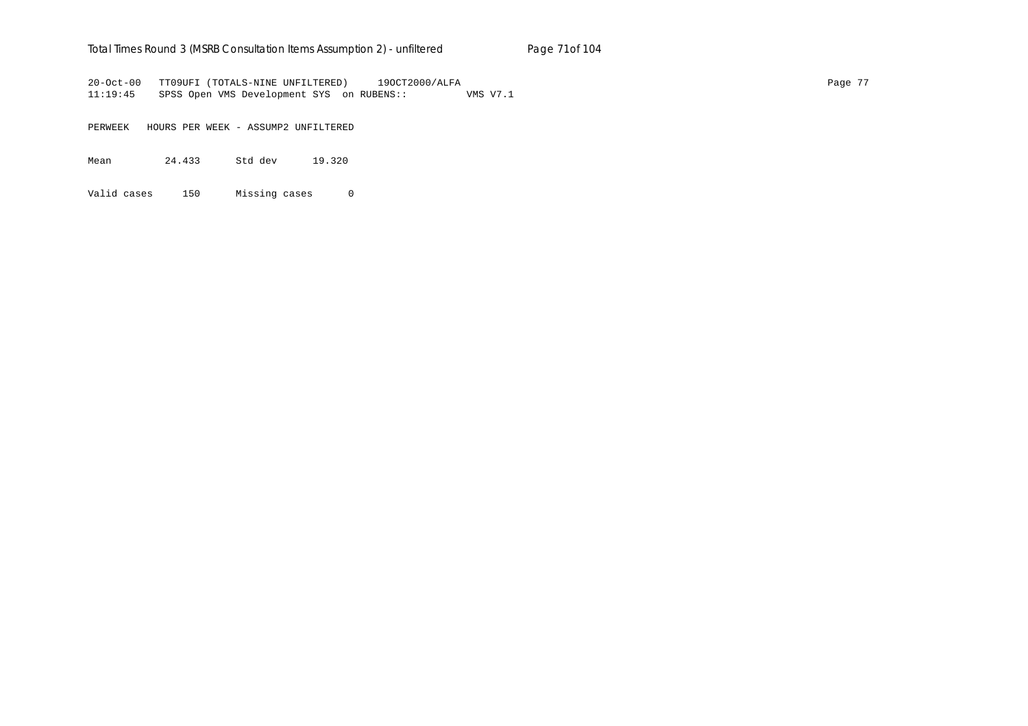```
20-Oct-00   TT09UFI (TOTALS-NINE UNFILTERED)     19OCT2000/ALFA
11:19:45    SPSS Open VMS Development SYS  on RUBENS::         VMS V7.1

PERWEEK   HOURS PER WEEK - ASSUMP2 UNFILTERED

Mean          24.433      Std dev      19.320

Valid cases     150      Missing cases      0
```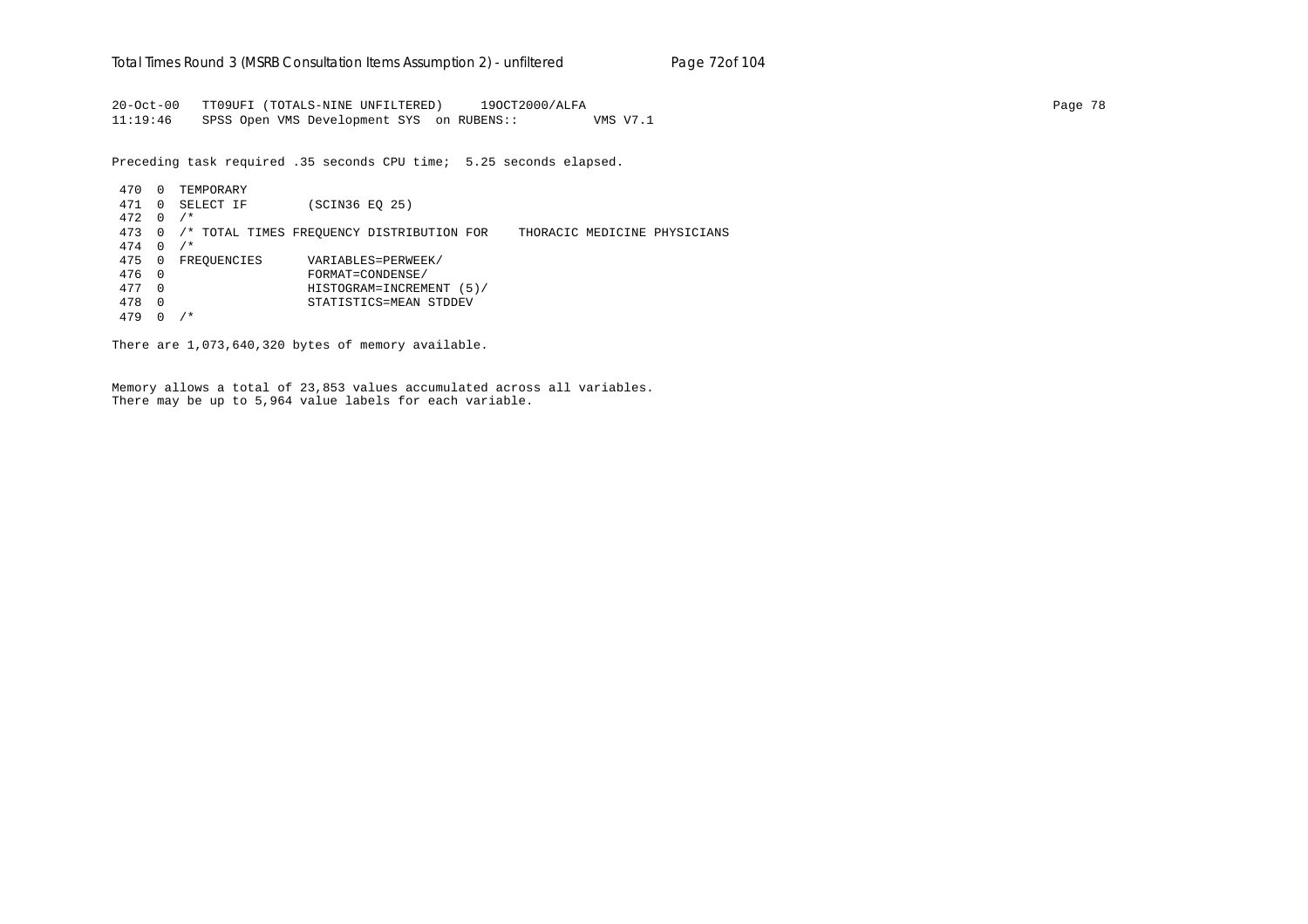```
20-Oct-00   TT09UFI (TOTALS-NINE UNFILTERED)     19OCT2000/ALFA
11:19:46    SPSS Open VMS Development SYS  on RUBENS::          VMS V7.1

Preceding task required .35 seconds CPU time;  5.25 seconds elapsed.

 470  0  TEMPORARY
 471  0  SELECT IF        (SCIN36 EQ 25)
 472  0  /*
 473  0  /* TOTAL TIMES FREQUENCY DISTRIBUTION FOR    THORACIC MEDICINE PHYSICIANS
 474  0  /*
 475  0  FREQUENCIES      VARIABLES=PERWEEK/
 476  0                   FORMAT=CONDENSE/
 477  0                   HISTOGRAM=INCREMENT (5)/
 478  0                   STATISTICS=MEAN STDDEV
 479  0  /*

There are 1,073,640,320 bytes of memory available.

Memory allows a total of 23,853 values accumulated across all variables.
There may be up to 5,964 value labels for each variable.
```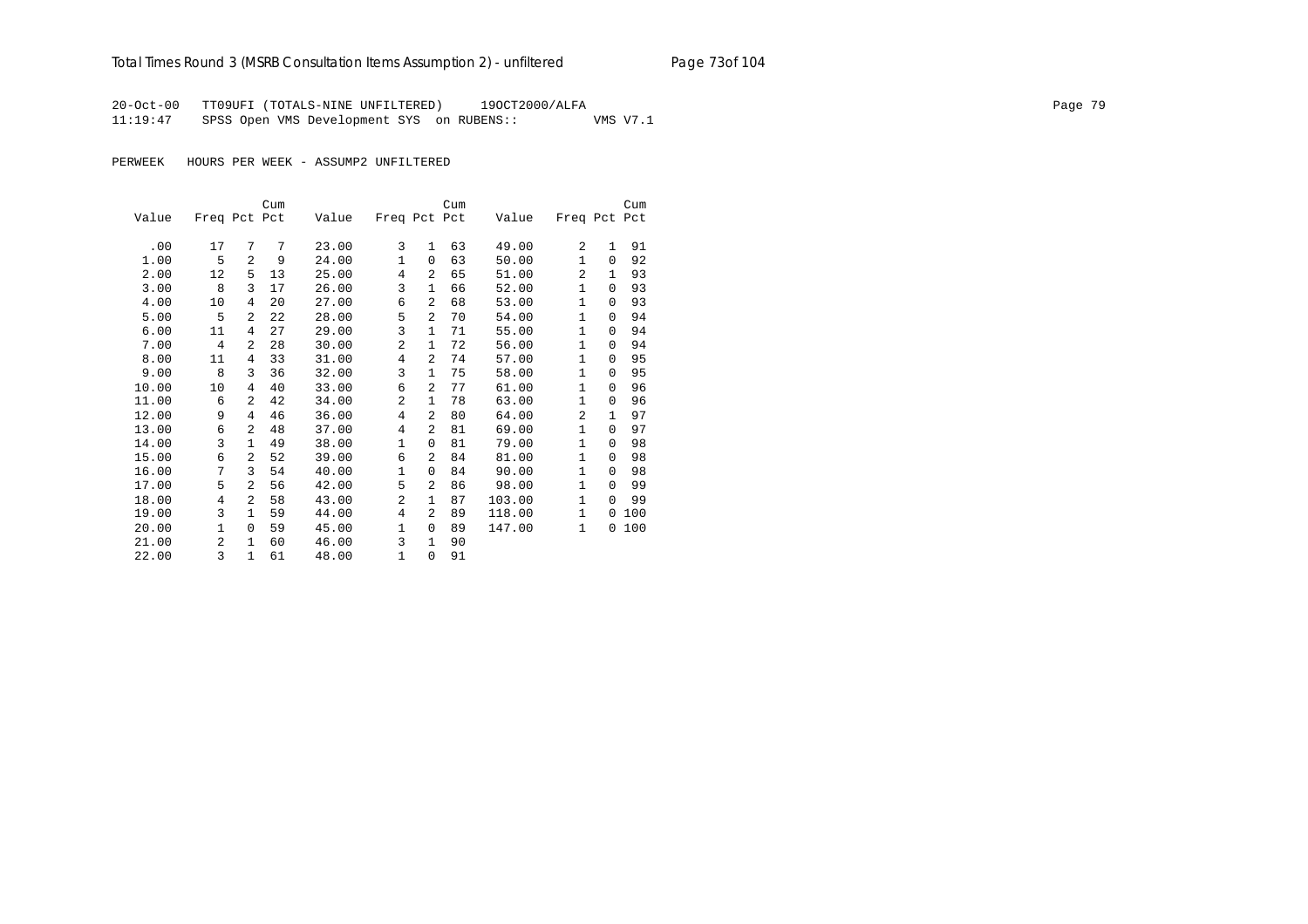20-Oct-00 TT09UFI (TOTALS-NINE UNFILTERED) 19OCT2000/ALFA
11:19:47 SPSS Open VMS Development SYS on RUBENS:: VMS V7.1

PERWEEK HOURS PER WEEK - ASSUMP2 UNFILTERED

| Value | Freq | Pct | Cum Pct | Value | Freq | Pct | Cum Pct | Value | Freq | Pct | Cum Pct |
|---|---|---|---|---|---|---|---|---|---|---|---|
| .00 | 17 | 7 | 7 | 23.00 | 3 | 1 | 63 | 49.00 | 2 | 1 | 91 |
| 1.00 | 5 | 2 | 9 | 24.00 | 1 | 0 | 63 | 50.00 | 1 | 0 | 92 |
| 2.00 | 12 | 5 | 13 | 25.00 | 4 | 2 | 65 | 51.00 | 2 | 1 | 93 |
| 3.00 | 8 | 3 | 17 | 26.00 | 3 | 1 | 66 | 52.00 | 1 | 0 | 93 |
| 4.00 | 10 | 4 | 20 | 27.00 | 6 | 2 | 68 | 53.00 | 1 | 0 | 93 |
| 5.00 | 5 | 2 | 22 | 28.00 | 5 | 2 | 70 | 54.00 | 1 | 0 | 94 |
| 6.00 | 11 | 4 | 27 | 29.00 | 3 | 1 | 71 | 55.00 | 1 | 0 | 94 |
| 7.00 | 4 | 2 | 28 | 30.00 | 2 | 1 | 72 | 56.00 | 1 | 0 | 94 |
| 8.00 | 11 | 4 | 33 | 31.00 | 4 | 2 | 74 | 57.00 | 1 | 0 | 95 |
| 9.00 | 8 | 3 | 36 | 32.00 | 3 | 1 | 75 | 58.00 | 1 | 0 | 95 |
| 10.00 | 10 | 4 | 40 | 33.00 | 6 | 2 | 77 | 61.00 | 1 | 0 | 96 |
| 11.00 | 6 | 2 | 42 | 34.00 | 2 | 1 | 78 | 63.00 | 1 | 0 | 96 |
| 12.00 | 9 | 4 | 46 | 36.00 | 4 | 2 | 80 | 64.00 | 2 | 1 | 97 |
| 13.00 | 6 | 2 | 48 | 37.00 | 4 | 2 | 81 | 69.00 | 1 | 0 | 97 |
| 14.00 | 3 | 1 | 49 | 38.00 | 1 | 0 | 81 | 79.00 | 1 | 0 | 98 |
| 15.00 | 6 | 2 | 52 | 39.00 | 6 | 2 | 84 | 81.00 | 1 | 0 | 98 |
| 16.00 | 7 | 3 | 54 | 40.00 | 1 | 0 | 84 | 90.00 | 1 | 0 | 98 |
| 17.00 | 5 | 2 | 56 | 42.00 | 5 | 2 | 86 | 98.00 | 1 | 0 | 99 |
| 18.00 | 4 | 2 | 58 | 43.00 | 2 | 1 | 87 | 103.00 | 1 | 0 | 99 |
| 19.00 | 3 | 1 | 59 | 44.00 | 4 | 2 | 89 | 118.00 | 1 | 0 | 100 |
| 20.00 | 1 | 0 | 59 | 45.00 | 1 | 0 | 89 | 147.00 | 1 | 0 | 100 |
| 21.00 | 2 | 1 | 60 | 46.00 | 3 | 1 | 90 | | | | |
| 22.00 | 3 | 1 | 61 | 48.00 | 1 | 0 | 91 | | | | |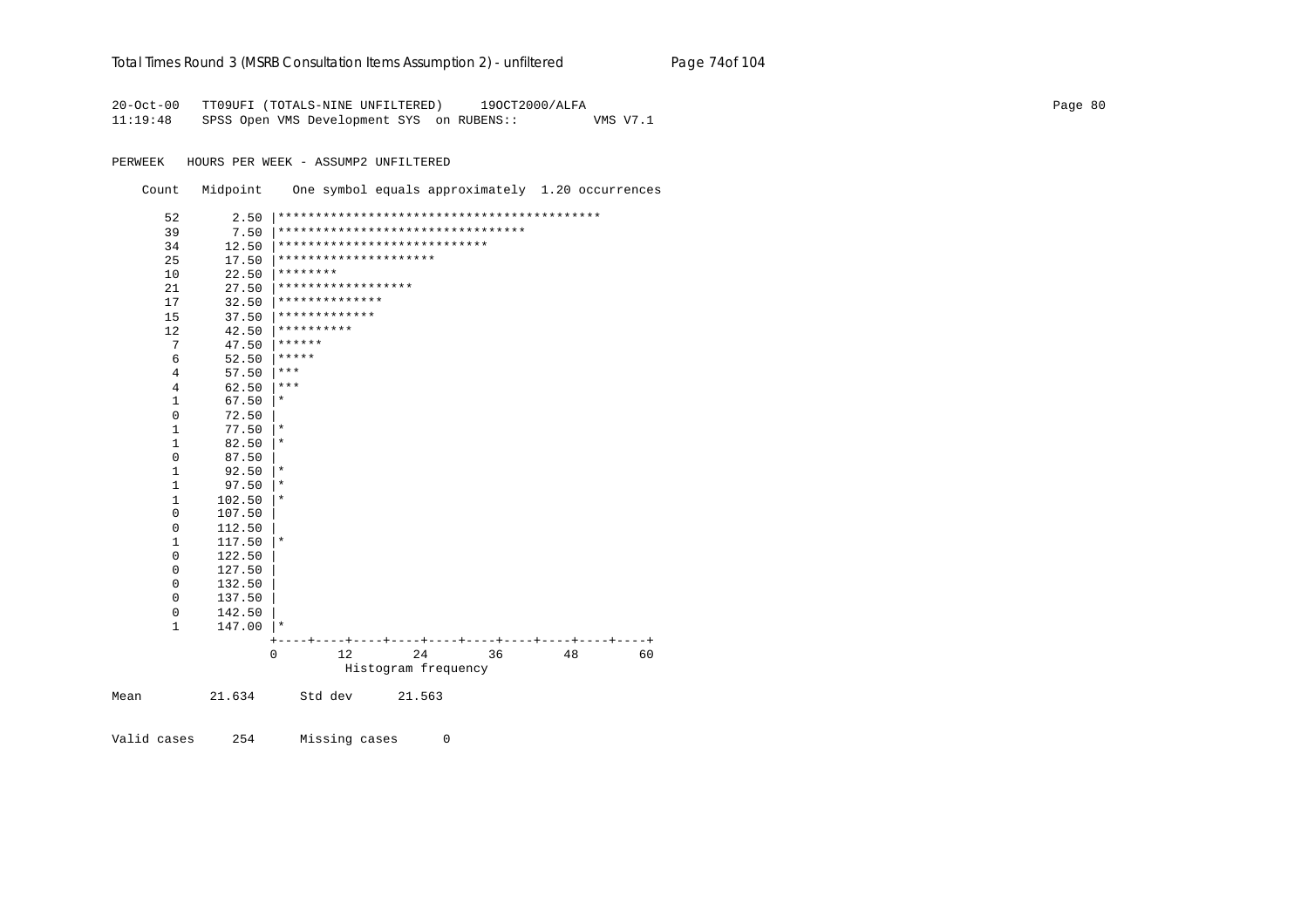20-Oct-00 TT09UFI (TOTALS-NINE UNFILTERED) 19OCT2000/ALFA
11:19:48 SPSS Open VMS Development SYS on RUBENS:: VMS V7.1

PERWEEK HOURS PER WEEK - ASSUMP2 UNFILTERED

```
    Count   Midpoint    One symbol equals approximately  1.20 occurrences

      52       2.50 |*******************************************
      39       7.50 |*********************************
      34      12.50 |****************************
      25      17.50 |*********************
      10      22.50 |********
      21      27.50 |******************
      17      32.50 |**************
      15      37.50 |*************
      12      42.50 |**********
       7      47.50 |******
       6      52.50 |*****
       4      57.50 |***
       4      62.50 |***
       1      67.50 |*
       0      72.50 |
       1      77.50 |*
       1      82.50 |*
       0      87.50 |
       1      92.50 |*
       1      97.50 |*
       1     102.50 |*
       0     107.50 |
       0     112.50 |
       1     117.50 |*
       0     122.50 |
       0     127.50 |
       0     132.50 |
       0     137.50 |
       0     142.50 |
       1     147.00 |*
                    +----+----+----+----+----+----+----+----+----+----+
                    0        12        24        36        48        60
                              Histogram frequency

Mean         21.634      Std dev      21.563


Valid cases     254      Missing cases      0
```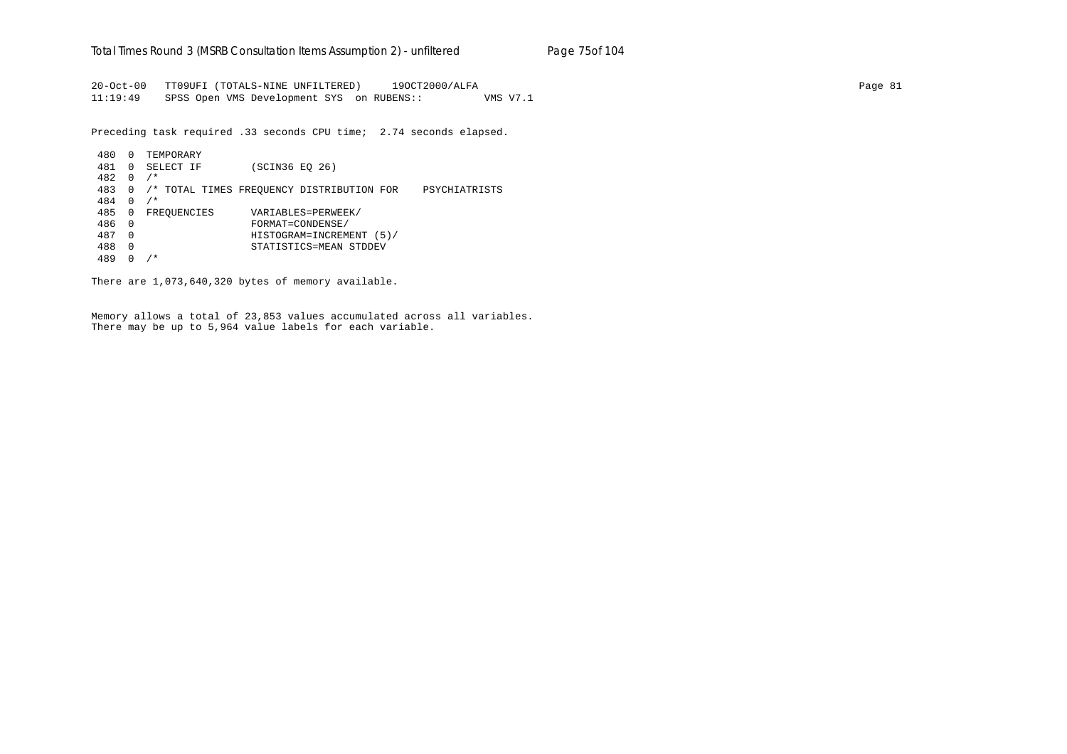```
20-Oct-00   TT09UFI (TOTALS-NINE UNFILTERED)     19OCT2000/ALFA
11:19:49    SPSS Open VMS Development SYS  on RUBENS::          VMS V7.1

Preceding task required .33 seconds CPU time;  2.74 seconds elapsed.

 480  0  TEMPORARY
 481  0  SELECT IF        (SCIN36 EQ 26)
 482  0  /*
 483  0  /* TOTAL TIMES FREQUENCY DISTRIBUTION FOR    PSYCHIATRISTS
 484  0  /*
 485  0  FREQUENCIES      VARIABLES=PERWEEK/
 486  0                   FORMAT=CONDENSE/
 487  0                   HISTOGRAM=INCREMENT (5)/
 488  0                   STATISTICS=MEAN STDDEV
 489  0  /*

There are 1,073,640,320 bytes of memory available.


Memory allows a total of 23,853 values accumulated across all variables.
There may be up to 5,964 value labels for each variable.
```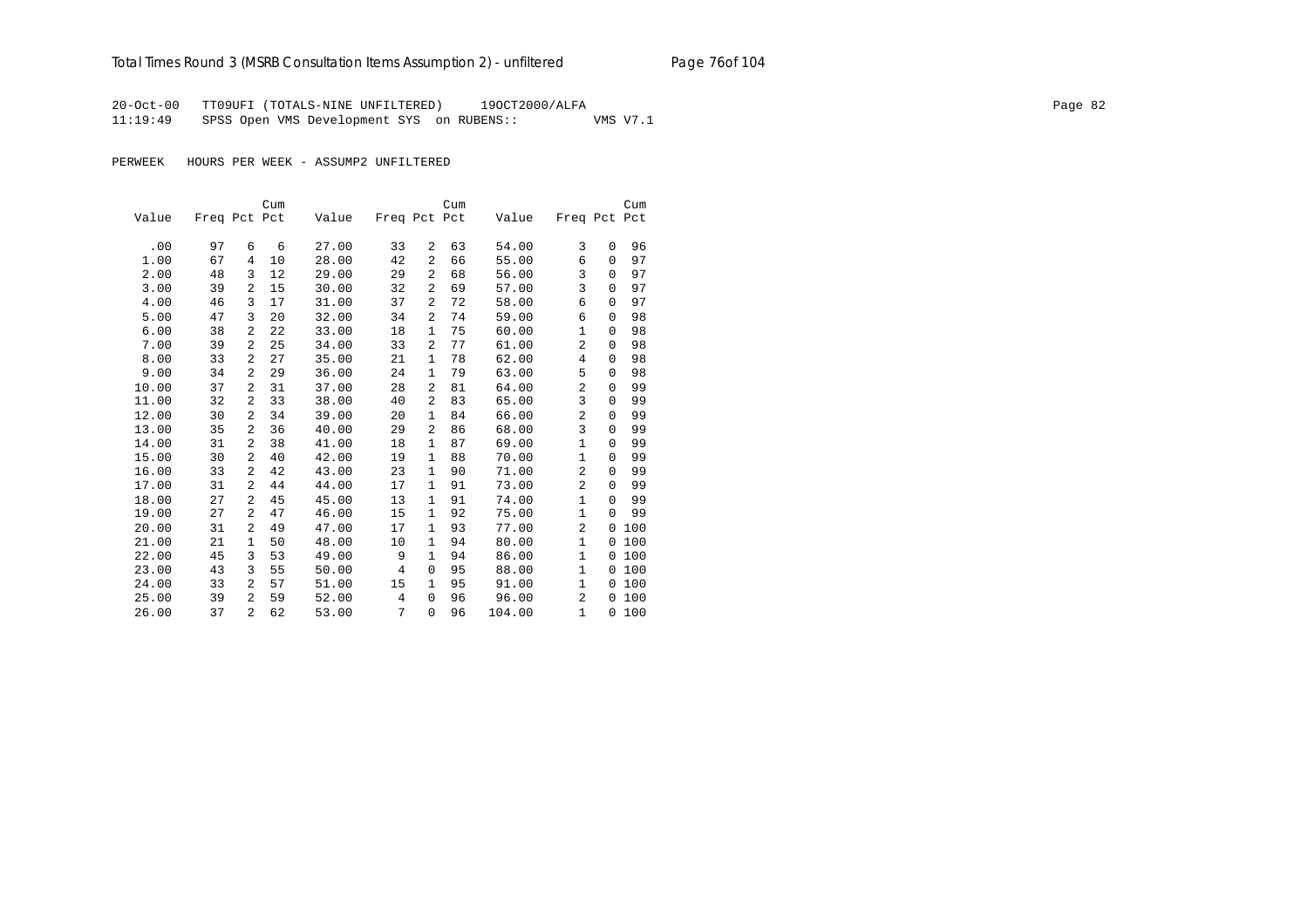20-Oct-00 TT09UFI (TOTALS-NINE UNFILTERED) 19OCT2000/ALFA
11:19:49 SPSS Open VMS Development SYS on RUBENS:: VMS V7.1

PERWEEK HOURS PER WEEK - ASSUMP2 UNFILTERED

| Value | Freq | Pct | Cum Pct | Value | Freq | Pct | Cum Pct | Value | Freq | Pct | Cum Pct |
|---|---|---|---|---|---|---|---|---|---|---|---|
| .00 | 97 | 6 | 6 | 27.00 | 33 | 2 | 63 | 54.00 | 3 | 0 | 96 |
| 1.00 | 67 | 4 | 10 | 28.00 | 42 | 2 | 66 | 55.00 | 6 | 0 | 97 |
| 2.00 | 48 | 3 | 12 | 29.00 | 29 | 2 | 68 | 56.00 | 3 | 0 | 97 |
| 3.00 | 39 | 2 | 15 | 30.00 | 32 | 2 | 69 | 57.00 | 3 | 0 | 97 |
| 4.00 | 46 | 3 | 17 | 31.00 | 37 | 2 | 72 | 58.00 | 6 | 0 | 97 |
| 5.00 | 47 | 3 | 20 | 32.00 | 34 | 2 | 74 | 59.00 | 6 | 0 | 98 |
| 6.00 | 38 | 2 | 22 | 33.00 | 18 | 1 | 75 | 60.00 | 1 | 0 | 98 |
| 7.00 | 39 | 2 | 25 | 34.00 | 33 | 2 | 77 | 61.00 | 2 | 0 | 98 |
| 8.00 | 33 | 2 | 27 | 35.00 | 21 | 1 | 78 | 62.00 | 4 | 0 | 98 |
| 9.00 | 34 | 2 | 29 | 36.00 | 24 | 1 | 79 | 63.00 | 5 | 0 | 98 |
| 10.00 | 37 | 2 | 31 | 37.00 | 28 | 2 | 81 | 64.00 | 2 | 0 | 99 |
| 11.00 | 32 | 2 | 33 | 38.00 | 40 | 2 | 83 | 65.00 | 3 | 0 | 99 |
| 12.00 | 30 | 2 | 34 | 39.00 | 20 | 1 | 84 | 66.00 | 2 | 0 | 99 |
| 13.00 | 35 | 2 | 36 | 40.00 | 29 | 2 | 86 | 68.00 | 3 | 0 | 99 |
| 14.00 | 31 | 2 | 38 | 41.00 | 18 | 1 | 87 | 69.00 | 1 | 0 | 99 |
| 15.00 | 30 | 2 | 40 | 42.00 | 19 | 1 | 88 | 70.00 | 1 | 0 | 99 |
| 16.00 | 33 | 2 | 42 | 43.00 | 23 | 1 | 90 | 71.00 | 2 | 0 | 99 |
| 17.00 | 31 | 2 | 44 | 44.00 | 17 | 1 | 91 | 73.00 | 2 | 0 | 99 |
| 18.00 | 27 | 2 | 45 | 45.00 | 13 | 1 | 91 | 74.00 | 1 | 0 | 99 |
| 19.00 | 27 | 2 | 47 | 46.00 | 15 | 1 | 92 | 75.00 | 1 | 0 | 99 |
| 20.00 | 31 | 2 | 49 | 47.00 | 17 | 1 | 93 | 77.00 | 2 | 0 | 100 |
| 21.00 | 21 | 1 | 50 | 48.00 | 10 | 1 | 94 | 80.00 | 1 | 0 | 100 |
| 22.00 | 45 | 3 | 53 | 49.00 | 9 | 1 | 94 | 86.00 | 1 | 0 | 100 |
| 23.00 | 43 | 3 | 55 | 50.00 | 4 | 0 | 95 | 88.00 | 1 | 0 | 100 |
| 24.00 | 33 | 2 | 57 | 51.00 | 15 | 1 | 95 | 91.00 | 1 | 0 | 100 |
| 25.00 | 39 | 2 | 59 | 52.00 | 4 | 0 | 96 | 96.00 | 2 | 0 | 100 |
| 26.00 | 37 | 2 | 62 | 53.00 | 7 | 0 | 96 | 104.00 | 1 | 0 | 100 |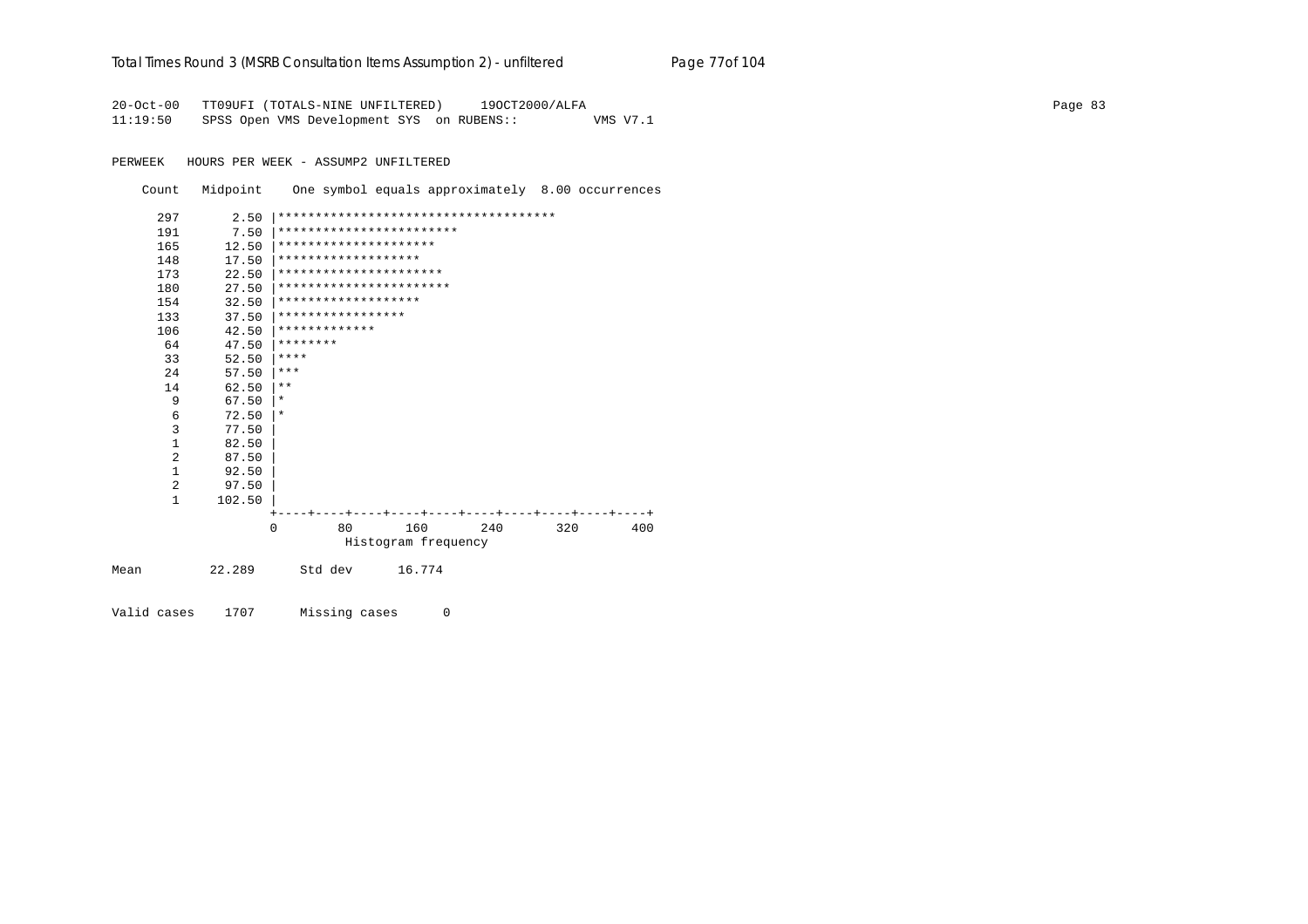```
20-Oct-00   TT09UFI (TOTALS-NINE UNFILTERED)     19OCT2000/ALFA
11:19:50    SPSS Open VMS Development SYS  on RUBENS::          VMS V7.1

PERWEEK   HOURS PER WEEK - ASSUMP2 UNFILTERED

    Count   Midpoint    One symbol equals approximately  8.00 occurrences

      297       2.50 |*************************************
      191       7.50 |************************
      165      12.50 |*********************
      148      17.50 |*******************
      173      22.50 |**********************
      180      27.50 |***********************
      154      32.50 |*******************
      133      37.50 |*****************
      106      42.50 |*************
       64      47.50 |********
       33      52.50 |****
       24      57.50 |***
       14      62.50 |**
        9      67.50 |*
        6      72.50 |*
        3      77.50 |
        1      82.50 |
        2      87.50 |
        1      92.50 |
        2      97.50 |
        1     102.50 |
                     +----+----+----+----+----+----+----+----+----+----+
                     0        80       160       240       320       400
                                 Histogram frequency

Mean          22.289      Std dev      16.774

Valid cases    1707      Missing cases      0
```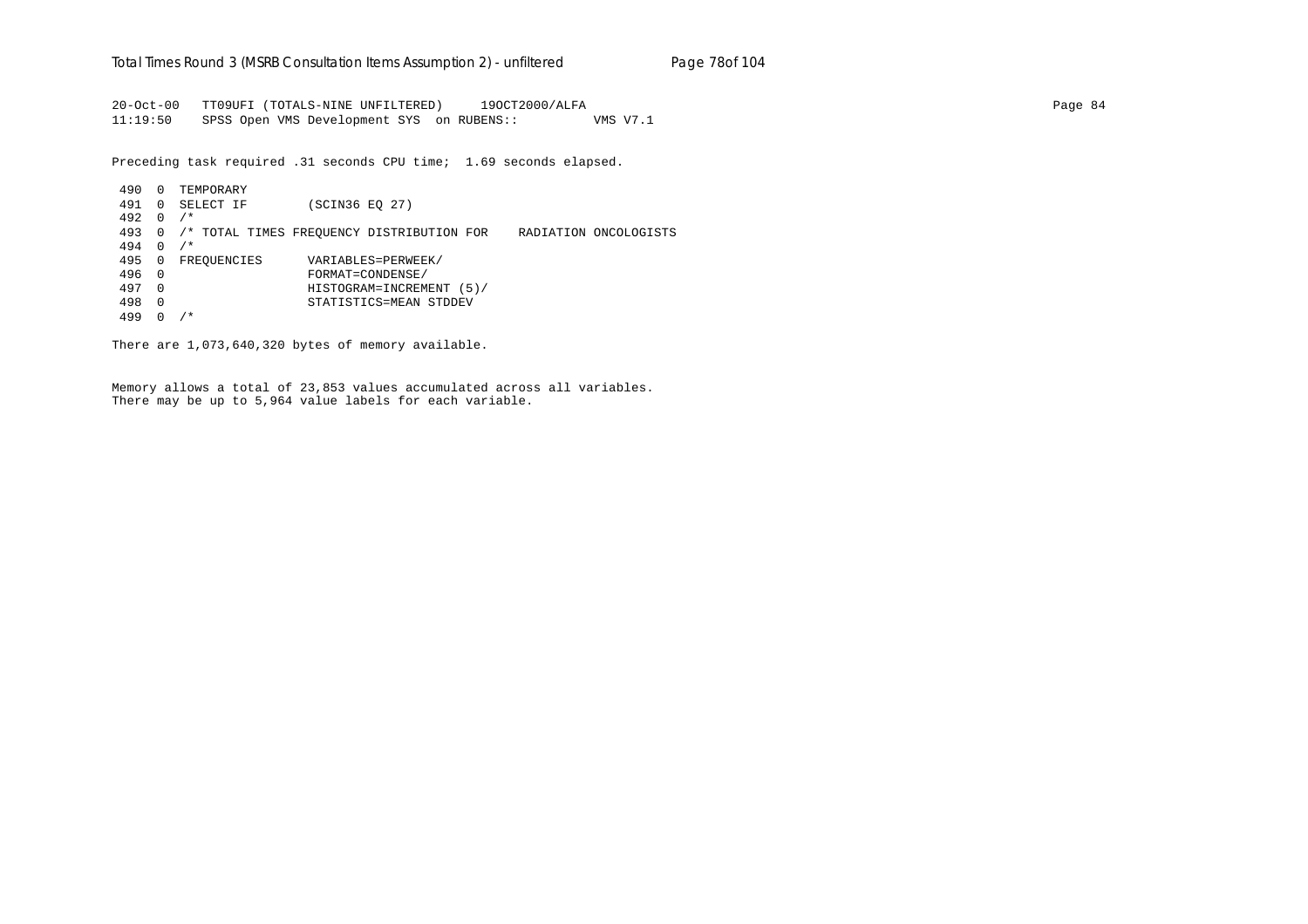```
20-Oct-00   TT09UFI (TOTALS-NINE UNFILTERED)     19OCT2000/ALFA                                                                        Page 84
11:19:50    SPSS Open VMS Development SYS  on RUBENS::          VMS V7.1

Preceding task required .31 seconds CPU time;  1.69 seconds elapsed.

 490  0  TEMPORARY
 491  0  SELECT IF        (SCIN36 EQ 27)
 492  0  /*
 493  0  /* TOTAL TIMES FREQUENCY DISTRIBUTION FOR    RADIATION ONCOLOGISTS
 494  0  /*
 495  0  FREQUENCIES      VARIABLES=PERWEEK/
 496  0                   FORMAT=CONDENSE/
 497  0                   HISTOGRAM=INCREMENT (5)/
 498  0                   STATISTICS=MEAN STDDEV
 499  0  /*

There are 1,073,640,320 bytes of memory available.


Memory allows a total of 23,853 values accumulated across all variables.
There may be up to 5,964 value labels for each variable.
```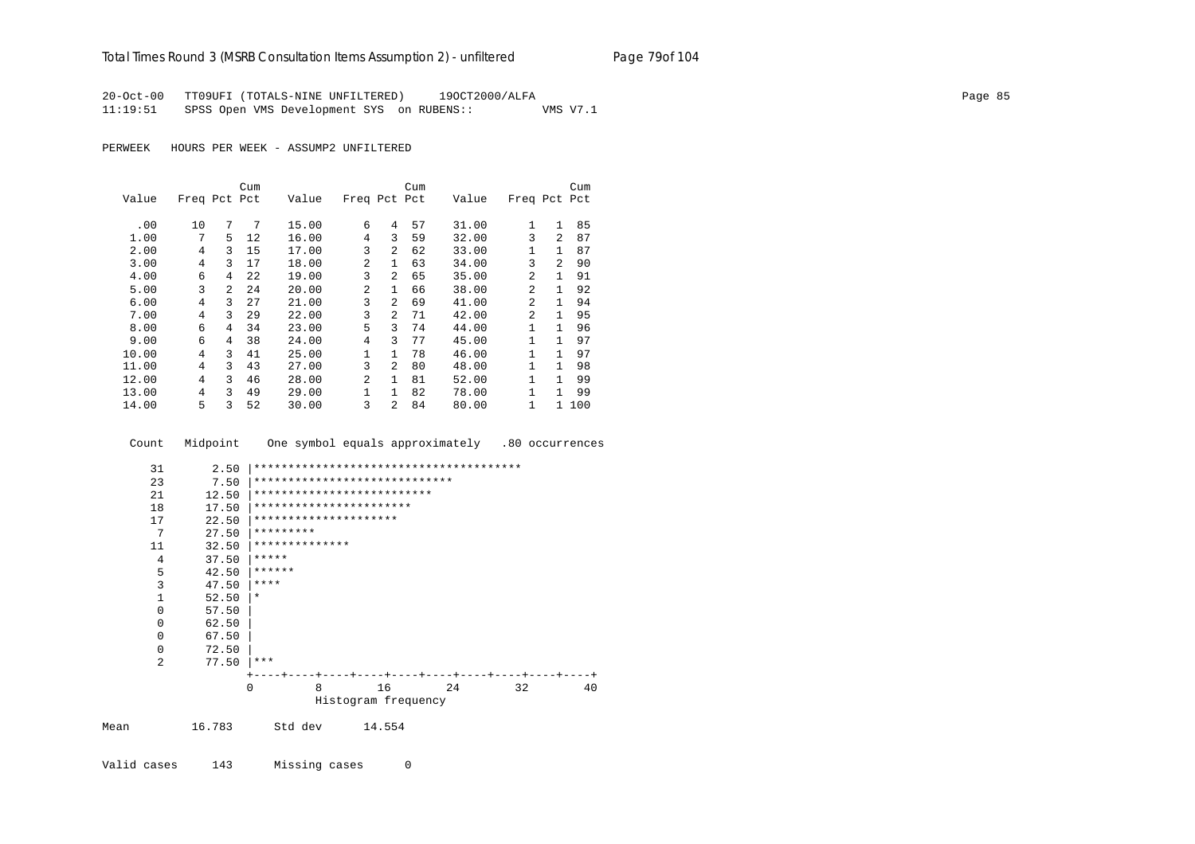20-Oct-00 TT09UFI (TOTALS-NINE UNFILTERED) 19OCT2000/ALFA
11:19:51 SPSS Open VMS Development SYS on RUBENS:: VMS V7.1

PERWEEK HOURS PER WEEK - ASSUMP2 UNFILTERED

| Value | Freq | Pct | Cum Pct | Value | Freq | Pct | Cum Pct | Value | Freq | Pct | Cum Pct |
|---|---|---|---|---|---|---|---|---|---|---|---|
| .00 | 10 | 7 | 7 | 15.00 | 6 | 4 | 57 | 31.00 | 1 | 1 | 85 |
| 1.00 | 7 | 5 | 12 | 16.00 | 4 | 3 | 59 | 32.00 | 3 | 2 | 87 |
| 2.00 | 4 | 3 | 15 | 17.00 | 3 | 2 | 62 | 33.00 | 1 | 1 | 87 |
| 3.00 | 4 | 3 | 17 | 18.00 | 2 | 1 | 63 | 34.00 | 3 | 2 | 90 |
| 4.00 | 6 | 4 | 22 | 19.00 | 3 | 2 | 65 | 35.00 | 2 | 1 | 91 |
| 5.00 | 3 | 2 | 24 | 20.00 | 2 | 1 | 66 | 38.00 | 2 | 1 | 92 |
| 6.00 | 4 | 3 | 27 | 21.00 | 3 | 2 | 69 | 41.00 | 2 | 1 | 94 |
| 7.00 | 4 | 3 | 29 | 22.00 | 3 | 2 | 71 | 42.00 | 2 | 1 | 95 |
| 8.00 | 6 | 4 | 34 | 23.00 | 5 | 3 | 74 | 44.00 | 1 | 1 | 96 |
| 9.00 | 6 | 4 | 38 | 24.00 | 4 | 3 | 77 | 45.00 | 1 | 1 | 97 |
| 10.00 | 4 | 3 | 41 | 25.00 | 1 | 1 | 78 | 46.00 | 1 | 1 | 97 |
| 11.00 | 4 | 3 | 43 | 27.00 | 3 | 2 | 80 | 48.00 | 1 | 1 | 98 |
| 12.00 | 4 | 3 | 46 | 28.00 | 2 | 1 | 81 | 52.00 | 1 | 1 | 99 |
| 13.00 | 4 | 3 | 49 | 29.00 | 1 | 1 | 82 | 78.00 | 1 | 1 | 99 |
| 14.00 | 5 | 3 | 52 | 30.00 | 3 | 2 | 84 | 80.00 | 1 | 1 | 100 |

```
 Count   Midpoint    One symbol equals approximately   .80 occurrences

    31       2.50 |***************************************
    23       7.50 |*****************************
    21      12.50 |**************************
    18      17.50 |***********************
    17      22.50 |*********************
     7      27.50 |*********
    11      32.50 |**************
     4      37.50 |*****
     5      42.50 |******
     3      47.50 |****
     1      52.50 |*
     0      57.50 |
     0      62.50 |
     0      67.50 |
     0      72.50 |
     2      77.50 |***
                  +----+----+----+----+----+----+----+----+----+----+
                  0         8        16        24        32        40
                            Histogram frequency
```

Mean 16.783 Std dev 14.554

Valid cases 143 Missing cases 0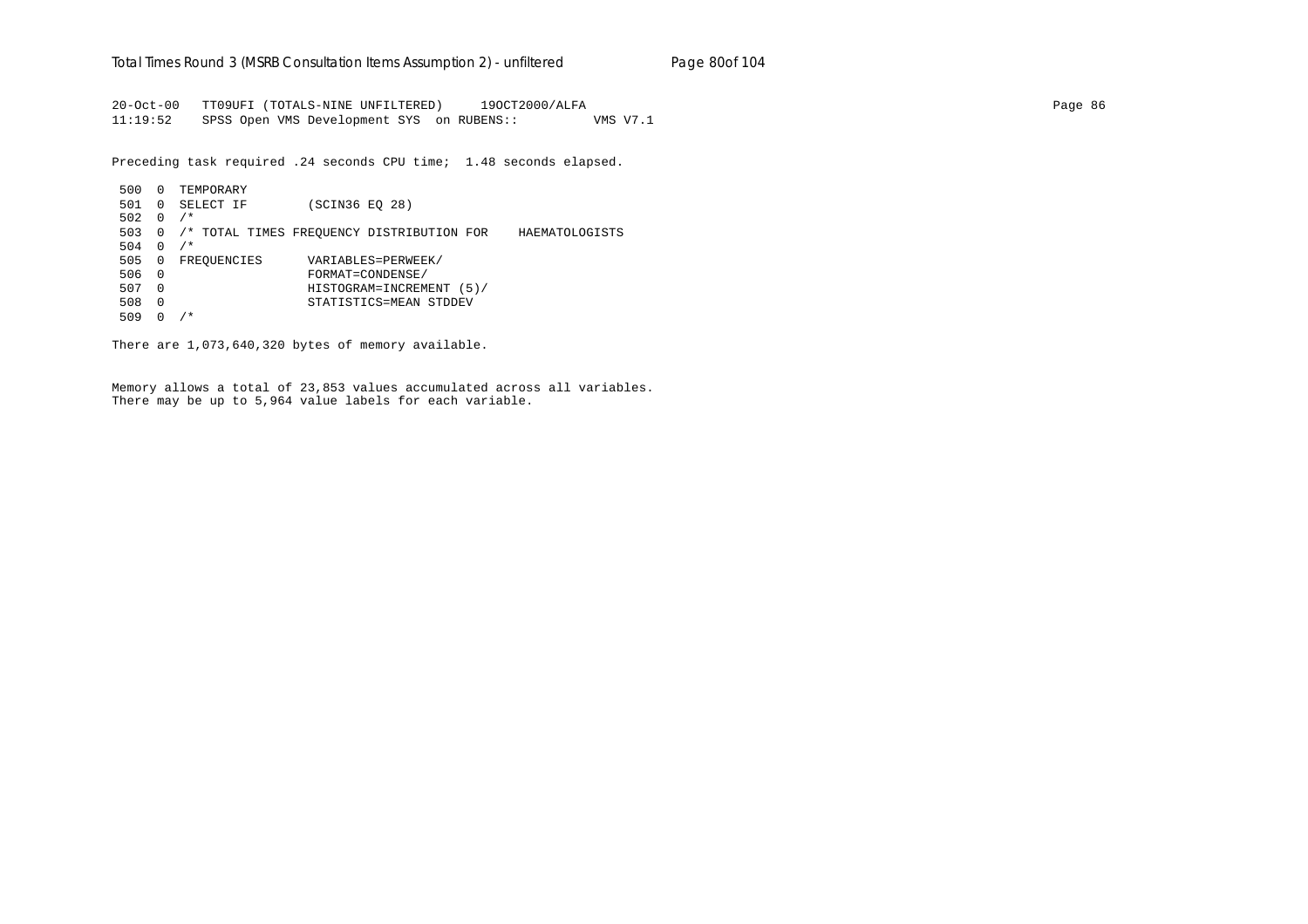```
20-Oct-00   TT09UFI (TOTALS-NINE UNFILTERED)     19OCT2000/ALFA                                                                    Page 86
11:19:52    SPSS Open VMS Development SYS  on RUBENS::          VMS V7.1

Preceding task required .24 seconds CPU time;  1.48 seconds elapsed.

 500  0  TEMPORARY
 501  0  SELECT IF        (SCIN36 EQ 28)
 502  0  /*
 503  0  /* TOTAL TIMES FREQUENCY DISTRIBUTION FOR    HAEMATOLOGISTS
 504  0  /*
 505  0  FREQUENCIES      VARIABLES=PERWEEK/
 506  0                   FORMAT=CONDENSE/
 507  0                   HISTOGRAM=INCREMENT (5)/
 508  0                   STATISTICS=MEAN STDDEV
 509  0  /*

There are 1,073,640,320 bytes of memory available.


Memory allows a total of 23,853 values accumulated across all variables.
There may be up to 5,964 value labels for each variable.
```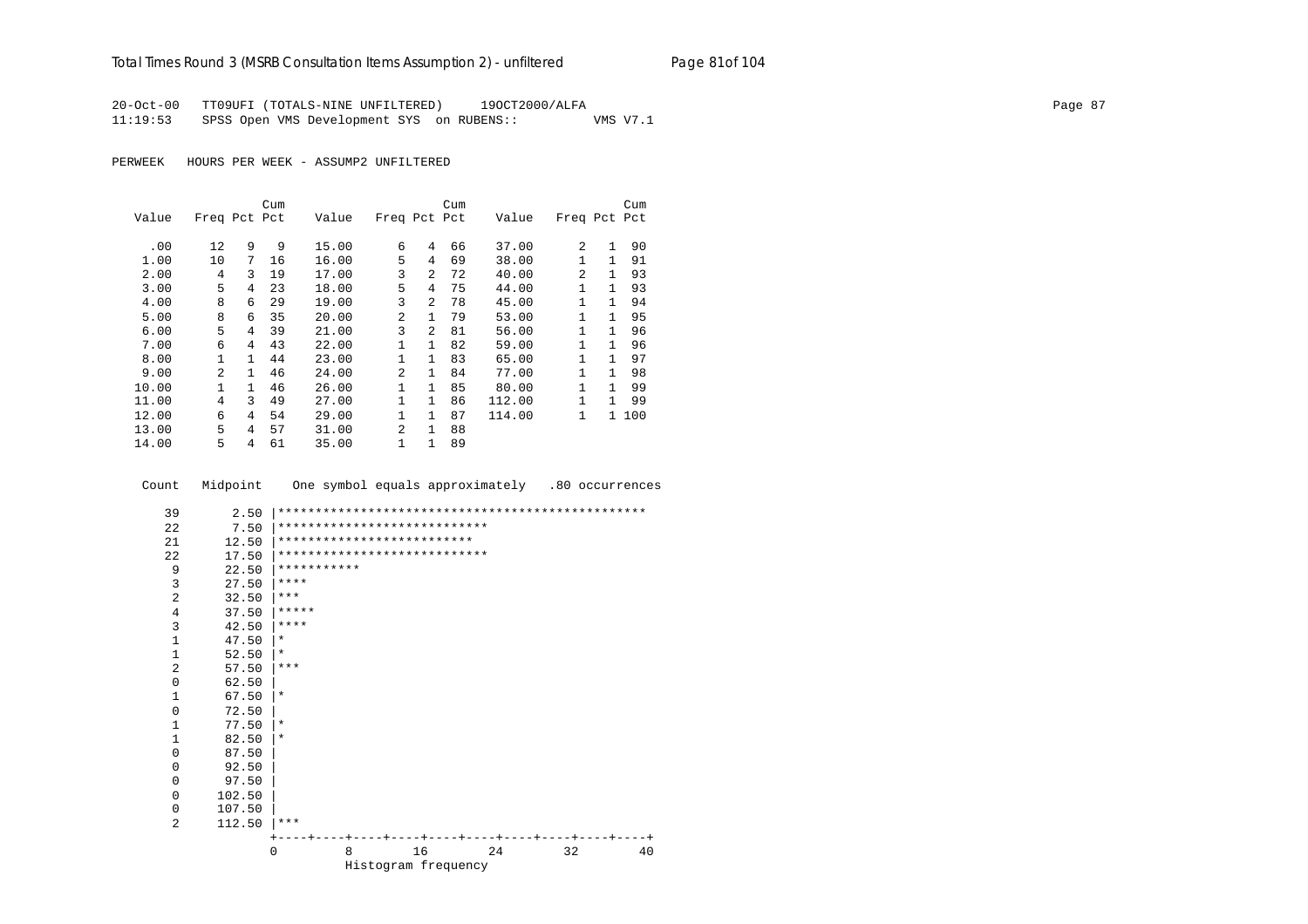20-Oct-00 TT09UFI (TOTALS-NINE UNFILTERED) 19OCT2000/ALFA
11:19:53 SPSS Open VMS Development SYS on RUBENS:: VMS V7.1

PERWEEK HOURS PER WEEK - ASSUMP2 UNFILTERED

| Value | Freq | Pct | Cum Pct | Value | Freq | Pct | Cum Pct | Value | Freq | Pct | Cum Pct |
|---|---|---|---|---|---|---|---|---|---|---|---|
| .00 | 12 | 9 | 9 | 15.00 | 6 | 4 | 66 | 37.00 | 2 | 1 | 90 |
| 1.00 | 10 | 7 | 16 | 16.00 | 5 | 4 | 69 | 38.00 | 1 | 1 | 91 |
| 2.00 | 4 | 3 | 19 | 17.00 | 3 | 2 | 72 | 40.00 | 2 | 1 | 93 |
| 3.00 | 5 | 4 | 23 | 18.00 | 5 | 4 | 75 | 44.00 | 1 | 1 | 93 |
| 4.00 | 8 | 6 | 29 | 19.00 | 3 | 2 | 78 | 45.00 | 1 | 1 | 94 |
| 5.00 | 8 | 6 | 35 | 20.00 | 2 | 1 | 79 | 53.00 | 1 | 1 | 95 |
| 6.00 | 5 | 4 | 39 | 21.00 | 3 | 2 | 81 | 56.00 | 1 | 1 | 96 |
| 7.00 | 6 | 4 | 43 | 22.00 | 1 | 1 | 82 | 59.00 | 1 | 1 | 96 |
| 8.00 | 1 | 1 | 44 | 23.00 | 1 | 1 | 83 | 65.00 | 1 | 1 | 97 |
| 9.00 | 2 | 1 | 46 | 24.00 | 2 | 1 | 84 | 77.00 | 1 | 1 | 98 |
| 10.00 | 1 | 1 | 46 | 26.00 | 1 | 1 | 85 | 80.00 | 1 | 1 | 99 |
| 11.00 | 4 | 3 | 49 | 27.00 | 1 | 1 | 86 | 112.00 | 1 | 1 | 99 |
| 12.00 | 6 | 4 | 54 | 29.00 | 1 | 1 | 87 | 114.00 | 1 | 1 | 100 |
| 13.00 | 5 | 4 | 57 | 31.00 | 2 | 1 | 88 | | | | |
| 14.00 | 5 | 4 | 61 | 35.00 | 1 | 1 | 89 | | | | |

```
 Count   Midpoint    One symbol equals approximately   .80 occurrences

    39       2.50 |*************************************************
    22       7.50 |****************************
    21      12.50 |**************************
    22      17.50 |****************************
     9      22.50 |***********
     3      27.50 |****
     2      32.50 |***
     4      37.50 |*****
     3      42.50 |****
     1      47.50 |*
     1      52.50 |*
     2      57.50 |***
     0      62.50 |
     1      67.50 |*
     0      72.50 |
     1      77.50 |*
     1      82.50 |*
     0      87.50 |
     0      92.50 |
     0      97.50 |
     0     102.50 |
     0     107.50 |
     2     112.50 |***
                  +----+----+----+----+----+----+----+----+----+----+
                  0         8        16        24        32        40
                            Histogram frequency
```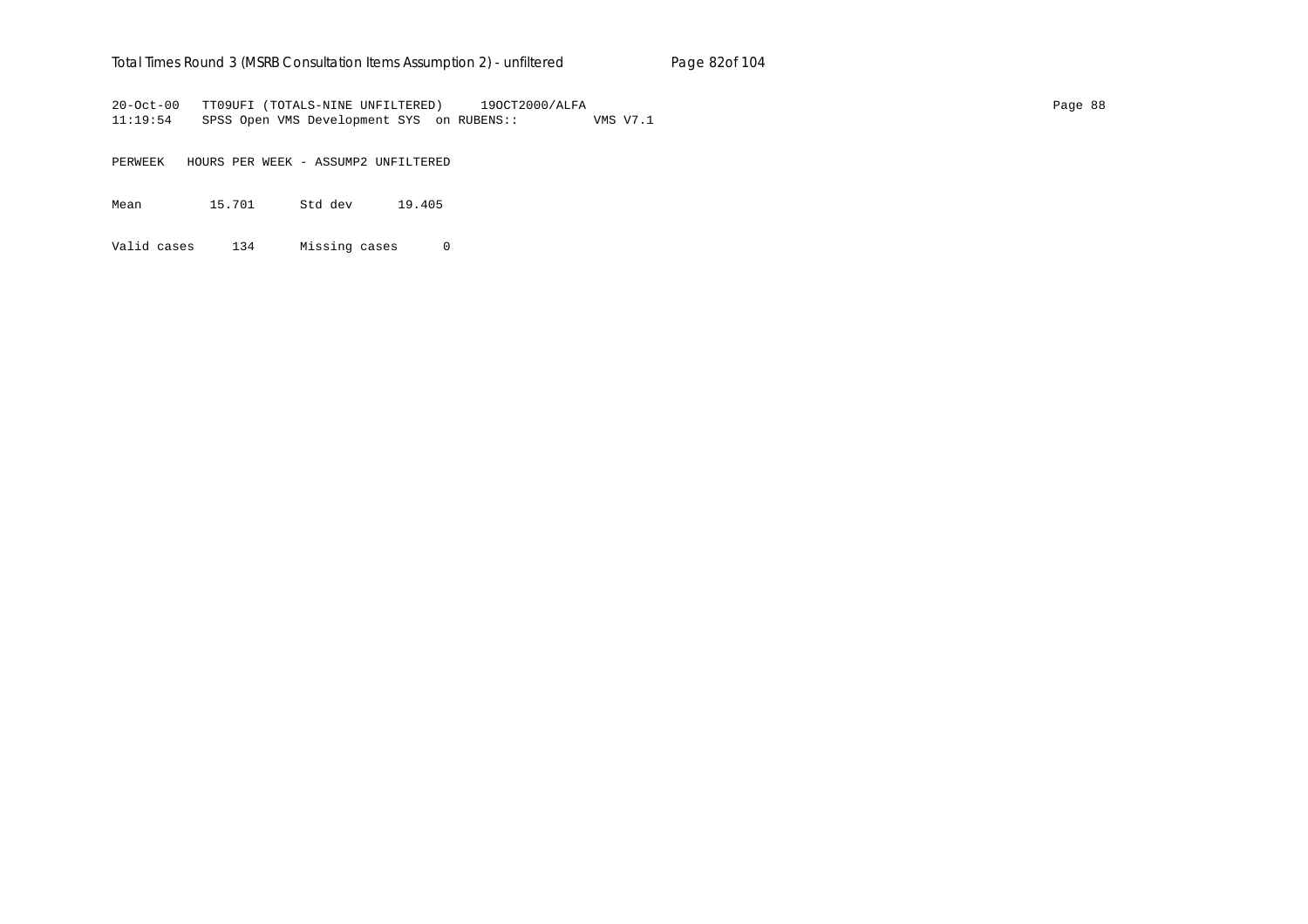```
20-Oct-00   TT09UFI (TOTALS-NINE UNFILTERED)     19OCT2000/ALFA
11:19:54    SPSS Open VMS Development SYS  on RUBENS::          VMS V7.1

PERWEEK   HOURS PER WEEK - ASSUMP2 UNFILTERED

Mean          15.701      Std dev      19.405

Valid cases     134      Missing cases      0
```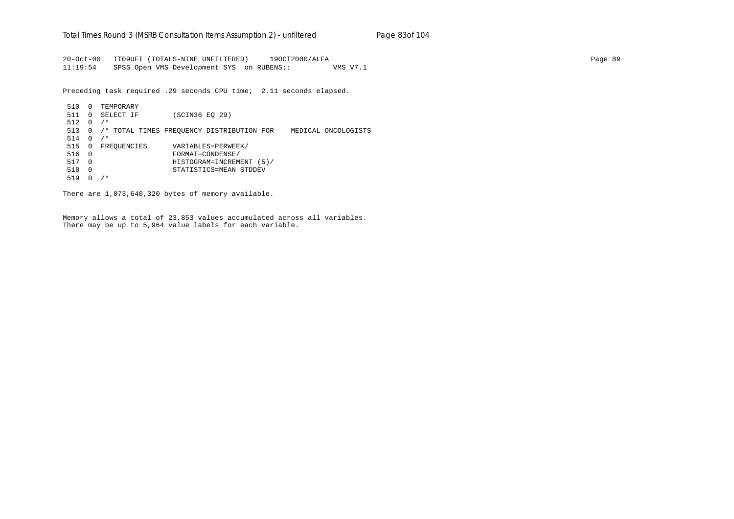```
20-Oct-00   TT09UFI (TOTALS-NINE UNFILTERED)     19OCT2000/ALFA
11:19:54    SPSS Open VMS Development SYS  on RUBENS::          VMS V7.1
```

Preceding task required .29 seconds CPU time;  2.11 seconds elapsed.

```
 510  0  TEMPORARY
 511  0  SELECT IF        (SCIN36 EQ 29)
 512  0  /*
 513  0  /* TOTAL TIMES FREQUENCY DISTRIBUTION FOR    MEDICAL ONCOLOGISTS
 514  0  /*
 515  0  FREQUENCIES      VARIABLES=PERWEEK/
 516  0                   FORMAT=CONDENSE/
 517  0                   HISTOGRAM=INCREMENT (5)/
 518  0                   STATISTICS=MEAN STDDEV
 519  0  /*
```

There are 1,073,640,320 bytes of memory available.

Memory allows a total of 23,853 values accumulated across all variables.
There may be up to 5,964 value labels for each variable.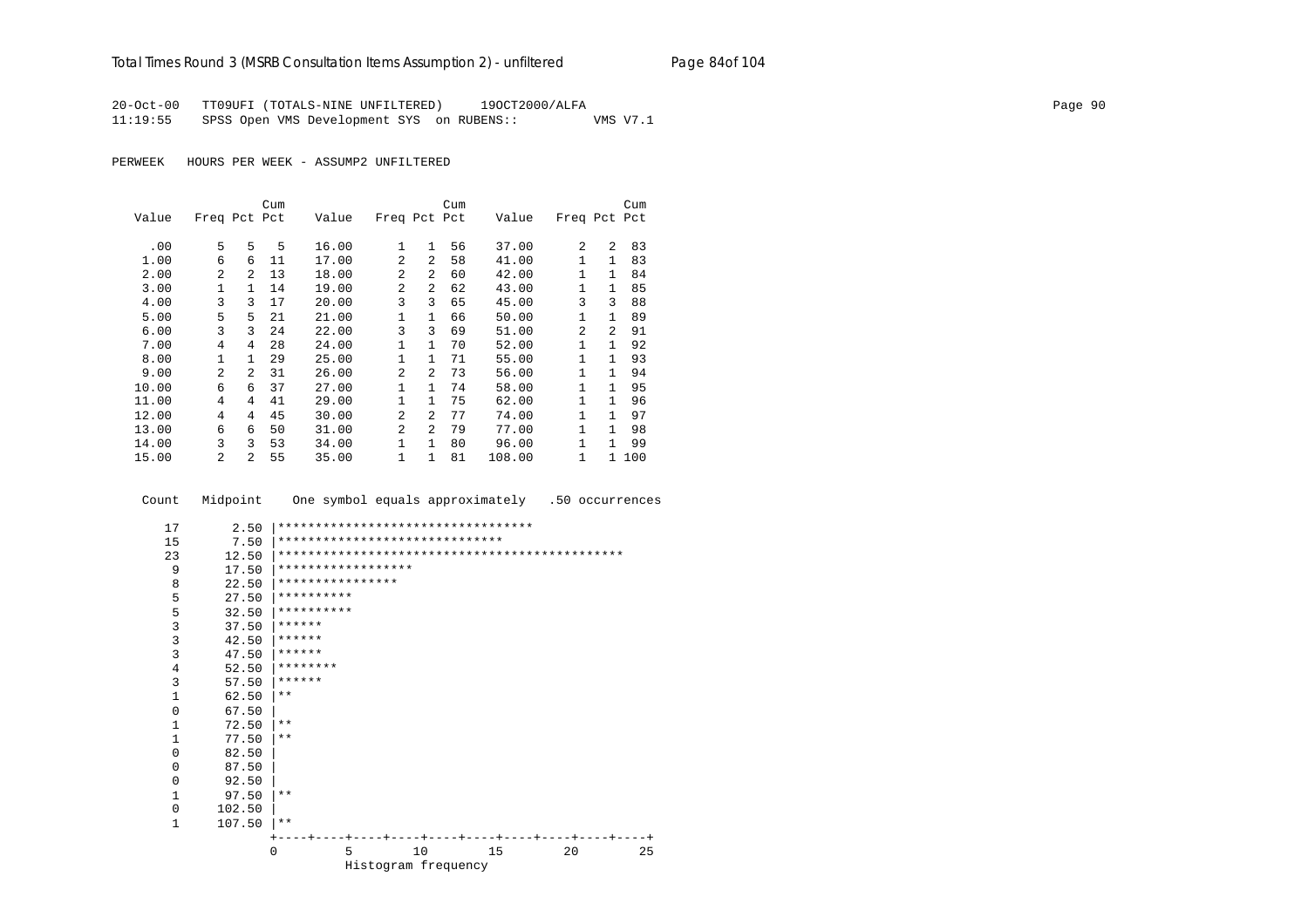20-Oct-00 TT09UFI (TOTALS-NINE UNFILTERED) 19OCT2000/ALFA
11:19:55 SPSS Open VMS Development SYS on RUBENS:: VMS V7.1

PERWEEK HOURS PER WEEK - ASSUMP2 UNFILTERED

| Value | Freq | Pct | Cum Pct | Value | Freq | Pct | Cum Pct | Value | Freq | Pct | Cum Pct |
|---|---|---|---|---|---|---|---|---|---|---|---|
| .00 | 5 | 5 | 5 | 16.00 | 1 | 1 | 56 | 37.00 | 2 | 2 | 83 |
| 1.00 | 6 | 6 | 11 | 17.00 | 2 | 2 | 58 | 41.00 | 1 | 1 | 83 |
| 2.00 | 2 | 2 | 13 | 18.00 | 2 | 2 | 60 | 42.00 | 1 | 1 | 84 |
| 3.00 | 1 | 1 | 14 | 19.00 | 2 | 2 | 62 | 43.00 | 1 | 1 | 85 |
| 4.00 | 3 | 3 | 17 | 20.00 | 3 | 3 | 65 | 45.00 | 3 | 3 | 88 |
| 5.00 | 5 | 5 | 21 | 21.00 | 1 | 1 | 66 | 50.00 | 1 | 1 | 89 |
| 6.00 | 3 | 3 | 24 | 22.00 | 3 | 3 | 69 | 51.00 | 2 | 2 | 91 |
| 7.00 | 4 | 4 | 28 | 24.00 | 1 | 1 | 70 | 52.00 | 1 | 1 | 92 |
| 8.00 | 1 | 1 | 29 | 25.00 | 1 | 1 | 71 | 55.00 | 1 | 1 | 93 |
| 9.00 | 2 | 2 | 31 | 26.00 | 2 | 2 | 73 | 56.00 | 1 | 1 | 94 |
| 10.00 | 6 | 6 | 37 | 27.00 | 1 | 1 | 74 | 58.00 | 1 | 1 | 95 |
| 11.00 | 4 | 4 | 41 | 29.00 | 1 | 1 | 75 | 62.00 | 1 | 1 | 96 |
| 12.00 | 4 | 4 | 45 | 30.00 | 2 | 2 | 77 | 74.00 | 1 | 1 | 97 |
| 13.00 | 6 | 6 | 50 | 31.00 | 2 | 2 | 79 | 77.00 | 1 | 1 | 98 |
| 14.00 | 3 | 3 | 53 | 34.00 | 1 | 1 | 80 | 96.00 | 1 | 1 | 99 |
| 15.00 | 2 | 2 | 55 | 35.00 | 1 | 1 | 81 | 108.00 | 1 | 1 | 100 |

```
Count   Midpoint    One symbol equals approximately   .50 occurrences

  17       2.50 |**********************************
  15       7.50 |******************************
  23      12.50 |**********************************************
   9      17.50 |******************
   8      22.50 |****************
   5      27.50 |**********
   5      32.50 |**********
   3      37.50 |******
   3      42.50 |******
   3      47.50 |******
   4      52.50 |********
   3      57.50 |******
   1      62.50 |**
   0      67.50 |
   1      72.50 |**
   1      77.50 |**
   0      82.50 |
   0      87.50 |
   0      92.50 |
   1      97.50 |**
   0     102.50 |
   1     107.50 |**
                +----+----+----+----+----+----+----+----+----+----+
                0         5        10        15        20        25
                          Histogram frequency
```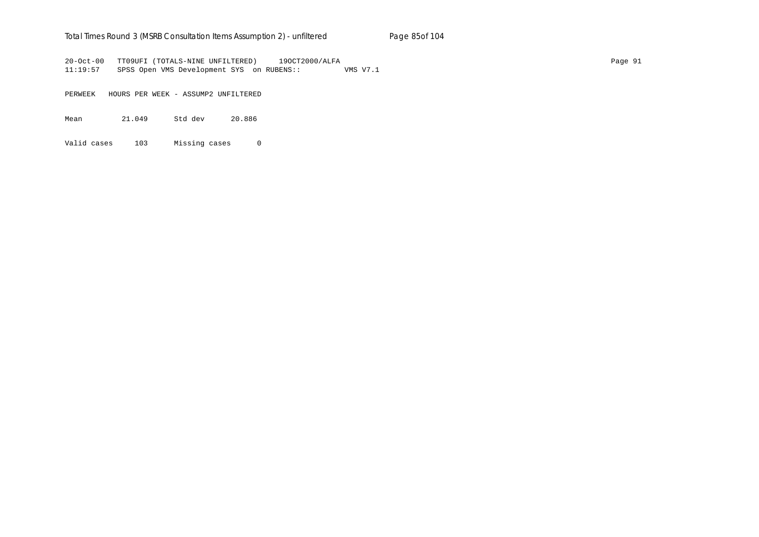```
20-Oct-00   TT09UFI (TOTALS-NINE UNFILTERED)     19OCT2000/ALFA
11:19:57    SPSS Open VMS Development SYS  on RUBENS::          VMS V7.1
```

PERWEEK   HOURS PER WEEK - ASSUMP2 UNFILTERED

```
Mean          21.049      Std dev      20.886

Valid cases     103      Missing cases      0
```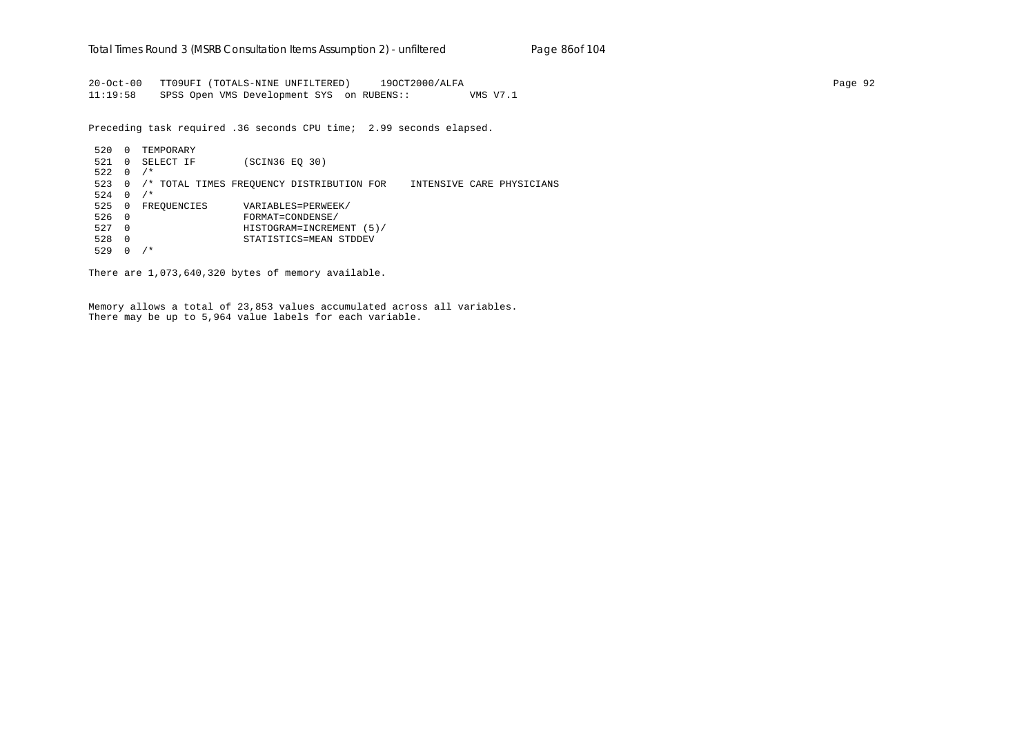```
20-Oct-00   TT09UFI (TOTALS-NINE UNFILTERED)     19OCT2000/ALFA
11:19:58    SPSS Open VMS Development SYS  on RUBENS::          VMS V7.1

Preceding task required .36 seconds CPU time;  2.99 seconds elapsed.

 520  0  TEMPORARY
 521  0  SELECT IF        (SCIN36 EQ 30)
 522  0  /*
 523  0  /* TOTAL TIMES FREQUENCY DISTRIBUTION FOR    INTENSIVE CARE PHYSICIANS
 524  0  /*
 525  0  FREQUENCIES      VARIABLES=PERWEEK/
 526  0                   FORMAT=CONDENSE/
 527  0                   HISTOGRAM=INCREMENT (5)/
 528  0                   STATISTICS=MEAN STDDEV
 529  0  /*

There are 1,073,640,320 bytes of memory available.


Memory allows a total of 23,853 values accumulated across all variables.
There may be up to 5,964 value labels for each variable.
```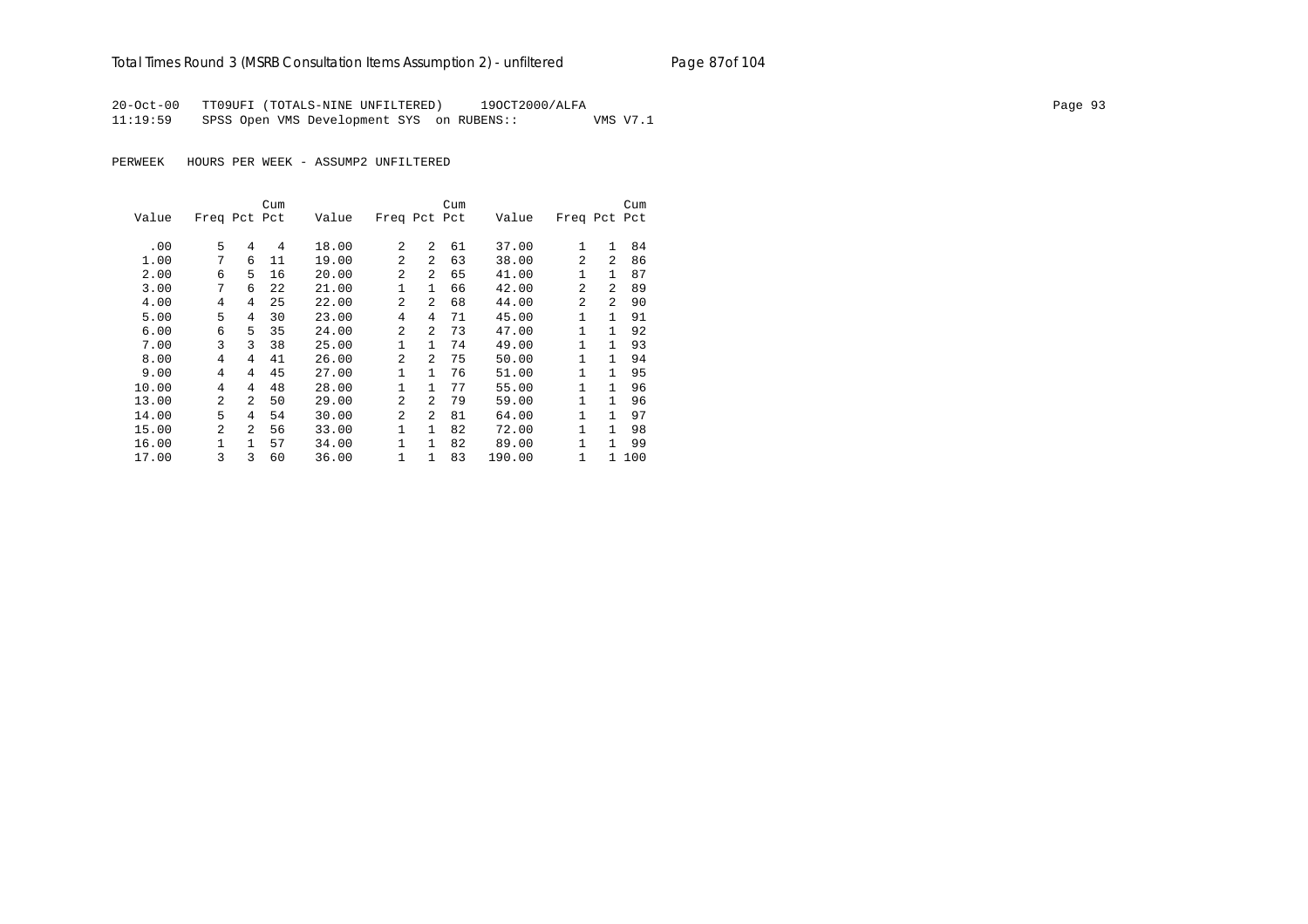20-Oct-00 TT09UFI (TOTALS-NINE UNFILTERED) 19OCT2000/ALFA

11:19:59 SPSS Open VMS Development SYS on RUBENS:: VMS V7.1

PERWEEK HOURS PER WEEK - ASSUMP2 UNFILTERED

| Value | Freq | Pct | Cum Pct | Value | Freq | Pct | Cum Pct | Value | Freq | Pct | Cum Pct |
|---|---|---|---|---|---|---|---|---|---|---|---|
| .00 | 5 | 4 | 4 | 18.00 | 2 | 2 | 61 | 37.00 | 1 | 1 | 84 |
| 1.00 | 7 | 6 | 11 | 19.00 | 2 | 2 | 63 | 38.00 | 2 | 2 | 86 |
| 2.00 | 6 | 5 | 16 | 20.00 | 2 | 2 | 65 | 41.00 | 1 | 1 | 87 |
| 3.00 | 7 | 6 | 22 | 21.00 | 1 | 1 | 66 | 42.00 | 2 | 2 | 89 |
| 4.00 | 4 | 4 | 25 | 22.00 | 2 | 2 | 68 | 44.00 | 2 | 2 | 90 |
| 5.00 | 5 | 4 | 30 | 23.00 | 4 | 4 | 71 | 45.00 | 1 | 1 | 91 |
| 6.00 | 6 | 5 | 35 | 24.00 | 2 | 2 | 73 | 47.00 | 1 | 1 | 92 |
| 7.00 | 3 | 3 | 38 | 25.00 | 1 | 1 | 74 | 49.00 | 1 | 1 | 93 |
| 8.00 | 4 | 4 | 41 | 26.00 | 2 | 2 | 75 | 50.00 | 1 | 1 | 94 |
| 9.00 | 4 | 4 | 45 | 27.00 | 1 | 1 | 76 | 51.00 | 1 | 1 | 95 |
| 10.00 | 4 | 4 | 48 | 28.00 | 1 | 1 | 77 | 55.00 | 1 | 1 | 96 |
| 13.00 | 2 | 2 | 50 | 29.00 | 2 | 2 | 79 | 59.00 | 1 | 1 | 96 |
| 14.00 | 5 | 4 | 54 | 30.00 | 2 | 2 | 81 | 64.00 | 1 | 1 | 97 |
| 15.00 | 2 | 2 | 56 | 33.00 | 1 | 1 | 82 | 72.00 | 1 | 1 | 98 |
| 16.00 | 1 | 1 | 57 | 34.00 | 1 | 1 | 82 | 89.00 | 1 | 1 | 99 |
| 17.00 | 3 | 3 | 60 | 36.00 | 1 | 1 | 83 | 190.00 | 1 | 1 | 100 |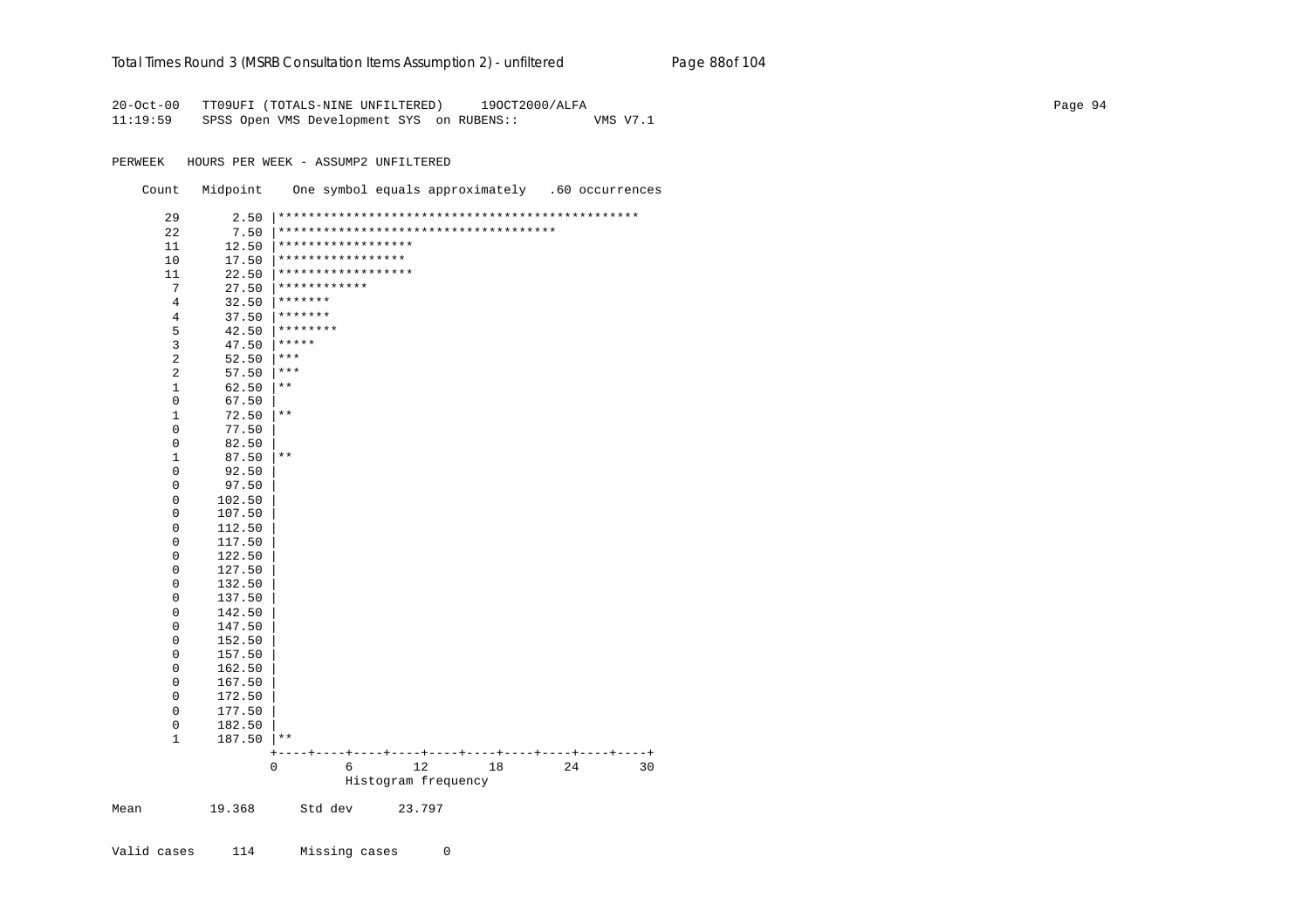```
20-Oct-00   TT09UFI (TOTALS-NINE UNFILTERED)     19OCT2000/ALFA
11:19:59    SPSS Open VMS Development SYS  on RUBENS::          VMS V7.1

PERWEEK   HOURS PER WEEK - ASSUMP2 UNFILTERED

    Count   Midpoint    One symbol equals approximately   .60 occurrences

       29       2.50 |************************************************
       22       7.50 |*************************************
       11      12.50 |******************
       10      17.50 |*****************
       11      22.50 |******************
        7      27.50 |************
        4      32.50 |*******
        4      37.50 |*******
        5      42.50 |********
        3      47.50 |*****
        2      52.50 |***
        2      57.50 |***
        1      62.50 |**
        0      67.50 |
        1      72.50 |**
        0      77.50 |
        0      82.50 |
        1      87.50 |**
        0      92.50 |
        0      97.50 |
        0     102.50 |
        0     107.50 |
        0     112.50 |
        0     117.50 |
        0     122.50 |
        0     127.50 |
        0     132.50 |
        0     137.50 |
        0     142.50 |
        0     147.50 |
        0     152.50 |
        0     157.50 |
        0     162.50 |
        0     167.50 |
        0     172.50 |
        0     177.50 |
        0     182.50 |
        1     187.50 |**
                     +----+----+----+----+----+----+----+----+----+----+
                     0         6        12        18        24        30
                                 Histogram frequency

Mean         19.368      Std dev      23.797


Valid cases     114      Missing cases      0
```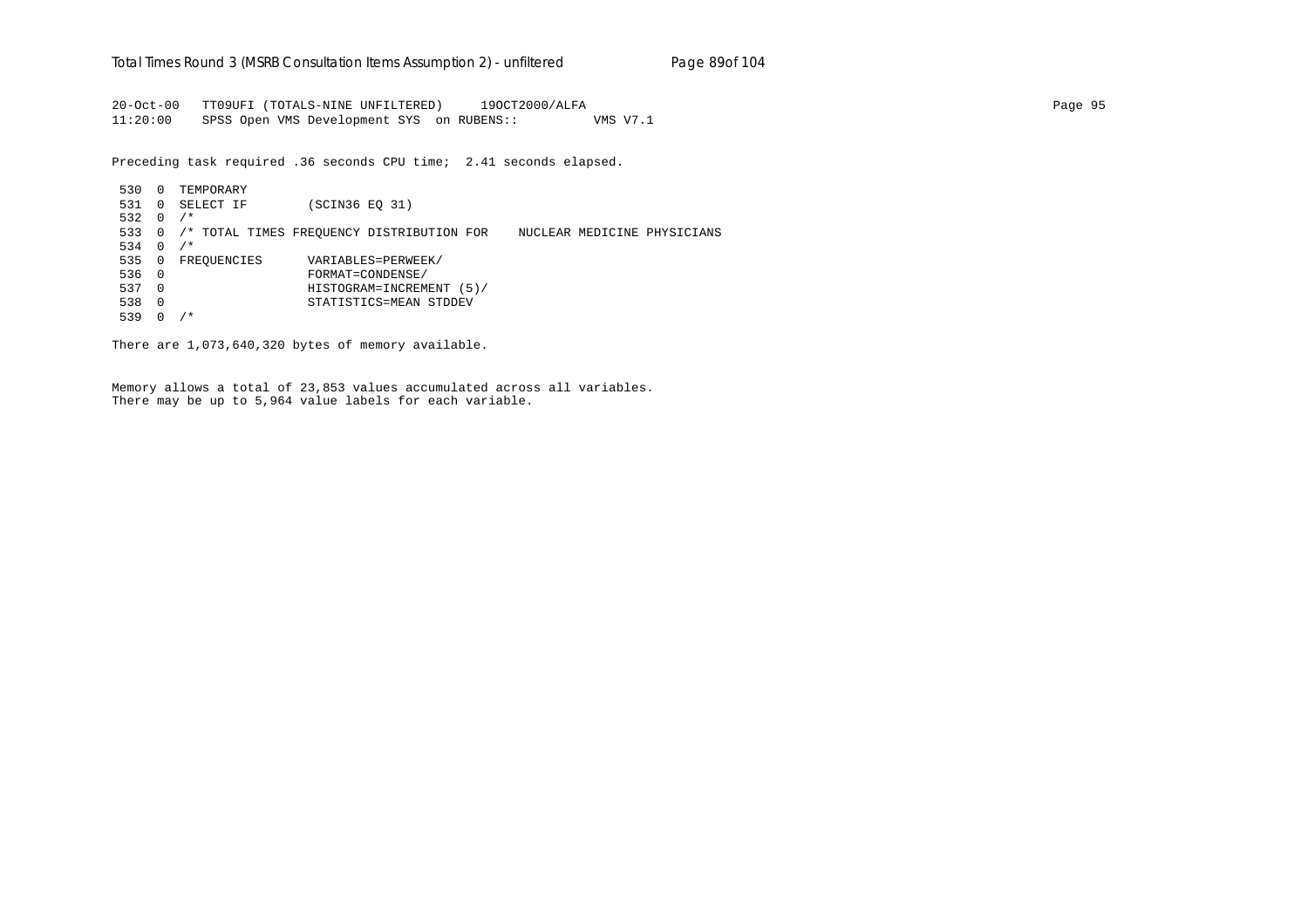```
20-Oct-00   TT09UFI (TOTALS-NINE UNFILTERED)     19OCT2000/ALFA
11:20:00    SPSS Open VMS Development SYS  on RUBENS::          VMS V7.1

Preceding task required .36 seconds CPU time;  2.41 seconds elapsed.

 530  0  TEMPORARY
 531  0  SELECT IF        (SCIN36 EQ 31)
 532  0  /*
 533  0  /* TOTAL TIMES FREQUENCY DISTRIBUTION FOR    NUCLEAR MEDICINE PHYSICIANS
 534  0  /*
 535  0  FREQUENCIES      VARIABLES=PERWEEK/
 536  0                   FORMAT=CONDENSE/
 537  0                   HISTOGRAM=INCREMENT (5)/
 538  0                   STATISTICS=MEAN STDDEV
 539  0  /*

There are 1,073,640,320 bytes of memory available.

Memory allows a total of 23,853 values accumulated across all variables.
There may be up to 5,964 value labels for each variable.
```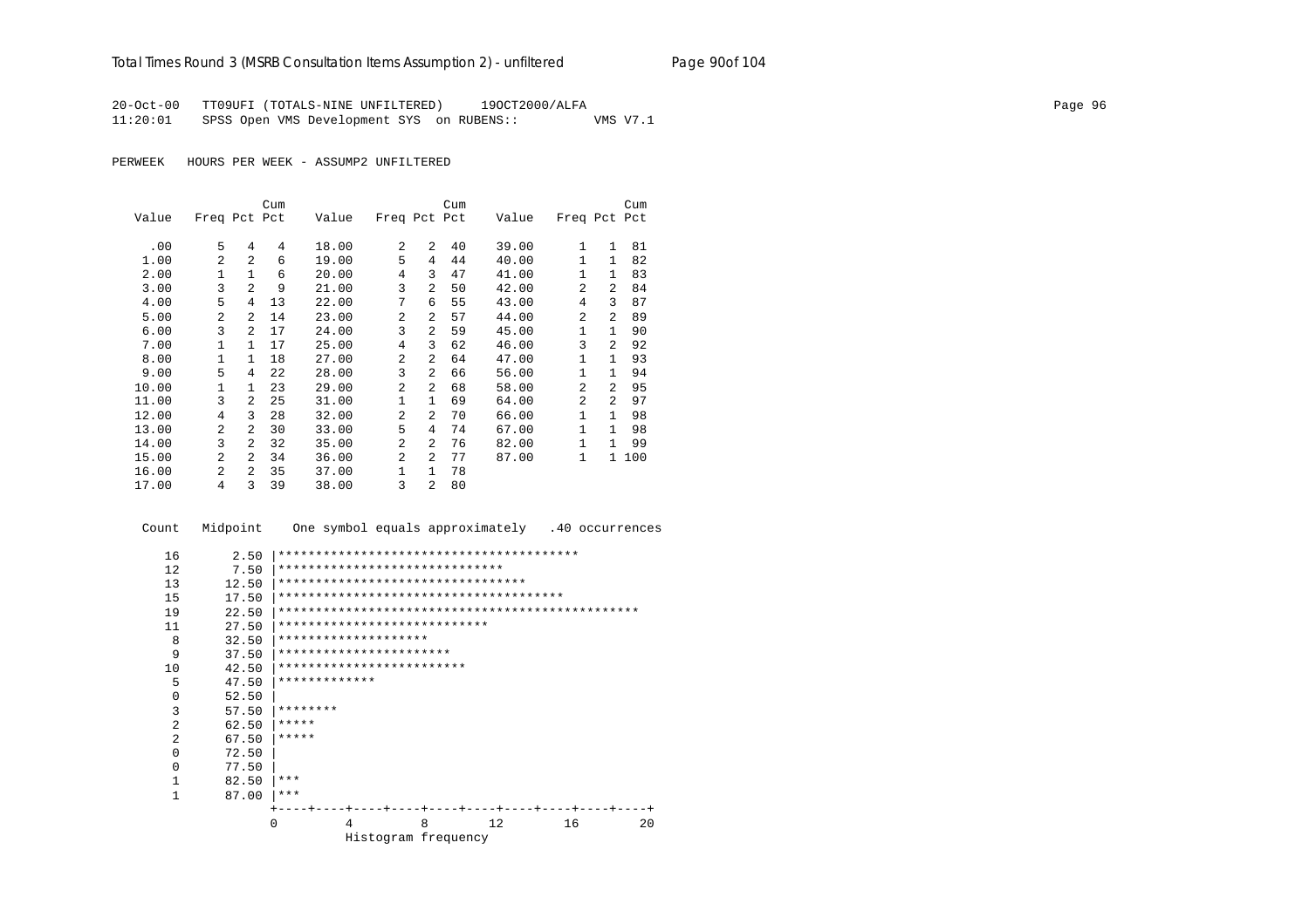20-Oct-00 TT09UFI (TOTALS-NINE UNFILTERED) 19OCT2000/ALFA
11:20:01 SPSS Open VMS Development SYS on RUBENS:: VMS V7.1

PERWEEK HOURS PER WEEK - ASSUMP2 UNFILTERED

| Value | Freq | Pct | Cum Pct | Value | Freq | Pct | Cum Pct | Value | Freq | Pct | Cum Pct |
|---|---|---|---|---|---|---|---|---|---|---|---|
| .00 | 5 | 4 | 4 | 18.00 | 2 | 2 | 40 | 39.00 | 1 | 1 | 81 |
| 1.00 | 2 | 2 | 6 | 19.00 | 5 | 4 | 44 | 40.00 | 1 | 1 | 82 |
| 2.00 | 1 | 1 | 6 | 20.00 | 4 | 3 | 47 | 41.00 | 1 | 1 | 83 |
| 3.00 | 3 | 2 | 9 | 21.00 | 3 | 2 | 50 | 42.00 | 2 | 2 | 84 |
| 4.00 | 5 | 4 | 13 | 22.00 | 7 | 6 | 55 | 43.00 | 4 | 3 | 87 |
| 5.00 | 2 | 2 | 14 | 23.00 | 2 | 2 | 57 | 44.00 | 2 | 2 | 89 |
| 6.00 | 3 | 2 | 17 | 24.00 | 3 | 2 | 59 | 45.00 | 1 | 1 | 90 |
| 7.00 | 1 | 1 | 17 | 25.00 | 4 | 3 | 62 | 46.00 | 3 | 2 | 92 |
| 8.00 | 1 | 1 | 18 | 27.00 | 2 | 2 | 64 | 47.00 | 1 | 1 | 93 |
| 9.00 | 5 | 4 | 22 | 28.00 | 3 | 2 | 66 | 56.00 | 1 | 1 | 94 |
| 10.00 | 1 | 1 | 23 | 29.00 | 2 | 2 | 68 | 58.00 | 2 | 2 | 95 |
| 11.00 | 3 | 2 | 25 | 31.00 | 1 | 1 | 69 | 64.00 | 2 | 2 | 97 |
| 12.00 | 4 | 3 | 28 | 32.00 | 2 | 2 | 70 | 66.00 | 1 | 1 | 98 |
| 13.00 | 2 | 2 | 30 | 33.00 | 5 | 4 | 74 | 67.00 | 1 | 1 | 98 |
| 14.00 | 3 | 2 | 32 | 35.00 | 2 | 2 | 76 | 82.00 | 1 | 1 | 99 |
| 15.00 | 2 | 2 | 34 | 36.00 | 2 | 2 | 77 | 87.00 | 1 | 1 | 100 |
| 16.00 | 2 | 2 | 35 | 37.00 | 1 | 1 | 78 | | | | |
| 17.00 | 4 | 3 | 39 | 38.00 | 3 | 2 | 80 | | | | |

```
 Count   Midpoint     One symbol equals approximately   .40 occurrences

    16       2.50 |****************************************
    12       7.50 |******************************
    13      12.50 |*********************************
    15      17.50 |**************************************
    19      22.50 |************************************************
    11      27.50 |****************************
     8      32.50 |********************
     9      37.50 |***********************
    10      42.50 |*************************
     5      47.50 |*************
     0      52.50 |
     3      57.50 |********
     2      62.50 |*****
     2      67.50 |*****
     0      72.50 |
     0      77.50 |
     1      82.50 |***
     1      87.00 |***
                  +----+----+----+----+----+----+----+----+----+----+
                  0         4         8        12        16        20
                            Histogram frequency
```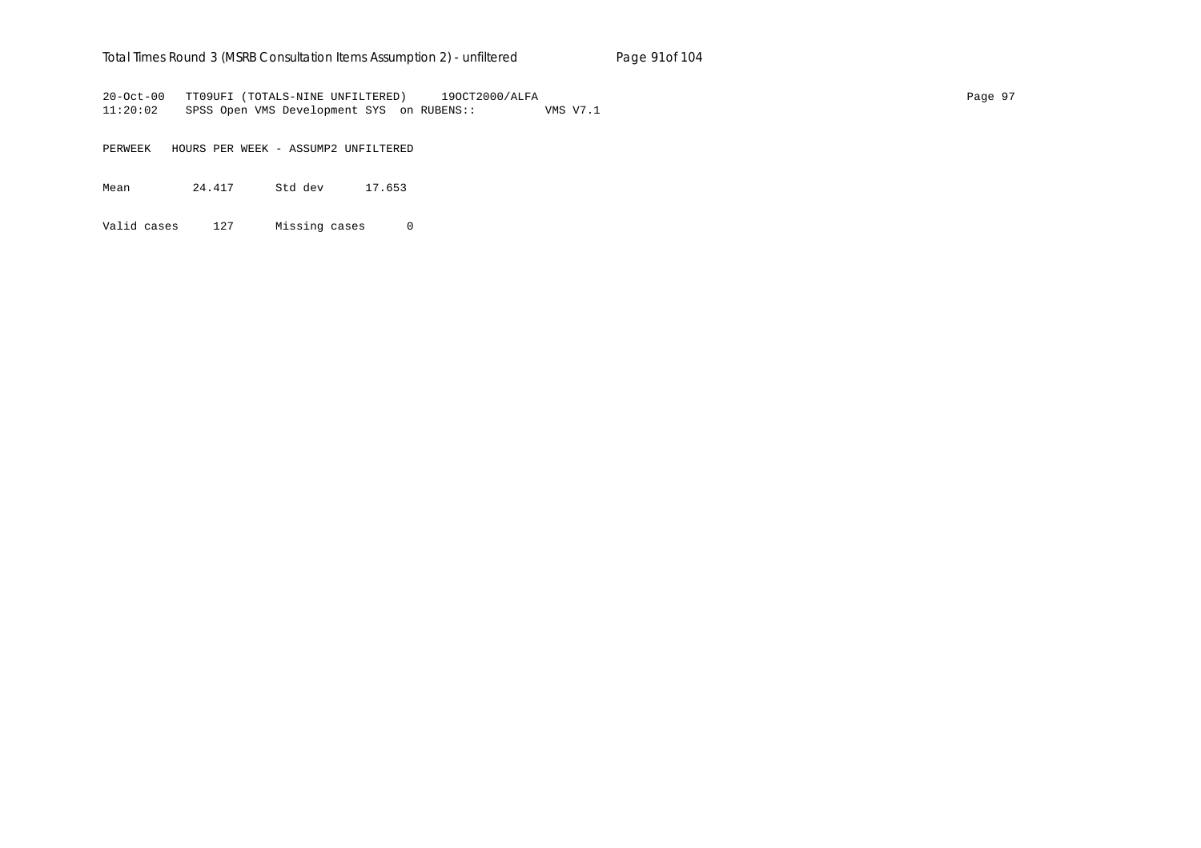```
20-Oct-00   TT09UFI (TOTALS-NINE UNFILTERED)     19OCT2000/ALFA
11:20:02    SPSS Open VMS Development SYS  on RUBENS::          VMS V7.1

PERWEEK   HOURS PER WEEK - ASSUMP2 UNFILTERED

Mean         24.417      Std dev      17.653

Valid cases     127      Missing cases      0
```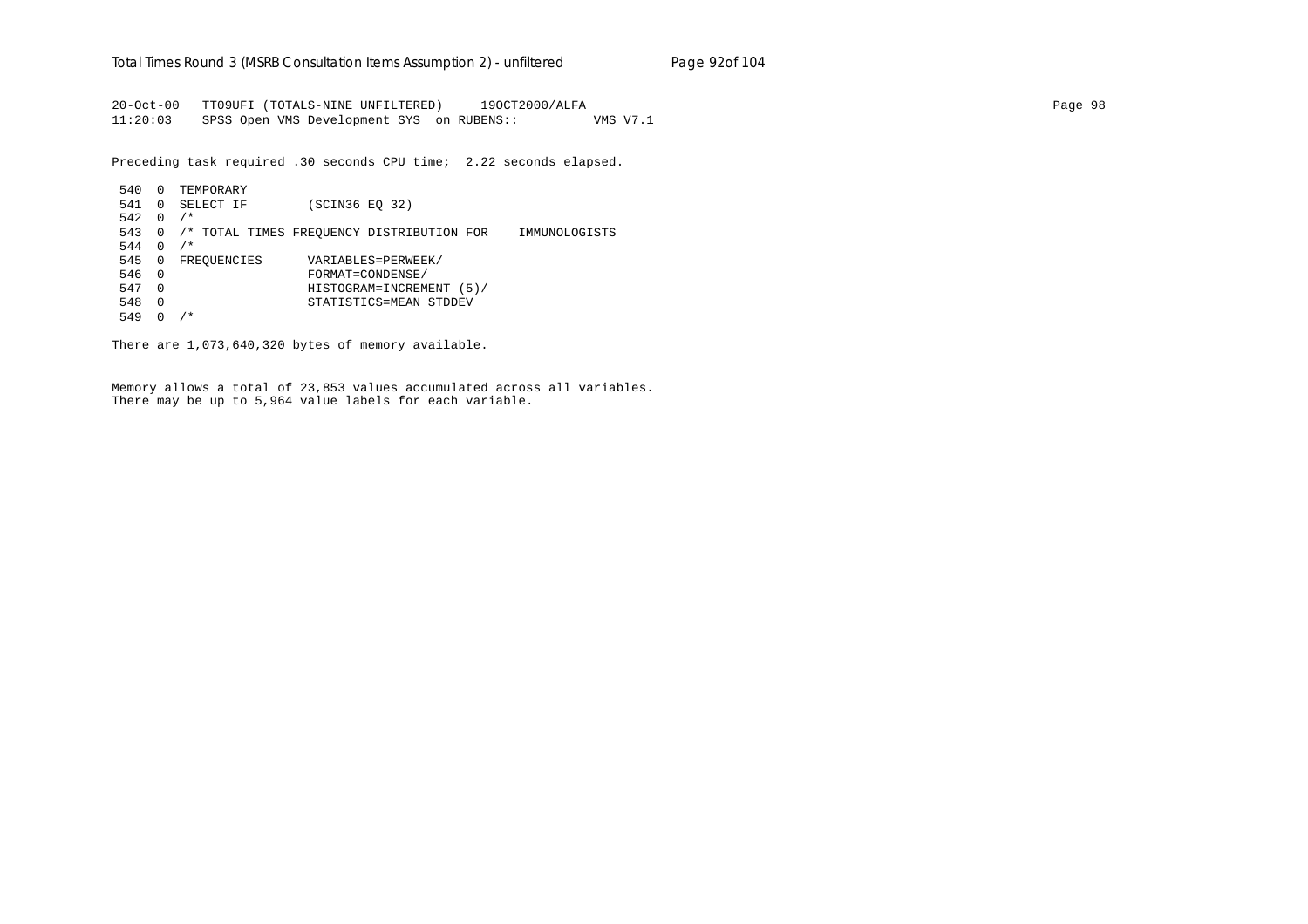20-Oct-00 TT09UFI (TOTALS-NINE UNFILTERED) 19OCT2000/ALFA
11:20:03 SPSS Open VMS Development SYS on RUBENS:: VMS V7.1

Preceding task required .30 seconds CPU time; 2.22 seconds elapsed.

```
 540  0  TEMPORARY
 541  0  SELECT IF        (SCIN36 EQ 32)
 542  0  /*
 543  0  /* TOTAL TIMES FREQUENCY DISTRIBUTION FOR    IMMUNOLOGISTS
 544  0  /*
 545  0  FREQUENCIES      VARIABLES=PERWEEK/
 546  0                   FORMAT=CONDENSE/
 547  0                   HISTOGRAM=INCREMENT (5)/
 548  0                   STATISTICS=MEAN STDDEV
 549  0  /*
```

There are 1,073,640,320 bytes of memory available.

Memory allows a total of 23,853 values accumulated across all variables.
There may be up to 5,964 value labels for each variable.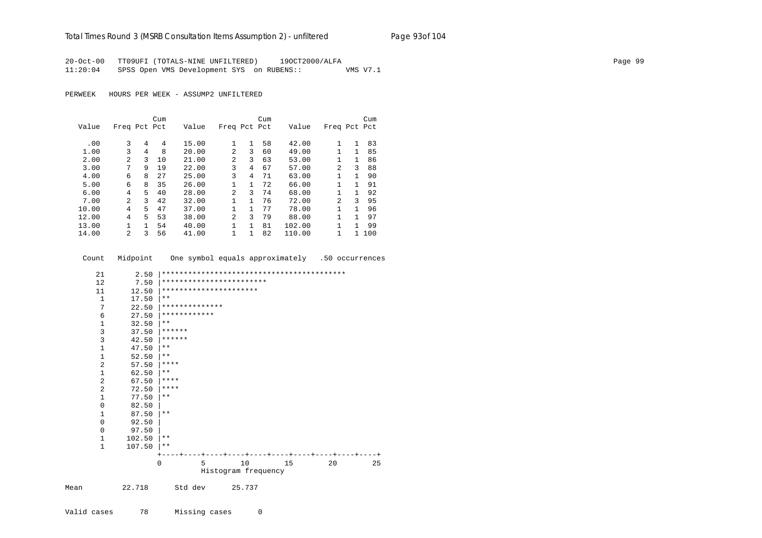20-Oct-00 TT09UFI (TOTALS-NINE UNFILTERED) 19OCT2000/ALFA
11:20:04 SPSS Open VMS Development SYS on RUBENS:: VMS V7.1

PERWEEK HOURS PER WEEK - ASSUMP2 UNFILTERED

| Value | Freq | Pct | Cum Pct | Value | Freq | Pct | Cum Pct | Value | Freq | Pct | Cum Pct |
|---|---|---|---|---|---|---|---|---|---|---|---|
| .00 | 3 | 4 | 4 | 15.00 | 1 | 1 | 58 | 42.00 | 1 | 1 | 83 |
| 1.00 | 3 | 4 | 8 | 20.00 | 2 | 3 | 60 | 49.00 | 1 | 1 | 85 |
| 2.00 | 2 | 3 | 10 | 21.00 | 2 | 3 | 63 | 53.00 | 1 | 1 | 86 |
| 3.00 | 7 | 9 | 19 | 22.00 | 3 | 4 | 67 | 57.00 | 2 | 3 | 88 |
| 4.00 | 6 | 8 | 27 | 25.00 | 3 | 4 | 71 | 63.00 | 1 | 1 | 90 |
| 5.00 | 6 | 8 | 35 | 26.00 | 1 | 1 | 72 | 66.00 | 1 | 1 | 91 |
| 6.00 | 4 | 5 | 40 | 28.00 | 2 | 3 | 74 | 68.00 | 1 | 1 | 92 |
| 7.00 | 2 | 3 | 42 | 32.00 | 1 | 1 | 76 | 72.00 | 2 | 3 | 95 |
| 10.00 | 4 | 5 | 47 | 37.00 | 1 | 1 | 77 | 78.00 | 1 | 1 | 96 |
| 12.00 | 4 | 5 | 53 | 38.00 | 2 | 3 | 79 | 88.00 | 1 | 1 | 97 |
| 13.00 | 1 | 1 | 54 | 40.00 | 1 | 1 | 81 | 102.00 | 1 | 1 | 99 |
| 14.00 | 2 | 3 | 56 | 41.00 | 1 | 1 | 82 | 110.00 | 1 | 1 | 100 |

```
  Count   Midpoint    One symbol equals approximately   .50 occurrences

     21       2.50 |******************************************
     12       7.50 |************************
     11      12.50 |**********************
      1      17.50 |**
      7      22.50 |**************
      6      27.50 |************
      1      32.50 |**
      3      37.50 |******
      3      42.50 |******
      1      47.50 |**
      1      52.50 |**
      2      57.50 |****
      1      62.50 |**
      2      67.50 |****
      2      72.50 |****
      1      77.50 |**
      0      82.50 |
      1      87.50 |**
      0      92.50 |
      0      97.50 |
      1     102.50 |**
      1     107.50 |**
                   +----+----+----+----+----+----+----+----+----+----+
                   0         5        10        15        20        25
                             Histogram frequency
```

Mean 22.718 Std dev 25.737

Valid cases 78 Missing cases 0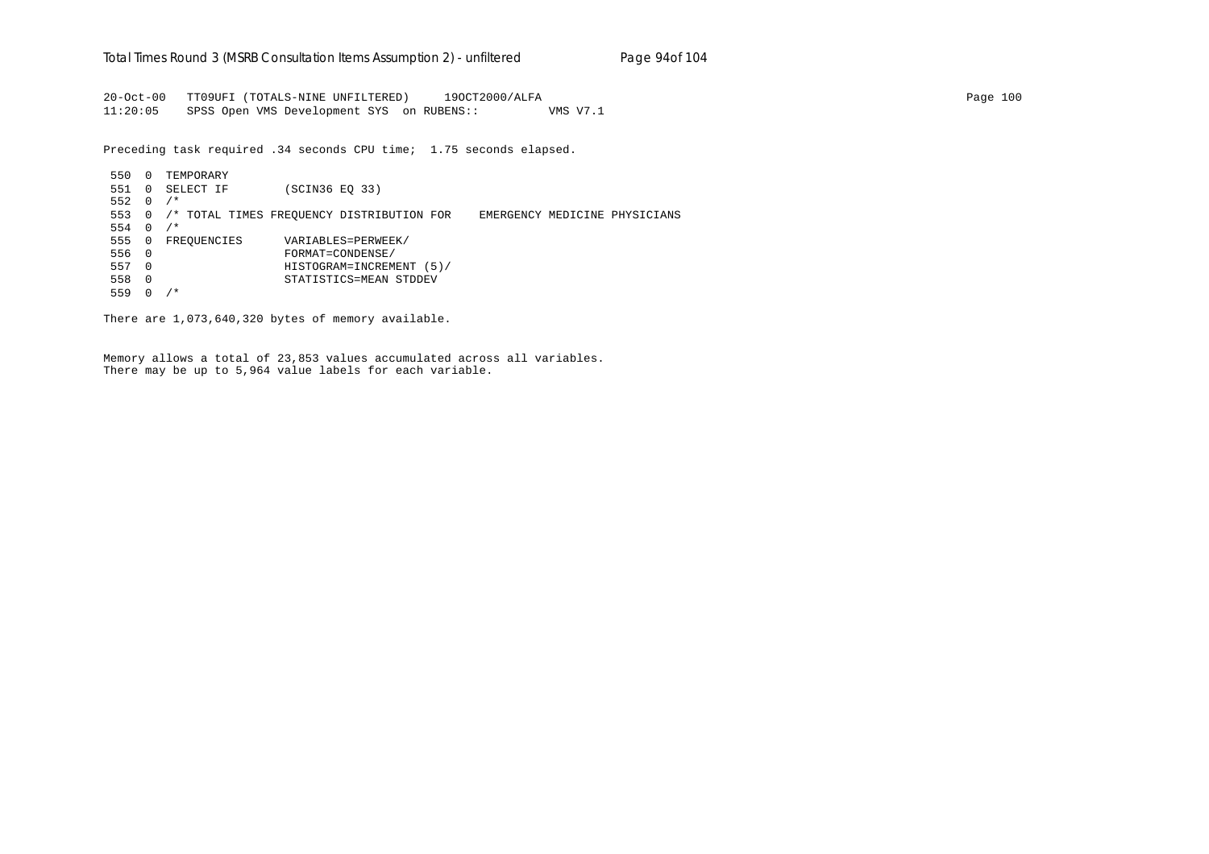```
20-Oct-00   TT09UFI (TOTALS-NINE UNFILTERED)     19OCT2000/ALFA
11:20:05    SPSS Open VMS Development SYS  on RUBENS::         VMS V7.1

Preceding task required .34 seconds CPU time;  1.75 seconds elapsed.

 550  0  TEMPORARY
 551  0  SELECT IF        (SCIN36 EQ 33)
 552  0  /*
 553  0  /* TOTAL TIMES FREQUENCY DISTRIBUTION FOR    EMERGENCY MEDICINE PHYSICIANS
 554  0  /*
 555  0  FREQUENCIES      VARIABLES=PERWEEK/
 556  0                   FORMAT=CONDENSE/
 557  0                   HISTOGRAM=INCREMENT (5)/
 558  0                   STATISTICS=MEAN STDDEV
 559  0  /*

There are 1,073,640,320 bytes of memory available.

Memory allows a total of 23,853 values accumulated across all variables.
There may be up to 5,964 value labels for each variable.
```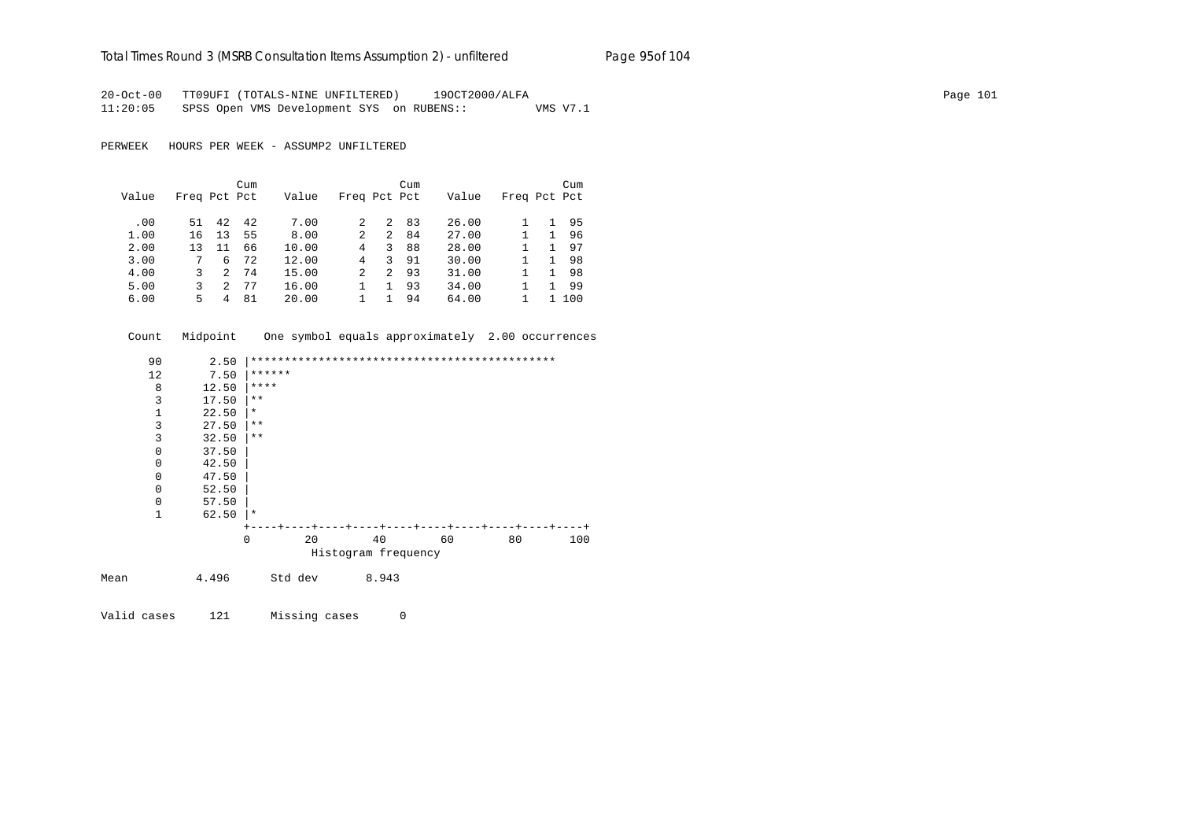```
20-Oct-00   TT09UFI (TOTALS-NINE UNFILTERED)     19OCT2000/ALFA
11:20:05    SPSS Open VMS Development SYS  on RUBENS::          VMS V7.1
```

PERWEEK   HOURS PER WEEK - ASSUMP2 UNFILTERED

| Value | Freq | Pct | Cum Pct | Value | Freq | Pct | Cum Pct | Value | Freq | Pct | Cum Pct |
|---|---|---|---|---|---|---|---|---|---|---|---|
| .00 | 51 | 42 | 42 | 7.00 | 2 | 2 | 83 | 26.00 | 1 | 1 | 95 |
| 1.00 | 16 | 13 | 55 | 8.00 | 2 | 2 | 84 | 27.00 | 1 | 1 | 96 |
| 2.00 | 13 | 11 | 66 | 10.00 | 4 | 3 | 88 | 28.00 | 1 | 1 | 97 |
| 3.00 | 7 | 6 | 72 | 12.00 | 4 | 3 | 91 | 30.00 | 1 | 1 | 98 |
| 4.00 | 3 | 2 | 74 | 15.00 | 2 | 2 | 93 | 31.00 | 1 | 1 | 98 |
| 5.00 | 3 | 2 | 77 | 16.00 | 1 | 1 | 93 | 34.00 | 1 | 1 | 99 |
| 6.00 | 5 | 4 | 81 | 20.00 | 1 | 1 | 94 | 64.00 | 1 | 1 | 100 |

```
    Count   Midpoint    One symbol equals approximately  2.00 occurrences

       90       2.50 |*********************************************
       12       7.50 |******
        8      12.50 |****
        3      17.50 |**
        1      22.50 |*
        3      27.50 |**
        3      32.50 |**
        0      37.50 |
        0      42.50 |
        0      47.50 |
        0      52.50 |
        0      57.50 |
        1      62.50 |*
                     +----+----+----+----+----+----+----+----+----+----+
                     0        20        40        60        80       100
                               Histogram frequency

Mean          4.496      Std dev       8.943

Valid cases     121      Missing cases      0
```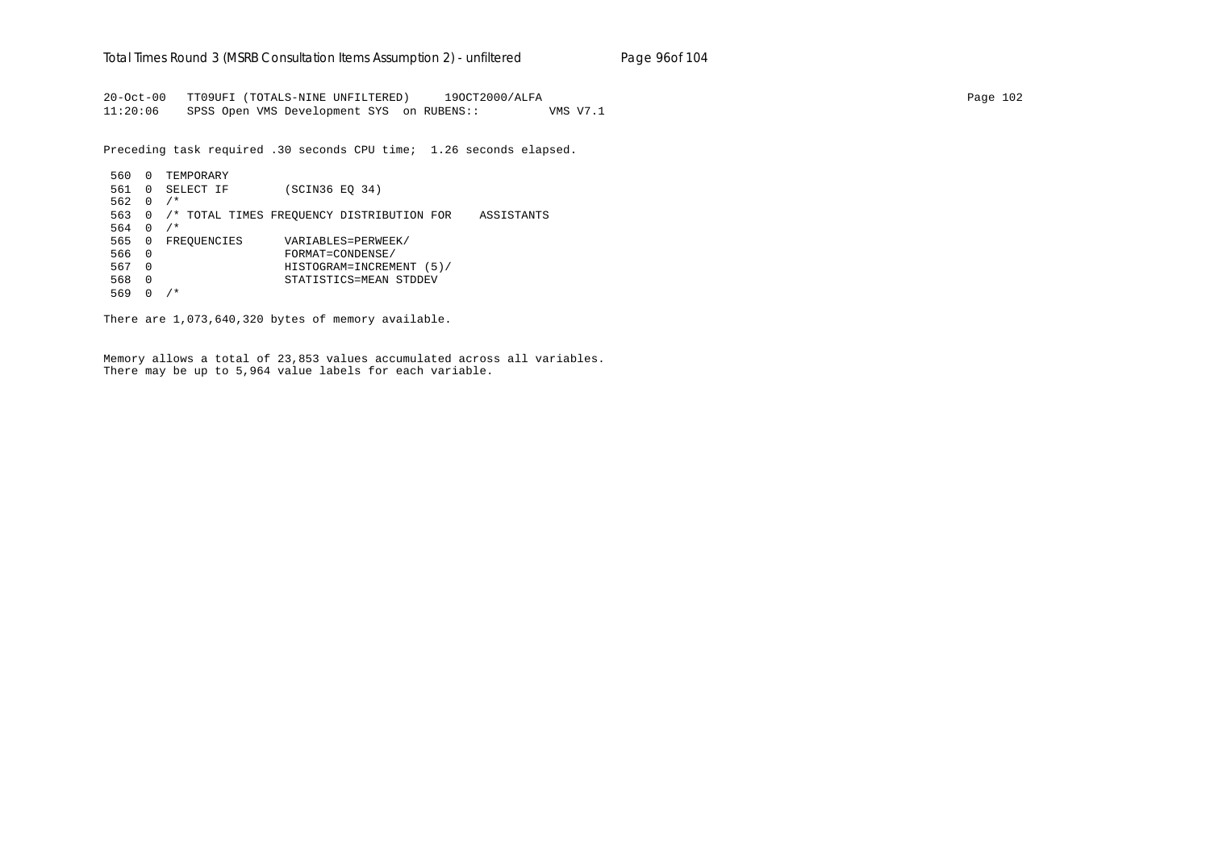```
20-Oct-00   TT09UFI (TOTALS-NINE UNFILTERED)     19OCT2000/ALFA
11:20:06    SPSS Open VMS Development SYS  on RUBENS::         VMS V7.1

Preceding task required .30 seconds CPU time;  1.26 seconds elapsed.

 560  0  TEMPORARY
 561  0  SELECT IF        (SCIN36 EQ 34)
 562  0  /*
 563  0  /* TOTAL TIMES FREQUENCY DISTRIBUTION FOR    ASSISTANTS
 564  0  /*
 565  0  FREQUENCIES      VARIABLES=PERWEEK/
 566  0                   FORMAT=CONDENSE/
 567  0                   HISTOGRAM=INCREMENT (5)/
 568  0                   STATISTICS=MEAN STDDEV
 569  0  /*

There are 1,073,640,320 bytes of memory available.


Memory allows a total of 23,853 values accumulated across all variables.
There may be up to 5,964 value labels for each variable.
```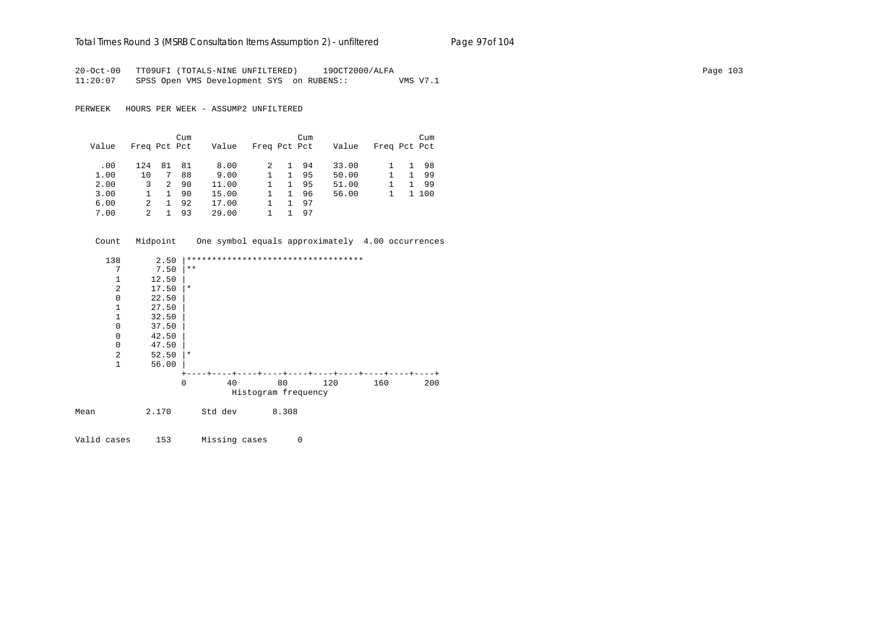20-Oct-00 TT09UFI (TOTALS-NINE UNFILTERED) 19OCT2000/ALFA
11:20:07 SPSS Open VMS Development SYS on RUBENS:: VMS V7.1

PERWEEK HOURS PER WEEK - ASSUMP2 UNFILTERED

| Value | Freq | Pct | Cum Pct | Value | Freq | Pct | Cum Pct | Value | Freq | Pct | Cum Pct |
|---|---|---|---|---|---|---|---|---|---|---|---|
| .00 | 124 | 81 | 81 | 8.00 | 2 | 1 | 94 | 33.00 | 1 | 1 | 98 |
| 1.00 | 10 | 7 | 88 | 9.00 | 1 | 1 | 95 | 50.00 | 1 | 1 | 99 |
| 2.00 | 3 | 2 | 90 | 11.00 | 1 | 1 | 95 | 51.00 | 1 | 1 | 99 |
| 3.00 | 1 | 1 | 90 | 15.00 | 1 | 1 | 96 | 56.00 | 1 | 1 | 100 |
| 6.00 | 2 | 1 | 92 | 17.00 | 1 | 1 | 97 | | | | |
| 7.00 | 2 | 1 | 93 | 29.00 | 1 | 1 | 97 | | | | |

```
 Count   Midpoint    One symbol equals approximately  4.00 occurrences

   138       2.50 |***********************************
     7       7.50 |**
     1      12.50 |
     2      17.50 |*
     0      22.50 |
     1      27.50 |
     1      32.50 |
     0      37.50 |
     0      42.50 |
     0      47.50 |
     2      52.50 |*
     1      56.00 |
                  +----+----+----+----+----+----+----+----+----+----+
                  0         40        80        120       160       200
                            Histogram frequency
```

Mean 2.170 Std dev 8.308

Valid cases 153 Missing cases 0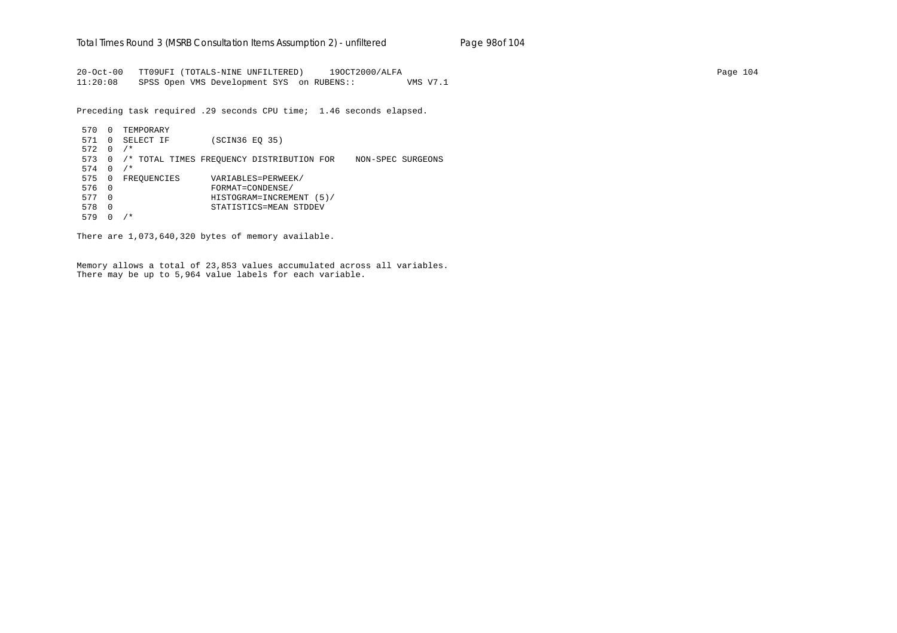```
20-Oct-00   TT09UFI (TOTALS-NINE UNFILTERED)     19OCT2000/ALFA
11:20:08    SPSS Open VMS Development SYS  on RUBENS::          VMS V7.1

Preceding task required .29 seconds CPU time;  1.46 seconds elapsed.

 570  0  TEMPORARY
 571  0  SELECT IF        (SCIN36 EQ 35)
 572  0  /*
 573  0  /* TOTAL TIMES FREQUENCY DISTRIBUTION FOR    NON-SPEC SURGEONS
 574  0  /*
 575  0  FREQUENCIES      VARIABLES=PERWEEK/
 576  0                   FORMAT=CONDENSE/
 577  0                   HISTOGRAM=INCREMENT (5)/
 578  0                   STATISTICS=MEAN STDDEV
 579  0  /*

There are 1,073,640,320 bytes of memory available.

Memory allows a total of 23,853 values accumulated across all variables.
There may be up to 5,964 value labels for each variable.
```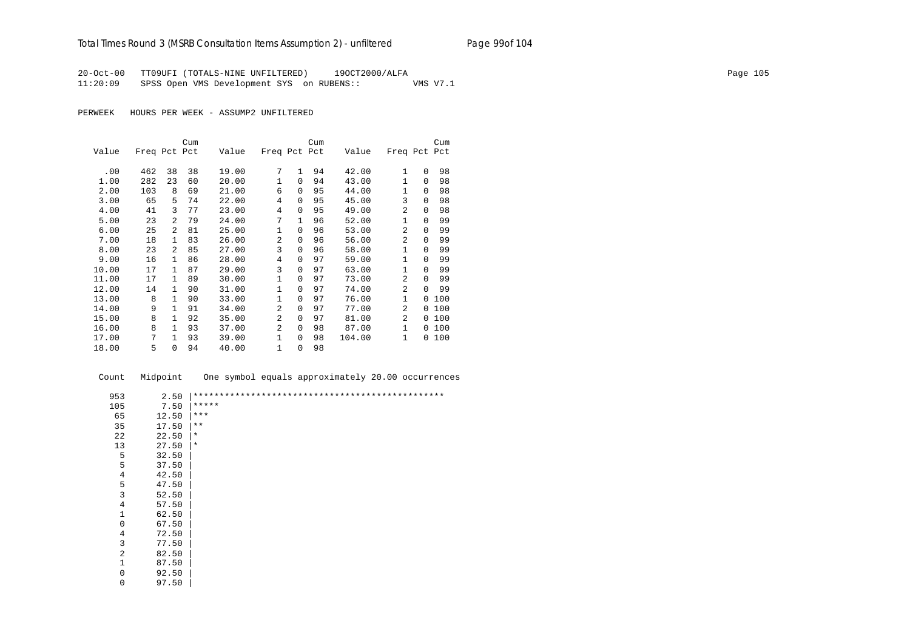20-Oct-00   TT09UFI (TOTALS-NINE UNFILTERED)   19OCT2000/ALFA
11:20:09   SPSS Open VMS Development SYS on RUBENS::   VMS V7.1

PERWEEK   HOURS PER WEEK - ASSUMP2 UNFILTERED

| Value | Freq | Pct | Cum Pct | Value | Freq | Pct | Cum Pct | Value | Freq | Pct | Cum Pct |
|---|---|---|---|---|---|---|---|---|---|---|---|
| .00 | 462 | 38 | 38 | 19.00 | 7 | 1 | 94 | 42.00 | 1 | 0 | 98 |
| 1.00 | 282 | 23 | 60 | 20.00 | 1 | 0 | 94 | 43.00 | 1 | 0 | 98 |
| 2.00 | 103 | 8 | 69 | 21.00 | 6 | 0 | 95 | 44.00 | 1 | 0 | 98 |
| 3.00 | 65 | 5 | 74 | 22.00 | 4 | 0 | 95 | 45.00 | 3 | 0 | 98 |
| 4.00 | 41 | 3 | 77 | 23.00 | 4 | 0 | 95 | 49.00 | 2 | 0 | 98 |
| 5.00 | 23 | 2 | 79 | 24.00 | 7 | 1 | 96 | 52.00 | 1 | 0 | 99 |
| 6.00 | 25 | 2 | 81 | 25.00 | 1 | 0 | 96 | 53.00 | 2 | 0 | 99 |
| 7.00 | 18 | 1 | 83 | 26.00 | 2 | 0 | 96 | 56.00 | 2 | 0 | 99 |
| 8.00 | 23 | 2 | 85 | 27.00 | 3 | 0 | 96 | 58.00 | 1 | 0 | 99 |
| 9.00 | 16 | 1 | 86 | 28.00 | 4 | 0 | 97 | 59.00 | 1 | 0 | 99 |
| 10.00 | 17 | 1 | 87 | 29.00 | 3 | 0 | 97 | 63.00 | 1 | 0 | 99 |
| 11.00 | 17 | 1 | 89 | 30.00 | 1 | 0 | 97 | 73.00 | 2 | 0 | 99 |
| 12.00 | 14 | 1 | 90 | 31.00 | 1 | 0 | 97 | 74.00 | 2 | 0 | 99 |
| 13.00 | 8 | 1 | 90 | 33.00 | 1 | 0 | 97 | 76.00 | 1 | 0 | 100 |
| 14.00 | 9 | 1 | 91 | 34.00 | 2 | 0 | 97 | 77.00 | 2 | 0 | 100 |
| 15.00 | 8 | 1 | 92 | 35.00 | 2 | 0 | 97 | 81.00 | 2 | 0 | 100 |
| 16.00 | 8 | 1 | 93 | 37.00 | 2 | 0 | 98 | 87.00 | 1 | 0 | 100 |
| 17.00 | 7 | 1 | 93 | 39.00 | 1 | 0 | 98 | 104.00 | 1 | 0 | 100 |
| 18.00 | 5 | 0 | 94 | 40.00 | 1 | 0 | 98 | | | | |

```
 Count   Midpoint    One symbol equals approximately 20.00 occurrences

   953       2.50 |************************************************
   105       7.50 |*****
    65      12.50 |***
    35      17.50 |**
    22      22.50 |*
    13      27.50 |*
     5      32.50 |
     5      37.50 |
     4      42.50 |
     5      47.50 |
     3      52.50 |
     4      57.50 |
     1      62.50 |
     0      67.50 |
     4      72.50 |
     3      77.50 |
     2      82.50 |
     1      87.50 |
     0      92.50 |
     0      97.50 |
```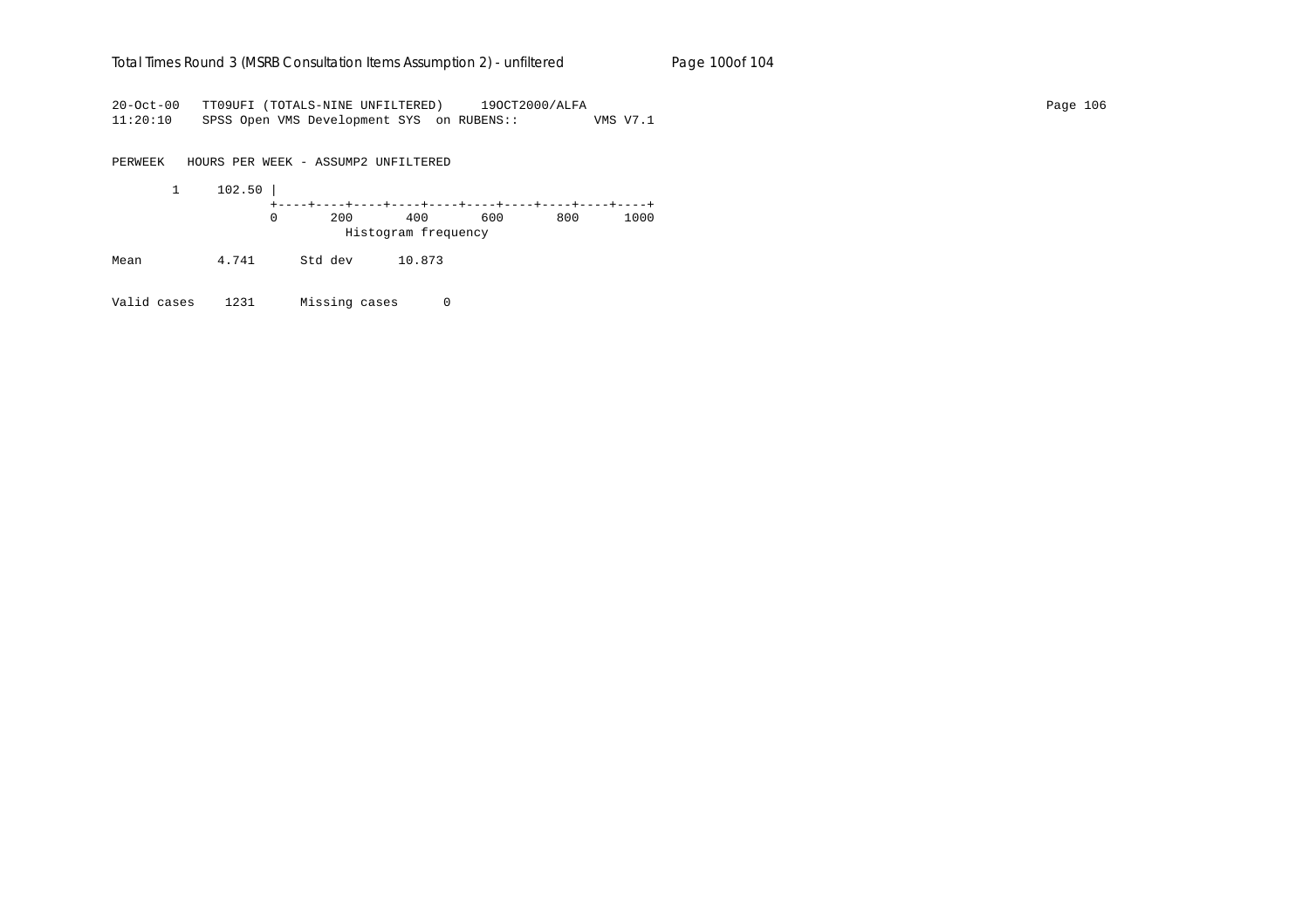```
20-Oct-00   TT09UFI (TOTALS-NINE UNFILTERED)     19OCT2000/ALFA
11:20:10    SPSS Open VMS Development SYS  on RUBENS::          VMS V7.1

PERWEEK   HOURS PER WEEK - ASSUMP2 UNFILTERED

       1     102.50 |
                    +----+----+----+----+----+----+----+----+----+----+
                    0       200       400       600       800      1000
                              Histogram frequency

Mean          4.741      Std dev      10.873

Valid cases    1231      Missing cases      0
```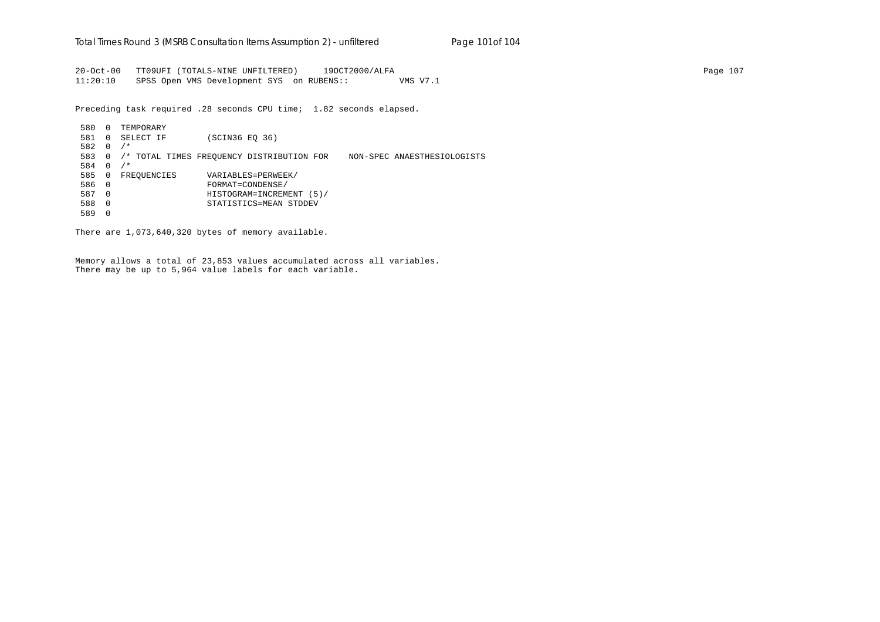```
20-Oct-00   TT09UFI (TOTALS-NINE UNFILTERED)     19OCT2000/ALFA
11:20:10    SPSS Open VMS Development SYS  on RUBENS::         VMS V7.1
```

Preceding task required .28 seconds CPU time;  1.82 seconds elapsed.

```
 580  0  TEMPORARY
 581  0  SELECT IF        (SCIN36 EQ 36)
 582  0  /*
 583  0  /* TOTAL TIMES FREQUENCY DISTRIBUTION FOR    NON-SPEC ANAESTHESIOLOGISTS
 584  0  /*
 585  0  FREQUENCIES      VARIABLES=PERWEEK/
 586  0                   FORMAT=CONDENSE/
 587  0                   HISTOGRAM=INCREMENT (5)/
 588  0                   STATISTICS=MEAN STDDEV
 589  0
```

There are 1,073,640,320 bytes of memory available.

Memory allows a total of 23,853 values accumulated across all variables.
There may be up to 5,964 value labels for each variable.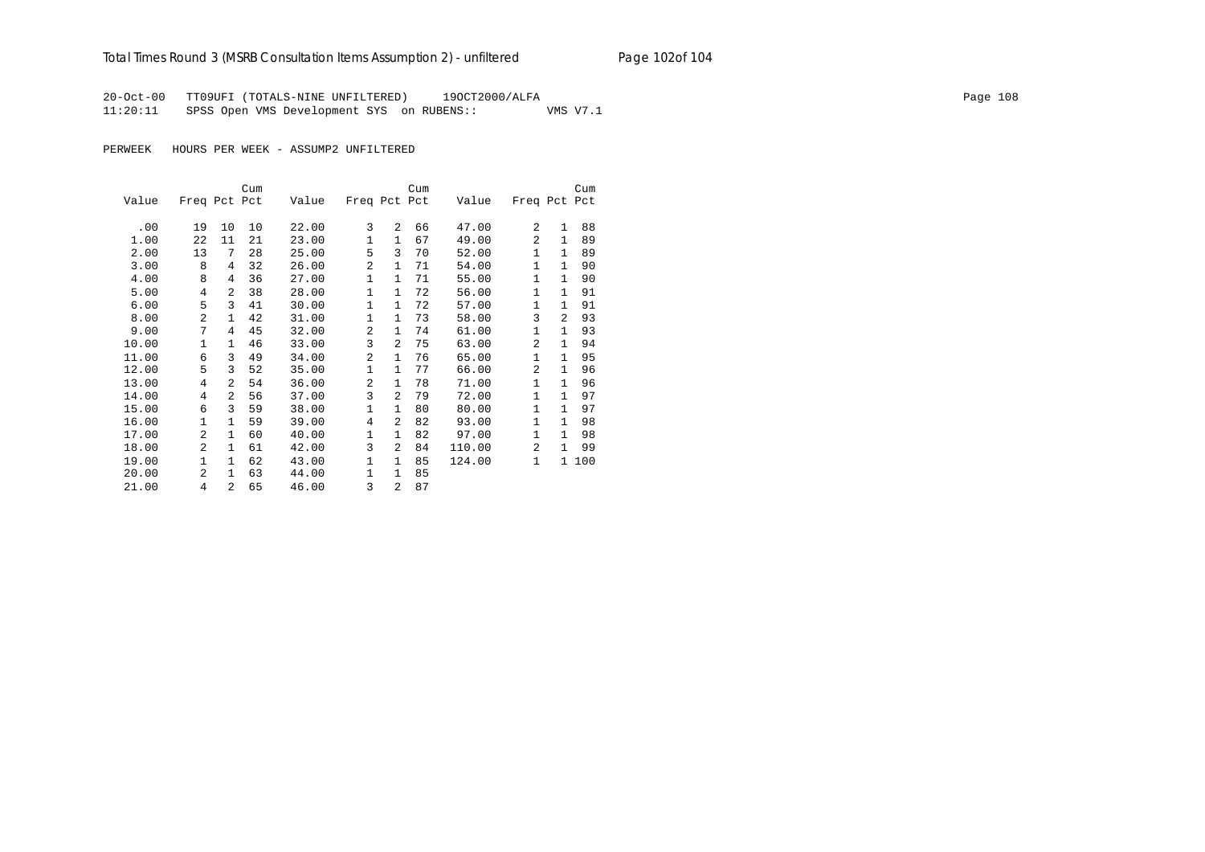20-Oct-00 TT09UFI (TOTALS-NINE UNFILTERED) 19OCT2000/ALFA
11:20:11 SPSS Open VMS Development SYS on RUBENS:: VMS V7.1

PERWEEK HOURS PER WEEK - ASSUMP2 UNFILTERED

| Value | Freq | Pct | Cum Pct | Value | Freq | Pct | Cum Pct | Value | Freq | Pct | Cum Pct |
|---|---|---|---|---|---|---|---|---|---|---|---|
| .00 | 19 | 10 | 10 | 22.00 | 3 | 2 | 66 | 47.00 | 2 | 1 | 88 |
| 1.00 | 22 | 11 | 21 | 23.00 | 1 | 1 | 67 | 49.00 | 2 | 1 | 89 |
| 2.00 | 13 | 7 | 28 | 25.00 | 5 | 3 | 70 | 52.00 | 1 | 1 | 89 |
| 3.00 | 8 | 4 | 32 | 26.00 | 2 | 1 | 71 | 54.00 | 1 | 1 | 90 |
| 4.00 | 8 | 4 | 36 | 27.00 | 1 | 1 | 71 | 55.00 | 1 | 1 | 90 |
| 5.00 | 4 | 2 | 38 | 28.00 | 1 | 1 | 72 | 56.00 | 1 | 1 | 91 |
| 6.00 | 5 | 3 | 41 | 30.00 | 1 | 1 | 72 | 57.00 | 1 | 1 | 91 |
| 8.00 | 2 | 1 | 42 | 31.00 | 1 | 1 | 73 | 58.00 | 3 | 2 | 93 |
| 9.00 | 7 | 4 | 45 | 32.00 | 2 | 1 | 74 | 61.00 | 1 | 1 | 93 |
| 10.00 | 1 | 1 | 46 | 33.00 | 3 | 2 | 75 | 63.00 | 2 | 1 | 94 |
| 11.00 | 6 | 3 | 49 | 34.00 | 2 | 1 | 76 | 65.00 | 1 | 1 | 95 |
| 12.00 | 5 | 3 | 52 | 35.00 | 1 | 1 | 77 | 66.00 | 2 | 1 | 96 |
| 13.00 | 4 | 2 | 54 | 36.00 | 2 | 1 | 78 | 71.00 | 1 | 1 | 96 |
| 14.00 | 4 | 2 | 56 | 37.00 | 3 | 2 | 79 | 72.00 | 1 | 1 | 97 |
| 15.00 | 6 | 3 | 59 | 38.00 | 1 | 1 | 80 | 80.00 | 1 | 1 | 97 |
| 16.00 | 1 | 1 | 59 | 39.00 | 4 | 2 | 82 | 93.00 | 1 | 1 | 98 |
| 17.00 | 2 | 1 | 60 | 40.00 | 1 | 1 | 82 | 97.00 | 1 | 1 | 98 |
| 18.00 | 2 | 1 | 61 | 42.00 | 3 | 2 | 84 | 110.00 | 2 | 1 | 99 |
| 19.00 | 1 | 1 | 62 | 43.00 | 1 | 1 | 85 | 124.00 | 1 | 1 | 100 |
| 20.00 | 2 | 1 | 63 | 44.00 | 1 | 1 | 85 | | | | |
| 21.00 | 4 | 2 | 65 | 46.00 | 3 | 2 | 87 | | | | |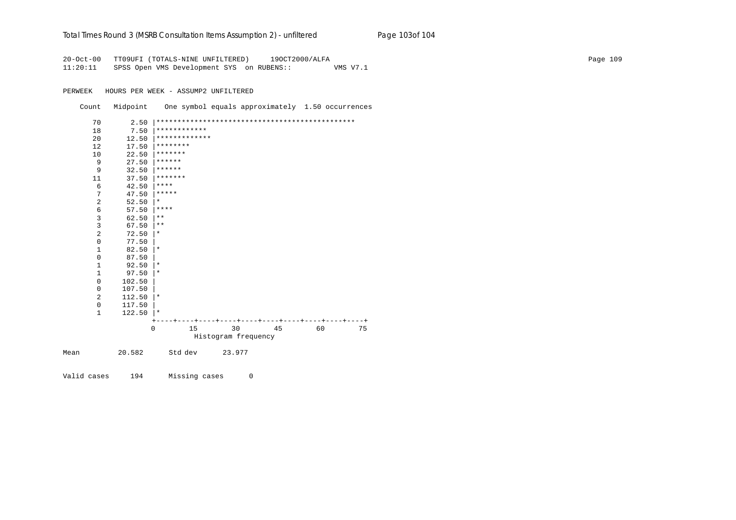```
20-Oct-00   TT09UFI (TOTALS-NINE UNFILTERED)     19OCT2000/ALFA
11:20:11    SPSS Open VMS Development SYS  on RUBENS::          VMS V7.1

PERWEEK   HOURS PER WEEK - ASSUMP2 UNFILTERED

    Count   Midpoint    One symbol equals approximately  1.50 occurrences

      70       2.50 |***********************************************
      18       7.50 |************
      20      12.50 |*************
      12      17.50 |********
      10      22.50 |*******
       9      27.50 |******
       9      32.50 |******
      11      37.50 |*******
       6      42.50 |****
       7      47.50 |*****
       2      52.50 |*
       6      57.50 |****
       3      62.50 |**
       3      67.50 |**
       2      72.50 |*
       0      77.50 |
       1      82.50 |*
       0      87.50 |
       1      92.50 |*
       1      97.50 |*
       0     102.50 |
       0     107.50 |
       2     112.50 |*
       0     117.50 |
       1     122.50 |*
                    +----+----+----+----+----+----+----+----+----+----+
                    0        15        30        45        60        75
                                   Histogram frequency

Mean         20.582      Std dev      23.977

Valid cases     194      Missing cases      0
```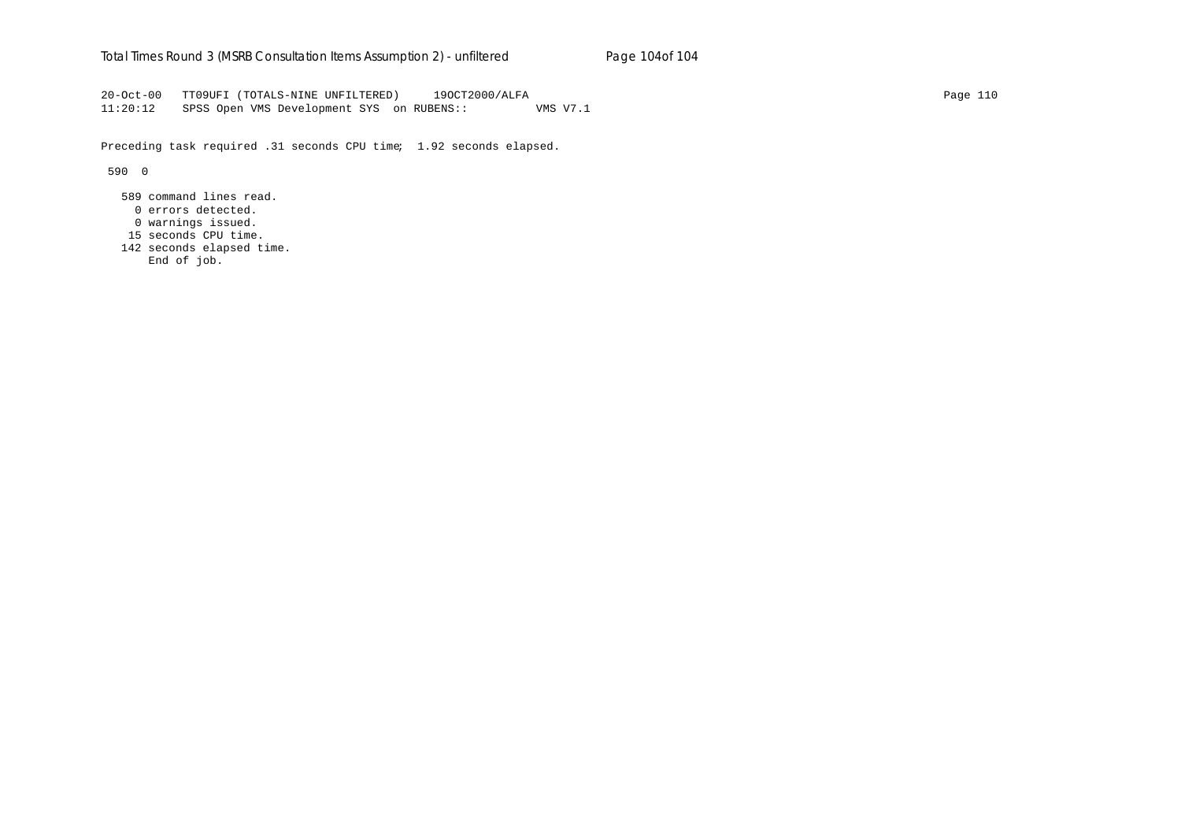```
20-Oct-00   TT09UFI (TOTALS-NINE UNFILTERED)     19OCT2000/ALFA
11:20:12    SPSS Open VMS Development SYS  on RUBENS::          VMS V7.1

Preceding task required .31 seconds CPU time;  1.92 seconds elapsed.

 590  0

   589 command lines read.
     0 errors detected.
     0 warnings issued.
    15 seconds CPU time.
   142 seconds elapsed time.
       End of job.
```